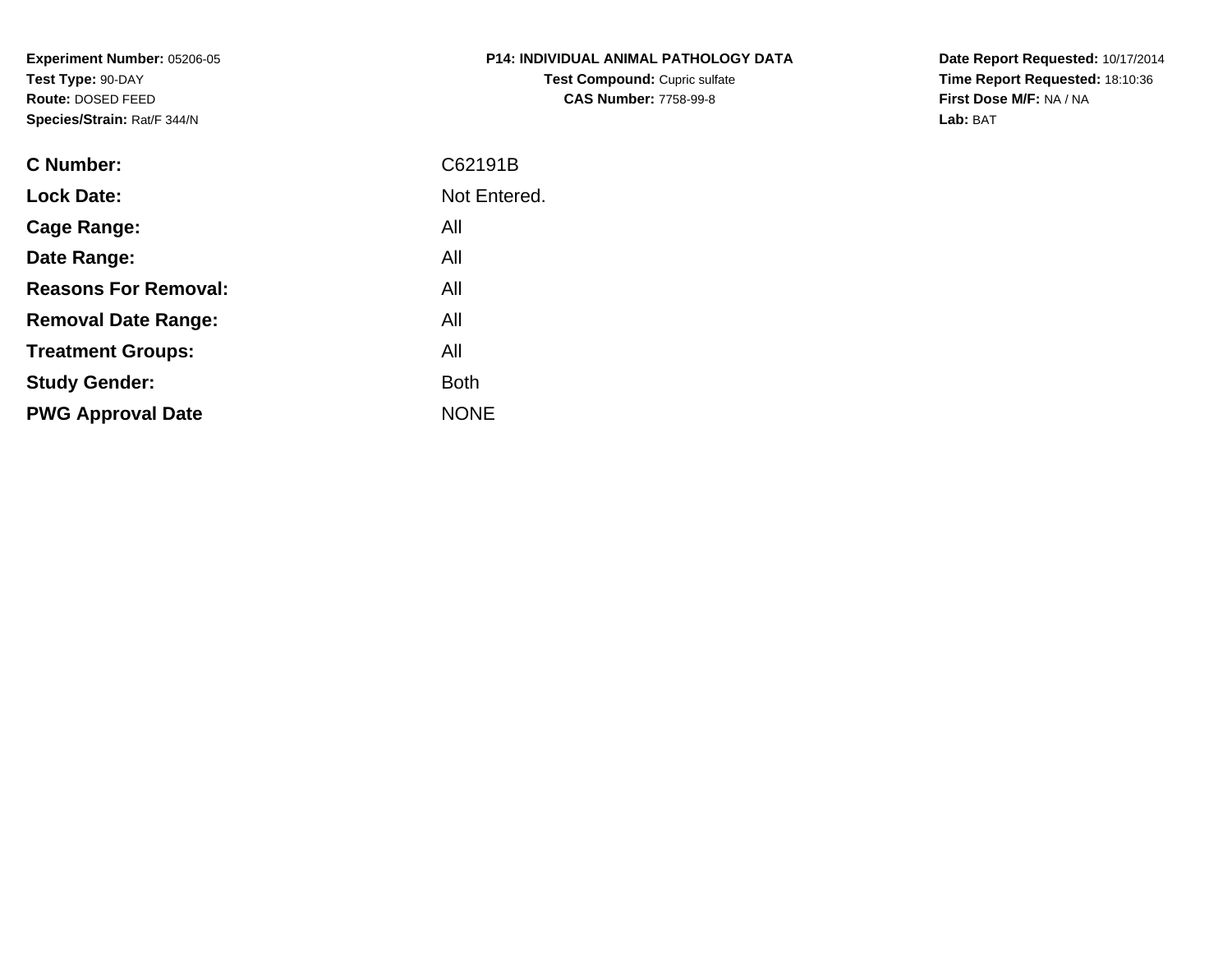**Experiment Number:** 05206-05
**Test Type:** 90-DAY
**Route:** DOSED FEED
**Species/Strain:** Rat/F 344/N

**P14: INDIVIDUAL ANIMAL PATHOLOGY DATA**
**Test Compound:** Cupric sulfate
**CAS Number:** 7758-99-8

**Date Report Requested:** 10/17/2014
**Time Report Requested:** 18:10:36
**First Dose M/F:** NA / NA
**Lab:** BAT

| | |
|---|---|
| **C Number:** | C62191B |
| **Lock Date:** | Not Entered. |
| **Cage Range:** | All |
| **Date Range:** | All |
| **Reasons For Removal:** | All |
| **Removal Date Range:** | All |
| **Treatment Groups:** | All |
| **Study Gender:** | Both |
| **PWG Approval Date** | NONE |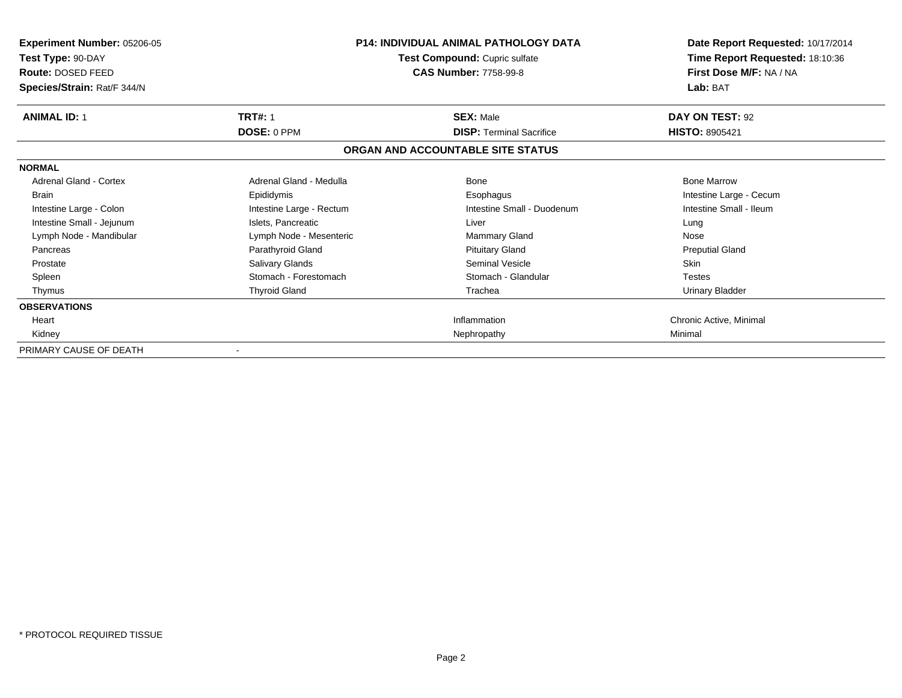**Experiment Number:** 05206-05
**Test Type:** 90-DAY
**Route:** DOSED FEED
**Species/Strain:** Rat/F 344/N

**P14: INDIVIDUAL ANIMAL PATHOLOGY DATA**
**Test Compound:** Cupric sulfate
**CAS Number:** 7758-99-8

**Date Report Requested:** 10/17/2014
**Time Report Requested:** 18:10:36
**First Dose M/F:** NA / NA
**Lab:** BAT

| **ANIMAL ID:** 1 | **TRT#:** 1 | **SEX:** Male | **DAY ON TEST:** 92 |
|---|---|---|---|
| | **DOSE:** 0 PPM | **DISP:** Terminal Sacrifice | **HISTO:** 8905421 |

## ORGAN AND ACCOUNTABLE SITE STATUS

| **NORMAL** | | | |
|---|---|---|---|
| Adrenal Gland - Cortex | Adrenal Gland - Medulla | Bone | Bone Marrow |
| Brain | Epididymis | Esophagus | Intestine Large - Cecum |
| Intestine Large - Colon | Intestine Large - Rectum | Intestine Small - Duodenum | Intestine Small - Ileum |
| Intestine Small - Jejunum | Islets, Pancreatic | Liver | Lung |
| Lymph Node - Mandibular | Lymph Node - Mesenteric | Mammary Gland | Nose |
| Pancreas | Parathyroid Gland | Pituitary Gland | Preputial Gland |
| Prostate | Salivary Glands | Seminal Vesicle | Skin |
| Spleen | Stomach - Forestomach | Stomach - Glandular | Testes |
| Thymus | Thyroid Gland | Trachea | Urinary Bladder |
| **OBSERVATIONS** | | | |
| Heart | | Inflammation | Chronic Active, Minimal |
| Kidney | | Nephropathy | Minimal |
| PRIMARY CAUSE OF DEATH | - | | |

\* PROTOCOL REQUIRED TISSUE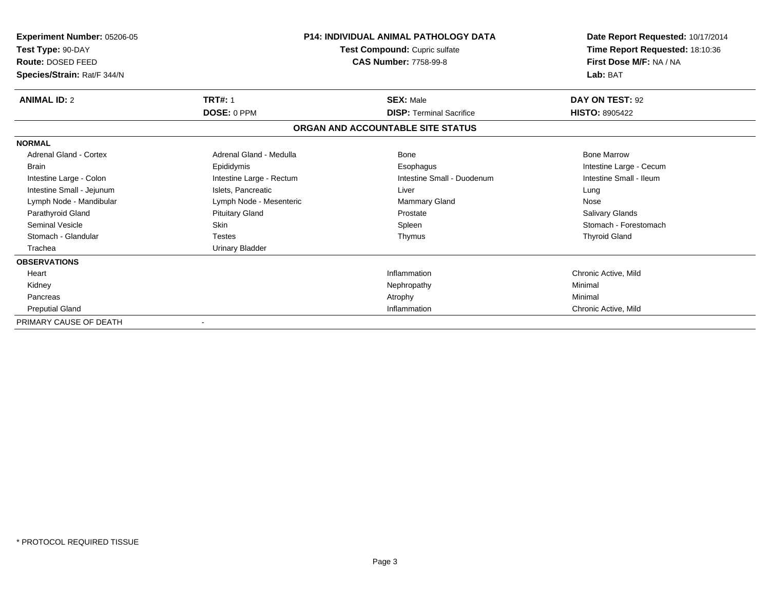**Experiment Number:** 05206-05
**Test Type:** 90-DAY
**Route:** DOSED FEED
**Species/Strain:** Rat/F 344/N

**P14: INDIVIDUAL ANIMAL PATHOLOGY DATA**
**Test Compound:** Cupric sulfate
**CAS Number:** 7758-99-8

**Date Report Requested:** 10/17/2014
**Time Report Requested:** 18:10:36
**First Dose M/F:** NA / NA
**Lab:** BAT

| **ANIMAL ID:** 2 | **TRT#:** 1 | **SEX:** Male | **DAY ON TEST:** 92 |
|---|---|---|---|
| | **DOSE:** 0 PPM | **DISP:** Terminal Sacrifice | **HISTO:** 8905422 |

## ORGAN AND ACCOUNTABLE SITE STATUS

**NORMAL**

| | | | |
|---|---|---|---|
| Adrenal Gland - Cortex | Adrenal Gland - Medulla | Bone | Bone Marrow |
| Brain | Epididymis | Esophagus | Intestine Large - Cecum |
| Intestine Large - Colon | Intestine Large - Rectum | Intestine Small - Duodenum | Intestine Small - Ileum |
| Intestine Small - Jejunum | Islets, Pancreatic | Liver | Lung |
| Lymph Node - Mandibular | Lymph Node - Mesenteric | Mammary Gland | Nose |
| Parathyroid Gland | Pituitary Gland | Prostate | Salivary Glands |
| Seminal Vesicle | Skin | Spleen | Stomach - Forestomach |
| Stomach - Glandular | Testes | Thymus | Thyroid Gland |
| Trachea | Urinary Bladder | | |

**OBSERVATIONS**

| | | | |
|---|---|---|---|
| Heart | | Inflammation | Chronic Active, Mild |
| Kidney | | Nephropathy | Minimal |
| Pancreas | | Atrophy | Minimal |
| Preputial Gland | | Inflammation | Chronic Active, Mild |

PRIMARY CAUSE OF DEATH -

* PROTOCOL REQUIRED TISSUE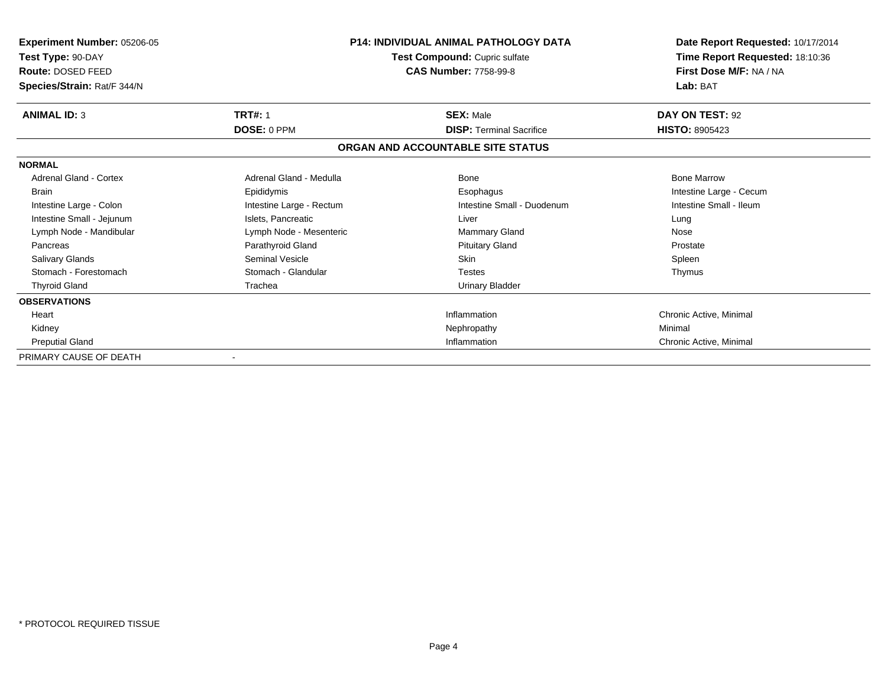**Experiment Number:** 05206-05
**Test Type:** 90-DAY
**Route:** DOSED FEED
**Species/Strain:** Rat/F 344/N

**P14: INDIVIDUAL ANIMAL PATHOLOGY DATA**
**Test Compound:** Cupric sulfate
**CAS Number:** 7758-99-8

**Date Report Requested:** 10/17/2014
**Time Report Requested:** 18:10:36
**First Dose M/F:** NA / NA
**Lab:** BAT

| **ANIMAL ID:** 3 | **TRT#:** 1 | **SEX:** Male | **DAY ON TEST:** 92 |
|---|---|---|---|
| | **DOSE:** 0 PPM | **DISP:** Terminal Sacrifice | **HISTO:** 8905423 |

## ORGAN AND ACCOUNTABLE SITE STATUS

| | | | |
|---|---|---|---|
| **NORMAL** | | | |
| Adrenal Gland - Cortex | Adrenal Gland - Medulla | Bone | Bone Marrow |
| Brain | Epididymis | Esophagus | Intestine Large - Cecum |
| Intestine Large - Colon | Intestine Large - Rectum | Intestine Small - Duodenum | Intestine Small - Ileum |
| Intestine Small - Jejunum | Islets, Pancreatic | Liver | Lung |
| Lymph Node - Mandibular | Lymph Node - Mesenteric | Mammary Gland | Nose |
| Pancreas | Parathyroid Gland | Pituitary Gland | Prostate |
| Salivary Glands | Seminal Vesicle | Skin | Spleen |
| Stomach - Forestomach | Stomach - Glandular | Testes | Thymus |
| Thyroid Gland | Trachea | Urinary Bladder | |
| **OBSERVATIONS** | | | |
| Heart | | Inflammation | Chronic Active, Minimal |
| Kidney | | Nephropathy | Minimal |
| Preputial Gland | | Inflammation | Chronic Active, Minimal |
| PRIMARY CAUSE OF DEATH | - | | |

* PROTOCOL REQUIRED TISSUE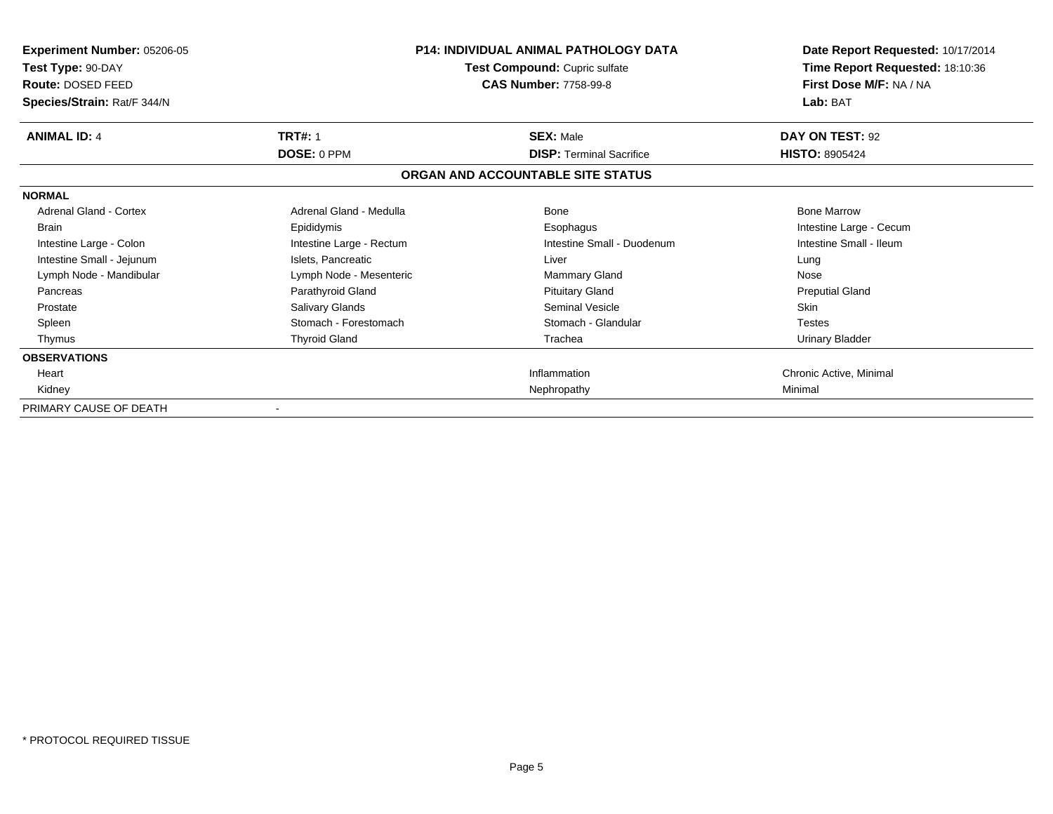**Experiment Number:** 05206-05
**Test Type:** 90-DAY
**Route:** DOSED FEED
**Species/Strain:** Rat/F 344/N

**P14: INDIVIDUAL ANIMAL PATHOLOGY DATA**
**Test Compound:** Cupric sulfate
**CAS Number:** 7758-99-8

**Date Report Requested:** 10/17/2014
**Time Report Requested:** 18:10:36
**First Dose M/F:** NA / NA
**Lab:** BAT

| **ANIMAL ID:** 4 | **TRT#:** 1 | **SEX:** Male | **DAY ON TEST:** 92 |
|---|---|---|---|
| | **DOSE:** 0 PPM | **DISP:** Terminal Sacrifice | **HISTO:** 8905424 |

## ORGAN AND ACCOUNTABLE SITE STATUS

| **NORMAL** | | | |
|---|---|---|---|
| Adrenal Gland - Cortex | Adrenal Gland - Medulla | Bone | Bone Marrow |
| Brain | Epididymis | Esophagus | Intestine Large - Cecum |
| Intestine Large - Colon | Intestine Large - Rectum | Intestine Small - Duodenum | Intestine Small - Ileum |
| Intestine Small - Jejunum | Islets, Pancreatic | Liver | Lung |
| Lymph Node - Mandibular | Lymph Node - Mesenteric | Mammary Gland | Nose |
| Pancreas | Parathyroid Gland | Pituitary Gland | Preputial Gland |
| Prostate | Salivary Glands | Seminal Vesicle | Skin |
| Spleen | Stomach - Forestomach | Stomach - Glandular | Testes |
| Thymus | Thyroid Gland | Trachea | Urinary Bladder |
| **OBSERVATIONS** | | | |
| Heart | | Inflammation | Chronic Active, Minimal |
| Kidney | | Nephropathy | Minimal |
| PRIMARY CAUSE OF DEATH | - | | |

\* PROTOCOL REQUIRED TISSUE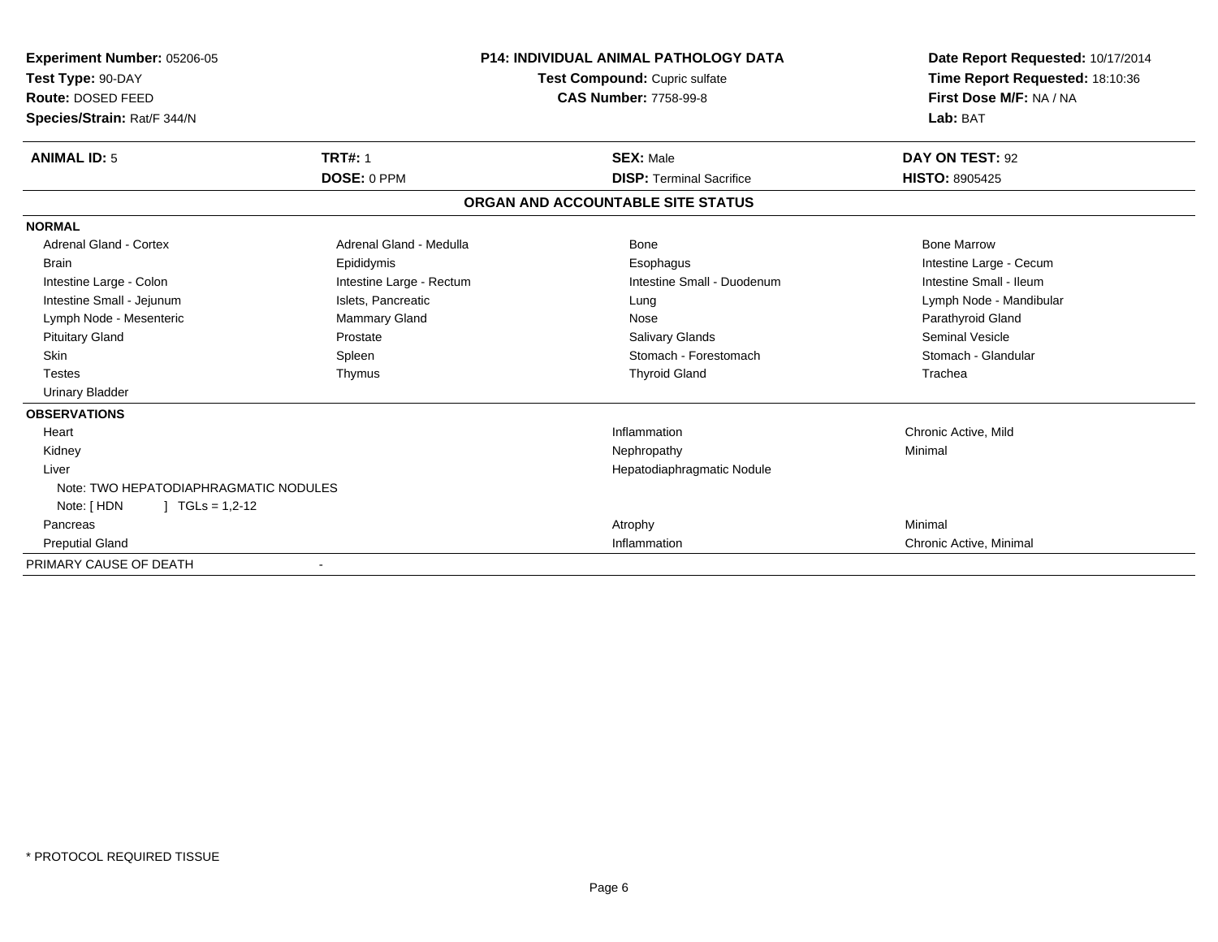**Experiment Number:** 05206-05
**Test Type:** 90-DAY
**Route:** DOSED FEED
**Species/Strain:** Rat/F 344/N

**P14: INDIVIDUAL ANIMAL PATHOLOGY DATA**
**Test Compound:** Cupric sulfate
**CAS Number:** 7758-99-8

**Date Report Requested:** 10/17/2014
**Time Report Requested:** 18:10:36
**First Dose M/F:** NA / NA
**Lab:** BAT

| **ANIMAL ID:** 5 | **TRT#:** 1 | **SEX:** Male | **DAY ON TEST:** 92 |
|---|---|---|---|
| | **DOSE:** 0 PPM | **DISP:** Terminal Sacrifice | **HISTO:** 8905425 |

## ORGAN AND ACCOUNTABLE SITE STATUS

**NORMAL**

| | | | |
|---|---|---|---|
| Adrenal Gland - Cortex | Adrenal Gland - Medulla | Bone | Bone Marrow |
| Brain | Epididymis | Esophagus | Intestine Large - Cecum |
| Intestine Large - Colon | Intestine Large - Rectum | Intestine Small - Duodenum | Intestine Small - Ileum |
| Intestine Small - Jejunum | Islets, Pancreatic | Lung | Lymph Node - Mandibular |
| Lymph Node - Mesenteric | Mammary Gland | Nose | Parathyroid Gland |
| Pituitary Gland | Prostate | Salivary Glands | Seminal Vesicle |
| Skin | Spleen | Stomach - Forestomach | Stomach - Glandular |
| Testes | Thymus | Thyroid Gland | Trachea |
| Urinary Bladder | | | |

**OBSERVATIONS**

| Organ | Observation | Severity |
|---|---|---|
| Heart | Inflammation | Chronic Active, Mild |
| Kidney | Nephropathy | Minimal |
| Liver | Hepatodiaphragmatic Nodule | |
| Note: TWO HEPATODIAPHRAGMATIC NODULES | | |
| Note: [ HDN ] TGLs = 1,2-12 | | |
| Pancreas | Atrophy | Minimal |
| Preputial Gland | Inflammation | Chronic Active, Minimal |

PRIMARY CAUSE OF DEATH -

\* PROTOCOL REQUIRED TISSUE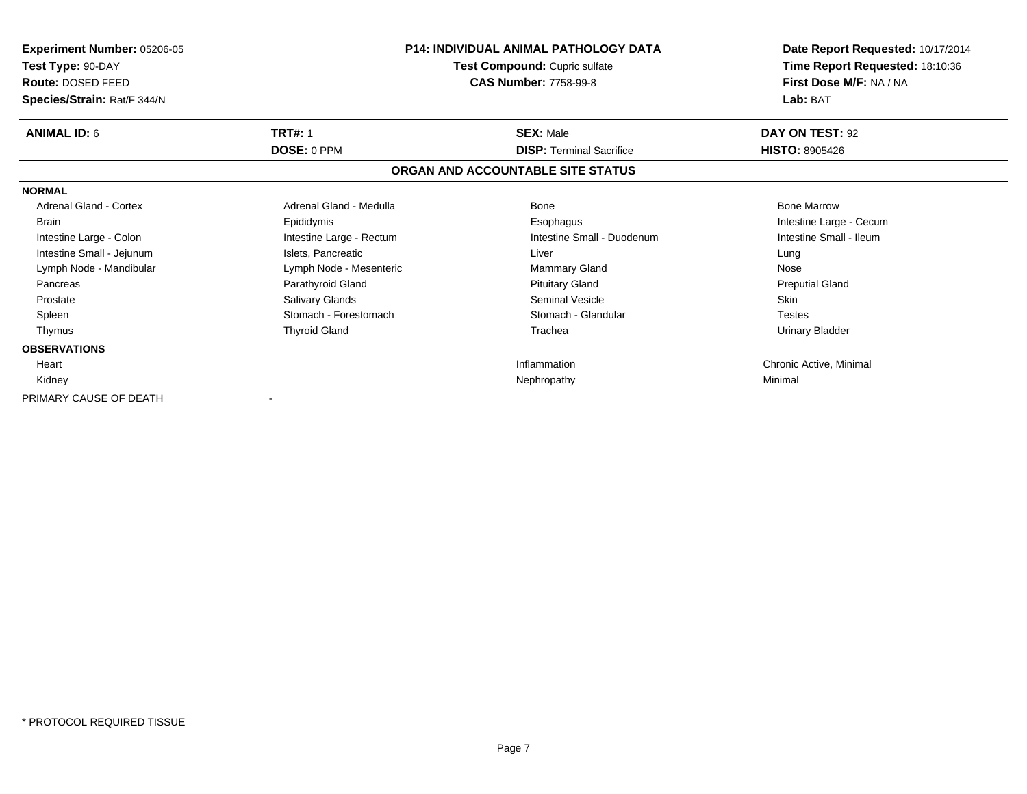**Experiment Number:** 05206-05
**Test Type:** 90-DAY
**Route:** DOSED FEED
**Species/Strain:** Rat/F 344/N

**P14: INDIVIDUAL ANIMAL PATHOLOGY DATA**
**Test Compound:** Cupric sulfate
**CAS Number:** 7758-99-8

**Date Report Requested:** 10/17/2014
**Time Report Requested:** 18:10:36
**First Dose M/F:** NA / NA
**Lab:** BAT

| **ANIMAL ID:** 6 | **TRT#:** 1 | **SEX:** Male | **DAY ON TEST:** 92 |
|---|---|---|---|
| | **DOSE:** 0 PPM | **DISP:** Terminal Sacrifice | **HISTO:** 8905426 |

## ORGAN AND ACCOUNTABLE SITE STATUS

| | | | |
|---|---|---|---|
| **NORMAL** | | | |
| Adrenal Gland - Cortex | Adrenal Gland - Medulla | Bone | Bone Marrow |
| Brain | Epididymis | Esophagus | Intestine Large - Cecum |
| Intestine Large - Colon | Intestine Large - Rectum | Intestine Small - Duodenum | Intestine Small - Ileum |
| Intestine Small - Jejunum | Islets, Pancreatic | Liver | Lung |
| Lymph Node - Mandibular | Lymph Node - Mesenteric | Mammary Gland | Nose |
| Pancreas | Parathyroid Gland | Pituitary Gland | Preputial Gland |
| Prostate | Salivary Glands | Seminal Vesicle | Skin |
| Spleen | Stomach - Forestomach | Stomach - Glandular | Testes |
| Thymus | Thyroid Gland | Trachea | Urinary Bladder |
| **OBSERVATIONS** | | | |
| Heart | | Inflammation | Chronic Active, Minimal |
| Kidney | | Nephropathy | Minimal |
| PRIMARY CAUSE OF DEATH | - | | |

* PROTOCOL REQUIRED TISSUE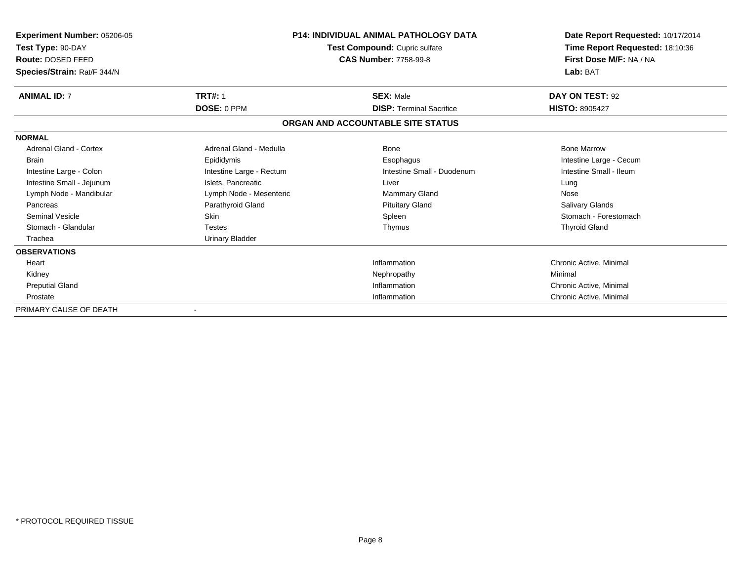**Experiment Number:** 05206-05
**Test Type:** 90-DAY
**Route:** DOSED FEED
**Species/Strain:** Rat/F 344/N

**P14: INDIVIDUAL ANIMAL PATHOLOGY DATA**
**Test Compound:** Cupric sulfate
**CAS Number:** 7758-99-8

**Date Report Requested:** 10/17/2014
**Time Report Requested:** 18:10:36
**First Dose M/F:** NA / NA
**Lab:** BAT

| **ANIMAL ID:** 7 | **TRT#:** 1 | **SEX:** Male | **DAY ON TEST:** 92 |
|---|---|---|---|
| | **DOSE:** 0 PPM | **DISP:** Terminal Sacrifice | **HISTO:** 8905427 |

## ORGAN AND ACCOUNTABLE SITE STATUS

**NORMAL**

| | | | |
|---|---|---|---|
| Adrenal Gland - Cortex | Adrenal Gland - Medulla | Bone | Bone Marrow |
| Brain | Epididymis | Esophagus | Intestine Large - Cecum |
| Intestine Large - Colon | Intestine Large - Rectum | Intestine Small - Duodenum | Intestine Small - Ileum |
| Intestine Small - Jejunum | Islets, Pancreatic | Liver | Lung |
| Lymph Node - Mandibular | Lymph Node - Mesenteric | Mammary Gland | Nose |
| Pancreas | Parathyroid Gland | Pituitary Gland | Salivary Glands |
| Seminal Vesicle | Skin | Spleen | Stomach - Forestomach |
| Stomach - Glandular | Testes | Thymus | Thyroid Gland |
| Trachea | Urinary Bladder | | |

**OBSERVATIONS**

| | | |
|---|---|---|
| Heart | Inflammation | Chronic Active, Minimal |
| Kidney | Nephropathy | Minimal |
| Preputial Gland | Inflammation | Chronic Active, Minimal |
| Prostate | Inflammation | Chronic Active, Minimal |

PRIMARY CAUSE OF DEATH -

* PROTOCOL REQUIRED TISSUE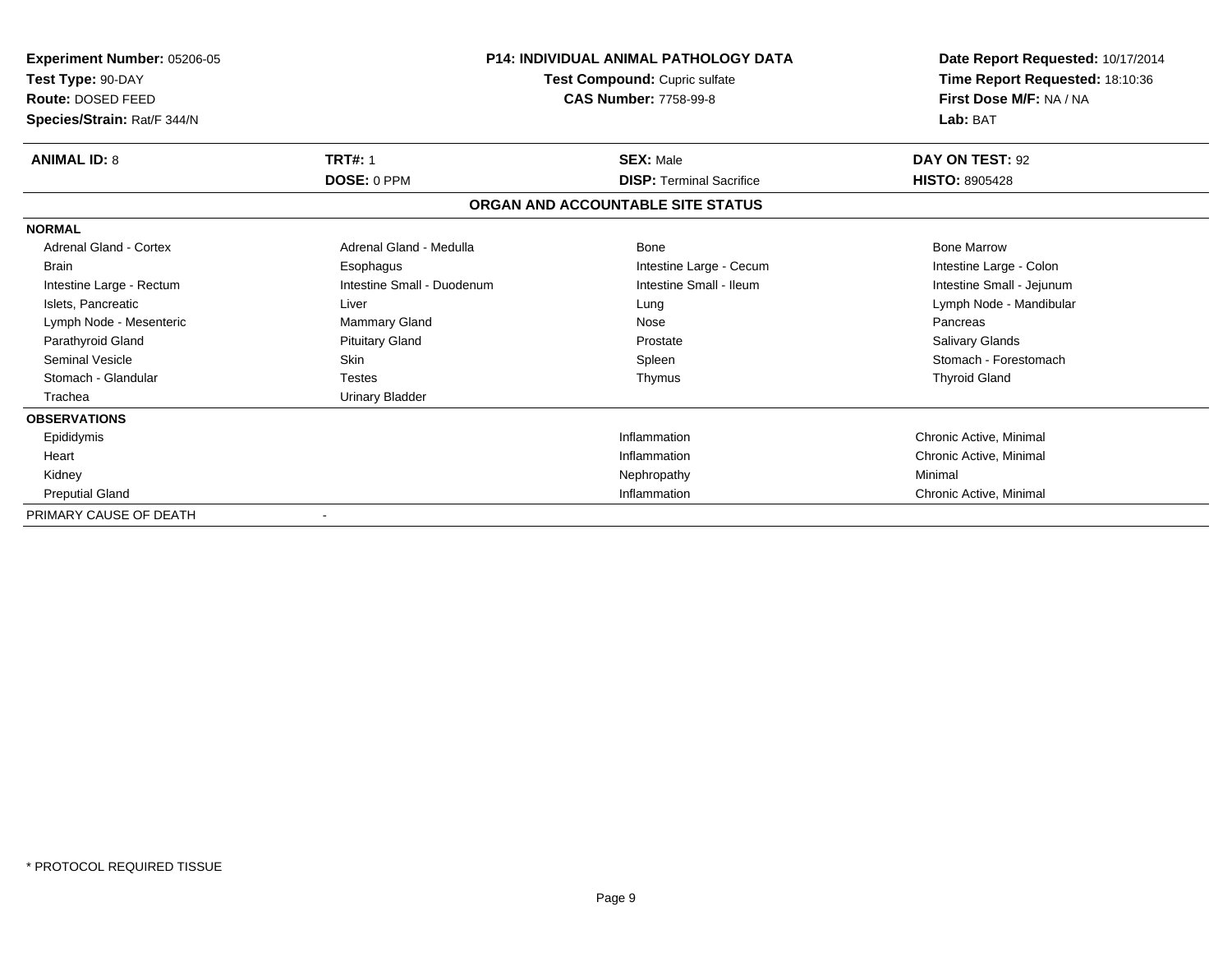**Experiment Number:** 05206-05
**Test Type:** 90-DAY
**Route:** DOSED FEED
**Species/Strain:** Rat/F 344/N

**P14: INDIVIDUAL ANIMAL PATHOLOGY DATA**
**Test Compound:** Cupric sulfate
**CAS Number:** 7758-99-8

**Date Report Requested:** 10/17/2014
**Time Report Requested:** 18:10:36
**First Dose M/F:** NA / NA
**Lab:** BAT

| **ANIMAL ID:** 8 | **TRT#:** 1 | **SEX:** Male | **DAY ON TEST:** 92 |
|---|---|---|---|
| | **DOSE:** 0 PPM | **DISP:** Terminal Sacrifice | **HISTO:** 8905428 |

## ORGAN AND ACCOUNTABLE SITE STATUS

**NORMAL**

| | | | |
|---|---|---|---|
| Adrenal Gland - Cortex | Adrenal Gland - Medulla | Bone | Bone Marrow |
| Brain | Esophagus | Intestine Large - Cecum | Intestine Large - Colon |
| Intestine Large - Rectum | Intestine Small - Duodenum | Intestine Small - Ileum | Intestine Small - Jejunum |
| Islets, Pancreatic | Liver | Lung | Lymph Node - Mandibular |
| Lymph Node - Mesenteric | Mammary Gland | Nose | Pancreas |
| Parathyroid Gland | Pituitary Gland | Prostate | Salivary Glands |
| Seminal Vesicle | Skin | Spleen | Stomach - Forestomach |
| Stomach - Glandular | Testes | Thymus | Thyroid Gland |
| Trachea | Urinary Bladder | | |

**OBSERVATIONS**

| | | |
|---|---|---|
| Epididymis | Inflammation | Chronic Active, Minimal |
| Heart | Inflammation | Chronic Active, Minimal |
| Kidney | Nephropathy | Minimal |
| Preputial Gland | Inflammation | Chronic Active, Minimal |

PRIMARY CAUSE OF DEATH -

\* PROTOCOL REQUIRED TISSUE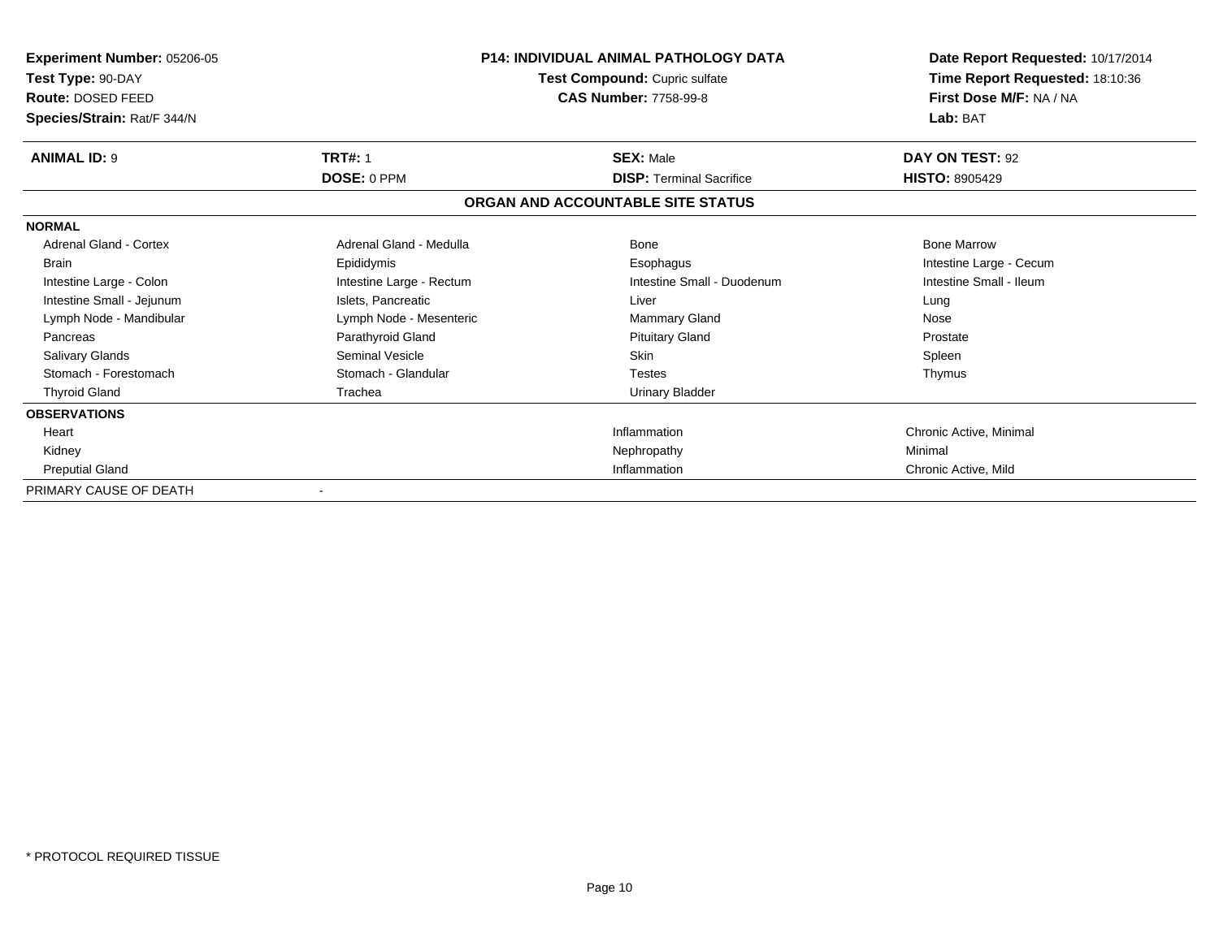**Experiment Number:** 05206-05
**Test Type:** 90-DAY
**Route:** DOSED FEED
**Species/Strain:** Rat/F 344/N

**P14: INDIVIDUAL ANIMAL PATHOLOGY DATA**
**Test Compound:** Cupric sulfate
**CAS Number:** 7758-99-8

**Date Report Requested:** 10/17/2014
**Time Report Requested:** 18:10:36
**First Dose M/F:** NA / NA
**Lab:** BAT

| **ANIMAL ID:** 9 | **TRT#:** 1 | **SEX:** Male | **DAY ON TEST:** 92 |
|---|---|---|---|
| | **DOSE:** 0 PPM | **DISP:** Terminal Sacrifice | **HISTO:** 8905429 |

## ORGAN AND ACCOUNTABLE SITE STATUS

**NORMAL**

| | | | |
|---|---|---|---|
| Adrenal Gland - Cortex | Adrenal Gland - Medulla | Bone | Bone Marrow |
| Brain | Epididymis | Esophagus | Intestine Large - Cecum |
| Intestine Large - Colon | Intestine Large - Rectum | Intestine Small - Duodenum | Intestine Small - Ileum |
| Intestine Small - Jejunum | Islets, Pancreatic | Liver | Lung |
| Lymph Node - Mandibular | Lymph Node - Mesenteric | Mammary Gland | Nose |
| Pancreas | Parathyroid Gland | Pituitary Gland | Prostate |
| Salivary Glands | Seminal Vesicle | Skin | Spleen |
| Stomach - Forestomach | Stomach - Glandular | Testes | Thymus |
| Thyroid Gland | Trachea | Urinary Bladder | |

**OBSERVATIONS**

| | | |
|---|---|---|
| Heart | Inflammation | Chronic Active, Minimal |
| Kidney | Nephropathy | Minimal |
| Preputial Gland | Inflammation | Chronic Active, Mild |

PRIMARY CAUSE OF DEATH -

* PROTOCOL REQUIRED TISSUE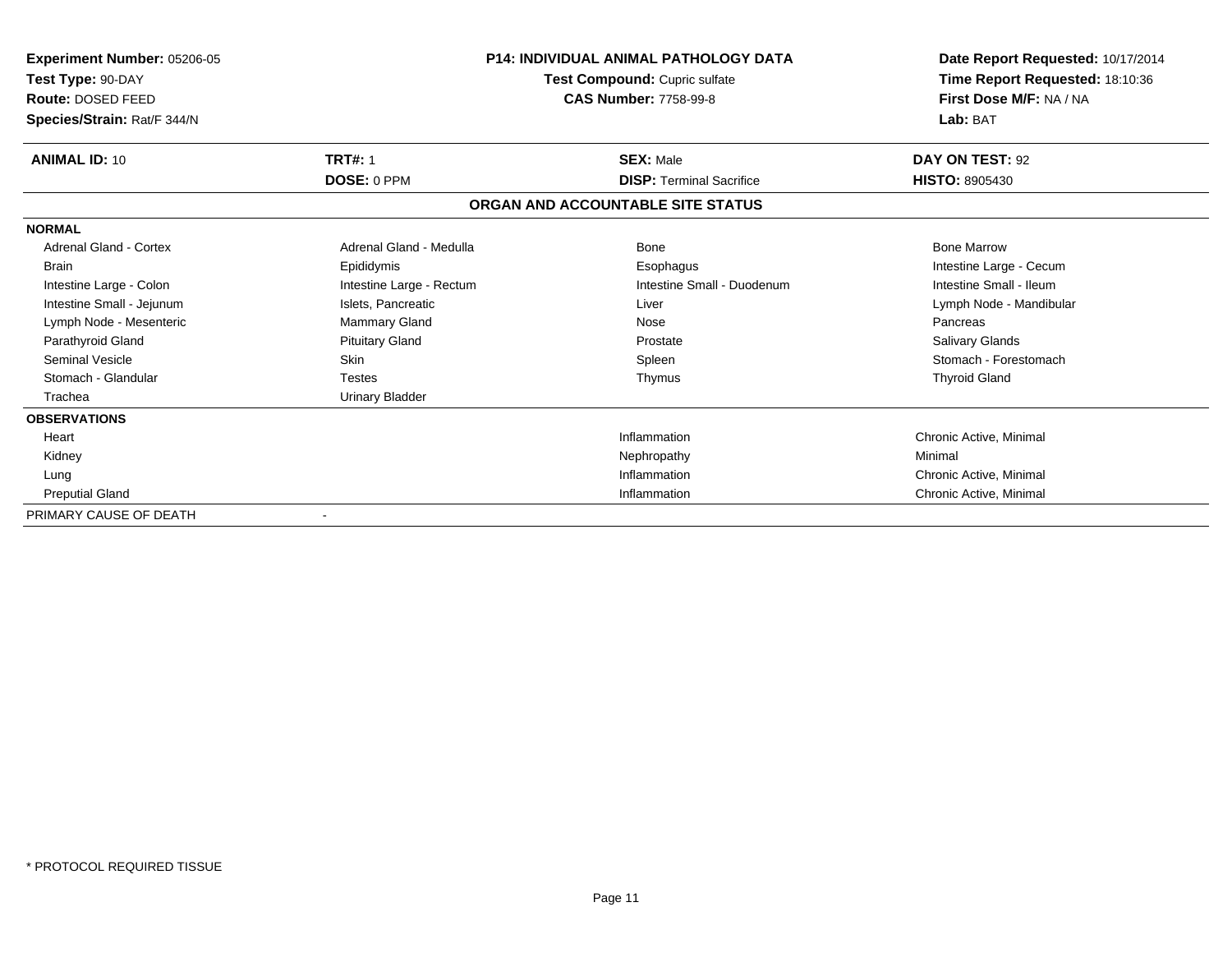**Experiment Number:** 05206-05
**Test Type:** 90-DAY
**Route:** DOSED FEED
**Species/Strain:** Rat/F 344/N

**P14: INDIVIDUAL ANIMAL PATHOLOGY DATA**
**Test Compound:** Cupric sulfate
**CAS Number:** 7758-99-8

**Date Report Requested:** 10/17/2014
**Time Report Requested:** 18:10:36
**First Dose M/F:** NA / NA
**Lab:** BAT

| **ANIMAL ID:** 10 | **TRT#:** 1 | **SEX:** Male | **DAY ON TEST:** 92 |
|---|---|---|---|
| | **DOSE:** 0 PPM | **DISP:** Terminal Sacrifice | **HISTO:** 8905430 |

## ORGAN AND ACCOUNTABLE SITE STATUS

| | | | |
|---|---|---|---|
| **NORMAL** | | | |
| Adrenal Gland - Cortex | Adrenal Gland - Medulla | Bone | Bone Marrow |
| Brain | Epididymis | Esophagus | Intestine Large - Cecum |
| Intestine Large - Colon | Intestine Large - Rectum | Intestine Small - Duodenum | Intestine Small - Ileum |
| Intestine Small - Jejunum | Islets, Pancreatic | Liver | Lymph Node - Mandibular |
| Lymph Node - Mesenteric | Mammary Gland | Nose | Pancreas |
| Parathyroid Gland | Pituitary Gland | Prostate | Salivary Glands |
| Seminal Vesicle | Skin | Spleen | Stomach - Forestomach |
| Stomach - Glandular | Testes | Thymus | Thyroid Gland |
| Trachea | Urinary Bladder | | |
| **OBSERVATIONS** | | | |
| Heart | | Inflammation | Chronic Active, Minimal |
| Kidney | | Nephropathy | Minimal |
| Lung | | Inflammation | Chronic Active, Minimal |
| Preputial Gland | | Inflammation | Chronic Active, Minimal |
| PRIMARY CAUSE OF DEATH | - | | |

\* PROTOCOL REQUIRED TISSUE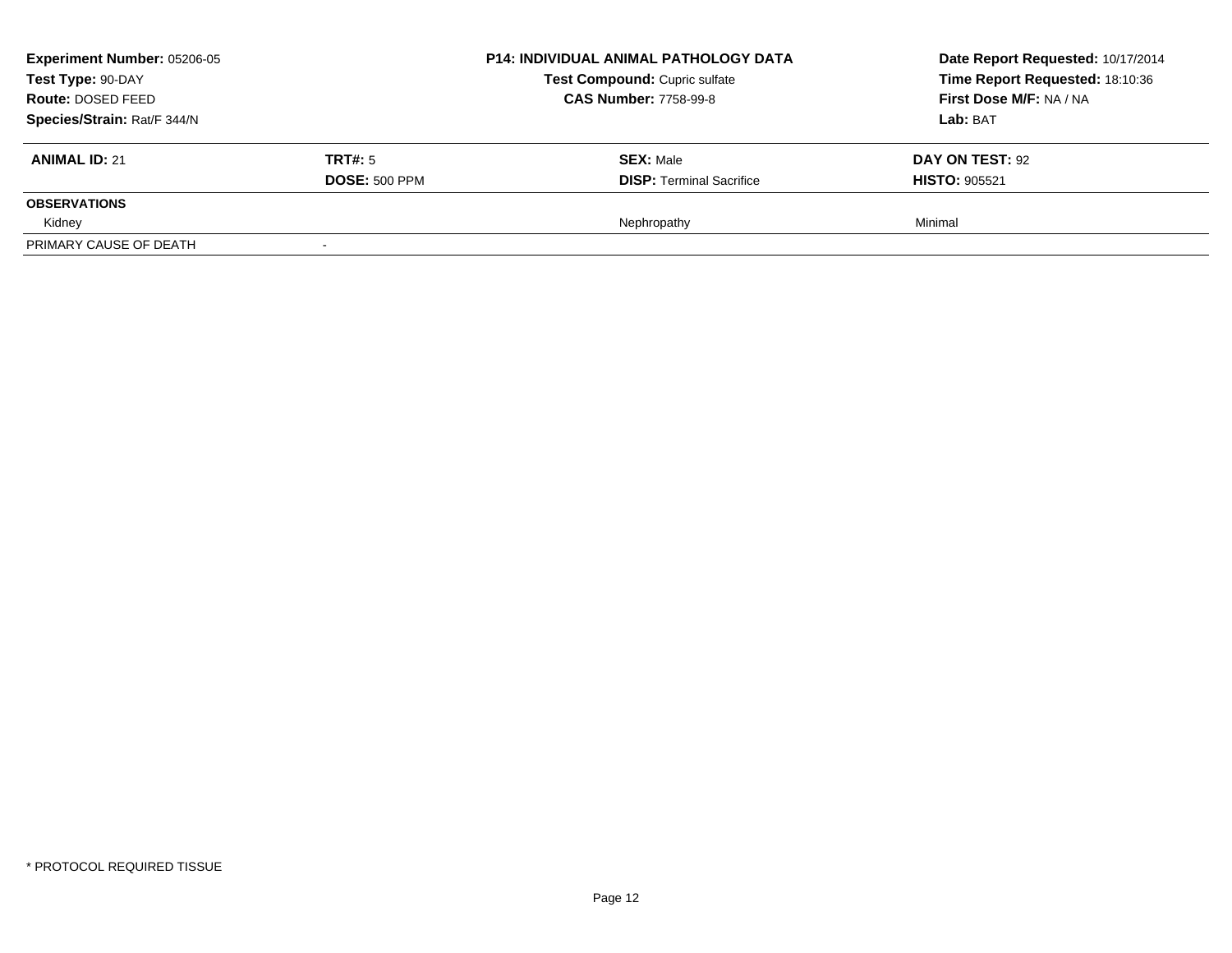| **Experiment Number:** 05206-05 | **P14: INDIVIDUAL ANIMAL PATHOLOGY DATA** | **Date Report Requested:** 10/17/2014 |
|---|---|---|
| **Test Type:** 90-DAY | **Test Compound:** Cupric sulfate | **Time Report Requested:** 18:10:36 |
| **Route:** DOSED FEED | **CAS Number:** 7758-99-8 | **First Dose M/F:** NA / NA |
| **Species/Strain:** Rat/F 344/N | | **Lab:** BAT |

| **ANIMAL ID:** 21 | **TRT#:** 5 | **SEX:** Male | **DAY ON TEST:** 92 |
|---|---|---|---|
| | **DOSE:** 500 PPM | **DISP:** Terminal Sacrifice | **HISTO:** 905521 |
| **OBSERVATIONS** | | | |
| Kidney | | Nephropathy | Minimal |
| PRIMARY CAUSE OF DEATH | - | | |

\* PROTOCOL REQUIRED TISSUE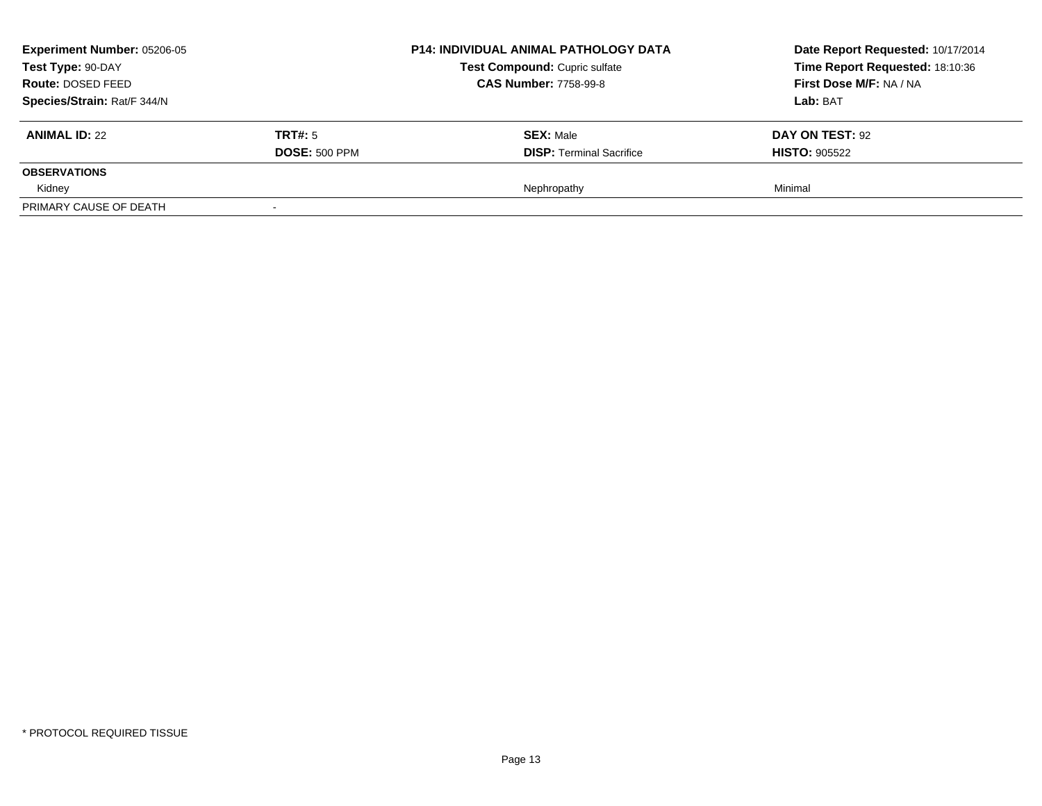**Experiment Number:** 05206-05
**Test Type:** 90-DAY
**Route:** DOSED FEED
**Species/Strain:** Rat/F 344/N

**P14: INDIVIDUAL ANIMAL PATHOLOGY DATA**
**Test Compound:** Cupric sulfate
**CAS Number:** 7758-99-8

**Date Report Requested:** 10/17/2014
**Time Report Requested:** 18:10:36
**First Dose M/F:** NA / NA
**Lab:** BAT

| **ANIMAL ID:** 22 | **TRT#:** 5 | **SEX:** Male | **DAY ON TEST:** 92 |
|---|---|---|---|
| | **DOSE:** 500 PPM | **DISP:** Terminal Sacrifice | **HISTO:** 905522 |
| **OBSERVATIONS** | | | |
| Kidney | | Nephropathy | Minimal |
| PRIMARY CAUSE OF DEATH | - | | |

\* PROTOCOL REQUIRED TISSUE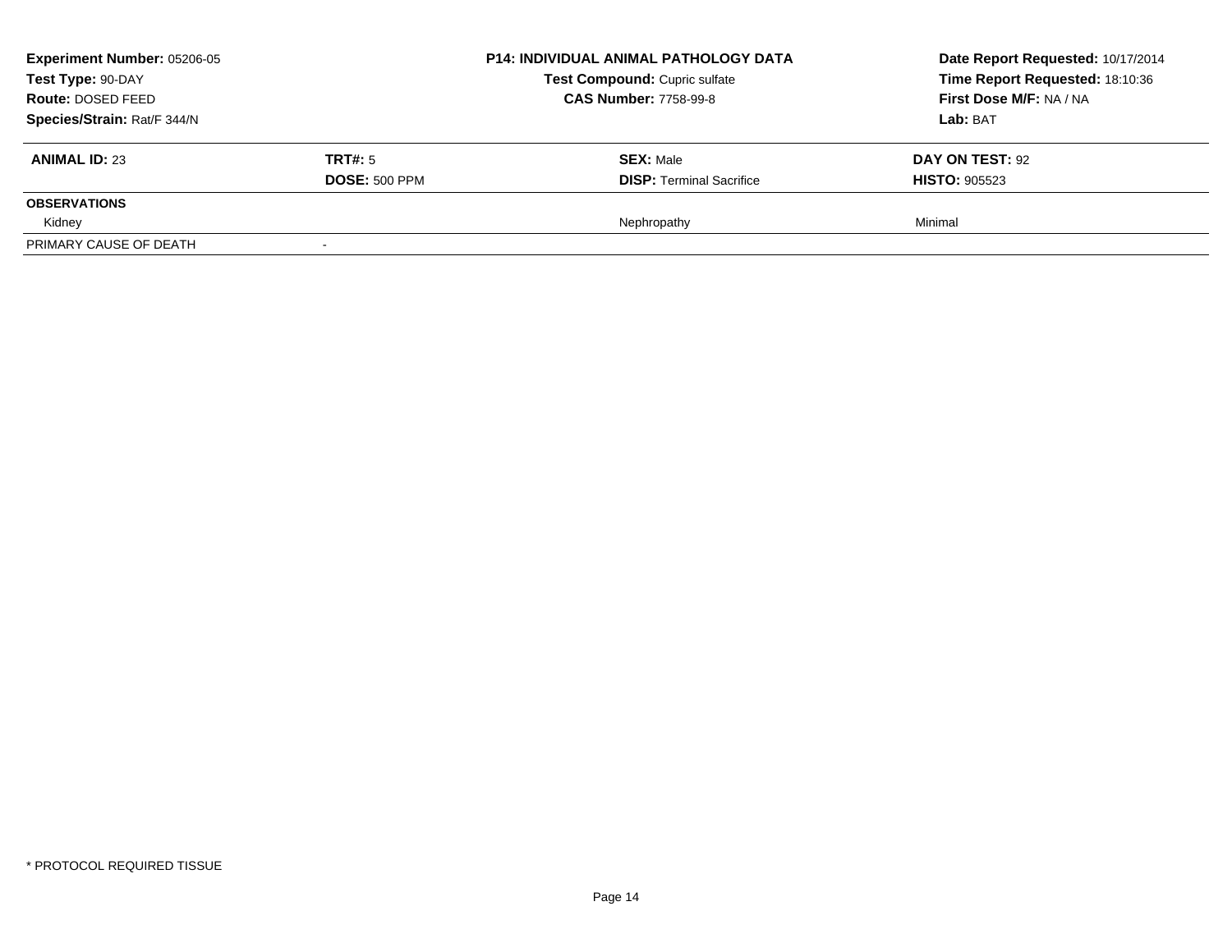| **Experiment Number:** 05206-05 | | **P14: INDIVIDUAL ANIMAL PATHOLOGY DATA** | **Date Report Requested:** 10/17/2014 |
|---|---|---|---|
| **Test Type:** 90-DAY | | **Test Compound:** Cupric sulfate | **Time Report Requested:** 18:10:36 |
| **Route:** DOSED FEED | | **CAS Number:** 7758-99-8 | **First Dose M/F:** NA / NA |
| **Species/Strain:** Rat/F 344/N | | | **Lab:** BAT |

| **ANIMAL ID:** 23 | **TRT#:** 5 | **SEX:** Male | **DAY ON TEST:** 92 |
|---|---|---|---|
| | **DOSE:** 500 PPM | **DISP:** Terminal Sacrifice | **HISTO:** 905523 |
| **OBSERVATIONS** | | | |
| Kidney | | Nephropathy | Minimal |
| PRIMARY CAUSE OF DEATH | - | | |

* PROTOCOL REQUIRED TISSUE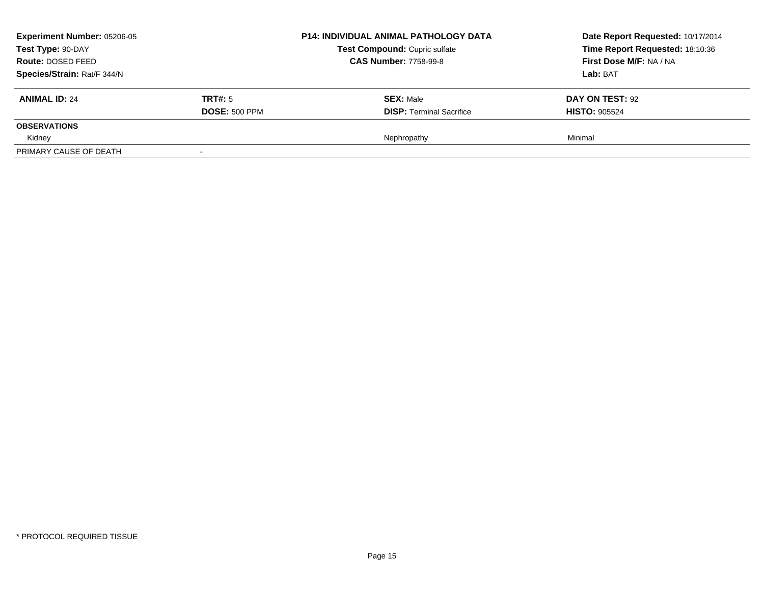| **Experiment Number:** 05206-05 | | **P14: INDIVIDUAL ANIMAL PATHOLOGY DATA** | **Date Report Requested:** 10/17/2014 |
|---|---|---|---|
| **Test Type:** 90-DAY | | **Test Compound:** Cupric sulfate | **Time Report Requested:** 18:10:36 |
| **Route:** DOSED FEED | | **CAS Number:** 7758-99-8 | **First Dose M/F:** NA / NA |
| **Species/Strain:** Rat/F 344/N | | | **Lab:** BAT |

| **ANIMAL ID:** 24 | **TRT#:** 5 | **SEX:** Male | **DAY ON TEST:** 92 |
|---|---|---|---|
| | **DOSE:** 500 PPM | **DISP:** Terminal Sacrifice | **HISTO:** 905524 |
| **OBSERVATIONS** | | | |
| Kidney | | Nephropathy | Minimal |
| PRIMARY CAUSE OF DEATH | - | | |

\* PROTOCOL REQUIRED TISSUE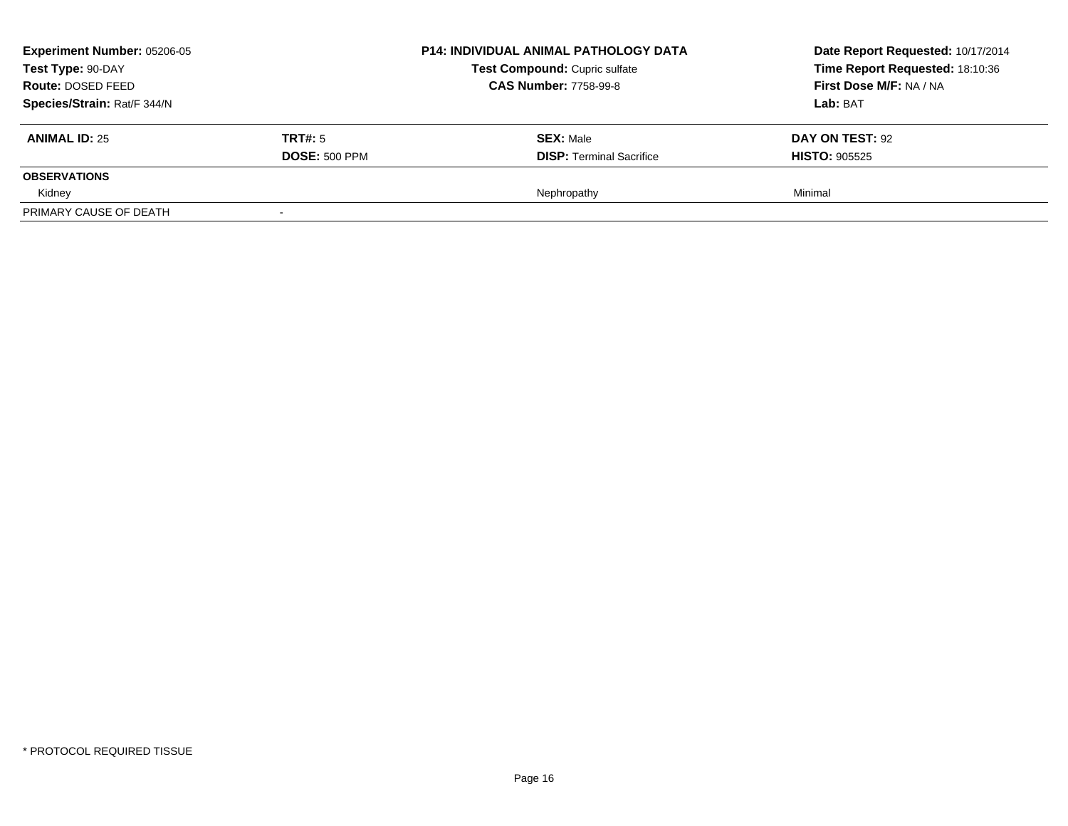| **Experiment Number:** 05206-05 | **P14: INDIVIDUAL ANIMAL PATHOLOGY DATA** | **Date Report Requested:** 10/17/2014 |
|---|---|---|
| **Test Type:** 90-DAY | **Test Compound:** Cupric sulfate | **Time Report Requested:** 18:10:36 |
| **Route:** DOSED FEED | **CAS Number:** 7758-99-8 | **First Dose M/F:** NA / NA |
| **Species/Strain:** Rat/F 344/N | | **Lab:** BAT |

| **ANIMAL ID:** 25 | **TRT#:** 5 | **SEX:** Male | **DAY ON TEST:** 92 |
|---|---|---|---|
| | **DOSE:** 500 PPM | **DISP:** Terminal Sacrifice | **HISTO:** 905525 |
| **OBSERVATIONS** | | | |
| Kidney | | Nephropathy | Minimal |
| PRIMARY CAUSE OF DEATH | - | | |

\* PROTOCOL REQUIRED TISSUE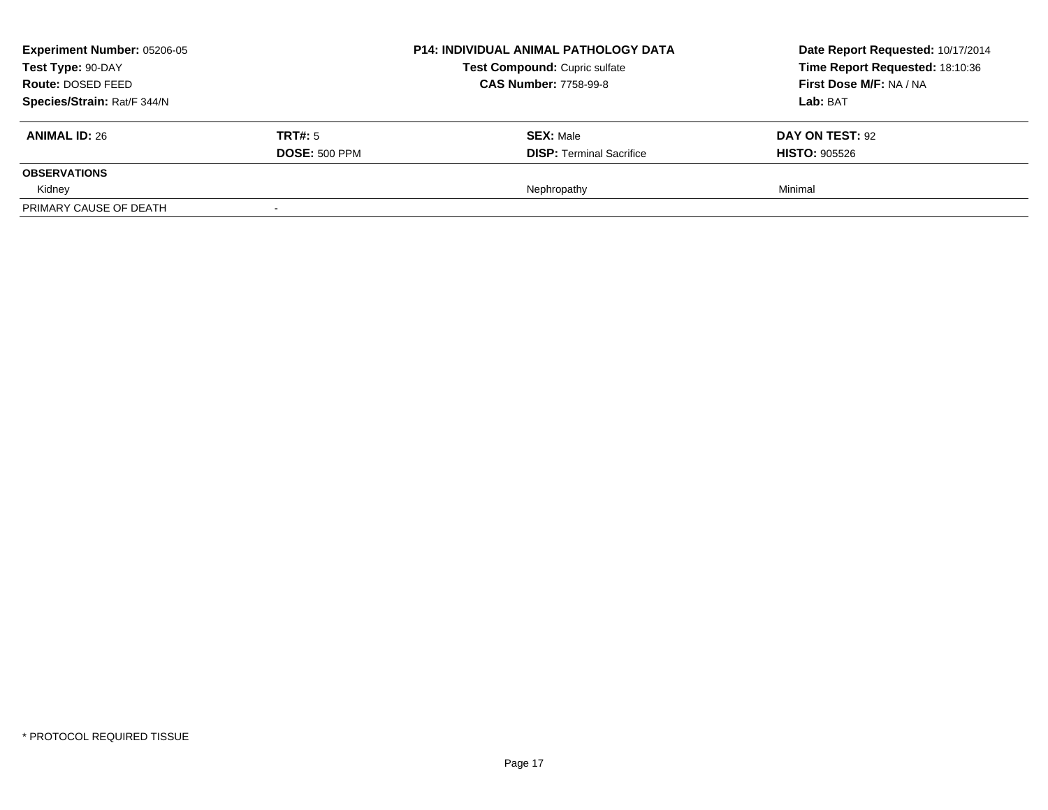| **Experiment Number:** 05206-05 | **P14: INDIVIDUAL ANIMAL PATHOLOGY DATA** | **Date Report Requested:** 10/17/2014 |
|---|---|---|
| **Test Type:** 90-DAY | **Test Compound:** Cupric sulfate | **Time Report Requested:** 18:10:36 |
| **Route:** DOSED FEED | **CAS Number:** 7758-99-8 | **First Dose M/F:** NA / NA |
| **Species/Strain:** Rat/F 344/N | | **Lab:** BAT |

| **ANIMAL ID:** 26 | **TRT#:** 5 | **SEX:** Male | **DAY ON TEST:** 92 |
|---|---|---|---|
| | **DOSE:** 500 PPM | **DISP:** Terminal Sacrifice | **HISTO:** 905526 |
| **OBSERVATIONS** | | | |
| Kidney | | Nephropathy | Minimal |
| PRIMARY CAUSE OF DEATH | - | | |

* PROTOCOL REQUIRED TISSUE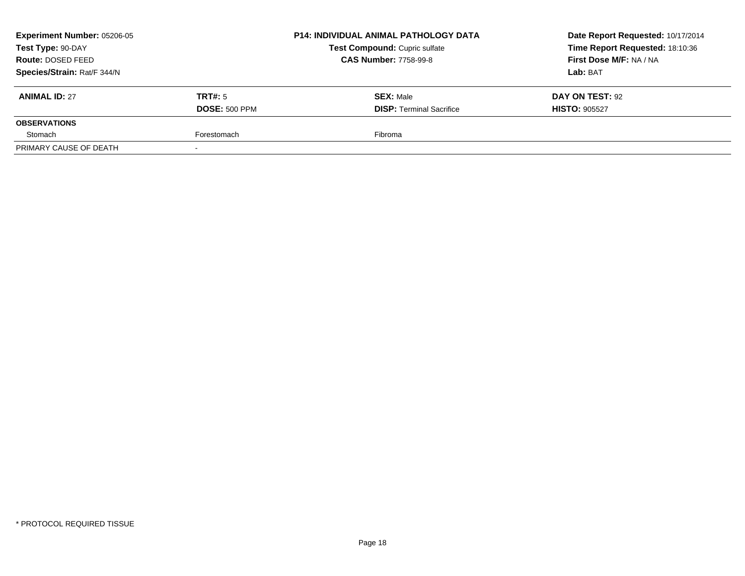| **Experiment Number:** 05206-05 | **P14: INDIVIDUAL ANIMAL PATHOLOGY DATA** | **Date Report Requested:** 10/17/2014 |
|---|---|---|
| **Test Type:** 90-DAY | **Test Compound:** Cupric sulfate | **Time Report Requested:** 18:10:36 |
| **Route:** DOSED FEED | **CAS Number:** 7758-99-8 | **First Dose M/F:** NA / NA |
| **Species/Strain:** Rat/F 344/N | | **Lab:** BAT |

| **ANIMAL ID:** 27 | **TRT#:** 5 | **SEX:** Male | **DAY ON TEST:** 92 |
|---|---|---|---|
| | **DOSE:** 500 PPM | **DISP:** Terminal Sacrifice | **HISTO:** 905527 |
| **OBSERVATIONS** | | | |
| Stomach | Forestomach | Fibroma | |
| PRIMARY CAUSE OF DEATH | - | | |

* PROTOCOL REQUIRED TISSUE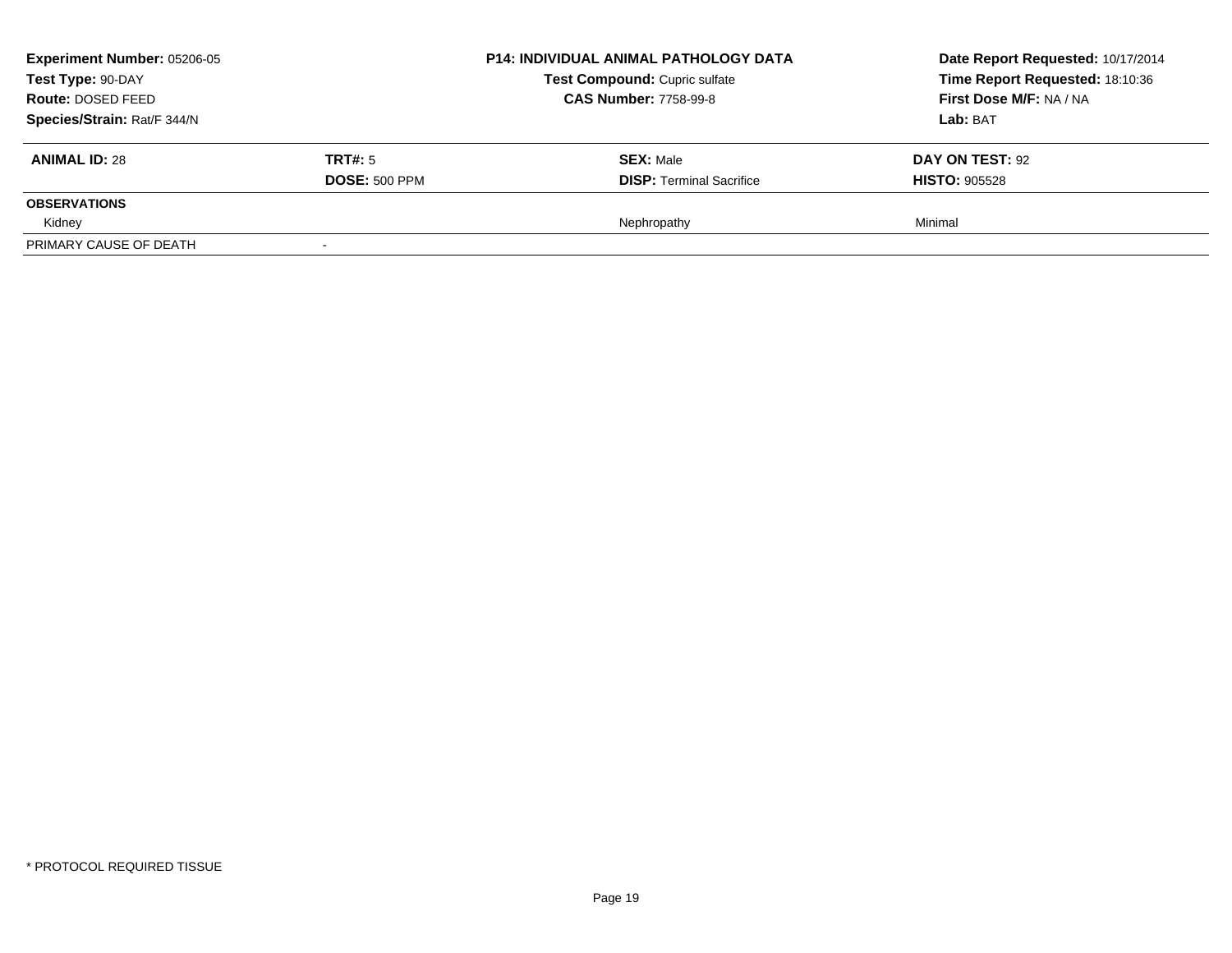**Experiment Number:** 05206-05
**Test Type:** 90-DAY
**Route:** DOSED FEED
**Species/Strain:** Rat/F 344/N

**P14: INDIVIDUAL ANIMAL PATHOLOGY DATA**
**Test Compound:** Cupric sulfate
**CAS Number:** 7758-99-8

**Date Report Requested:** 10/17/2014
**Time Report Requested:** 18:10:36
**First Dose M/F:** NA / NA
**Lab:** BAT

| **ANIMAL ID:** 28 | **TRT#:** 5 | **SEX:** Male | **DAY ON TEST:** 92 |
|---|---|---|---|
| | **DOSE:** 500 PPM | **DISP:** Terminal Sacrifice | **HISTO:** 905528 |
| **OBSERVATIONS** | | | |
| Kidney | | Nephropathy | Minimal |
| PRIMARY CAUSE OF DEATH | - | | |

* PROTOCOL REQUIRED TISSUE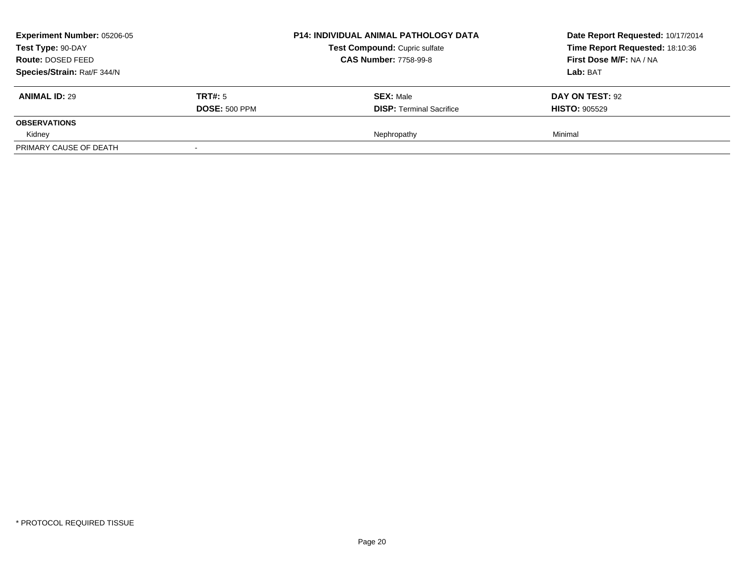| **Experiment Number:** 05206-05 | **P14: INDIVIDUAL ANIMAL PATHOLOGY DATA** | **Date Report Requested:** 10/17/2014 |
|---|---|---|
| **Test Type:** 90-DAY | **Test Compound:** Cupric sulfate | **Time Report Requested:** 18:10:36 |
| **Route:** DOSED FEED | **CAS Number:** 7758-99-8 | **First Dose M/F:** NA / NA |
| **Species/Strain:** Rat/F 344/N | | **Lab:** BAT |

| **ANIMAL ID:** 29 | **TRT#:** 5 | **SEX:** Male | **DAY ON TEST:** 92 |
|---|---|---|---|
| | **DOSE:** 500 PPM | **DISP:** Terminal Sacrifice | **HISTO:** 905529 |
| **OBSERVATIONS** | | | |
| Kidney | | Nephropathy | Minimal |
| PRIMARY CAUSE OF DEATH | - | | |

\* PROTOCOL REQUIRED TISSUE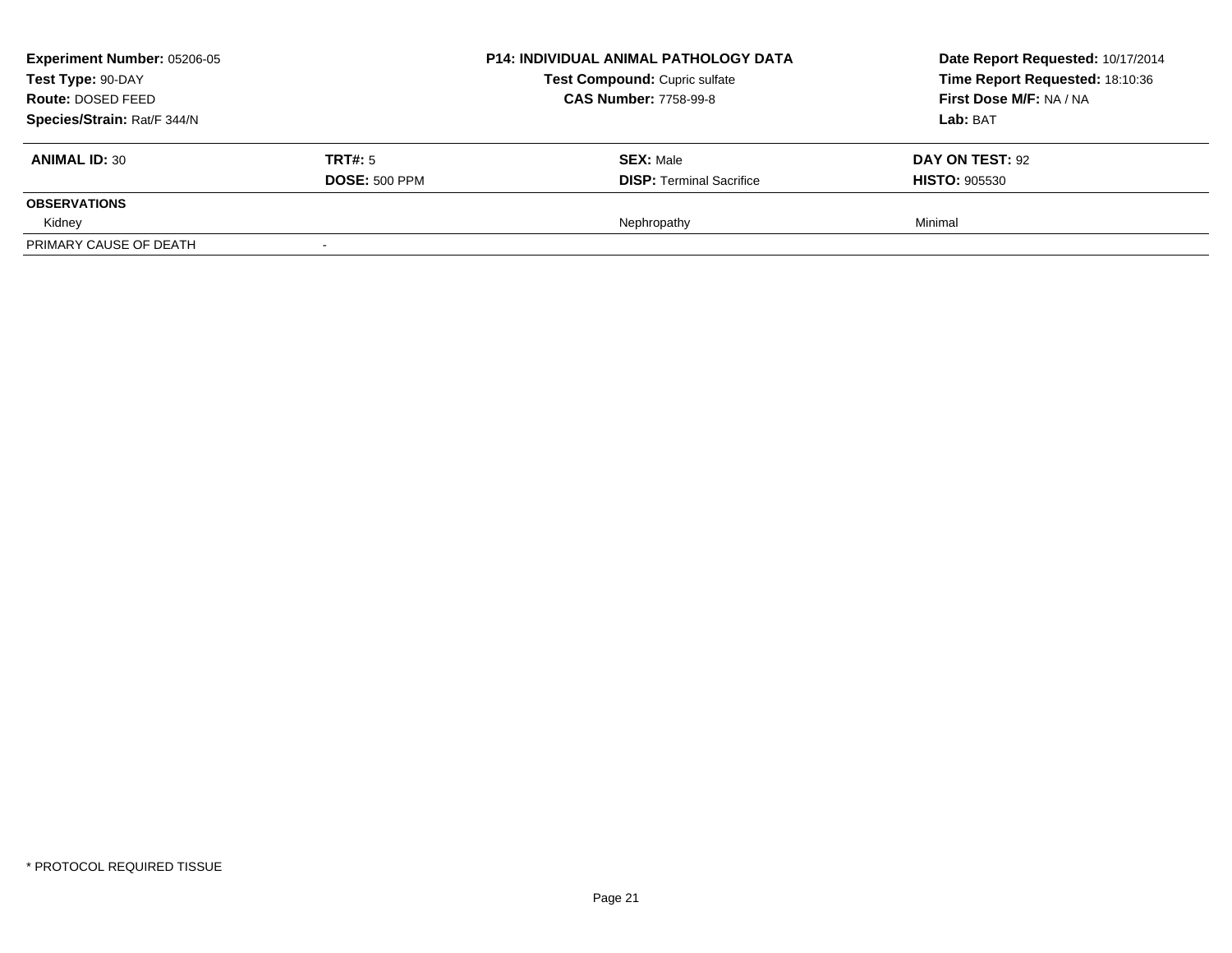**Experiment Number:** 05206-05
**Test Type:** 90-DAY
**Route:** DOSED FEED
**Species/Strain:** Rat/F 344/N

**P14: INDIVIDUAL ANIMAL PATHOLOGY DATA**
**Test Compound:** Cupric sulfate
**CAS Number:** 7758-99-8

**Date Report Requested:** 10/17/2014
**Time Report Requested:** 18:10:36
**First Dose M/F:** NA / NA
**Lab:** BAT

| **ANIMAL ID:** 30 | **TRT#:** 5 | **SEX:** Male | **DAY ON TEST:** 92 |
|---|---|---|---|
| | **DOSE:** 500 PPM | **DISP:** Terminal Sacrifice | **HISTO:** 905530 |
| **OBSERVATIONS** | | | |
| Kidney | | Nephropathy | Minimal |
| PRIMARY CAUSE OF DEATH | - | | |

* PROTOCOL REQUIRED TISSUE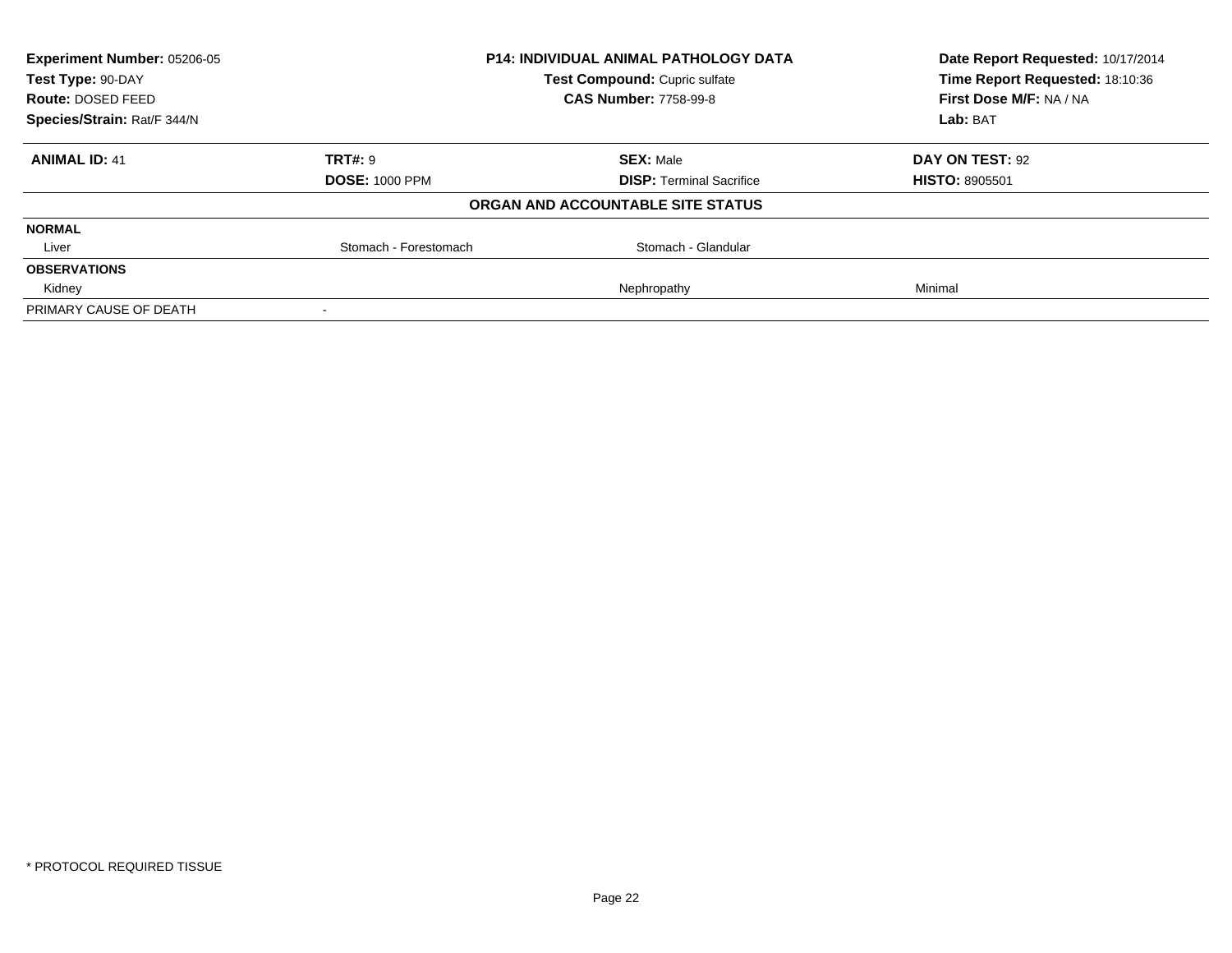| **Experiment Number:** 05206-05 | **P14: INDIVIDUAL ANIMAL PATHOLOGY DATA** | | **Date Report Requested:** 10/17/2014 |
|---|---|---|---|
| **Test Type:** 90-DAY | **Test Compound:** Cupric sulfate | | **Time Report Requested:** 18:10:36 |
| **Route:** DOSED FEED | **CAS Number:** 7758-99-8 | | **First Dose M/F:** NA / NA |
| **Species/Strain:** Rat/F 344/N | | | **Lab:** BAT |

| **ANIMAL ID:** 41 | **TRT#:** 9 | **SEX:** Male | **DAY ON TEST:** 92 |
|---|---|---|---|
| | **DOSE:** 1000 PPM | **DISP:** Terminal Sacrifice | **HISTO:** 8905501 |
| | | **ORGAN AND ACCOUNTABLE SITE STATUS** | |
| **NORMAL** | | | |
| Liver | Stomach - Forestomach | Stomach - Glandular | |
| **OBSERVATIONS** | | | |
| Kidney | | Nephropathy | Minimal |
| PRIMARY CAUSE OF DEATH | - | | |

* PROTOCOL REQUIRED TISSUE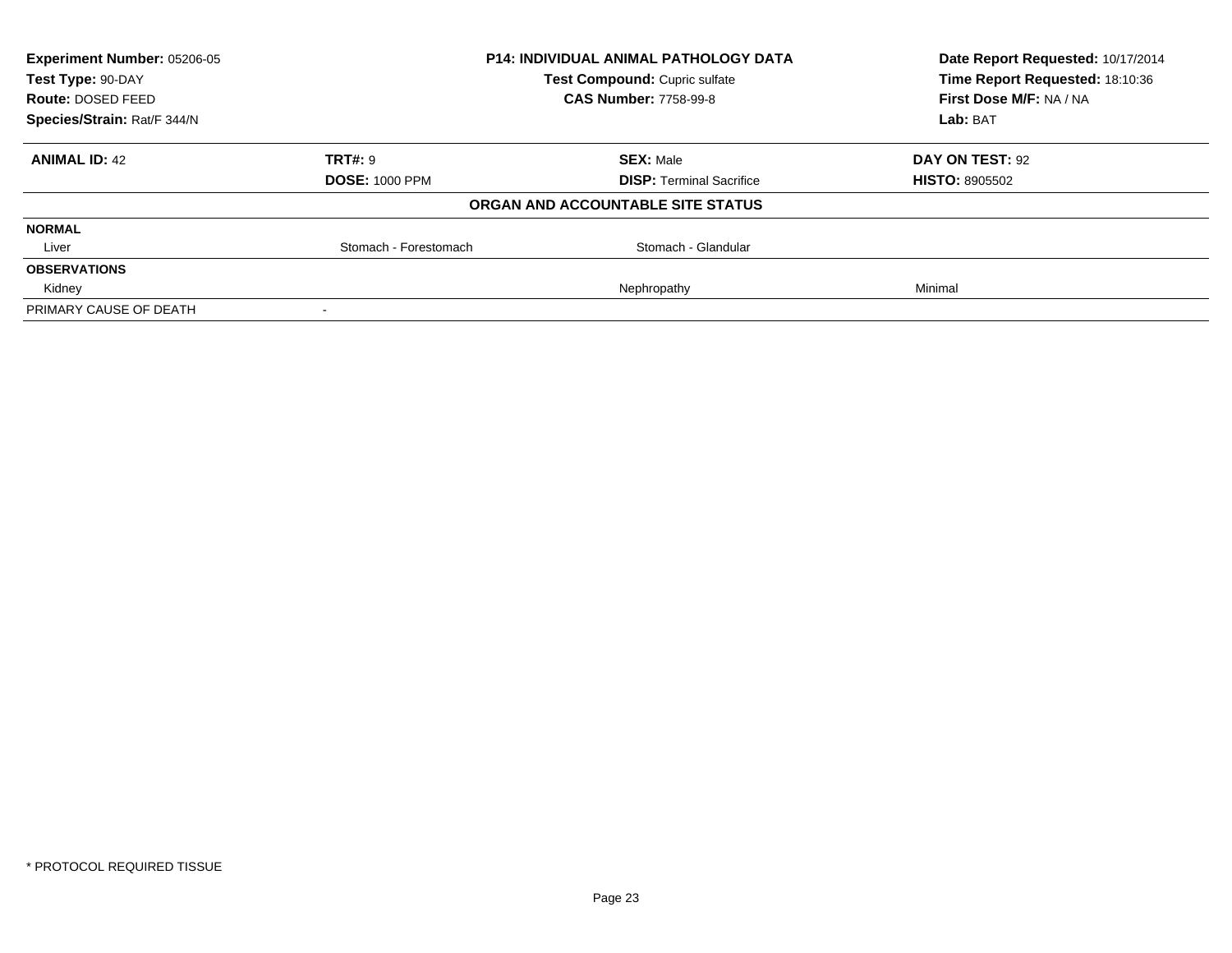| Experiment Number: 05206-05 | P14: INDIVIDUAL ANIMAL PATHOLOGY DATA | Date Report Requested: 10/17/2014 |
|---|---|---|
| Test Type: 90-DAY | Test Compound: Cupric sulfate | Time Report Requested: 18:10:36 |
| Route: DOSED FEED | CAS Number: 7758-99-8 | First Dose M/F: NA / NA |
| Species/Strain: Rat/F 344/N | | Lab: BAT |

| ANIMAL ID: 42 | TRT#: 9 | SEX: Male | DAY ON TEST: 92 |
|---|---|---|---|
| | DOSE: 1000 PPM | DISP: Terminal Sacrifice | HISTO: 8905502 |

**ORGAN AND ACCOUNTABLE SITE STATUS**

| | | | |
|---|---|---|---|
| **NORMAL** | | | |
| Liver | Stomach - Forestomach | Stomach - Glandular | |
| **OBSERVATIONS** | | | |
| Kidney | | Nephropathy | Minimal |
| PRIMARY CAUSE OF DEATH | - | | |

* PROTOCOL REQUIRED TISSUE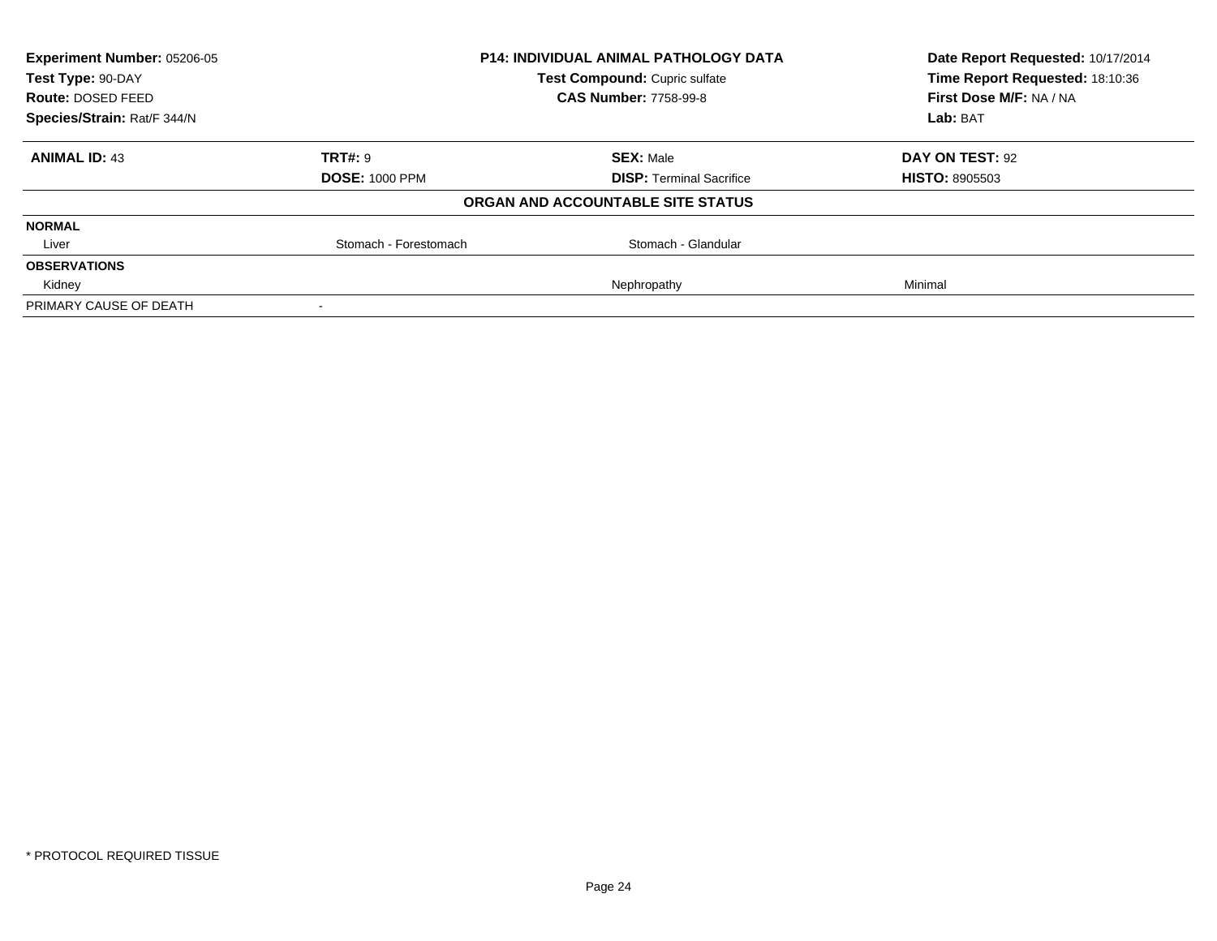| **Experiment Number:** 05206-05 | **P14: INDIVIDUAL ANIMAL PATHOLOGY DATA** | | **Date Report Requested:** 10/17/2014 |
|---|---|---|---|
| **Test Type:** 90-DAY | **Test Compound:** Cupric sulfate | | **Time Report Requested:** 18:10:36 |
| **Route:** DOSED FEED | **CAS Number:** 7758-99-8 | | **First Dose M/F:** NA / NA |
| **Species/Strain:** Rat/F 344/N | | | **Lab:** BAT |

| **ANIMAL ID:** 43 | **TRT#:** 9 | **SEX:** Male | **DAY ON TEST:** 92 |
|---|---|---|---|
| | **DOSE:** 1000 PPM | **DISP:** Terminal Sacrifice | **HISTO:** 8905503 |
| | | **ORGAN AND ACCOUNTABLE SITE STATUS** | |
| **NORMAL** | | | |
| Liver | Stomach - Forestomach | Stomach - Glandular | |
| **OBSERVATIONS** | | | |
| Kidney | | Nephropathy | Minimal |
| PRIMARY CAUSE OF DEATH | - | | |

* PROTOCOL REQUIRED TISSUE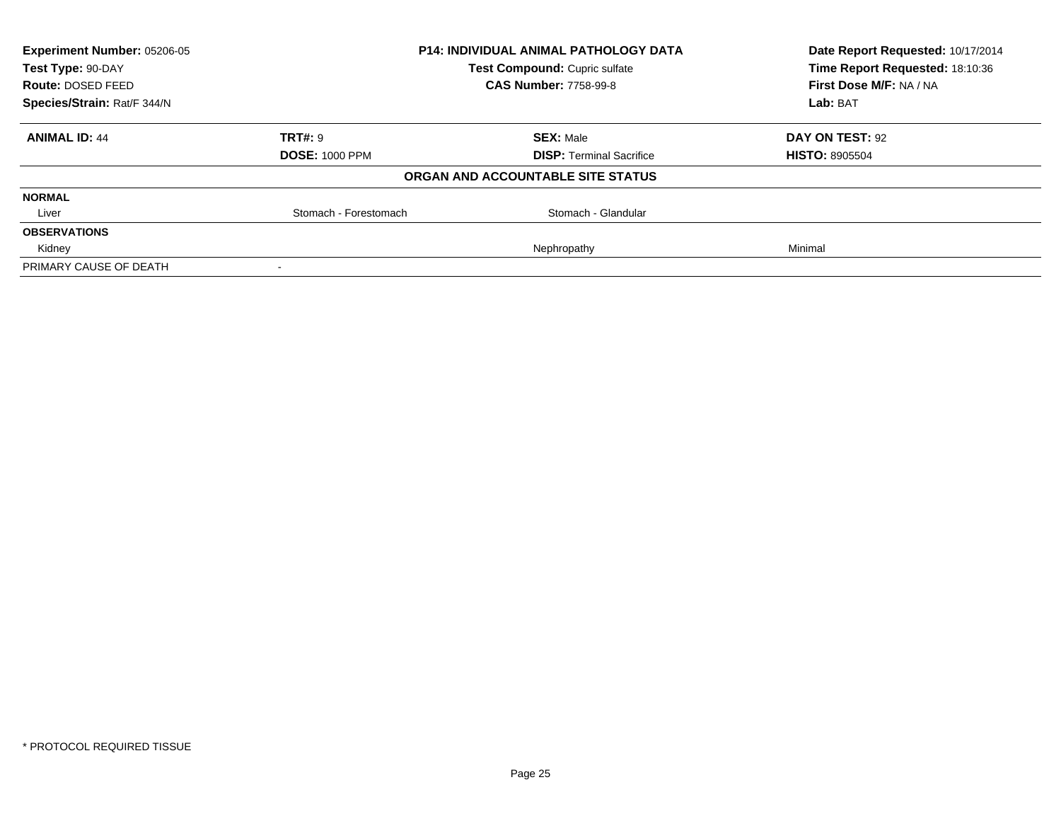| Experiment Number: 05206-05 | P14: INDIVIDUAL ANIMAL PATHOLOGY DATA | Date Report Requested: 10/17/2014 |
|---|---|---|
| Test Type: 90-DAY | Test Compound: Cupric sulfate | Time Report Requested: 18:10:36 |
| Route: DOSED FEED | CAS Number: 7758-99-8 | First Dose M/F: NA / NA |
| Species/Strain: Rat/F 344/N | | Lab: BAT |

| ANIMAL ID: 44 | TRT#: 9 | SEX: Male | DAY ON TEST: 92 |
|---|---|---|---|
| | DOSE: 1000 PPM | DISP: Terminal Sacrifice | HISTO: 8905504 |

**ORGAN AND ACCOUNTABLE SITE STATUS**

| | | | |
|---|---|---|---|
| **NORMAL** | | | |
| Liver | Stomach - Forestomach | Stomach - Glandular | |
| **OBSERVATIONS** | | | |
| Kidney | | Nephropathy | Minimal |
| PRIMARY CAUSE OF DEATH | - | | |

* PROTOCOL REQUIRED TISSUE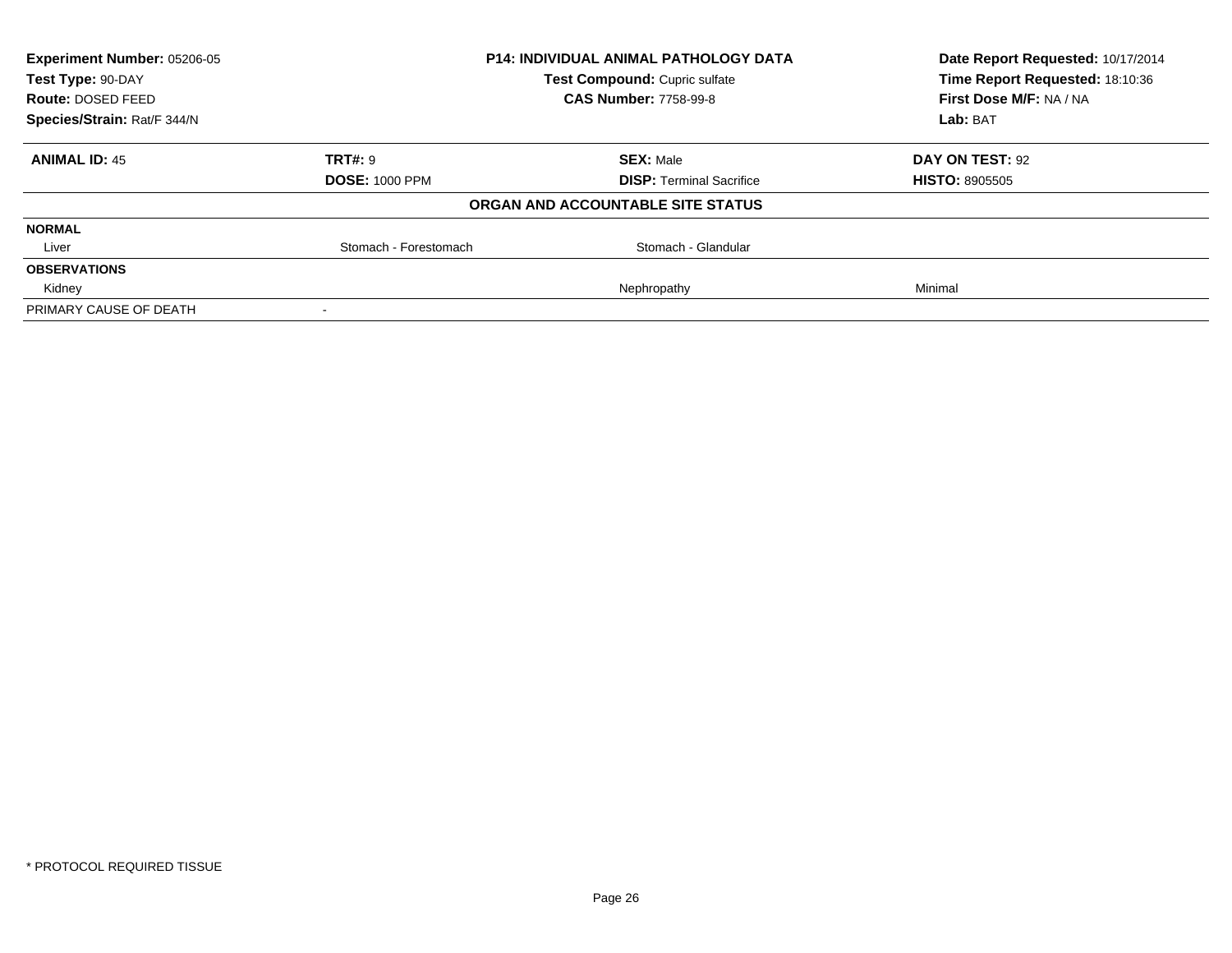| **Experiment Number:** 05206-05 | **P14: INDIVIDUAL ANIMAL PATHOLOGY DATA** | **Date Report Requested:** 10/17/2014 |
|---|---|---|
| **Test Type:** 90-DAY | **Test Compound:** Cupric sulfate | **Time Report Requested:** 18:10:36 |
| **Route:** DOSED FEED | **CAS Number:** 7758-99-8 | **First Dose M/F:** NA / NA |
| **Species/Strain:** Rat/F 344/N | | **Lab:** BAT |

| **ANIMAL ID:** 45 | **TRT#:** 9 | **SEX:** Male | **DAY ON TEST:** 92 |
|---|---|---|---|
| | **DOSE:** 1000 PPM | **DISP:** Terminal Sacrifice | **HISTO:** 8905505 |

**ORGAN AND ACCOUNTABLE SITE STATUS**

| | | | |
|---|---|---|---|
| **NORMAL** | | | |
| Liver | Stomach - Forestomach | Stomach - Glandular | |
| **OBSERVATIONS** | | | |
| Kidney | | Nephropathy | Minimal |
| PRIMARY CAUSE OF DEATH | - | | |

* PROTOCOL REQUIRED TISSUE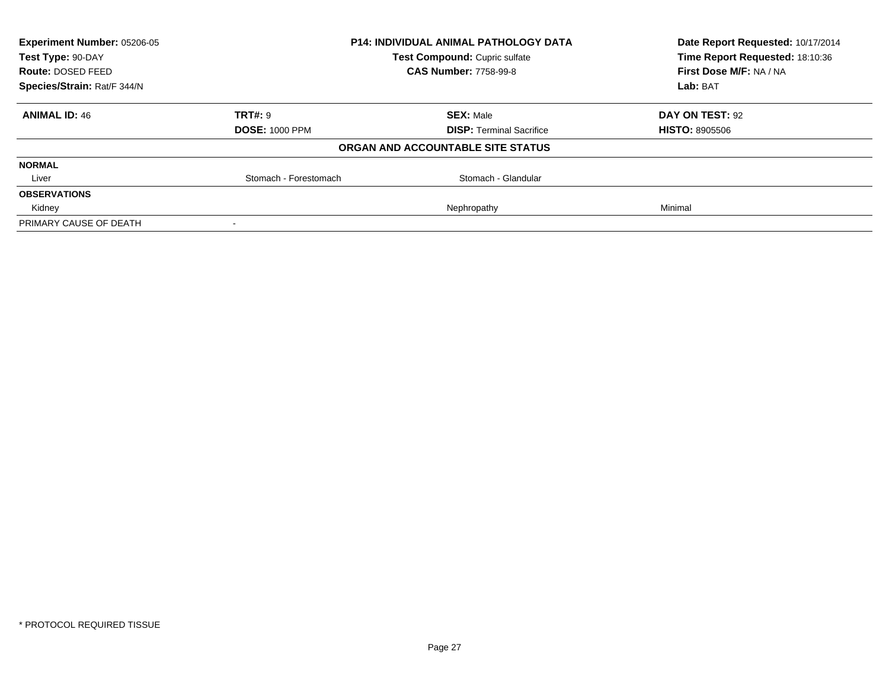| Experiment Number: 05206-05 | P14: INDIVIDUAL ANIMAL PATHOLOGY DATA | Date Report Requested: 10/17/2014 |
|---|---|---|
| Test Type: 90-DAY | Test Compound: Cupric sulfate | Time Report Requested: 18:10:36 |
| Route: DOSED FEED | CAS Number: 7758-99-8 | First Dose M/F: NA / NA |
| Species/Strain: Rat/F 344/N | | Lab: BAT |

| ANIMAL ID: 46 | TRT#: 9 | SEX: Male | DAY ON TEST: 92 |
|---|---|---|---|
| | DOSE: 1000 PPM | DISP: Terminal Sacrifice | HISTO: 8905506 |

**ORGAN AND ACCOUNTABLE SITE STATUS**

| | | | |
|---|---|---|---|
| **NORMAL** | | | |
| Liver | Stomach - Forestomach | Stomach - Glandular | |
| **OBSERVATIONS** | | | |
| Kidney | | Nephropathy | Minimal |
| PRIMARY CAUSE OF DEATH | - | | |

* PROTOCOL REQUIRED TISSUE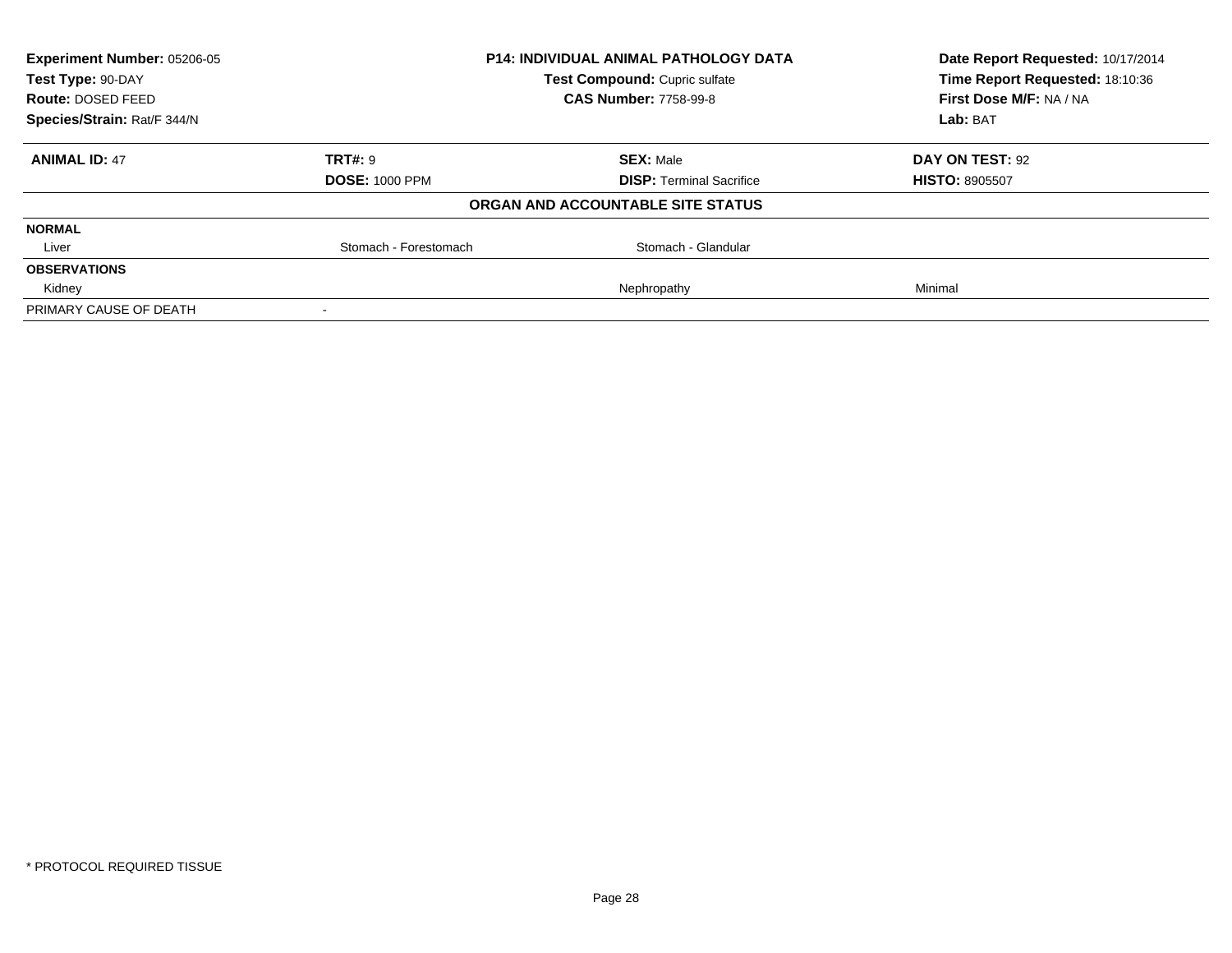**Experiment Number:** 05206-05
**Test Type:** 90-DAY
**Route:** DOSED FEED
**Species/Strain:** Rat/F 344/N

**P14: INDIVIDUAL ANIMAL PATHOLOGY DATA**
**Test Compound:** Cupric sulfate
**CAS Number:** 7758-99-8

**Date Report Requested:** 10/17/2014
**Time Report Requested:** 18:10:36
**First Dose M/F:** NA / NA
**Lab:** BAT

| **ANIMAL ID:** 47 | **TRT#:** 9 | **SEX:** Male | **DAY ON TEST:** 92 |
|---|---|---|---|
| | **DOSE:** 1000 PPM | **DISP:** Terminal Sacrifice | **HISTO:** 8905507 |

**ORGAN AND ACCOUNTABLE SITE STATUS**

| | | | |
|---|---|---|---|
| **NORMAL** | | | |
| Liver | Stomach - Forestomach | Stomach - Glandular | |
| **OBSERVATIONS** | | | |
| Kidney | | Nephropathy | Minimal |
| PRIMARY CAUSE OF DEATH | - | | |

\* PROTOCOL REQUIRED TISSUE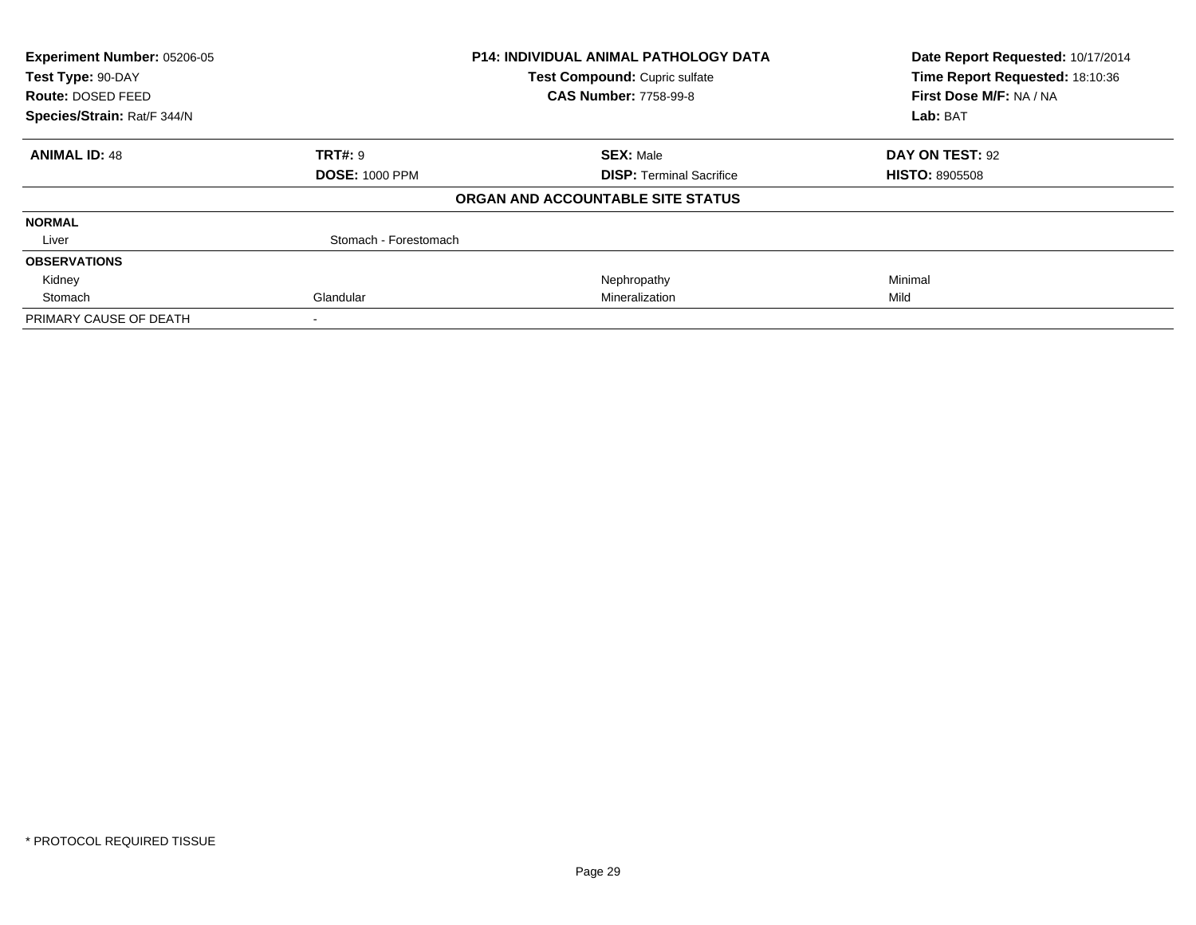| **Experiment Number:** 05206-05 | **P14: INDIVIDUAL ANIMAL PATHOLOGY DATA** | **Date Report Requested:** 10/17/2014 |
|---|---|---|
| **Test Type:** 90-DAY | **Test Compound:** Cupric sulfate | **Time Report Requested:** 18:10:36 |
| **Route:** DOSED FEED | **CAS Number:** 7758-99-8 | **First Dose M/F:** NA / NA |
| **Species/Strain:** Rat/F 344/N | | **Lab:** BAT |

| **ANIMAL ID:** 48 | **TRT#:** 9 | **SEX:** Male | **DAY ON TEST:** 92 |
|---|---|---|---|
| | **DOSE:** 1000 PPM | **DISP:** Terminal Sacrifice | **HISTO:** 8905508 |

**ORGAN AND ACCOUNTABLE SITE STATUS**

| | | | |
|---|---|---|---|
| **NORMAL** | | | |
| Liver | Stomach - Forestomach | | |
| **OBSERVATIONS** | | | |
| Kidney | | Nephropathy | Minimal |
| Stomach | Glandular | Mineralization | Mild |
| PRIMARY CAUSE OF DEATH | - | | |

* PROTOCOL REQUIRED TISSUE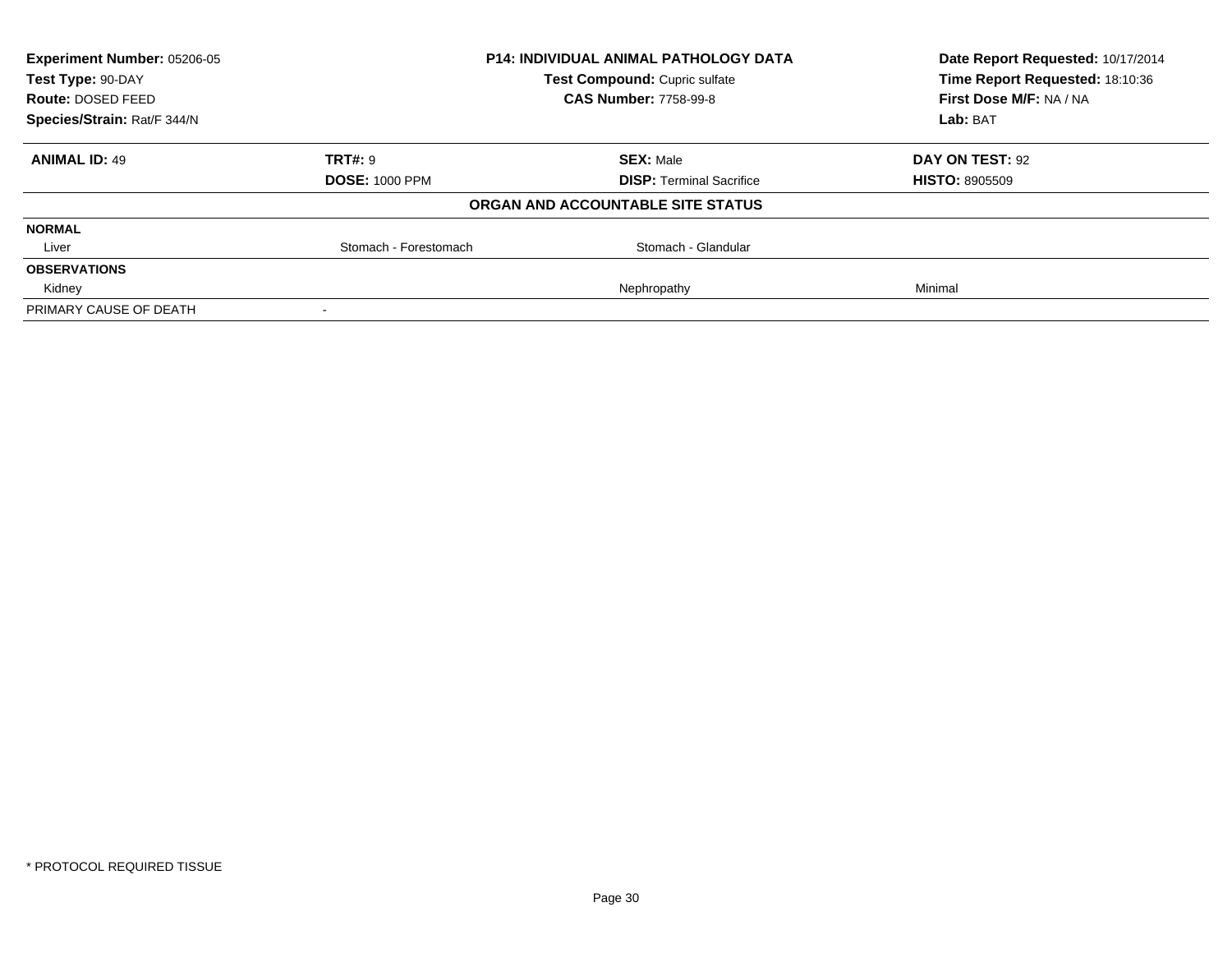| Experiment Number: 05206-05 | P14: INDIVIDUAL ANIMAL PATHOLOGY DATA | Date Report Requested: 10/17/2014 |
|---|---|---|
| Test Type: 90-DAY | Test Compound: Cupric sulfate | Time Report Requested: 18:10:36 |
| Route: DOSED FEED | CAS Number: 7758-99-8 | First Dose M/F: NA / NA |
| Species/Strain: Rat/F 344/N | | Lab: BAT |

| ANIMAL ID: 49 | TRT#: 9 | SEX: Male | DAY ON TEST: 92 |
|---|---|---|---|
| | DOSE: 1000 PPM | DISP: Terminal Sacrifice | HISTO: 8905509 |

**ORGAN AND ACCOUNTABLE SITE STATUS**

| | | | |
|---|---|---|---|
| **NORMAL** | | | |
| Liver | Stomach - Forestomach | Stomach - Glandular | |
| **OBSERVATIONS** | | | |
| Kidney | | Nephropathy | Minimal |
| PRIMARY CAUSE OF DEATH | - | | |

* PROTOCOL REQUIRED TISSUE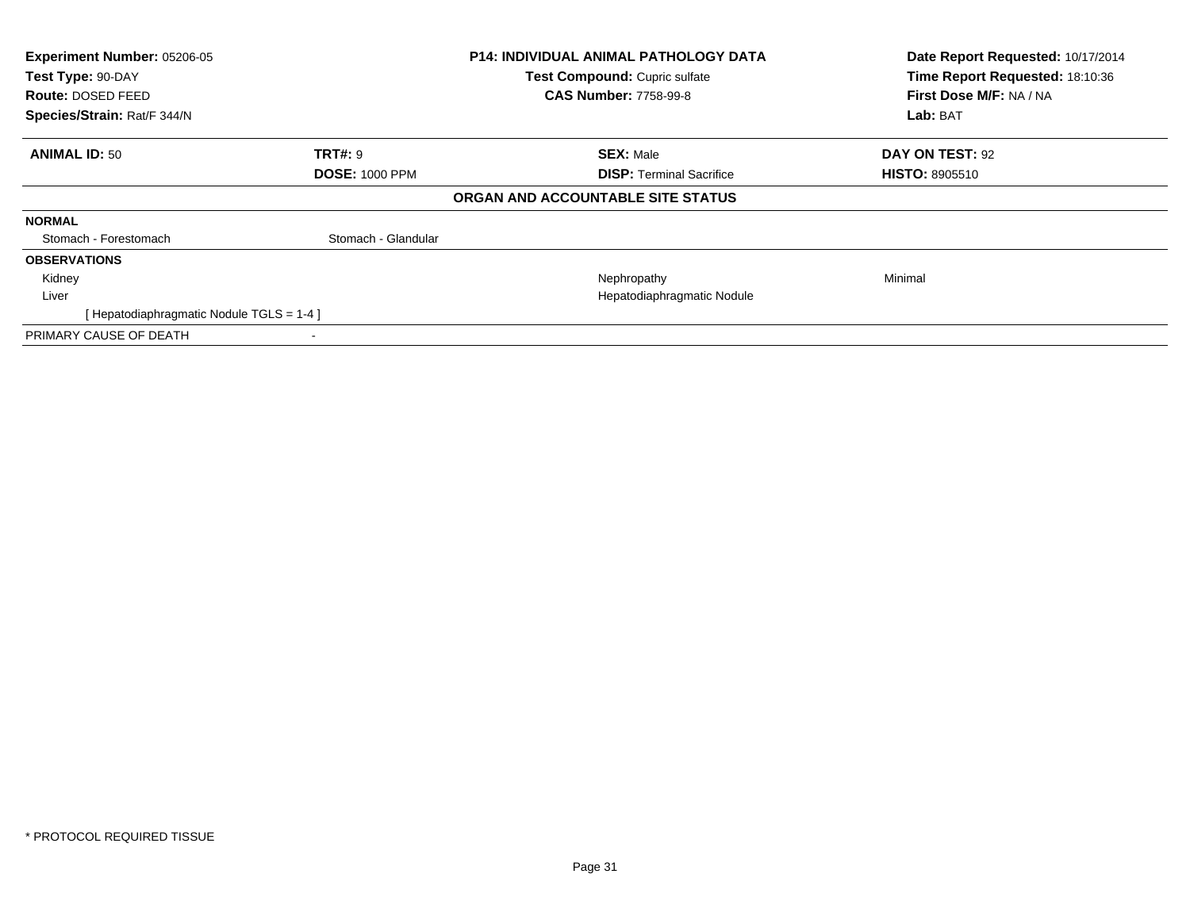**Experiment Number:** 05206-05
**Test Type:** 90-DAY
**Route:** DOSED FEED
**Species/Strain:** Rat/F 344/N

**P14: INDIVIDUAL ANIMAL PATHOLOGY DATA**
**Test Compound:** Cupric sulfate
**CAS Number:** 7758-99-8

**Date Report Requested:** 10/17/2014
**Time Report Requested:** 18:10:36
**First Dose M/F:** NA / NA
**Lab:** BAT

| **ANIMAL ID:** 50 | **TRT#:** 9 | **SEX:** Male | **DAY ON TEST:** 92 |
|---|---|---|---|
| | **DOSE:** 1000 PPM | **DISP:** Terminal Sacrifice | **HISTO:** 8905510 |

## ORGAN AND ACCOUNTABLE SITE STATUS

| | | | |
|---|---|---|---|
| **NORMAL** | | | |
| Stomach - Forestomach | Stomach - Glandular | | |
| **OBSERVATIONS** | | | |
| Kidney | | Nephropathy | Minimal |
| Liver | | Hepatodiaphragmatic Nodule | |
| [ Hepatodiaphragmatic Nodule TGLS = 1-4 ] | | | |
| PRIMARY CAUSE OF DEATH | - | | |

* PROTOCOL REQUIRED TISSUE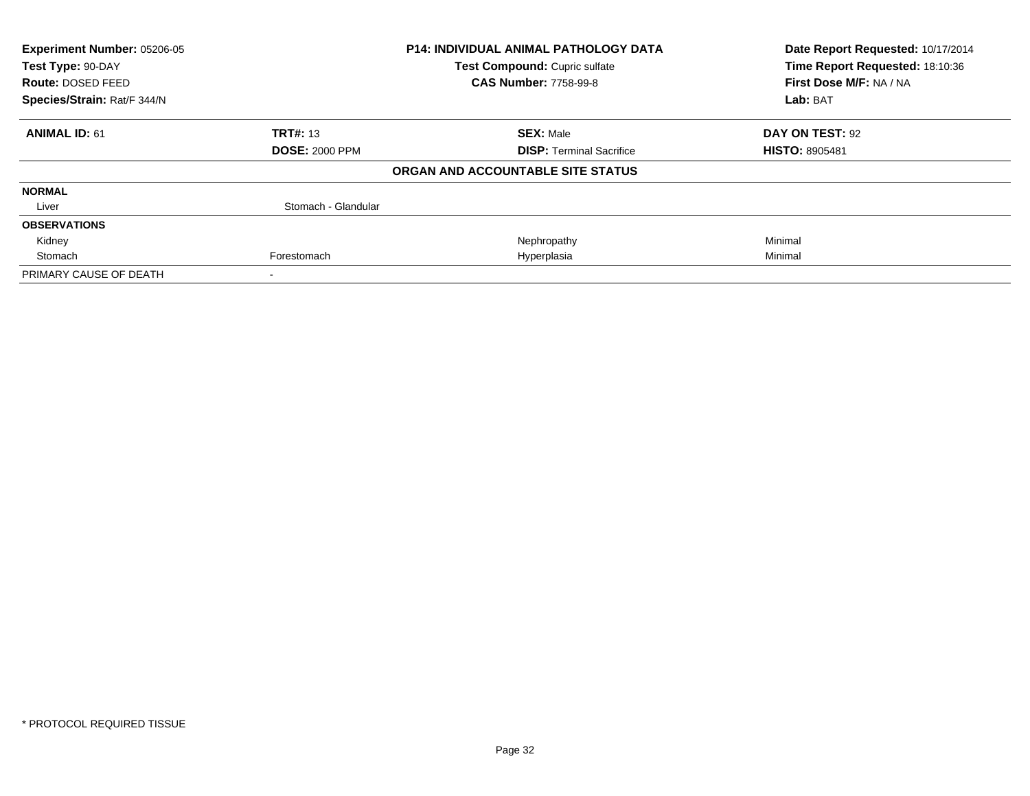| Experiment Number: 05206-05 | P14: INDIVIDUAL ANIMAL PATHOLOGY DATA | Date Report Requested: 10/17/2014 |
|---|---|---|
| Test Type: 90-DAY | Test Compound: Cupric sulfate | Time Report Requested: 18:10:36 |
| Route: DOSED FEED | CAS Number: 7758-99-8 | First Dose M/F: NA / NA |
| Species/Strain: Rat/F 344/N | | Lab: BAT |

| ANIMAL ID: 61 | TRT#: 13 | SEX: Male | DAY ON TEST: 92 |
|---|---|---|---|
| | DOSE: 2000 PPM | DISP: Terminal Sacrifice | HISTO: 8905481 |

**ORGAN AND ACCOUNTABLE SITE STATUS**

| | | | |
|---|---|---|---|
| **NORMAL** | | | |
| Liver | Stomach - Glandular | | |
| **OBSERVATIONS** | | | |
| Kidney | | Nephropathy | Minimal |
| Stomach | Forestomach | Hyperplasia | Minimal |
| PRIMARY CAUSE OF DEATH | - | | |

\* PROTOCOL REQUIRED TISSUE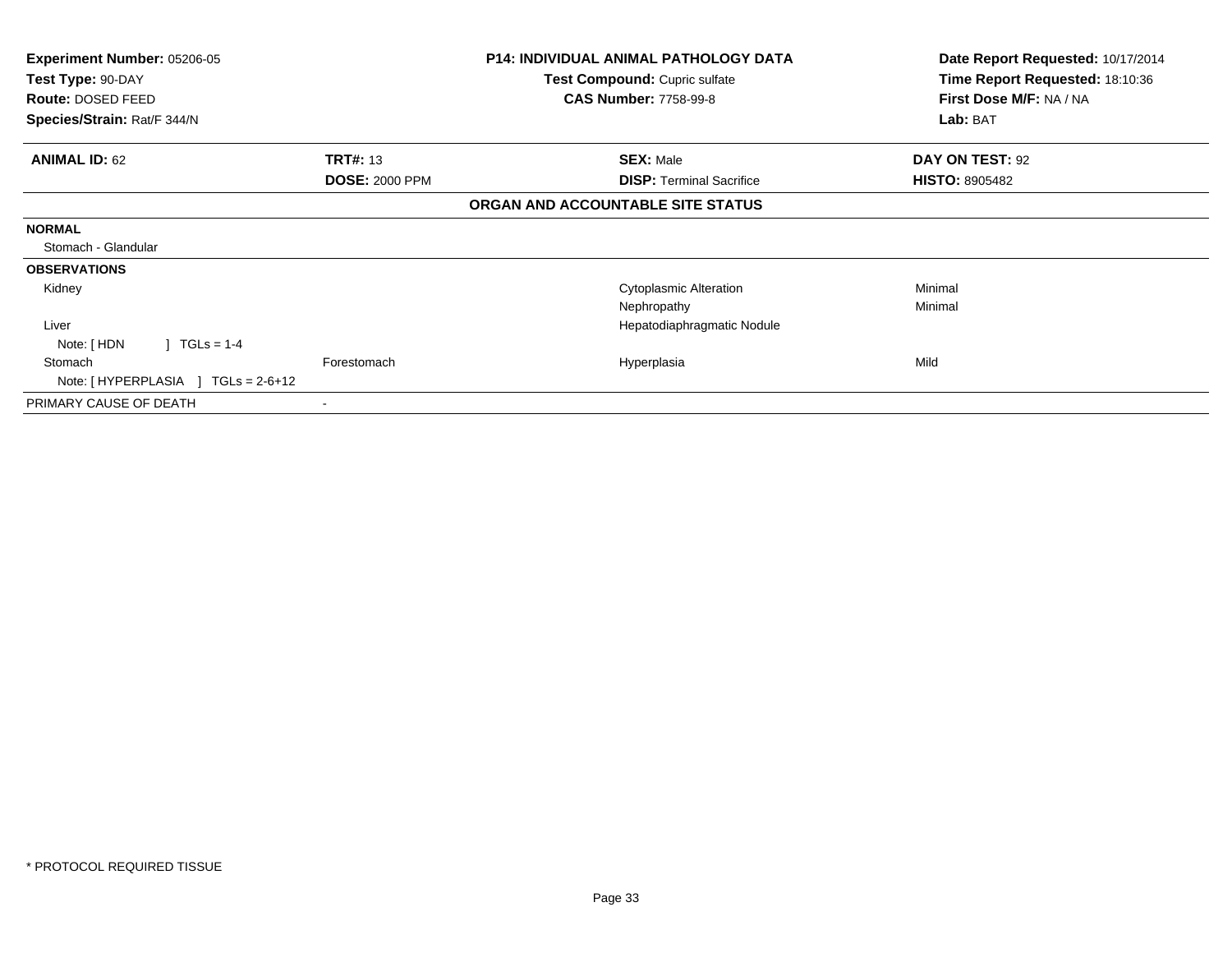**Experiment Number:** 05206-05
**Test Type:** 90-DAY
**Route:** DOSED FEED
**Species/Strain:** Rat/F 344/N

**P14: INDIVIDUAL ANIMAL PATHOLOGY DATA**
**Test Compound:** Cupric sulfate
**CAS Number:** 7758-99-8

**Date Report Requested:** 10/17/2014
**Time Report Requested:** 18:10:36
**First Dose M/F:** NA / NA
**Lab:** BAT

| **ANIMAL ID:** 62 | **TRT#:** 13 | **SEX:** Male | **DAY ON TEST:** 92 |
|---|---|---|---|
| | **DOSE:** 2000 PPM | **DISP:** Terminal Sacrifice | **HISTO:** 8905482 |

## ORGAN AND ACCOUNTABLE SITE STATUS

| | | | |
|---|---|---|---|
| **NORMAL** | | | |
| Stomach - Glandular | | | |
| **OBSERVATIONS** | | | |
| Kidney | | Cytoplasmic Alteration | Minimal |
| | | Nephropathy | Minimal |
| Liver | | Hepatodiaphragmatic Nodule | |
| Note: [ HDN ] TGLs = 1-4 | | | |
| Stomach | Forestomach | Hyperplasia | Mild |
| Note: [ HYPERPLASIA ] TGLs = 2-6+12 | | | |
| PRIMARY CAUSE OF DEATH | - | | |

* PROTOCOL REQUIRED TISSUE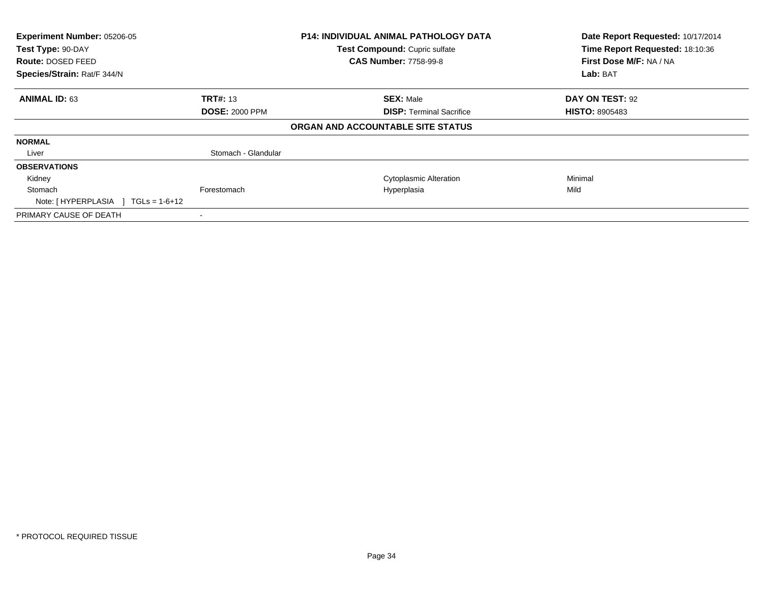**Experiment Number:** 05206-05
**Test Type:** 90-DAY
**Route:** DOSED FEED
**Species/Strain:** Rat/F 344/N

**P14: INDIVIDUAL ANIMAL PATHOLOGY DATA**
**Test Compound:** Cupric sulfate
**CAS Number:** 7758-99-8

**Date Report Requested:** 10/17/2014
**Time Report Requested:** 18:10:36
**First Dose M/F:** NA / NA
**Lab:** BAT

| **ANIMAL ID:** 63 | **TRT#:** 13 | **SEX:** Male | **DAY ON TEST:** 92 |
|---|---|---|---|
| | **DOSE:** 2000 PPM | **DISP:** Terminal Sacrifice | **HISTO:** 8905483 |

**ORGAN AND ACCOUNTABLE SITE STATUS**

| | | | |
|---|---|---|---|
| **NORMAL** | | | |
| Liver | Stomach - Glandular | | |
| **OBSERVATIONS** | | | |
| Kidney | | Cytoplasmic Alteration | Minimal |
| Stomach | Forestomach | Hyperplasia | Mild |
| Note: [ HYPERPLASIA ] TGLs = 1-6+12 | | | |
| PRIMARY CAUSE OF DEATH | - | | |

\* PROTOCOL REQUIRED TISSUE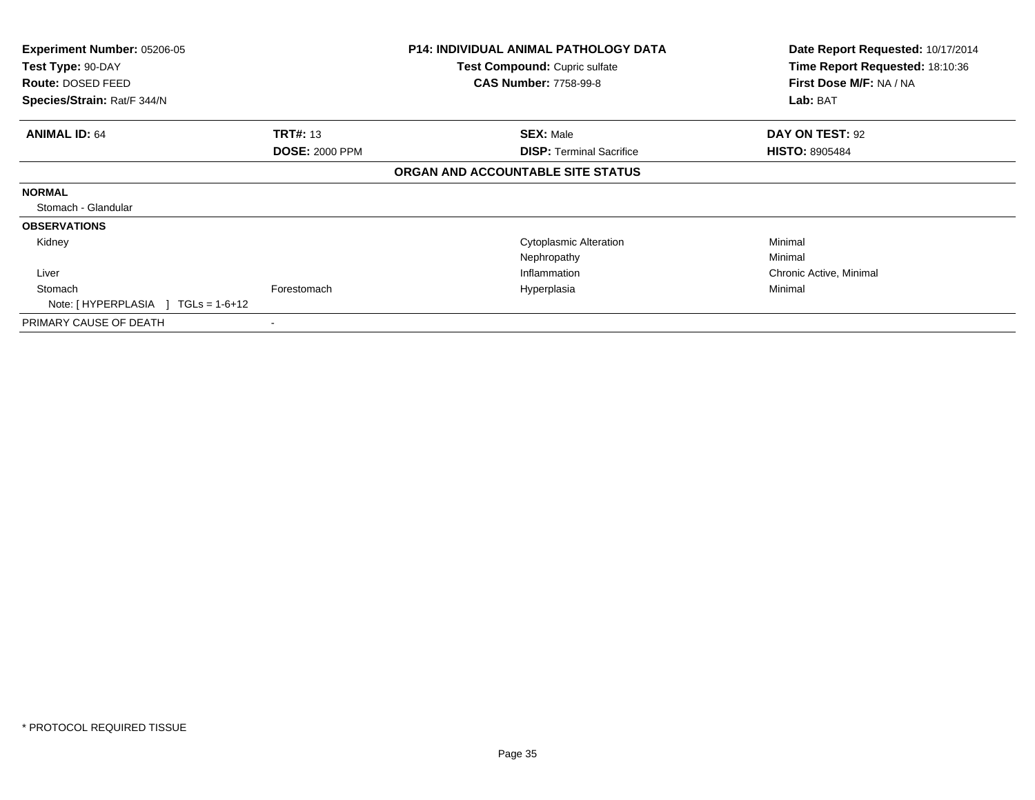**Experiment Number:** 05206-05
**Test Type:** 90-DAY
**Route:** DOSED FEED
**Species/Strain:** Rat/F 344/N

**P14: INDIVIDUAL ANIMAL PATHOLOGY DATA**
**Test Compound:** Cupric sulfate
**CAS Number:** 7758-99-8

**Date Report Requested:** 10/17/2014
**Time Report Requested:** 18:10:36
**First Dose M/F:** NA / NA
**Lab:** BAT

| **ANIMAL ID:** 64 | **TRT#:** 13 | **SEX:** Male | **DAY ON TEST:** 92 |
|---|---|---|---|
| | **DOSE:** 2000 PPM | **DISP:** Terminal Sacrifice | **HISTO:** 8905484 |

**ORGAN AND ACCOUNTABLE SITE STATUS**

| | | | |
|---|---|---|---|
| **NORMAL** | | | |
| Stomach - Glandular | | | |
| **OBSERVATIONS** | | | |
| Kidney | | Cytoplasmic Alteration | Minimal |
| | | Nephropathy | Minimal |
| Liver | | Inflammation | Chronic Active, Minimal |
| Stomach | Forestomach | Hyperplasia | Minimal |
| Note: [ HYPERPLASIA ] TGLs = 1-6+12 | | | |
| PRIMARY CAUSE OF DEATH | - | | |

* PROTOCOL REQUIRED TISSUE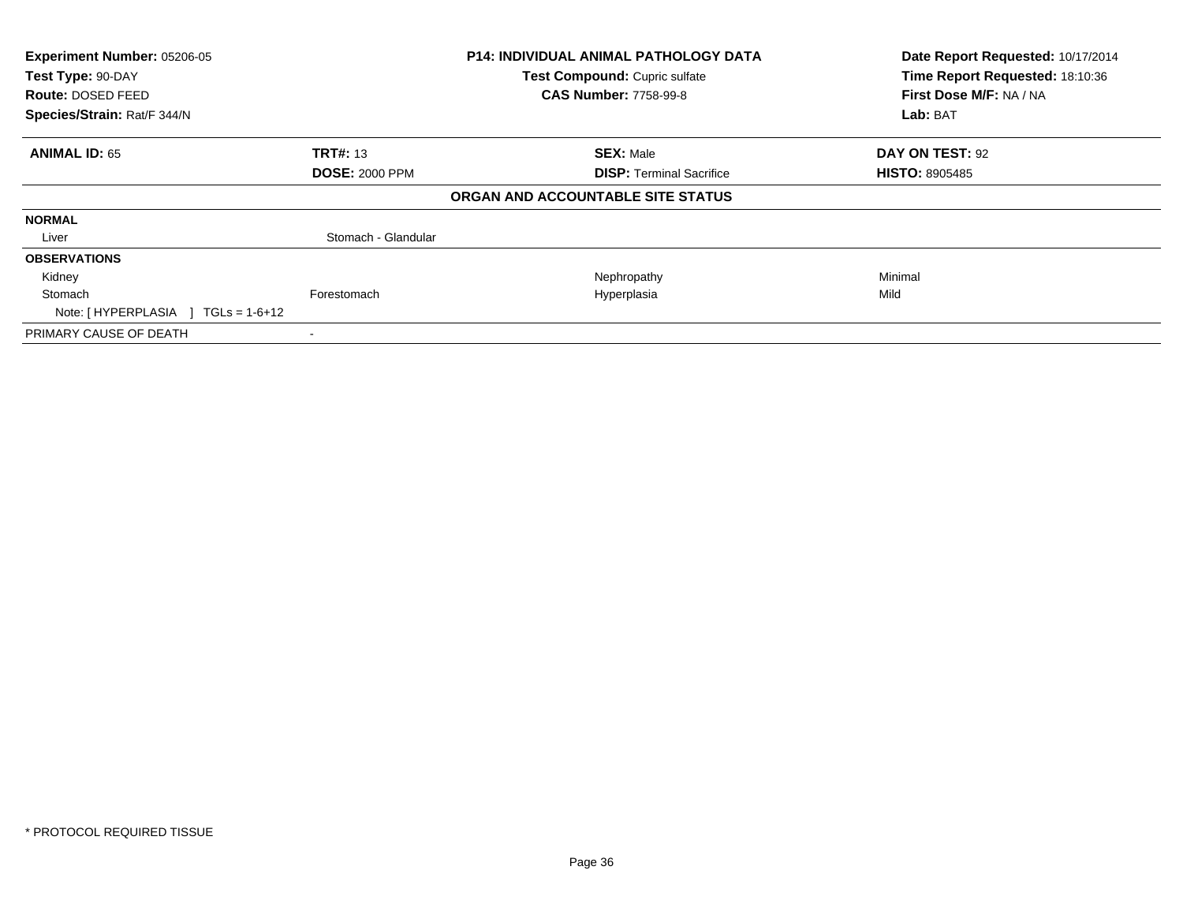| Experiment Number: 05206-05 | P14: INDIVIDUAL ANIMAL PATHOLOGY DATA | Date Report Requested: 10/17/2014 |
|---|---|---|
| Test Type: 90-DAY | Test Compound: Cupric sulfate | Time Report Requested: 18:10:36 |
| Route: DOSED FEED | CAS Number: 7758-99-8 | First Dose M/F: NA / NA |
| Species/Strain: Rat/F 344/N | | Lab: BAT |

| ANIMAL ID: 65 | TRT#: 13 | SEX: Male | DAY ON TEST: 92 |
|---|---|---|---|
| | DOSE: 2000 PPM | DISP: Terminal Sacrifice | HISTO: 8905485 |

**ORGAN AND ACCOUNTABLE SITE STATUS**

| | | | |
|---|---|---|---|
| **NORMAL** | | | |
| Liver | Stomach - Glandular | | |
| **OBSERVATIONS** | | | |
| Kidney | | Nephropathy | Minimal |
| Stomach | Forestomach | Hyperplasia | Mild |
| Note: [ HYPERPLASIA ] TGLs = 1-6+12 | | | |
| PRIMARY CAUSE OF DEATH | - | | |

* PROTOCOL REQUIRED TISSUE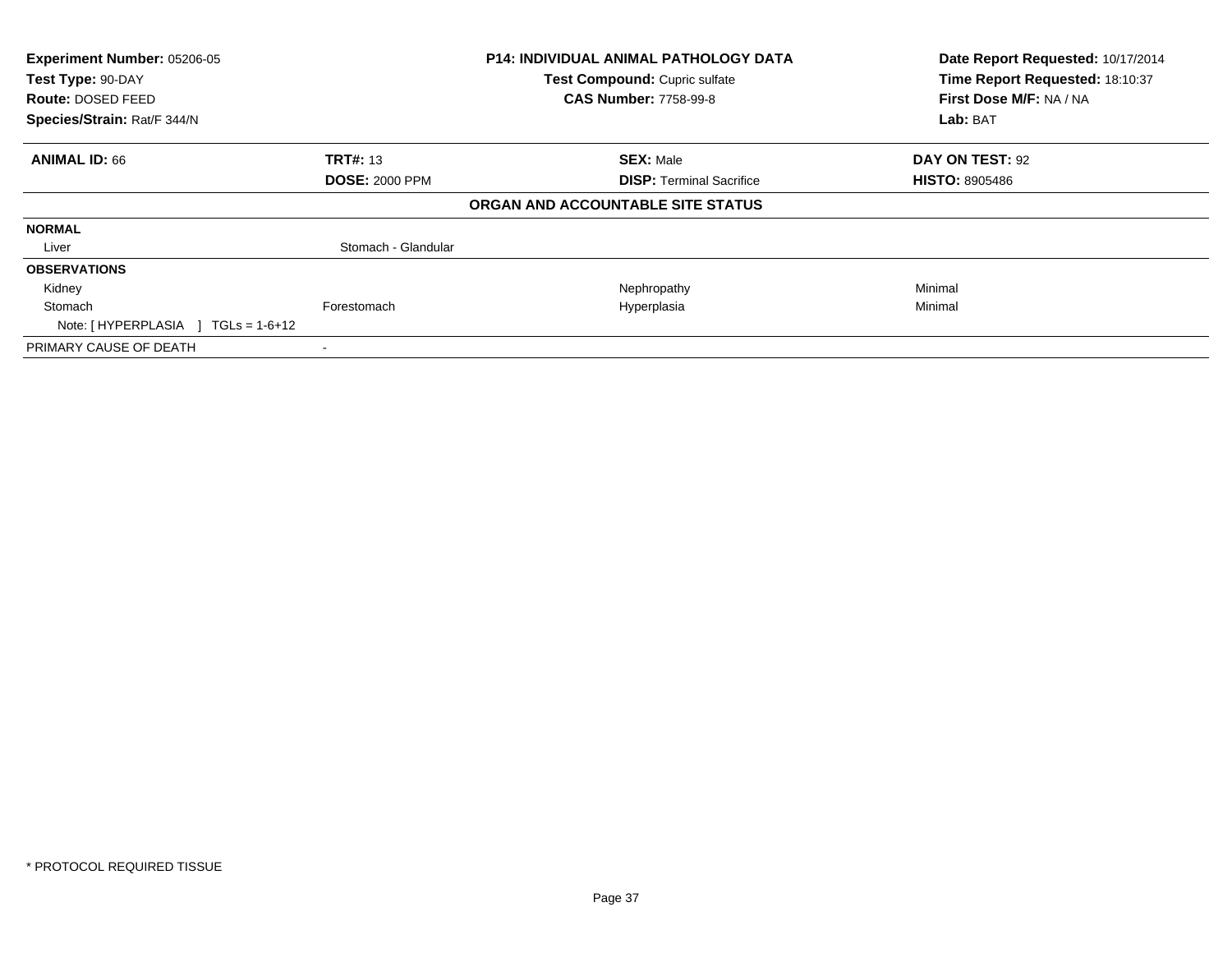**Experiment Number:** 05206-05
**Test Type:** 90-DAY
**Route:** DOSED FEED
**Species/Strain:** Rat/F 344/N

**P14: INDIVIDUAL ANIMAL PATHOLOGY DATA**
**Test Compound:** Cupric sulfate
**CAS Number:** 7758-99-8

**Date Report Requested:** 10/17/2014
**Time Report Requested:** 18:10:37
**First Dose M/F:** NA / NA
**Lab:** BAT

| **ANIMAL ID:** 66 | **TRT#:** 13 | **SEX:** Male | **DAY ON TEST:** 92 |
|---|---|---|---|
| | **DOSE:** 2000 PPM | **DISP:** Terminal Sacrifice | **HISTO:** 8905486 |

**ORGAN AND ACCOUNTABLE SITE STATUS**

| | | | |
|---|---|---|---|
| **NORMAL** | | | |
| Liver | Stomach - Glandular | | |
| **OBSERVATIONS** | | | |
| Kidney | | Nephropathy | Minimal |
| Stomach | Forestomach | Hyperplasia | Minimal |
| Note: [ HYPERPLASIA ] TGLs = 1-6+12 | | | |
| PRIMARY CAUSE OF DEATH | - | | |

* PROTOCOL REQUIRED TISSUE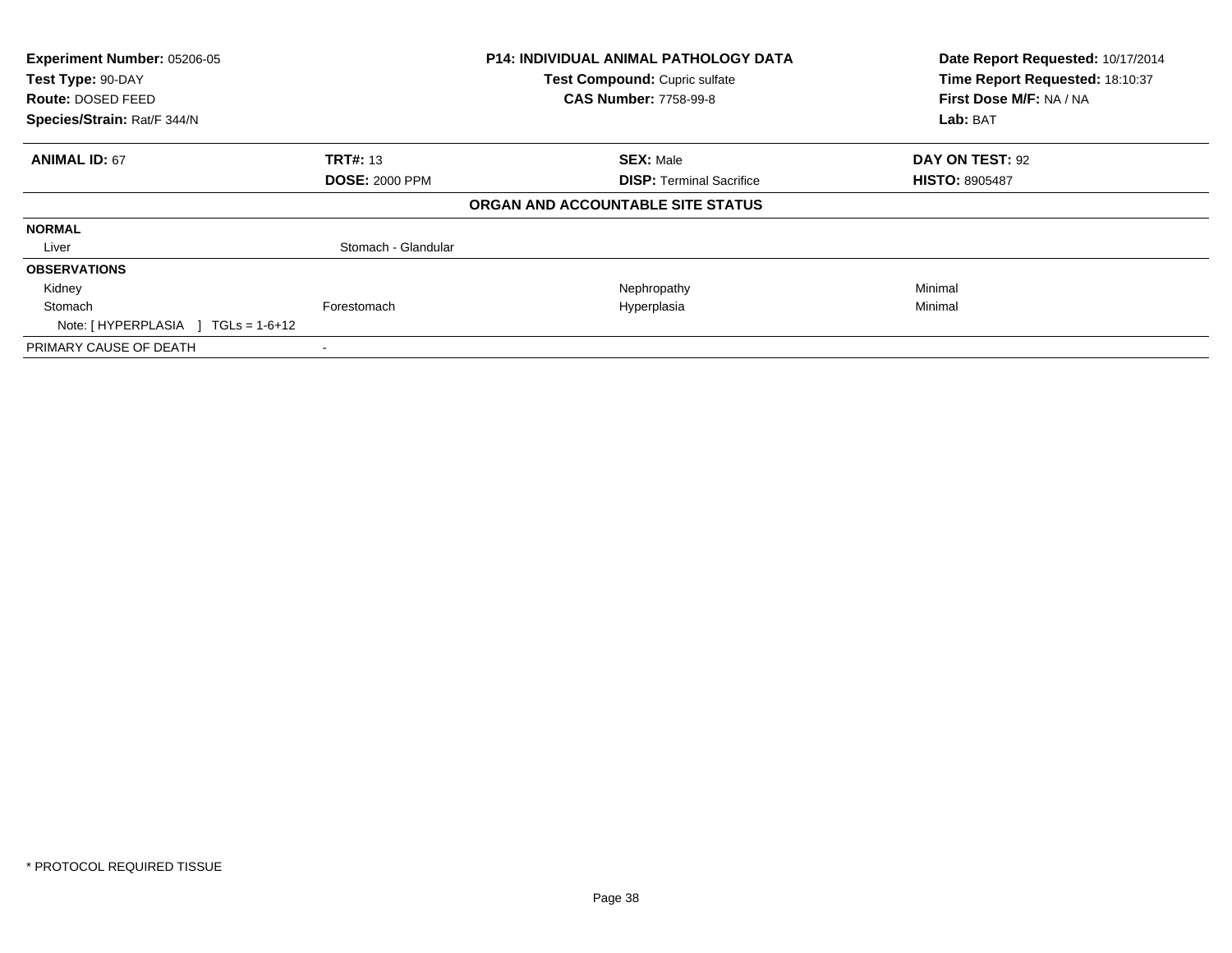| | | | |
|---|---|---|---|
| **Experiment Number:** 05206-05 | **P14: INDIVIDUAL ANIMAL PATHOLOGY DATA** | | **Date Report Requested:** 10/17/2014 |
| **Test Type:** 90-DAY | **Test Compound:** Cupric sulfate | | **Time Report Requested:** 18:10:37 |
| **Route:** DOSED FEED | **CAS Number:** 7758-99-8 | | **First Dose M/F:** NA / NA |
| **Species/Strain:** Rat/F 344/N | | | **Lab:** BAT |

| **ANIMAL ID:** 67 | **TRT#:** 13 | **SEX:** Male | **DAY ON TEST:** 92 |
|---|---|---|---|
| | **DOSE:** 2000 PPM | **DISP:** Terminal Sacrifice | **HISTO:** 8905487 |
| | | **ORGAN AND ACCOUNTABLE SITE STATUS** | |
| **NORMAL** | | | |
| Liver | Stomach - Glandular | | |
| **OBSERVATIONS** | | | |
| Kidney | | Nephropathy | Minimal |
| Stomach | Forestomach | Hyperplasia | Minimal |
| Note: [ HYPERPLASIA ] TGLs = 1-6+12 | | | |
| PRIMARY CAUSE OF DEATH | - | | |

* PROTOCOL REQUIRED TISSUE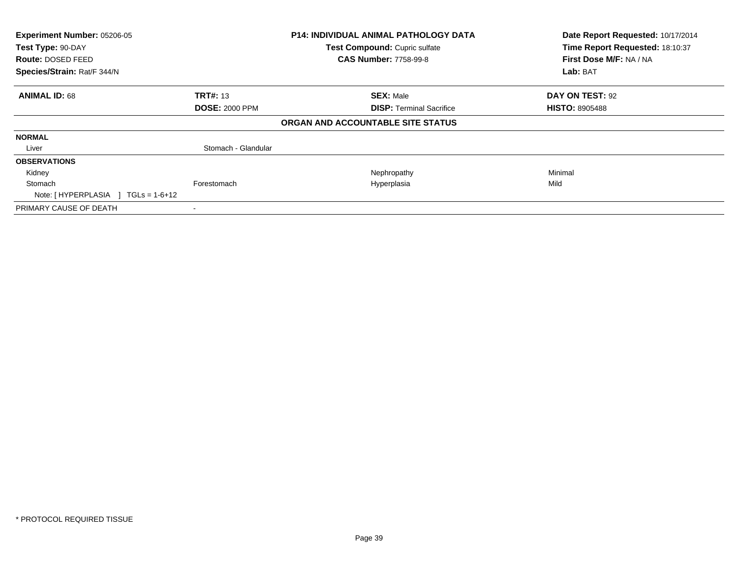| **Experiment Number:** 05206-05 | **P14: INDIVIDUAL ANIMAL PATHOLOGY DATA** | **Date Report Requested:** 10/17/2014 |
|---|---|---|
| **Test Type:** 90-DAY | **Test Compound:** Cupric sulfate | **Time Report Requested:** 18:10:37 |
| **Route:** DOSED FEED | **CAS Number:** 7758-99-8 | **First Dose M/F:** NA / NA |
| **Species/Strain:** Rat/F 344/N | | **Lab:** BAT |

| **ANIMAL ID:** 68 | **TRT#:** 13 | **SEX:** Male | **DAY ON TEST:** 92 |
|---|---|---|---|
| | **DOSE:** 2000 PPM | **DISP:** Terminal Sacrifice | **HISTO:** 8905488 |

**ORGAN AND ACCOUNTABLE SITE STATUS**

| | | | |
|---|---|---|---|
| **NORMAL** | | | |
| Liver | Stomach - Glandular | | |
| **OBSERVATIONS** | | | |
| Kidney | | Nephropathy | Minimal |
| Stomach | Forestomach | Hyperplasia | Mild |
| Note: [ HYPERPLASIA ] TGLs = 1-6+12 | | | |
| PRIMARY CAUSE OF DEATH | - | | |

* PROTOCOL REQUIRED TISSUE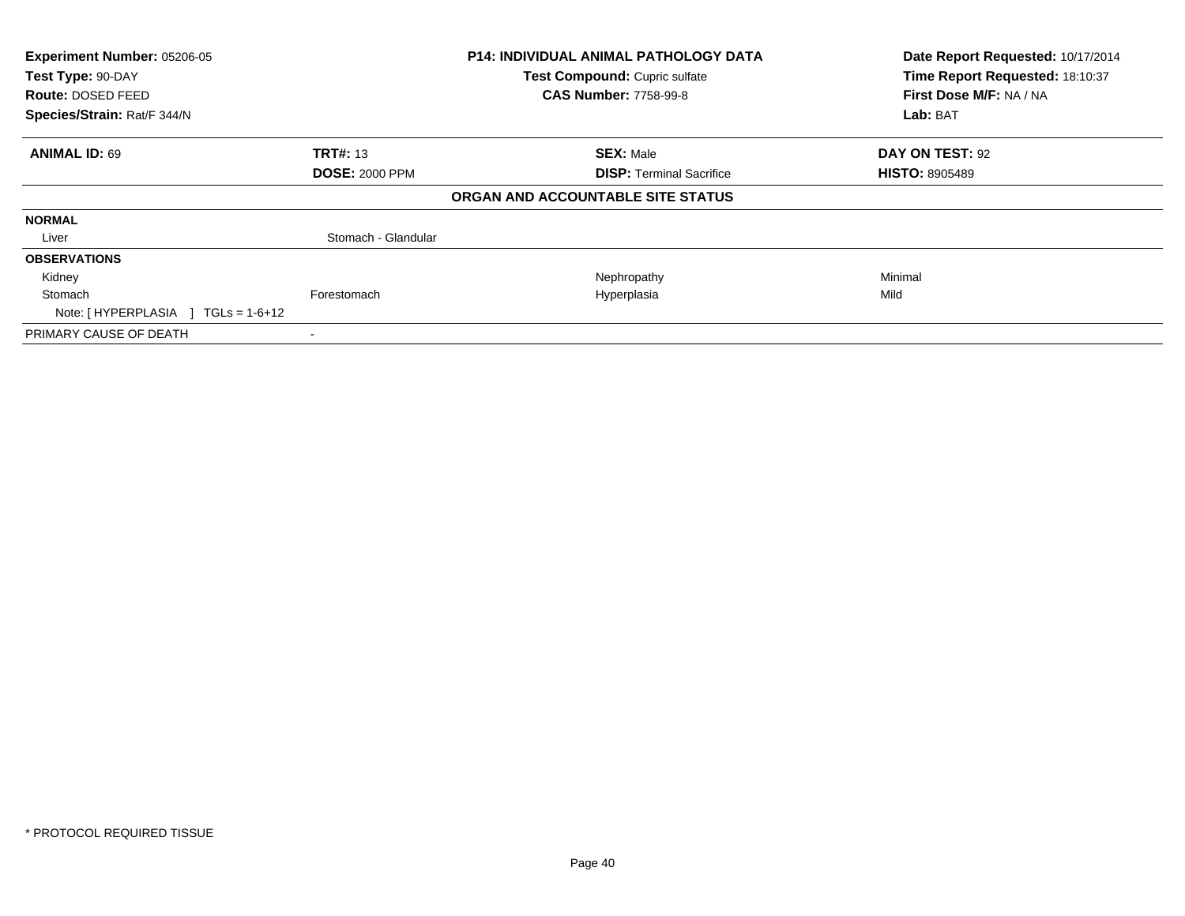| Experiment Number: 05206-05 | P14: INDIVIDUAL ANIMAL PATHOLOGY DATA | Date Report Requested: 10/17/2014 |
|---|---|---|
| Test Type: 90-DAY | Test Compound: Cupric sulfate | Time Report Requested: 18:10:37 |
| Route: DOSED FEED | CAS Number: 7758-99-8 | First Dose M/F: NA / NA |
| Species/Strain: Rat/F 344/N | | Lab: BAT |

| ANIMAL ID: 69 | TRT#: 13 | SEX: Male | DAY ON TEST: 92 |
|---|---|---|---|
| | DOSE: 2000 PPM | DISP: Terminal Sacrifice | HISTO: 8905489 |

**ORGAN AND ACCOUNTABLE SITE STATUS**

| | | | |
|---|---|---|---|
| **NORMAL** | | | |
| Liver | Stomach - Glandular | | |
| **OBSERVATIONS** | | | |
| Kidney | | Nephropathy | Minimal |
| Stomach | Forestomach | Hyperplasia | Mild |
| Note: [ HYPERPLASIA ] TGLs = 1-6+12 | | | |
| PRIMARY CAUSE OF DEATH | - | | |

* PROTOCOL REQUIRED TISSUE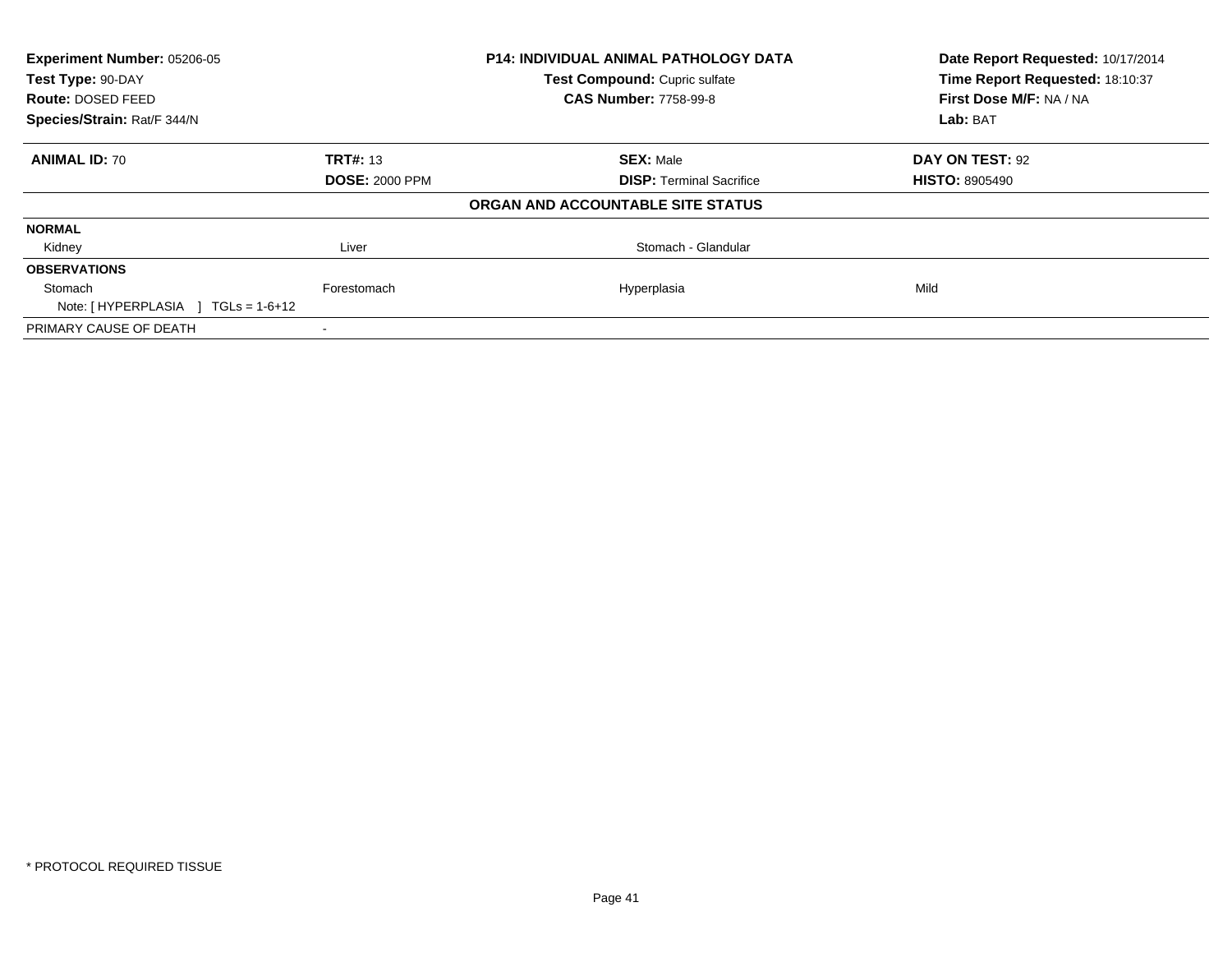| **Experiment Number:** 05206-05 | **P14: INDIVIDUAL ANIMAL PATHOLOGY DATA** | **Date Report Requested:** 10/17/2014 |
|---|---|---|
| **Test Type:** 90-DAY | **Test Compound:** Cupric sulfate | **Time Report Requested:** 18:10:37 |
| **Route:** DOSED FEED | **CAS Number:** 7758-99-8 | **First Dose M/F:** NA / NA |
| **Species/Strain:** Rat/F 344/N | | **Lab:** BAT |

| **ANIMAL ID:** 70 | **TRT#:** 13 | **SEX:** Male | **DAY ON TEST:** 92 |
|---|---|---|---|
| | **DOSE:** 2000 PPM | **DISP:** Terminal Sacrifice | **HISTO:** 8905490 |

**ORGAN AND ACCOUNTABLE SITE STATUS**

| | | | |
|---|---|---|---|
| **NORMAL** | | | |
| Kidney | Liver | Stomach - Glandular | |
| **OBSERVATIONS** | | | |
| Stomach | Forestomach | Hyperplasia | Mild |
| Note: [ HYPERPLASIA ] TGLs = 1-6+12 | | | |
| PRIMARY CAUSE OF DEATH | - | | |

* PROTOCOL REQUIRED TISSUE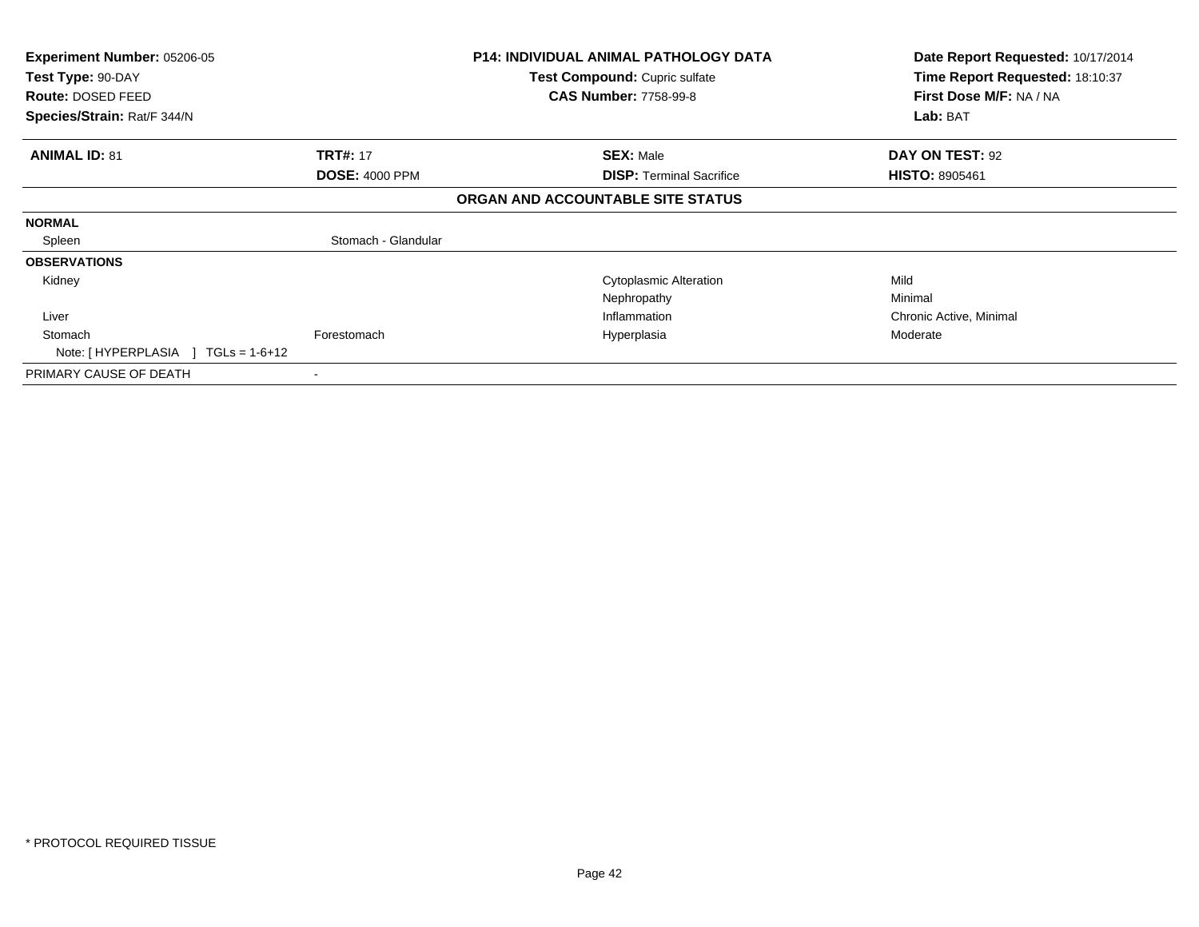| **Experiment Number:** 05206-05 | **P14: INDIVIDUAL ANIMAL PATHOLOGY DATA** | **Date Report Requested:** 10/17/2014 |
|---|---|---|
| **Test Type:** 90-DAY | **Test Compound:** Cupric sulfate | **Time Report Requested:** 18:10:37 |
| **Route:** DOSED FEED | **CAS Number:** 7758-99-8 | **First Dose M/F:** NA / NA |
| **Species/Strain:** Rat/F 344/N | | **Lab:** BAT |

| **ANIMAL ID:** 81 | **TRT#:** 17 | **SEX:** Male | **DAY ON TEST:** 92 |
|---|---|---|---|
| | **DOSE:** 4000 PPM | **DISP:** Terminal Sacrifice | **HISTO:** 8905461 |

**ORGAN AND ACCOUNTABLE SITE STATUS**

| | | | |
|---|---|---|---|
| **NORMAL** | | | |
| Spleen | Stomach - Glandular | | |
| **OBSERVATIONS** | | | |
| Kidney | | Cytoplasmic Alteration | Mild |
| | | Nephropathy | Minimal |
| Liver | | Inflammation | Chronic Active, Minimal |
| Stomach | Forestomach | Hyperplasia | Moderate |
| Note: [ HYPERPLASIA ] TGLs = 1-6+12 | | | |
| PRIMARY CAUSE OF DEATH | - | | |

* PROTOCOL REQUIRED TISSUE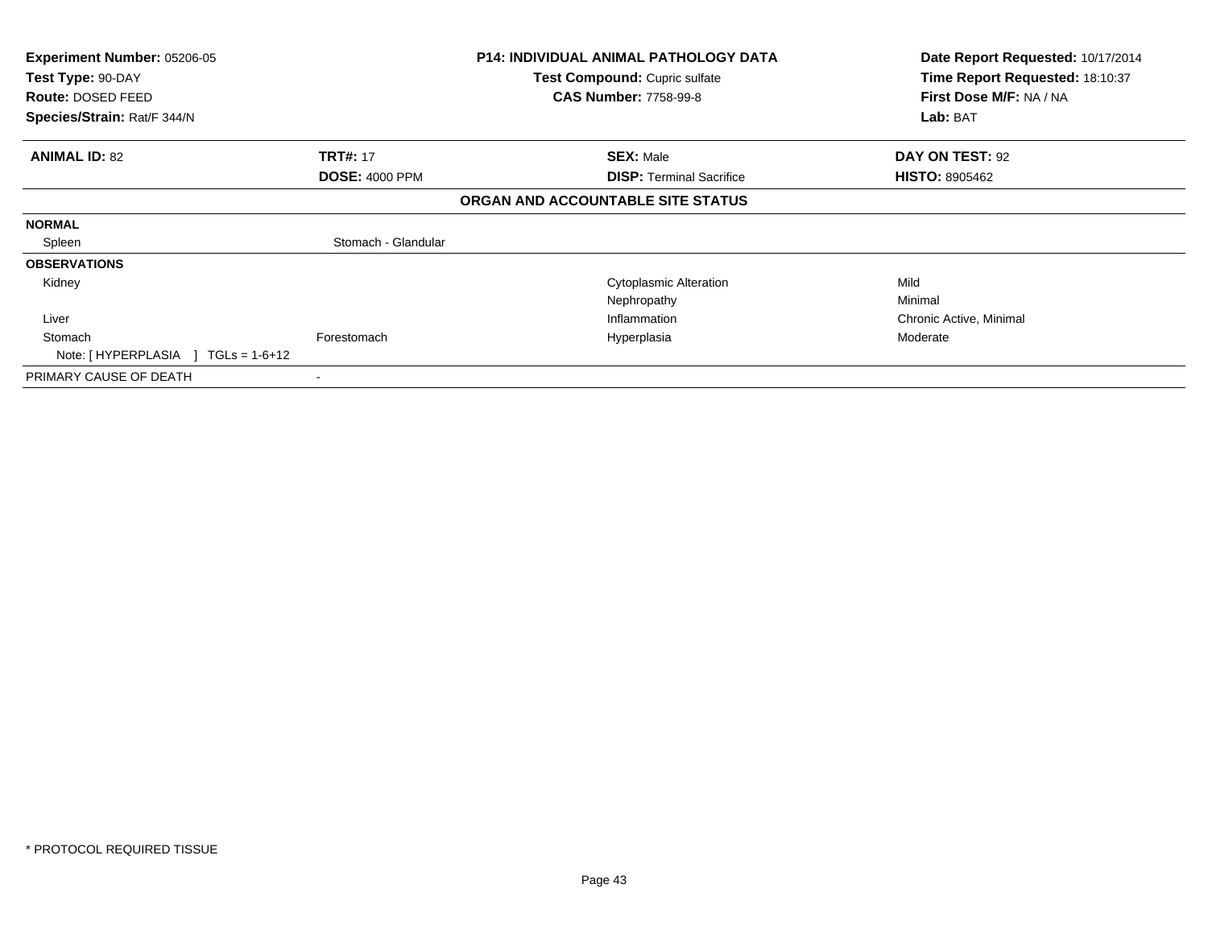**Experiment Number:** 05206-05
**Test Type:** 90-DAY
**Route:** DOSED FEED
**Species/Strain:** Rat/F 344/N

**P14: INDIVIDUAL ANIMAL PATHOLOGY DATA**
**Test Compound:** Cupric sulfate
**CAS Number:** 7758-99-8

**Date Report Requested:** 10/17/2014
**Time Report Requested:** 18:10:37
**First Dose M/F:** NA / NA
**Lab:** BAT

| **ANIMAL ID:** 82 | **TRT#:** 17 | **SEX:** Male | **DAY ON TEST:** 92 |
|---|---|---|---|
| | **DOSE:** 4000 PPM | **DISP:** Terminal Sacrifice | **HISTO:** 8905462 |

**ORGAN AND ACCOUNTABLE SITE STATUS**

| | | | |
|---|---|---|---|
| **NORMAL** | | | |
| Spleen | Stomach - Glandular | | |
| **OBSERVATIONS** | | | |
| Kidney | | Cytoplasmic Alteration | Mild |
| | | Nephropathy | Minimal |
| Liver | | Inflammation | Chronic Active, Minimal |
| Stomach | Forestomach | Hyperplasia | Moderate |
| Note: [ HYPERPLASIA ] TGLs = 1-6+12 | | | |
| PRIMARY CAUSE OF DEATH | - | | |

\* PROTOCOL REQUIRED TISSUE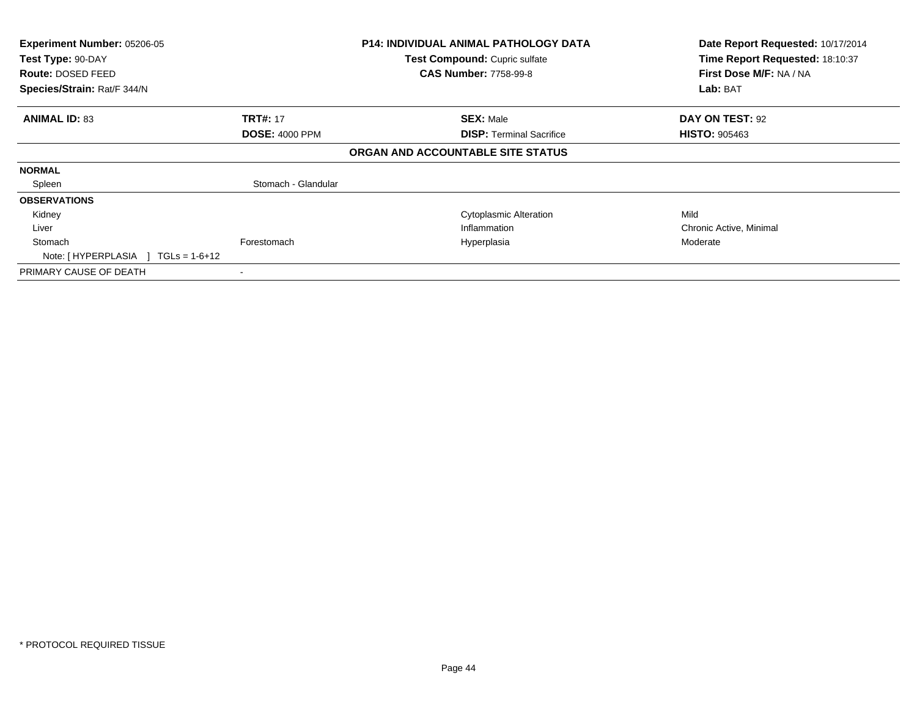**Experiment Number:** 05206-05
**Test Type:** 90-DAY
**Route:** DOSED FEED
**Species/Strain:** Rat/F 344/N

**P14: INDIVIDUAL ANIMAL PATHOLOGY DATA**
**Test Compound:** Cupric sulfate
**CAS Number:** 7758-99-8

**Date Report Requested:** 10/17/2014
**Time Report Requested:** 18:10:37
**First Dose M/F:** NA / NA
**Lab:** BAT

| **ANIMAL ID:** 83 | **TRT#:** 17 | **SEX:** Male | **DAY ON TEST:** 92 |
|---|---|---|---|
| | **DOSE:** 4000 PPM | **DISP:** Terminal Sacrifice | **HISTO:** 905463 |

**ORGAN AND ACCOUNTABLE SITE STATUS**

| | | | |
|---|---|---|---|
| **NORMAL** | | | |
| Spleen | Stomach - Glandular | | |
| **OBSERVATIONS** | | | |
| Kidney | | Cytoplasmic Alteration | Mild |
| Liver | | Inflammation | Chronic Active, Minimal |
| Stomach | Forestomach | Hyperplasia | Moderate |
| Note: [ HYPERPLASIA ] TGLs = 1-6+12 | | | |
| PRIMARY CAUSE OF DEATH | - | | |

* PROTOCOL REQUIRED TISSUE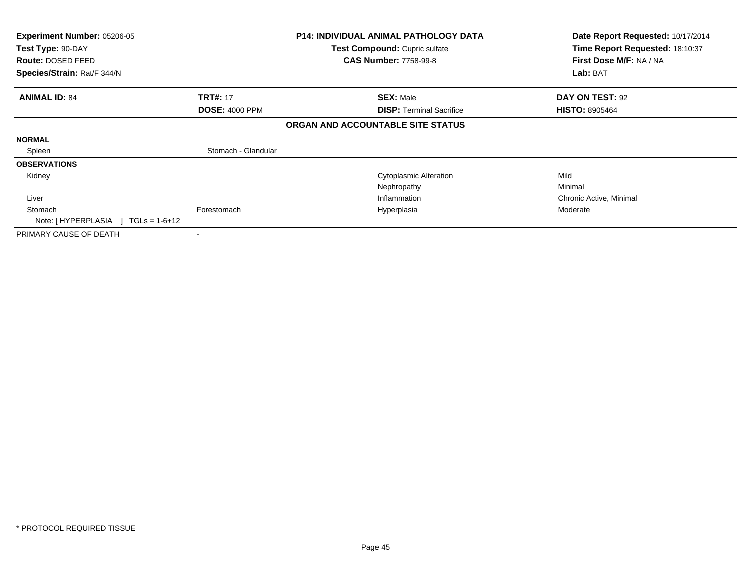**Experiment Number:** 05206-05
**Test Type:** 90-DAY
**Route:** DOSED FEED
**Species/Strain:** Rat/F 344/N

**P14: INDIVIDUAL ANIMAL PATHOLOGY DATA**
**Test Compound:** Cupric sulfate
**CAS Number:** 7758-99-8

**Date Report Requested:** 10/17/2014
**Time Report Requested:** 18:10:37
**First Dose M/F:** NA / NA
**Lab:** BAT

| **ANIMAL ID:** 84 | **TRT#:** 17 | **SEX:** Male | **DAY ON TEST:** 92 |
|---|---|---|---|
| | **DOSE:** 4000 PPM | **DISP:** Terminal Sacrifice | **HISTO:** 8905464 |

### ORGAN AND ACCOUNTABLE SITE STATUS

| | | | |
|---|---|---|---|
| **NORMAL** | | | |
| Spleen | Stomach - Glandular | | |
| **OBSERVATIONS** | | | |
| Kidney | | Cytoplasmic Alteration | Mild |
| | | Nephropathy | Minimal |
| Liver | | Inflammation | Chronic Active, Minimal |
| Stomach | Forestomach | Hyperplasia | Moderate |
| Note: [ HYPERPLASIA ] TGLs = 1-6+12 | | | |
| PRIMARY CAUSE OF DEATH | - | | |

* PROTOCOL REQUIRED TISSUE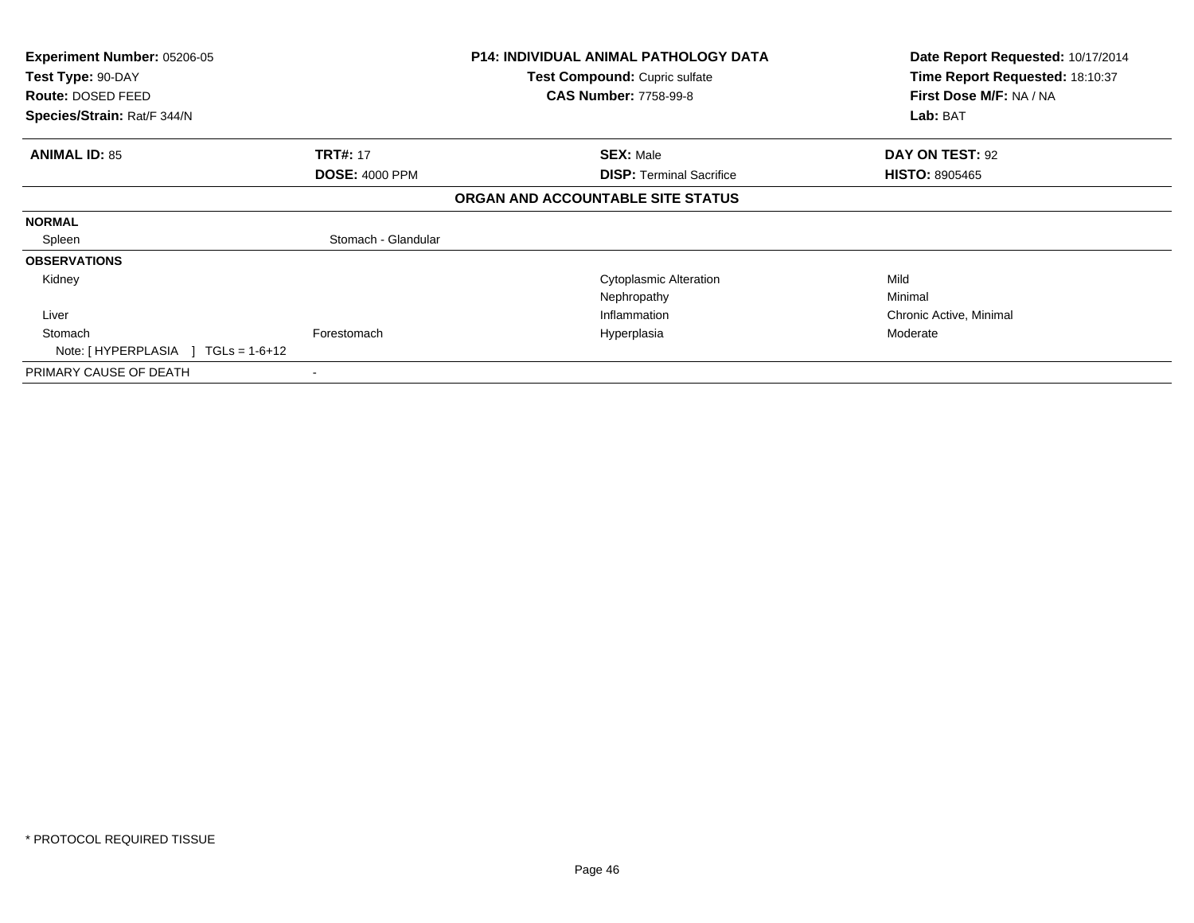**Experiment Number:** 05206-05
**Test Type:** 90-DAY
**Route:** DOSED FEED
**Species/Strain:** Rat/F 344/N

**P14: INDIVIDUAL ANIMAL PATHOLOGY DATA**
**Test Compound:** Cupric sulfate
**CAS Number:** 7758-99-8

**Date Report Requested:** 10/17/2014
**Time Report Requested:** 18:10:37
**First Dose M/F:** NA / NA
**Lab:** BAT

| **ANIMAL ID:** 85 | **TRT#:** 17 | **SEX:** Male | **DAY ON TEST:** 92 |
|---|---|---|---|
| | **DOSE:** 4000 PPM | **DISP:** Terminal Sacrifice | **HISTO:** 8905465 |

## ORGAN AND ACCOUNTABLE SITE STATUS

| | | | |
|---|---|---|---|
| **NORMAL** | | | |
| Spleen | Stomach - Glandular | | |
| **OBSERVATIONS** | | | |
| Kidney | | Cytoplasmic Alteration | Mild |
| | | Nephropathy | Minimal |
| Liver | | Inflammation | Chronic Active, Minimal |
| Stomach | Forestomach | Hyperplasia | Moderate |
| Note: [ HYPERPLASIA ] TGLs = 1-6+12 | | | |
| PRIMARY CAUSE OF DEATH | - | | |

\* PROTOCOL REQUIRED TISSUE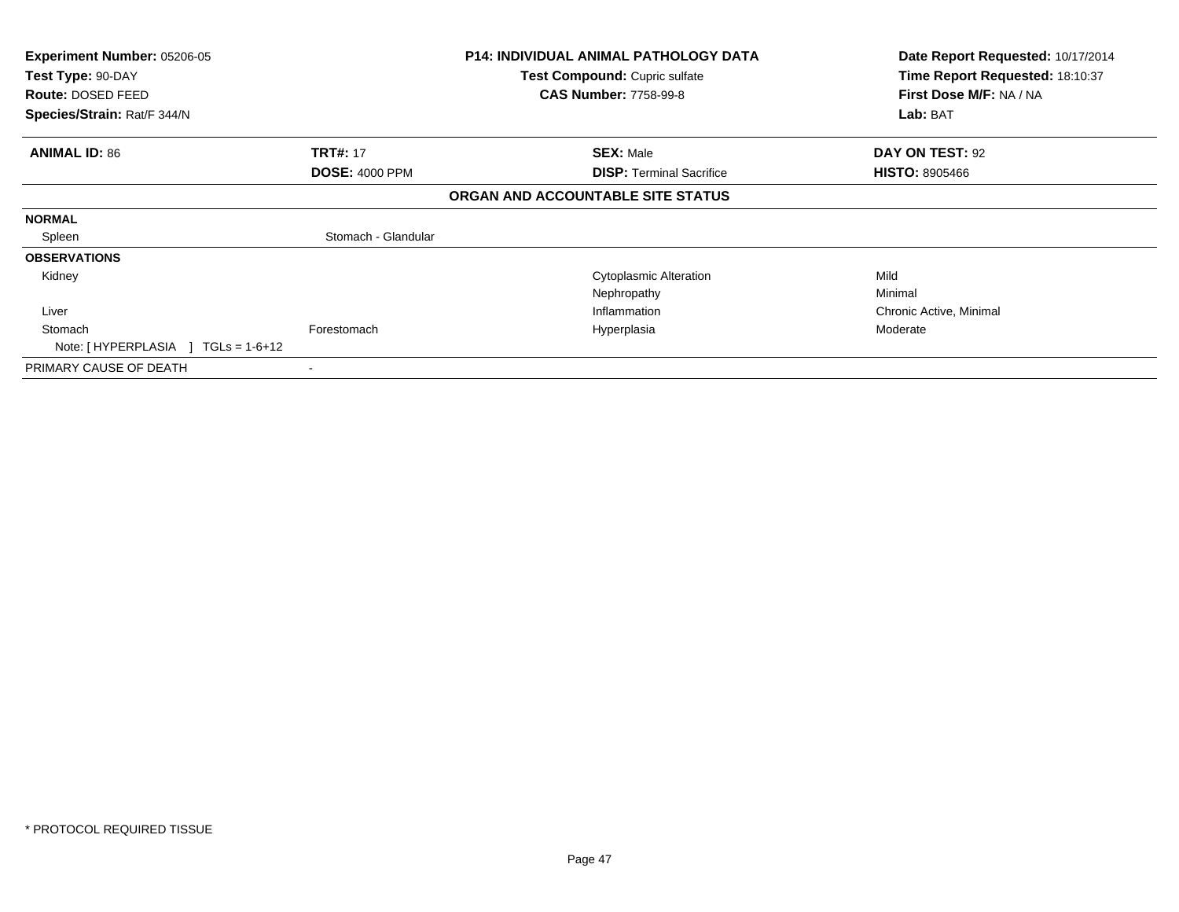**Experiment Number:** 05206-05
**Test Type:** 90-DAY
**Route:** DOSED FEED
**Species/Strain:** Rat/F 344/N

**P14: INDIVIDUAL ANIMAL PATHOLOGY DATA**
**Test Compound:** Cupric sulfate
**CAS Number:** 7758-99-8

**Date Report Requested:** 10/17/2014
**Time Report Requested:** 18:10:37
**First Dose M/F:** NA / NA
**Lab:** BAT

| **ANIMAL ID:** 86 | **TRT#:** 17 | **SEX:** Male | **DAY ON TEST:** 92 |
|---|---|---|---|
| | **DOSE:** 4000 PPM | **DISP:** Terminal Sacrifice | **HISTO:** 8905466 |

**ORGAN AND ACCOUNTABLE SITE STATUS**

| | | | |
|---|---|---|---|
| **NORMAL** | | | |
| Spleen | Stomach - Glandular | | |
| **OBSERVATIONS** | | | |
| Kidney | | Cytoplasmic Alteration | Mild |
| | | Nephropathy | Minimal |
| Liver | | Inflammation | Chronic Active, Minimal |
| Stomach | Forestomach | Hyperplasia | Moderate |
| Note: [ HYPERPLASIA ] TGLs = 1-6+12 | | | |
| PRIMARY CAUSE OF DEATH | - | | |

* PROTOCOL REQUIRED TISSUE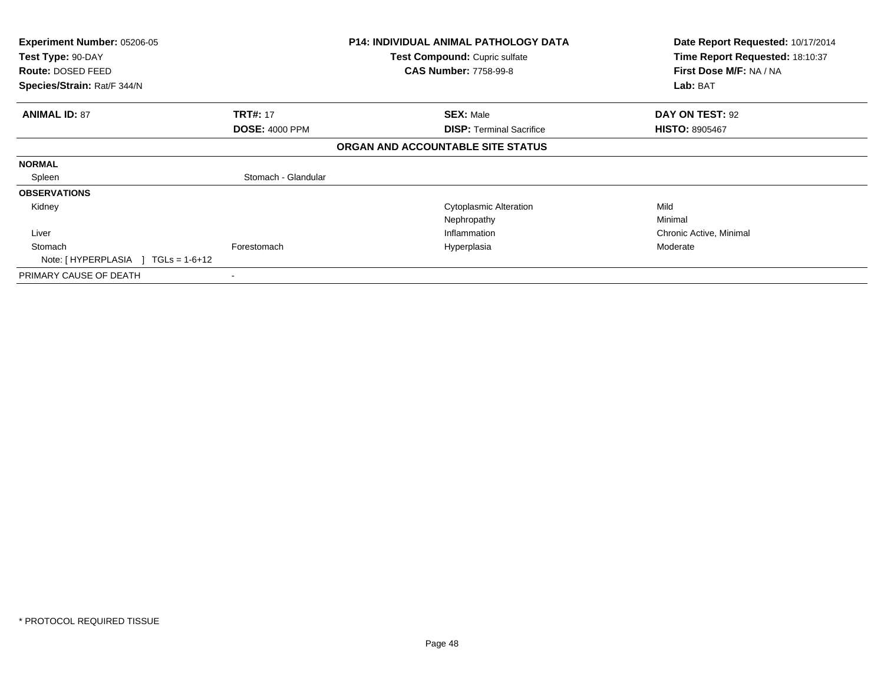**Experiment Number:** 05206-05
**Test Type:** 90-DAY
**Route:** DOSED FEED
**Species/Strain:** Rat/F 344/N

**P14: INDIVIDUAL ANIMAL PATHOLOGY DATA**
**Test Compound:** Cupric sulfate
**CAS Number:** 7758-99-8

**Date Report Requested:** 10/17/2014
**Time Report Requested:** 18:10:37
**First Dose M/F:** NA / NA
**Lab:** BAT

| **ANIMAL ID:** 87 | **TRT#:** 17 | **SEX:** Male | **DAY ON TEST:** 92 |
|---|---|---|---|
| | **DOSE:** 4000 PPM | **DISP:** Terminal Sacrifice | **HISTO:** 8905467 |

**ORGAN AND ACCOUNTABLE SITE STATUS**

| | | | |
|---|---|---|---|
| **NORMAL** | | | |
| Spleen | Stomach - Glandular | | |
| **OBSERVATIONS** | | | |
| Kidney | | Cytoplasmic Alteration | Mild |
| | | Nephropathy | Minimal |
| Liver | | Inflammation | Chronic Active, Minimal |
| Stomach | Forestomach | Hyperplasia | Moderate |
| Note: [ HYPERPLASIA ] TGLs = 1-6+12 | | | |
| PRIMARY CAUSE OF DEATH | - | | |

\* PROTOCOL REQUIRED TISSUE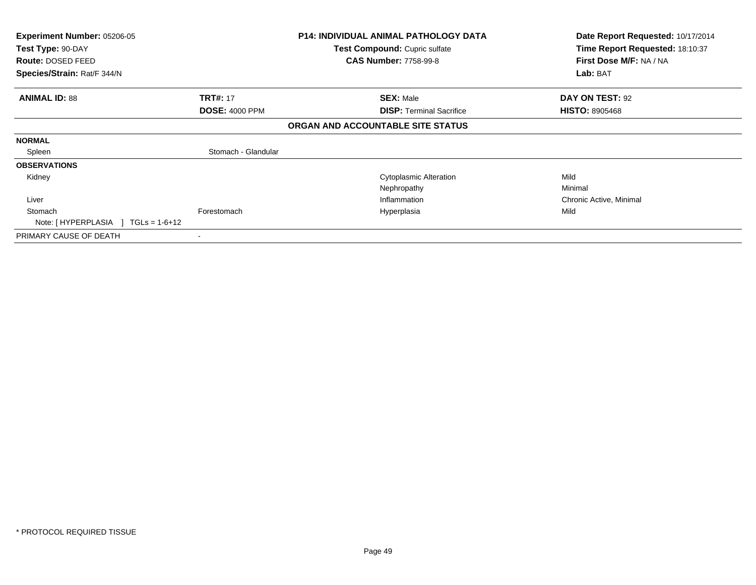**Experiment Number:** 05206-05
**Test Type:** 90-DAY
**Route:** DOSED FEED
**Species/Strain:** Rat/F 344/N

**P14: INDIVIDUAL ANIMAL PATHOLOGY DATA**
**Test Compound:** Cupric sulfate
**CAS Number:** 7758-99-8

**Date Report Requested:** 10/17/2014
**Time Report Requested:** 18:10:37
**First Dose M/F:** NA / NA
**Lab:** BAT

| **ANIMAL ID:** 88 | **TRT#:** 17 | **SEX:** Male | **DAY ON TEST:** 92 |
|---|---|---|---|
| | **DOSE:** 4000 PPM | **DISP:** Terminal Sacrifice | **HISTO:** 8905468 |

### ORGAN AND ACCOUNTABLE SITE STATUS

| | | | |
|---|---|---|---|
| **NORMAL** | | | |
| Spleen | Stomach - Glandular | | |
| **OBSERVATIONS** | | | |
| Kidney | | Cytoplasmic Alteration | Mild |
| | | Nephropathy | Minimal |
| Liver | | Inflammation | Chronic Active, Minimal |
| Stomach | Forestomach | Hyperplasia | Mild |
| Note: [ HYPERPLASIA ] TGLs = 1-6+12 | | | |
| PRIMARY CAUSE OF DEATH | - | | |

* PROTOCOL REQUIRED TISSUE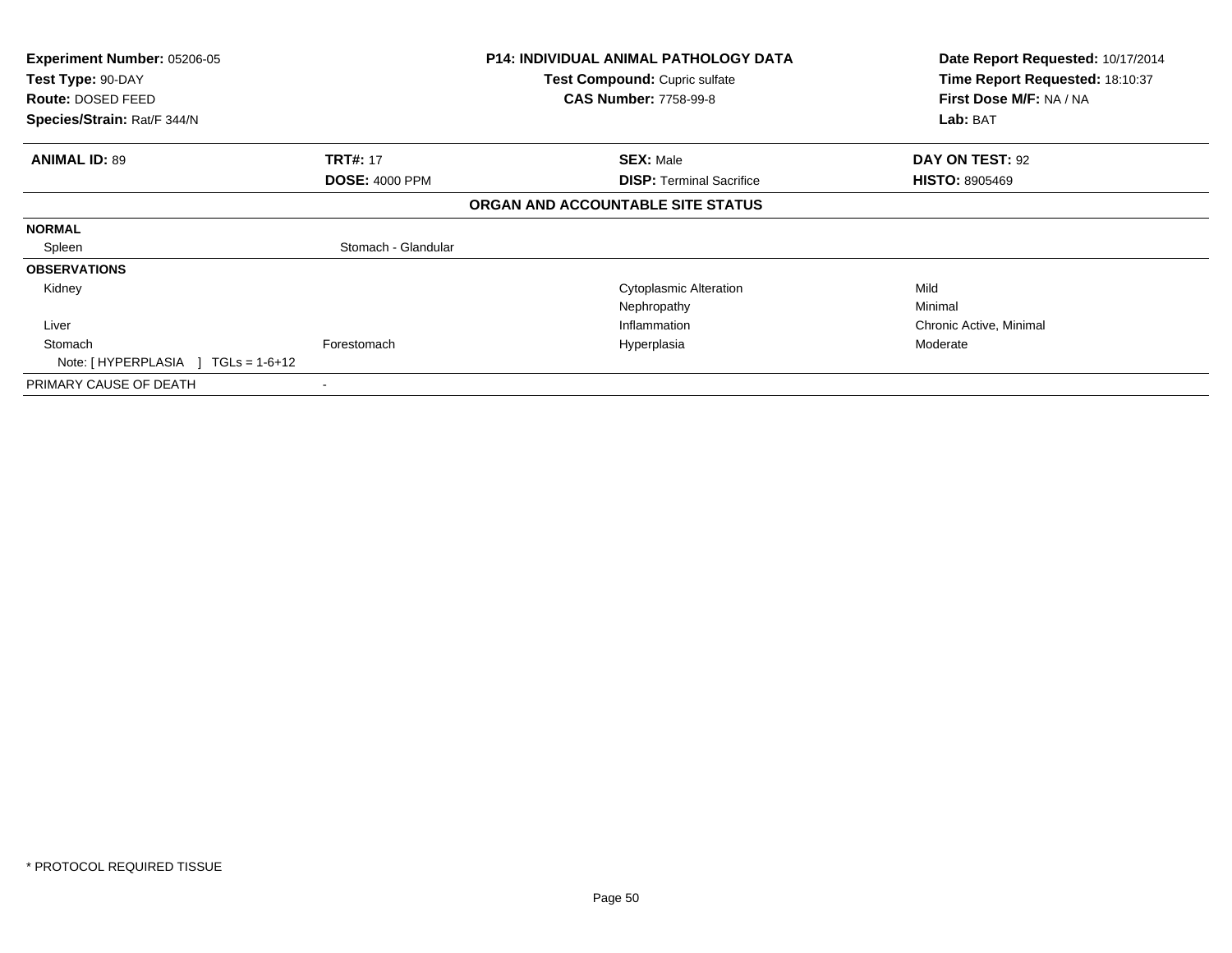**Experiment Number:** 05206-05
**Test Type:** 90-DAY
**Route:** DOSED FEED
**Species/Strain:** Rat/F 344/N

**P14: INDIVIDUAL ANIMAL PATHOLOGY DATA**
**Test Compound:** Cupric sulfate
**CAS Number:** 7758-99-8

**Date Report Requested:** 10/17/2014
**Time Report Requested:** 18:10:37
**First Dose M/F:** NA / NA
**Lab:** BAT

| **ANIMAL ID:** 89 | **TRT#:** 17 | **SEX:** Male | **DAY ON TEST:** 92 |
|---|---|---|---|
| | **DOSE:** 4000 PPM | **DISP:** Terminal Sacrifice | **HISTO:** 8905469 |

**ORGAN AND ACCOUNTABLE SITE STATUS**

| | | | |
|---|---|---|---|
| **NORMAL** | | | |
| Spleen | Stomach - Glandular | | |
| **OBSERVATIONS** | | | |
| Kidney | | Cytoplasmic Alteration | Mild |
| | | Nephropathy | Minimal |
| Liver | | Inflammation | Chronic Active, Minimal |
| Stomach | Forestomach | Hyperplasia | Moderate |
| Note: [ HYPERPLASIA ] TGLs = 1-6+12 | | | |
| PRIMARY CAUSE OF DEATH | - | | |

\* PROTOCOL REQUIRED TISSUE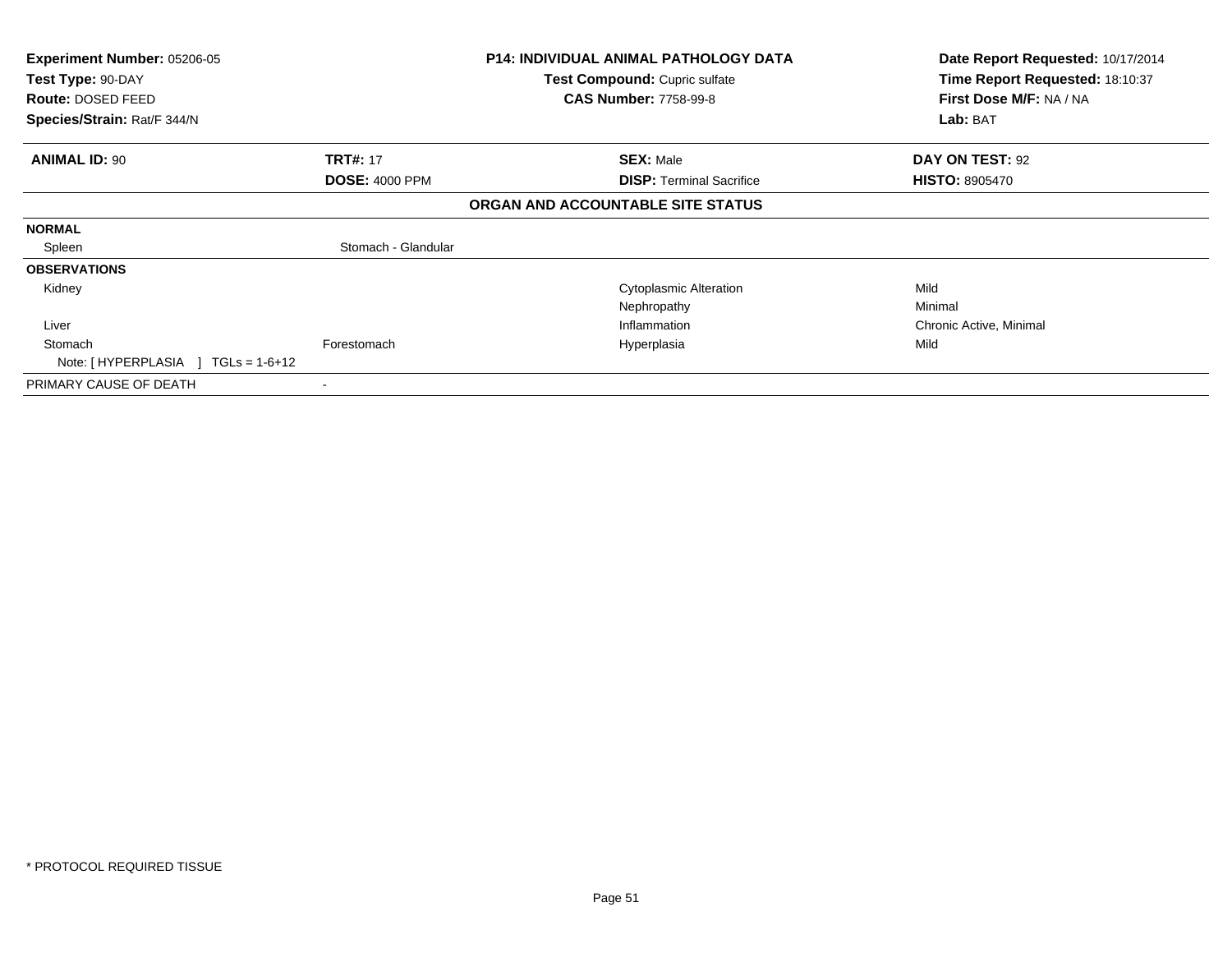**Experiment Number:** 05206-05
**Test Type:** 90-DAY
**Route:** DOSED FEED
**Species/Strain:** Rat/F 344/N

**P14: INDIVIDUAL ANIMAL PATHOLOGY DATA**
**Test Compound:** Cupric sulfate
**CAS Number:** 7758-99-8

**Date Report Requested:** 10/17/2014
**Time Report Requested:** 18:10:37
**First Dose M/F:** NA / NA
**Lab:** BAT

| **ANIMAL ID:** 90 | **TRT#:** 17 | **SEX:** Male | **DAY ON TEST:** 92 |
|---|---|---|---|
| | **DOSE:** 4000 PPM | **DISP:** Terminal Sacrifice | **HISTO:** 8905470 |

**ORGAN AND ACCOUNTABLE SITE STATUS**

| | | | |
|---|---|---|---|
| **NORMAL** | | | |
| Spleen | Stomach - Glandular | | |
| **OBSERVATIONS** | | | |
| Kidney | | Cytoplasmic Alteration | Mild |
| | | Nephropathy | Minimal |
| Liver | | Inflammation | Chronic Active, Minimal |
| Stomach | Forestomach | Hyperplasia | Mild |
| Note: [ HYPERPLASIA ] TGLs = 1-6+12 | | | |
| PRIMARY CAUSE OF DEATH | - | | |

\* PROTOCOL REQUIRED TISSUE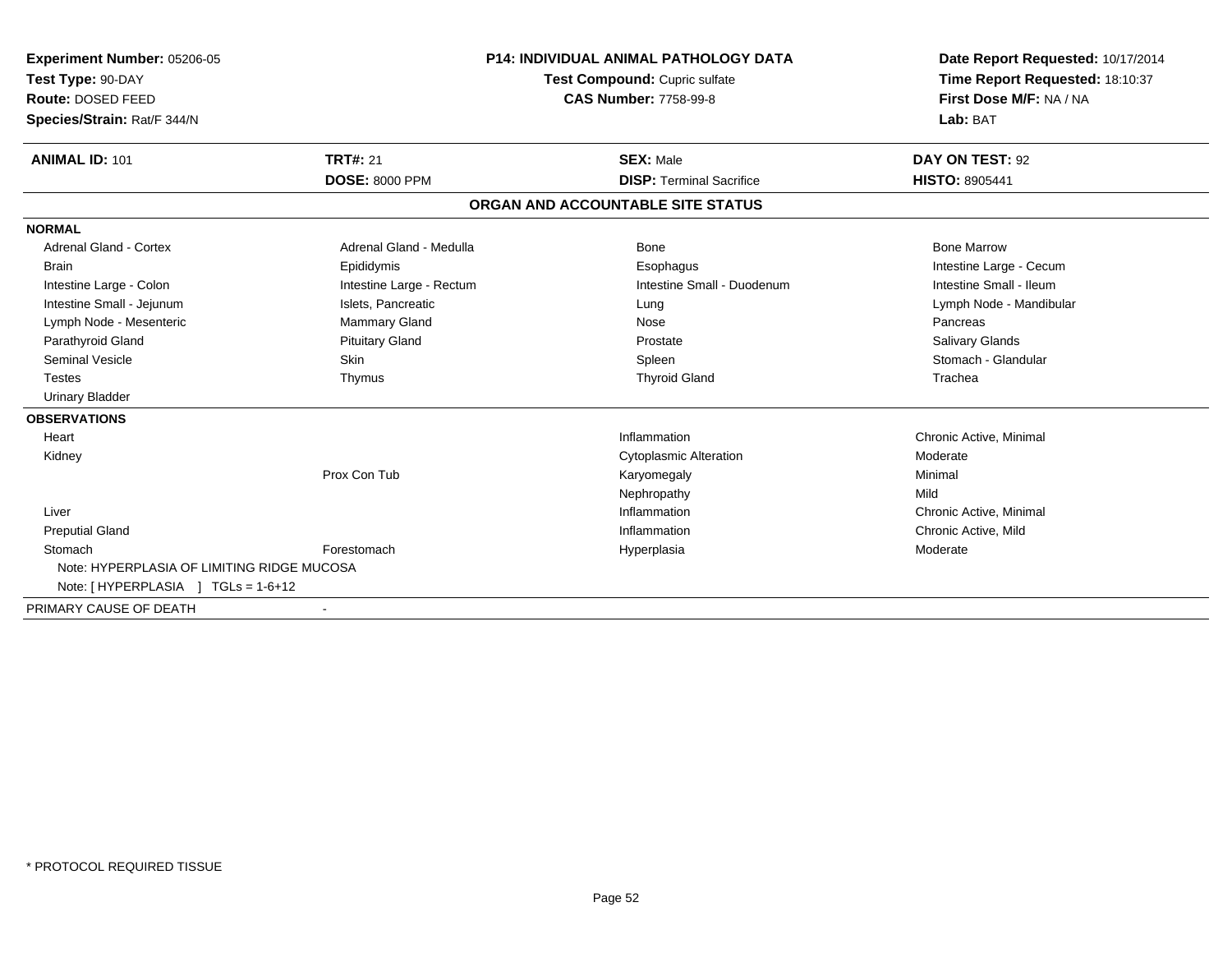**Experiment Number:** 05206-05
**Test Type:** 90-DAY
**Route:** DOSED FEED
**Species/Strain:** Rat/F 344/N

**P14: INDIVIDUAL ANIMAL PATHOLOGY DATA**
**Test Compound:** Cupric sulfate
**CAS Number:** 7758-99-8

**Date Report Requested:** 10/17/2014
**Time Report Requested:** 18:10:37
**First Dose M/F:** NA / NA
**Lab:** BAT

| **ANIMAL ID:** 101 | **TRT#:** 21 | **SEX:** Male | **DAY ON TEST:** 92 |
|---|---|---|---|
| | **DOSE:** 8000 PPM | **DISP:** Terminal Sacrifice | **HISTO:** 8905441 |

## ORGAN AND ACCOUNTABLE SITE STATUS

**NORMAL**

| | | | |
|---|---|---|---|
| Adrenal Gland - Cortex | Adrenal Gland - Medulla | Bone | Bone Marrow |
| Brain | Epididymis | Esophagus | Intestine Large - Cecum |
| Intestine Large - Colon | Intestine Large - Rectum | Intestine Small - Duodenum | Intestine Small - Ileum |
| Intestine Small - Jejunum | Islets, Pancreatic | Lung | Lymph Node - Mandibular |
| Lymph Node - Mesenteric | Mammary Gland | Nose | Pancreas |
| Parathyroid Gland | Pituitary Gland | Prostate | Salivary Glands |
| Seminal Vesicle | Skin | Spleen | Stomach - Glandular |
| Testes | Thymus | Thyroid Gland | Trachea |
| Urinary Bladder | | | |

**OBSERVATIONS**

| | | | |
|---|---|---|---|
| Heart | | Inflammation | Chronic Active, Minimal |
| Kidney | | Cytoplasmic Alteration | Moderate |
| | Prox Con Tub | Karyomegaly | Minimal |
| | | Nephropathy | Mild |
| Liver | | Inflammation | Chronic Active, Minimal |
| Preputial Gland | | Inflammation | Chronic Active, Mild |
| Stomach | Forestomach | Hyperplasia | Moderate |

Note: HYPERPLASIA OF LIMITING RIDGE MUCOSA
Note: [ HYPERPLASIA ] TGLs = 1-6+12

PRIMARY CAUSE OF DEATH -

* PROTOCOL REQUIRED TISSUE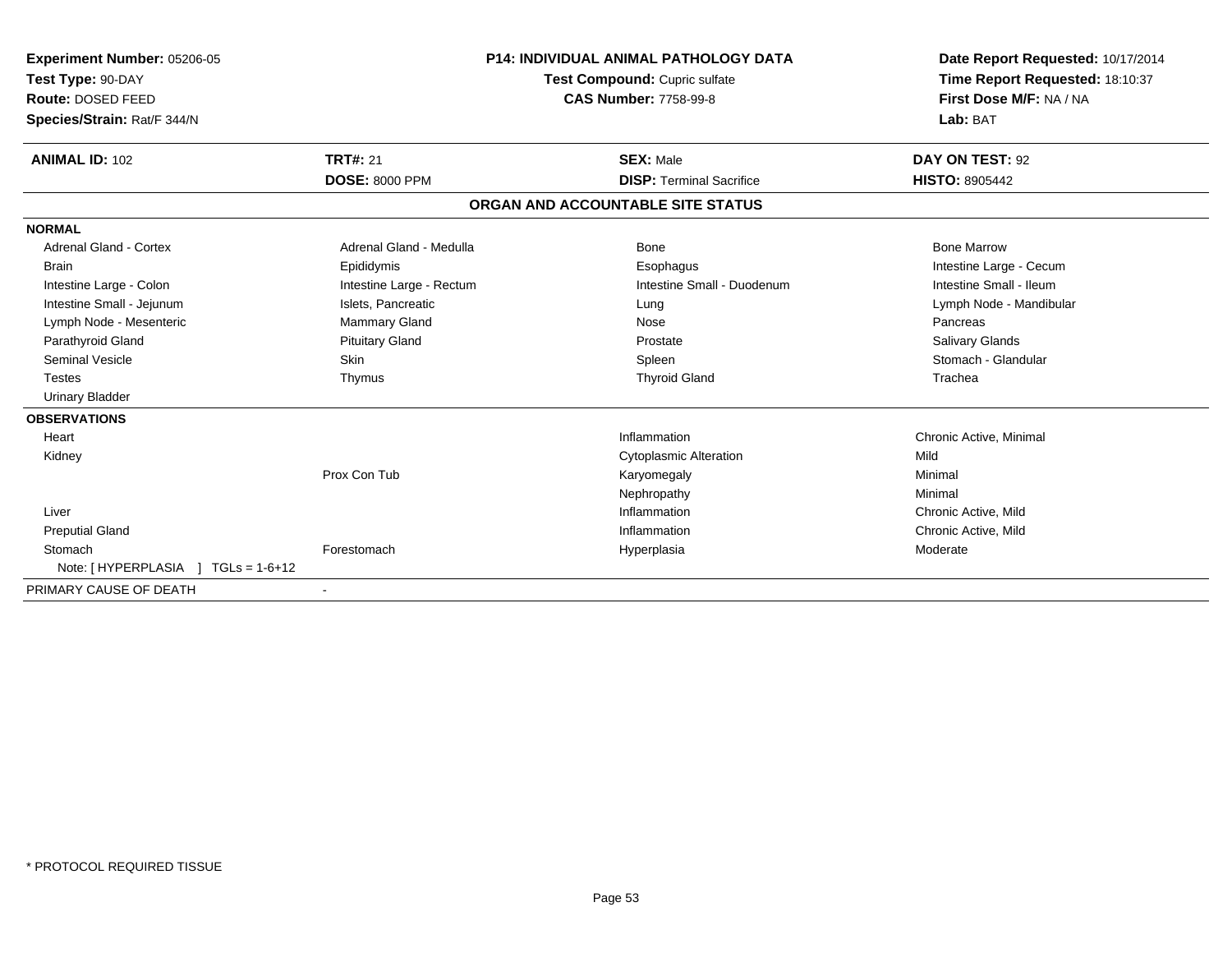**Experiment Number:** 05206-05
**Test Type:** 90-DAY
**Route:** DOSED FEED
**Species/Strain:** Rat/F 344/N

**P14: INDIVIDUAL ANIMAL PATHOLOGY DATA**
**Test Compound:** Cupric sulfate
**CAS Number:** 7758-99-8

**Date Report Requested:** 10/17/2014
**Time Report Requested:** 18:10:37
**First Dose M/F:** NA / NA
**Lab:** BAT

| **ANIMAL ID:** 102 | **TRT#:** 21 | **SEX:** Male | **DAY ON TEST:** 92 |
|---|---|---|---|
| | **DOSE:** 8000 PPM | **DISP:** Terminal Sacrifice | **HISTO:** 8905442 |

## ORGAN AND ACCOUNTABLE SITE STATUS

| | | | |
|---|---|---|---|
| **NORMAL** | | | |
| Adrenal Gland - Cortex | Adrenal Gland - Medulla | Bone | Bone Marrow |
| Brain | Epididymis | Esophagus | Intestine Large - Cecum |
| Intestine Large - Colon | Intestine Large - Rectum | Intestine Small - Duodenum | Intestine Small - Ileum |
| Intestine Small - Jejunum | Islets, Pancreatic | Lung | Lymph Node - Mandibular |
| Lymph Node - Mesenteric | Mammary Gland | Nose | Pancreas |
| Parathyroid Gland | Pituitary Gland | Prostate | Salivary Glands |
| Seminal Vesicle | Skin | Spleen | Stomach - Glandular |
| Testes | Thymus | Thyroid Gland | Trachea |
| Urinary Bladder | | | |
| **OBSERVATIONS** | | | |
| Heart | | Inflammation | Chronic Active, Minimal |
| Kidney | | Cytoplasmic Alteration | Mild |
| | Prox Con Tub | Karyomegaly | Minimal |
| | | Nephropathy | Minimal |
| Liver | | Inflammation | Chronic Active, Mild |
| Preputial Gland | | Inflammation | Chronic Active, Mild |
| Stomach | Forestomach | Hyperplasia | Moderate |
| Note: [ HYPERPLASIA ] TGLs = 1-6+12 | | | |
| PRIMARY CAUSE OF DEATH | - | | |

* PROTOCOL REQUIRED TISSUE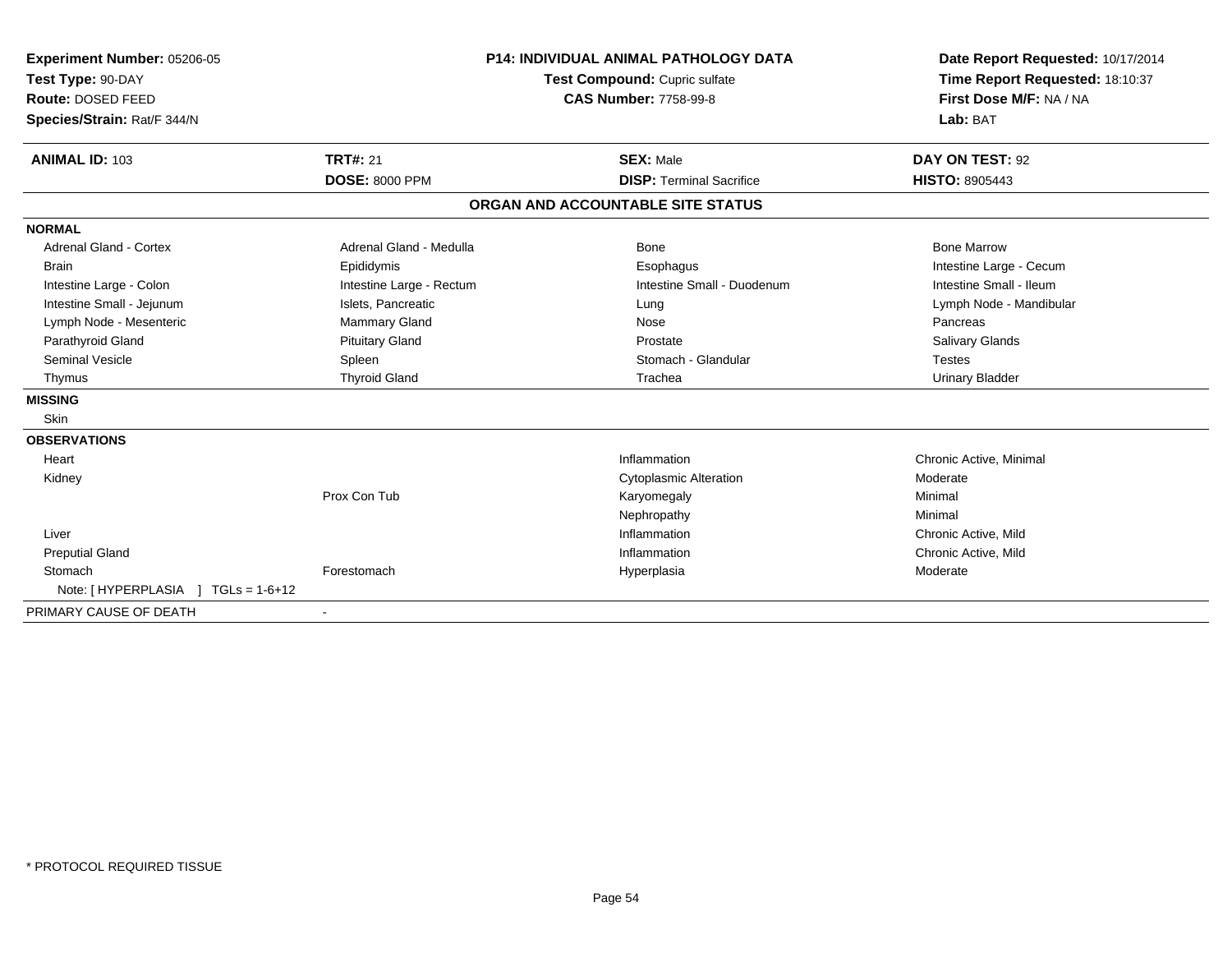**Experiment Number:** 05206-05
**Test Type:** 90-DAY
**Route:** DOSED FEED
**Species/Strain:** Rat/F 344/N

**P14: INDIVIDUAL ANIMAL PATHOLOGY DATA**
**Test Compound:** Cupric sulfate
**CAS Number:** 7758-99-8

**Date Report Requested:** 10/17/2014
**Time Report Requested:** 18:10:37
**First Dose M/F:** NA / NA
**Lab:** BAT

| **ANIMAL ID:** 103 | **TRT#:** 21 | **SEX:** Male | **DAY ON TEST:** 92 |
|---|---|---|---|
| | **DOSE:** 8000 PPM | **DISP:** Terminal Sacrifice | **HISTO:** 8905443 |

## ORGAN AND ACCOUNTABLE SITE STATUS

**NORMAL**

| | | | |
|---|---|---|---|
| Adrenal Gland - Cortex | Adrenal Gland - Medulla | Bone | Bone Marrow |
| Brain | Epididymis | Esophagus | Intestine Large - Cecum |
| Intestine Large - Colon | Intestine Large - Rectum | Intestine Small - Duodenum | Intestine Small - Ileum |
| Intestine Small - Jejunum | Islets, Pancreatic | Lung | Lymph Node - Mandibular |
| Lymph Node - Mesenteric | Mammary Gland | Nose | Pancreas |
| Parathyroid Gland | Pituitary Gland | Prostate | Salivary Glands |
| Seminal Vesicle | Spleen | Stomach - Glandular | Testes |
| Thymus | Thyroid Gland | Trachea | Urinary Bladder |

**MISSING**

Skin

**OBSERVATIONS**

| | | | |
|---|---|---|---|
| Heart | | Inflammation | Chronic Active, Minimal |
| Kidney | | Cytoplasmic Alteration | Moderate |
| | Prox Con Tub | Karyomegaly | Minimal |
| | | Nephropathy | Minimal |
| Liver | | Inflammation | Chronic Active, Mild |
| Preputial Gland | | Inflammation | Chronic Active, Mild |
| Stomach | Forestomach | Hyperplasia | Moderate |

Note: [ HYPERPLASIA ] TGLs = 1-6+12

PRIMARY CAUSE OF DEATH -

* PROTOCOL REQUIRED TISSUE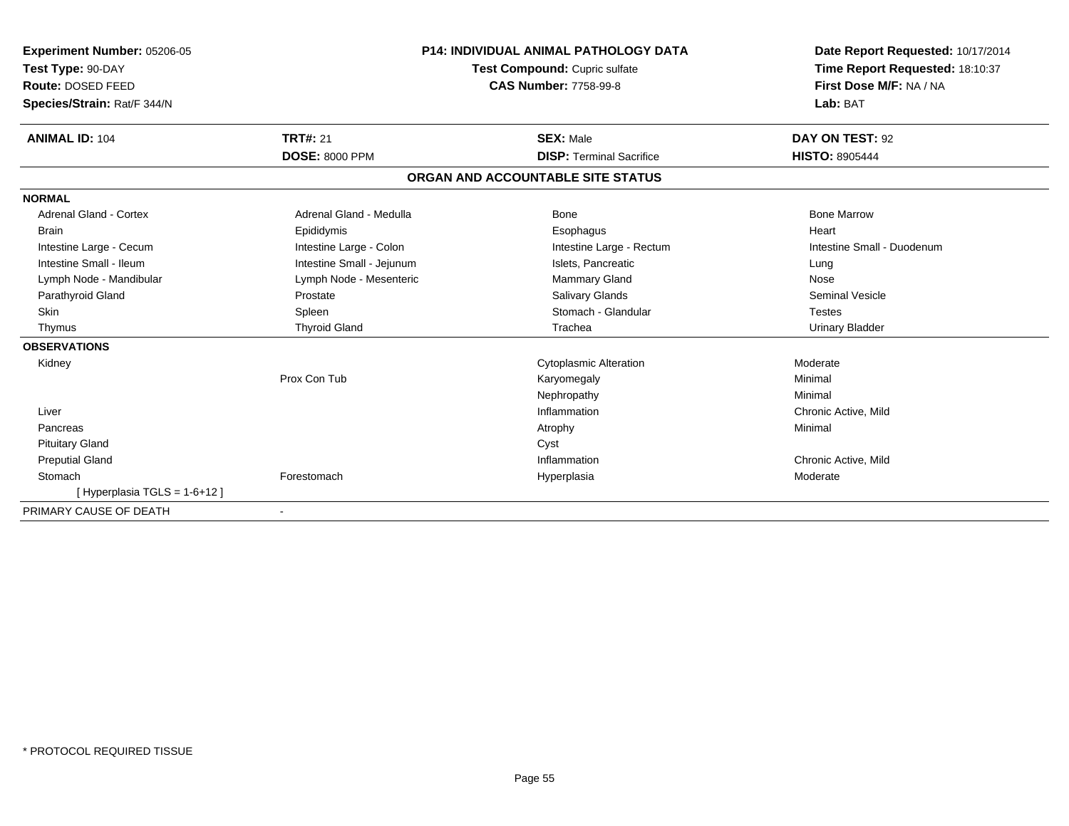**Experiment Number:** 05206-05
**Test Type:** 90-DAY
**Route:** DOSED FEED
**Species/Strain:** Rat/F 344/N

**P14: INDIVIDUAL ANIMAL PATHOLOGY DATA**
**Test Compound:** Cupric sulfate
**CAS Number:** 7758-99-8

**Date Report Requested:** 10/17/2014
**Time Report Requested:** 18:10:37
**First Dose M/F:** NA / NA
**Lab:** BAT

| **ANIMAL ID:** 104 | **TRT#:** 21 | **SEX:** Male | **DAY ON TEST:** 92 |
|---|---|---|---|
| | **DOSE:** 8000 PPM | **DISP:** Terminal Sacrifice | **HISTO:** 8905444 |

## ORGAN AND ACCOUNTABLE SITE STATUS

| | | | |
|---|---|---|---|
| **NORMAL** | | | |
| Adrenal Gland - Cortex | Adrenal Gland - Medulla | Bone | Bone Marrow |
| Brain | Epididymis | Esophagus | Heart |
| Intestine Large - Cecum | Intestine Large - Colon | Intestine Large - Rectum | Intestine Small - Duodenum |
| Intestine Small - Ileum | Intestine Small - Jejunum | Islets, Pancreatic | Lung |
| Lymph Node - Mandibular | Lymph Node - Mesenteric | Mammary Gland | Nose |
| Parathyroid Gland | Prostate | Salivary Glands | Seminal Vesicle |
| Skin | Spleen | Stomach - Glandular | Testes |
| Thymus | Thyroid Gland | Trachea | Urinary Bladder |
| **OBSERVATIONS** | | | |
| Kidney | | Cytoplasmic Alteration | Moderate |
| | Prox Con Tub | Karyomegaly | Minimal |
| | | Nephropathy | Minimal |
| Liver | | Inflammation | Chronic Active, Mild |
| Pancreas | | Atrophy | Minimal |
| Pituitary Gland | | Cyst | |
| Preputial Gland | | Inflammation | Chronic Active, Mild |
| Stomach | Forestomach | Hyperplasia | Moderate |
| [ Hyperplasia TGLS = 1-6+12 ] | | | |
| PRIMARY CAUSE OF DEATH | - | | |

* PROTOCOL REQUIRED TISSUE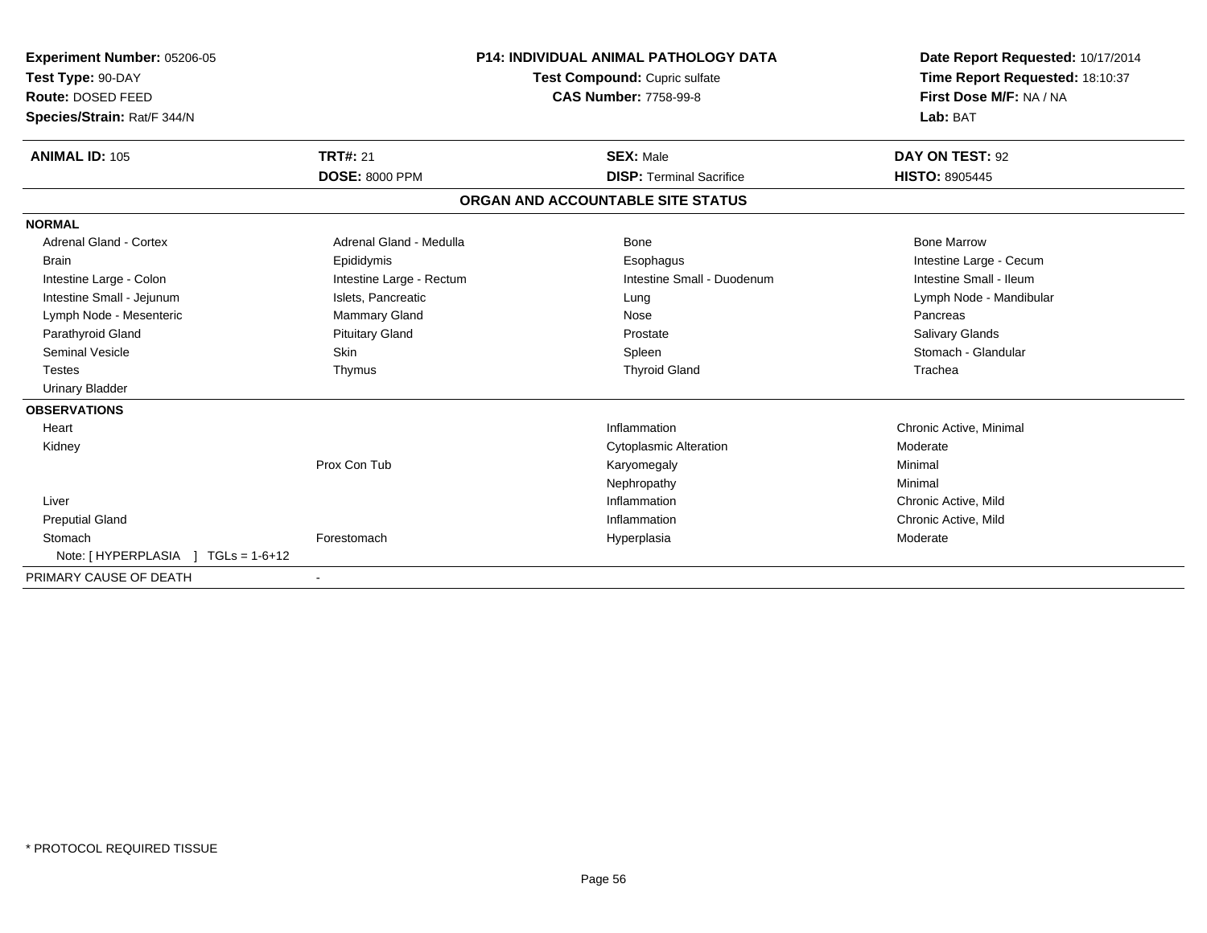**Experiment Number:** 05206-05
**Test Type:** 90-DAY
**Route:** DOSED FEED
**Species/Strain:** Rat/F 344/N

**P14: INDIVIDUAL ANIMAL PATHOLOGY DATA**
**Test Compound:** Cupric sulfate
**CAS Number:** 7758-99-8

**Date Report Requested:** 10/17/2014
**Time Report Requested:** 18:10:37
**First Dose M/F:** NA / NA
**Lab:** BAT

| **ANIMAL ID:** 105 | **TRT#:** 21 | **SEX:** Male | **DAY ON TEST:** 92 |
|---|---|---|---|
| | **DOSE:** 8000 PPM | **DISP:** Terminal Sacrifice | **HISTO:** 8905445 |

## ORGAN AND ACCOUNTABLE SITE STATUS

| **NORMAL** | | | |
|---|---|---|---|
| Adrenal Gland - Cortex | Adrenal Gland - Medulla | Bone | Bone Marrow |
| Brain | Epididymis | Esophagus | Intestine Large - Cecum |
| Intestine Large - Colon | Intestine Large - Rectum | Intestine Small - Duodenum | Intestine Small - Ileum |
| Intestine Small - Jejunum | Islets, Pancreatic | Lung | Lymph Node - Mandibular |
| Lymph Node - Mesenteric | Mammary Gland | Nose | Pancreas |
| Parathyroid Gland | Pituitary Gland | Prostate | Salivary Glands |
| Seminal Vesicle | Skin | Spleen | Stomach - Glandular |
| Testes | Thymus | Thyroid Gland | Trachea |
| Urinary Bladder | | | |

| **OBSERVATIONS** | | | |
|---|---|---|---|
| Heart | | Inflammation | Chronic Active, Minimal |
| Kidney | | Cytoplasmic Alteration | Moderate |
| | Prox Con Tub | Karyomegaly | Minimal |
| | | Nephropathy | Minimal |
| Liver | | Inflammation | Chronic Active, Mild |
| Preputial Gland | | Inflammation | Chronic Active, Mild |
| Stomach | Forestomach | Hyperplasia | Moderate |
| Note: [ HYPERPLASIA ] TGLs = 1-6+12 | | | |

PRIMARY CAUSE OF DEATH -

* PROTOCOL REQUIRED TISSUE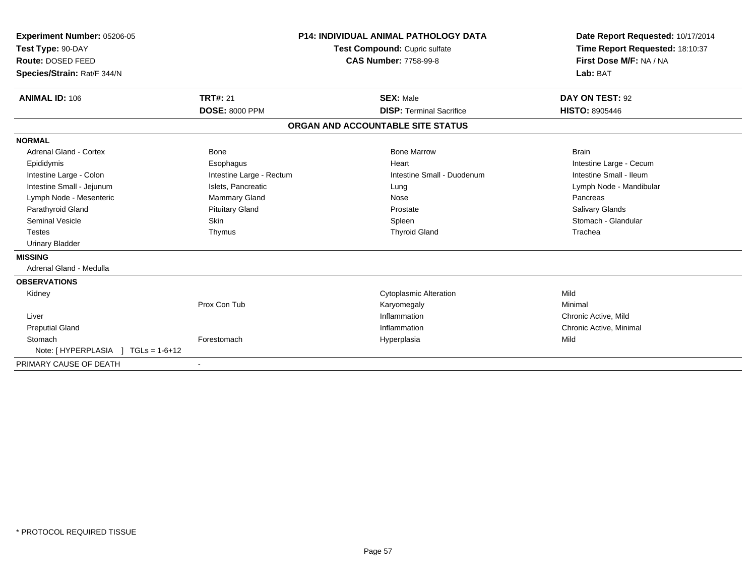**Experiment Number:** 05206-05
**Test Type:** 90-DAY
**Route:** DOSED FEED
**Species/Strain:** Rat/F 344/N

**P14: INDIVIDUAL ANIMAL PATHOLOGY DATA**
**Test Compound:** Cupric sulfate
**CAS Number:** 7758-99-8

**Date Report Requested:** 10/17/2014
**Time Report Requested:** 18:10:37
**First Dose M/F:** NA / NA
**Lab:** BAT

| **ANIMAL ID:** 106 | **TRT#:** 21 | **SEX:** Male | **DAY ON TEST:** 92 |
|---|---|---|---|
| | **DOSE:** 8000 PPM | **DISP:** Terminal Sacrifice | **HISTO:** 8905446 |

## ORGAN AND ACCOUNTABLE SITE STATUS

**NORMAL**

| | | | |
|---|---|---|---|
| Adrenal Gland - Cortex | Bone | Bone Marrow | Brain |
| Epididymis | Esophagus | Heart | Intestine Large - Cecum |
| Intestine Large - Colon | Intestine Large - Rectum | Intestine Small - Duodenum | Intestine Small - Ileum |
| Intestine Small - Jejunum | Islets, Pancreatic | Lung | Lymph Node - Mandibular |
| Lymph Node - Mesenteric | Mammary Gland | Nose | Pancreas |
| Parathyroid Gland | Pituitary Gland | Prostate | Salivary Glands |
| Seminal Vesicle | Skin | Spleen | Stomach - Glandular |
| Testes | Thymus | Thyroid Gland | Trachea |
| Urinary Bladder | | | |

**MISSING**

Adrenal Gland - Medulla

**OBSERVATIONS**

| | | | |
|---|---|---|---|
| Kidney | | Cytoplasmic Alteration | Mild |
| | Prox Con Tub | Karyomegaly | Minimal |
| Liver | | Inflammation | Chronic Active, Mild |
| Preputial Gland | | Inflammation | Chronic Active, Minimal |
| Stomach | Forestomach | Hyperplasia | Mild |
| Note: [ HYPERPLASIA ] TGLs = 1-6+12 | | | |

PRIMARY CAUSE OF DEATH -

\* PROTOCOL REQUIRED TISSUE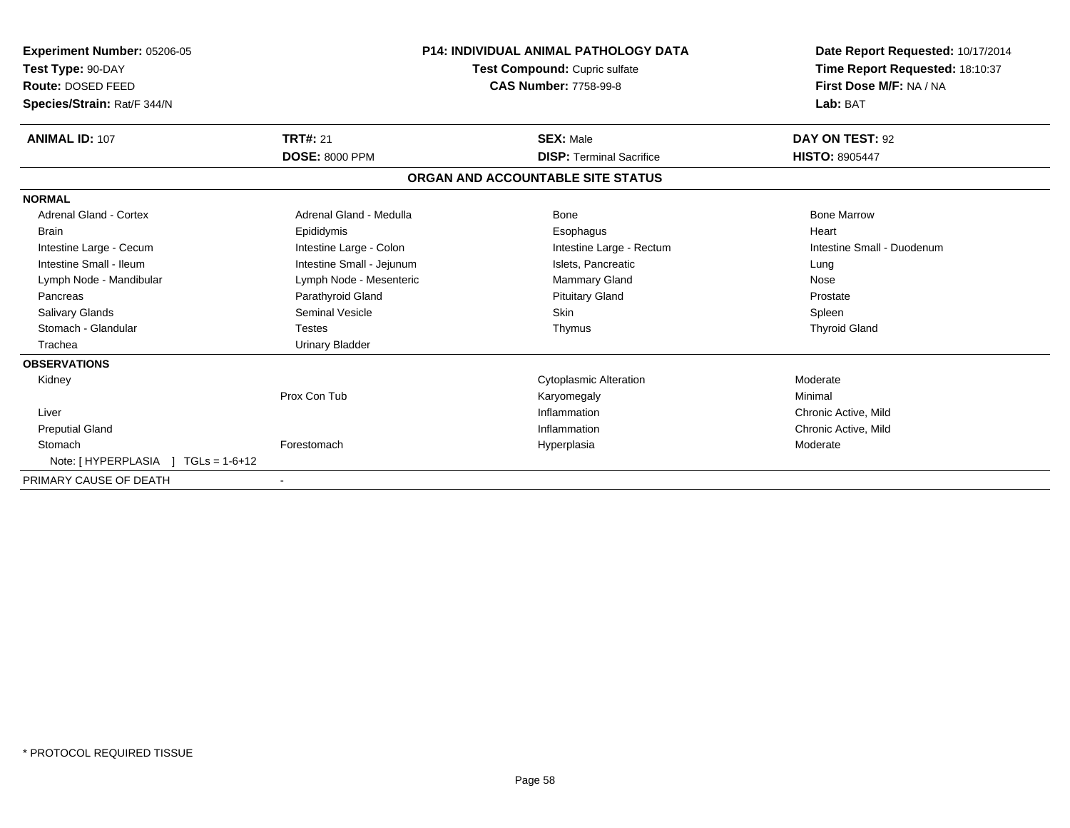**Experiment Number:** 05206-05
**Test Type:** 90-DAY
**Route:** DOSED FEED
**Species/Strain:** Rat/F 344/N

**P14: INDIVIDUAL ANIMAL PATHOLOGY DATA**
**Test Compound:** Cupric sulfate
**CAS Number:** 7758-99-8

**Date Report Requested:** 10/17/2014
**Time Report Requested:** 18:10:37
**First Dose M/F:** NA / NA
**Lab:** BAT

| **ANIMAL ID:** 107 | **TRT#:** 21 | **SEX:** Male | **DAY ON TEST:** 92 |
|---|---|---|---|
| | **DOSE:** 8000 PPM | **DISP:** Terminal Sacrifice | **HISTO:** 8905447 |

## ORGAN AND ACCOUNTABLE SITE STATUS

**NORMAL**

| | | | |
|---|---|---|---|
| Adrenal Gland - Cortex | Adrenal Gland - Medulla | Bone | Bone Marrow |
| Brain | Epididymis | Esophagus | Heart |
| Intestine Large - Cecum | Intestine Large - Colon | Intestine Large - Rectum | Intestine Small - Duodenum |
| Intestine Small - Ileum | Intestine Small - Jejunum | Islets, Pancreatic | Lung |
| Lymph Node - Mandibular | Lymph Node - Mesenteric | Mammary Gland | Nose |
| Pancreas | Parathyroid Gland | Pituitary Gland | Prostate |
| Salivary Glands | Seminal Vesicle | Skin | Spleen |
| Stomach - Glandular | Testes | Thymus | Thyroid Gland |
| Trachea | Urinary Bladder | | |

**OBSERVATIONS**

| | | | |
|---|---|---|---|
| Kidney | | Cytoplasmic Alteration | Moderate |
| | Prox Con Tub | Karyomegaly | Minimal |
| Liver | | Inflammation | Chronic Active, Mild |
| Preputial Gland | | Inflammation | Chronic Active, Mild |
| Stomach | Forestomach | Hyperplasia | Moderate |
| Note: [ HYPERPLASIA ] TGLs = 1-6+12 | | | |

PRIMARY CAUSE OF DEATH -

* PROTOCOL REQUIRED TISSUE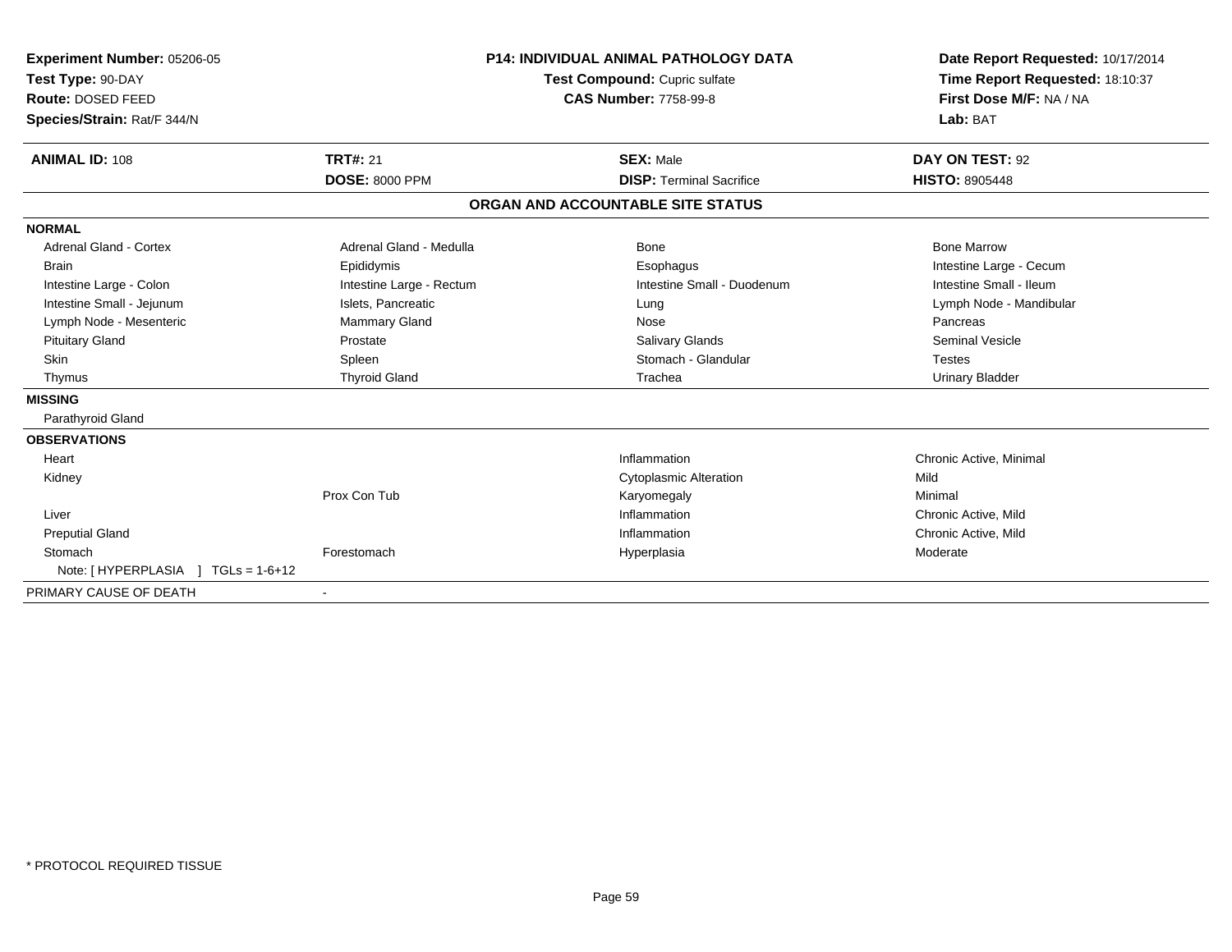**Experiment Number:** 05206-05
**Test Type:** 90-DAY
**Route:** DOSED FEED
**Species/Strain:** Rat/F 344/N

**P14: INDIVIDUAL ANIMAL PATHOLOGY DATA**
**Test Compound:** Cupric sulfate
**CAS Number:** 7758-99-8

**Date Report Requested:** 10/17/2014
**Time Report Requested:** 18:10:37
**First Dose M/F:** NA / NA
**Lab:** BAT

| **ANIMAL ID:** 108 | **TRT#:** 21 | **SEX:** Male | **DAY ON TEST:** 92 |
|---|---|---|---|
| | **DOSE:** 8000 PPM | **DISP:** Terminal Sacrifice | **HISTO:** 8905448 |

## ORGAN AND ACCOUNTABLE SITE STATUS

| | | | |
|---|---|---|---|
| **NORMAL** | | | |
| Adrenal Gland - Cortex | Adrenal Gland - Medulla | Bone | Bone Marrow |
| Brain | Epididymis | Esophagus | Intestine Large - Cecum |
| Intestine Large - Colon | Intestine Large - Rectum | Intestine Small - Duodenum | Intestine Small - Ileum |
| Intestine Small - Jejunum | Islets, Pancreatic | Lung | Lymph Node - Mandibular |
| Lymph Node - Mesenteric | Mammary Gland | Nose | Pancreas |
| Pituitary Gland | Prostate | Salivary Glands | Seminal Vesicle |
| Skin | Spleen | Stomach - Glandular | Testes |
| Thymus | Thyroid Gland | Trachea | Urinary Bladder |
| **MISSING** | | | |
| Parathyroid Gland | | | |
| **OBSERVATIONS** | | | |
| Heart | | Inflammation | Chronic Active, Minimal |
| Kidney | | Cytoplasmic Alteration | Mild |
| | Prox Con Tub | Karyomegaly | Minimal |
| Liver | | Inflammation | Chronic Active, Mild |
| Preputial Gland | | Inflammation | Chronic Active, Mild |
| Stomach | Forestomach | Hyperplasia | Moderate |
| Note: [ HYPERPLASIA ] TGLs = 1-6+12 | | | |
| PRIMARY CAUSE OF DEATH | - | | |

* PROTOCOL REQUIRED TISSUE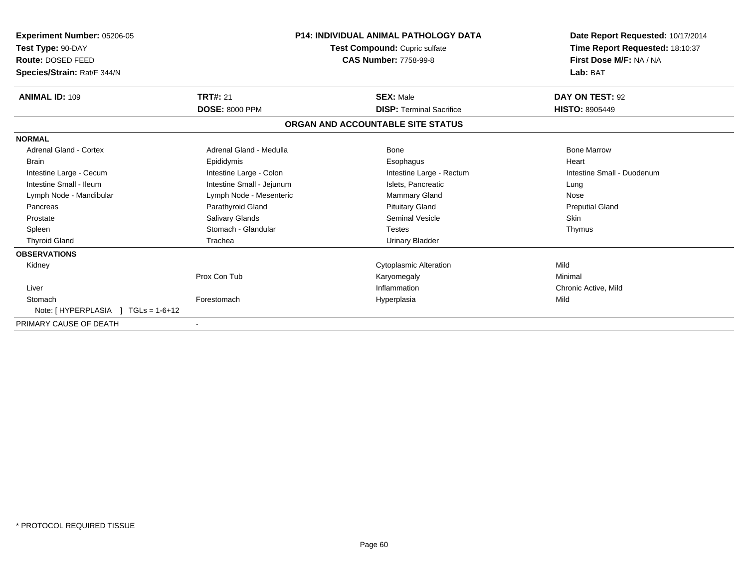**Experiment Number:** 05206-05
**Test Type:** 90-DAY
**Route:** DOSED FEED
**Species/Strain:** Rat/F 344/N

**P14: INDIVIDUAL ANIMAL PATHOLOGY DATA**
**Test Compound:** Cupric sulfate
**CAS Number:** 7758-99-8

**Date Report Requested:** 10/17/2014
**Time Report Requested:** 18:10:37
**First Dose M/F:** NA / NA
**Lab:** BAT

| **ANIMAL ID:** 109 | **TRT#:** 21 | **SEX:** Male | **DAY ON TEST:** 92 |
|---|---|---|---|
| | **DOSE:** 8000 PPM | **DISP:** Terminal Sacrifice | **HISTO:** 8905449 |

**ORGAN AND ACCOUNTABLE SITE STATUS**

| | | | |
|---|---|---|---|
| **NORMAL** | | | |
| Adrenal Gland - Cortex | Adrenal Gland - Medulla | Bone | Bone Marrow |
| Brain | Epididymis | Esophagus | Heart |
| Intestine Large - Cecum | Intestine Large - Colon | Intestine Large - Rectum | Intestine Small - Duodenum |
| Intestine Small - Ileum | Intestine Small - Jejunum | Islets, Pancreatic | Lung |
| Lymph Node - Mandibular | Lymph Node - Mesenteric | Mammary Gland | Nose |
| Pancreas | Parathyroid Gland | Pituitary Gland | Preputial Gland |
| Prostate | Salivary Glands | Seminal Vesicle | Skin |
| Spleen | Stomach - Glandular | Testes | Thymus |
| Thyroid Gland | Trachea | Urinary Bladder | |
| **OBSERVATIONS** | | | |
| Kidney | | Cytoplasmic Alteration | Mild |
| | Prox Con Tub | Karyomegaly | Minimal |
| Liver | | Inflammation | Chronic Active, Mild |
| Stomach | Forestomach | Hyperplasia | Mild |
| Note: [ HYPERPLASIA ] TGLs = 1-6+12 | | | |
| PRIMARY CAUSE OF DEATH | - | | |

* PROTOCOL REQUIRED TISSUE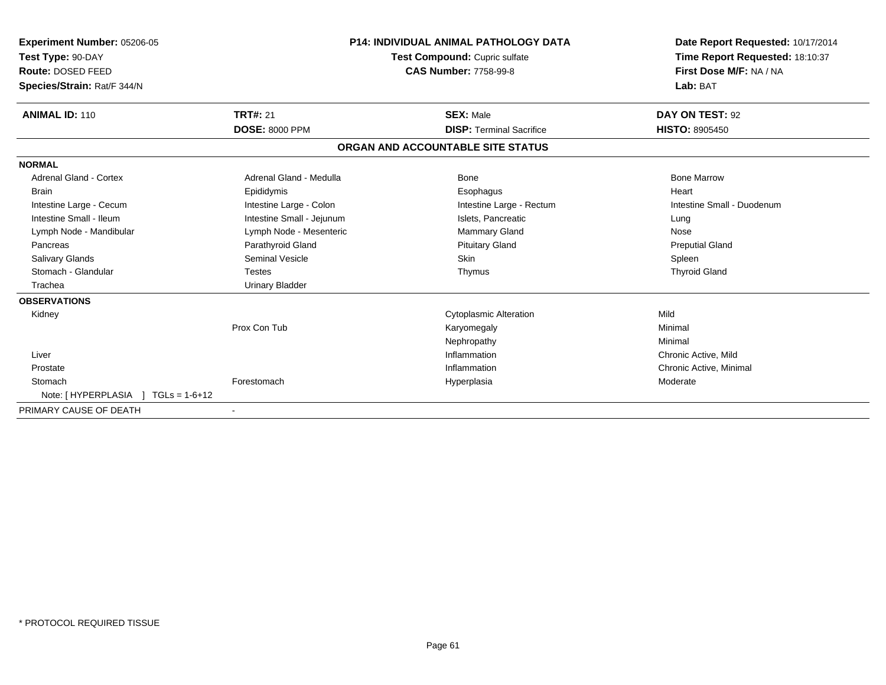**Experiment Number:** 05206-05
**Test Type:** 90-DAY
**Route:** DOSED FEED
**Species/Strain:** Rat/F 344/N

**P14: INDIVIDUAL ANIMAL PATHOLOGY DATA**
**Test Compound:** Cupric sulfate
**CAS Number:** 7758-99-8

**Date Report Requested:** 10/17/2014
**Time Report Requested:** 18:10:37
**First Dose M/F:** NA / NA
**Lab:** BAT

| **ANIMAL ID:** 110 | **TRT#:** 21 | **SEX:** Male | **DAY ON TEST:** 92 |
|---|---|---|---|
| | **DOSE:** 8000 PPM | **DISP:** Terminal Sacrifice | **HISTO:** 8905450 |

## ORGAN AND ACCOUNTABLE SITE STATUS

**NORMAL**

| | | | |
|---|---|---|---|
| Adrenal Gland - Cortex | Adrenal Gland - Medulla | Bone | Bone Marrow |
| Brain | Epididymis | Esophagus | Heart |
| Intestine Large - Cecum | Intestine Large - Colon | Intestine Large - Rectum | Intestine Small - Duodenum |
| Intestine Small - Ileum | Intestine Small - Jejunum | Islets, Pancreatic | Lung |
| Lymph Node - Mandibular | Lymph Node - Mesenteric | Mammary Gland | Nose |
| Pancreas | Parathyroid Gland | Pituitary Gland | Preputial Gland |
| Salivary Glands | Seminal Vesicle | Skin | Spleen |
| Stomach - Glandular | Testes | Thymus | Thyroid Gland |
| Trachea | Urinary Bladder | | |

**OBSERVATIONS**

| | | | |
|---|---|---|---|
| Kidney | | Cytoplasmic Alteration | Mild |
| | Prox Con Tub | Karyomegaly | Minimal |
| | | Nephropathy | Minimal |
| Liver | | Inflammation | Chronic Active, Mild |
| Prostate | | Inflammation | Chronic Active, Minimal |
| Stomach | Forestomach | Hyperplasia | Moderate |
| Note: [ HYPERPLASIA ] TGLs = 1-6+12 | | | |

PRIMARY CAUSE OF DEATH -

\* PROTOCOL REQUIRED TISSUE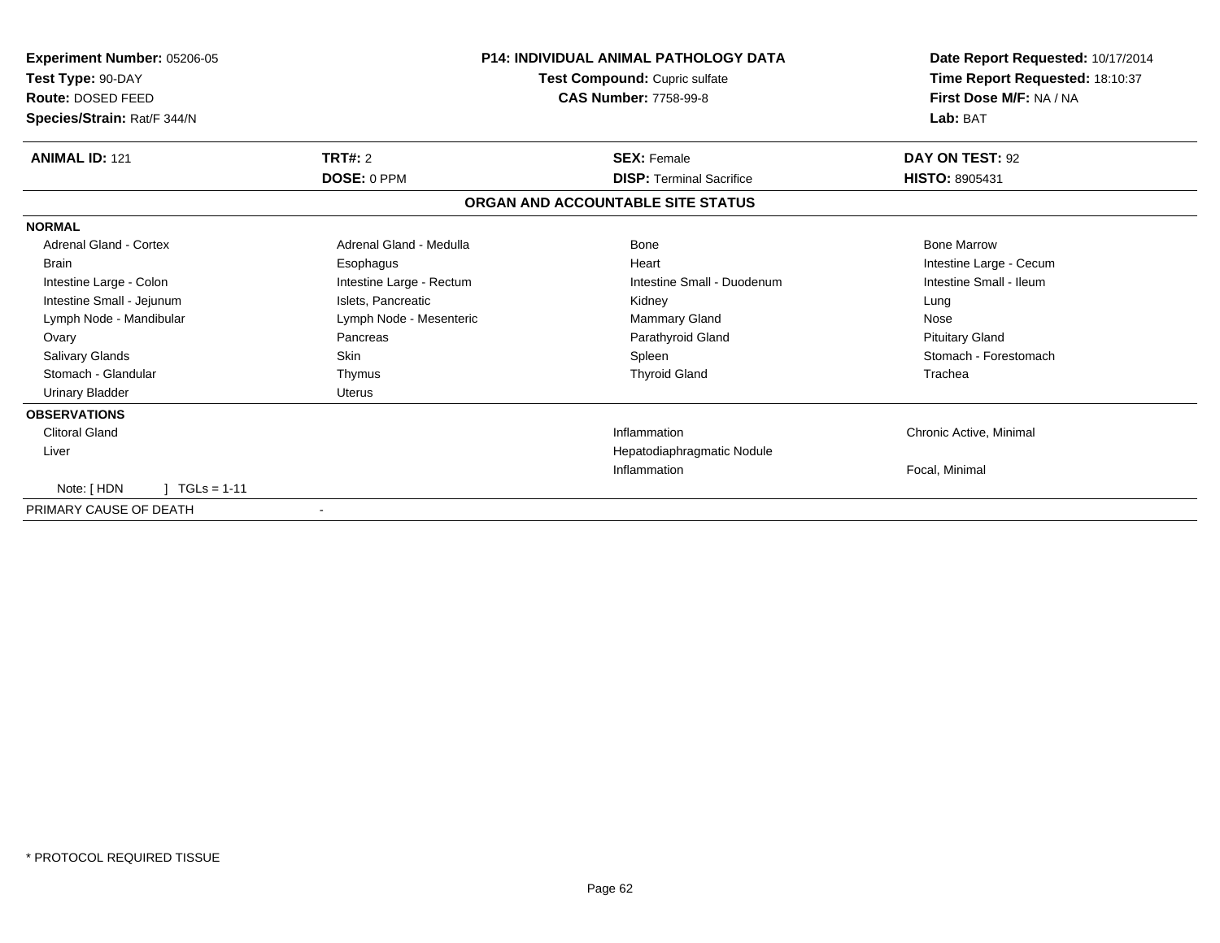**Experiment Number:** 05206-05
**Test Type:** 90-DAY
**Route:** DOSED FEED
**Species/Strain:** Rat/F 344/N

**P14: INDIVIDUAL ANIMAL PATHOLOGY DATA**
**Test Compound:** Cupric sulfate
**CAS Number:** 7758-99-8

**Date Report Requested:** 10/17/2014
**Time Report Requested:** 18:10:37
**First Dose M/F:** NA / NA
**Lab:** BAT

| **ANIMAL ID:** 121 | **TRT#:** 2 | **SEX:** Female | **DAY ON TEST:** 92 |
|---|---|---|---|
| | **DOSE:** 0 PPM | **DISP:** Terminal Sacrifice | **HISTO:** 8905431 |

**ORGAN AND ACCOUNTABLE SITE STATUS**

**NORMAL**

| | | | |
|---|---|---|---|
| Adrenal Gland - Cortex | Adrenal Gland - Medulla | Bone | Bone Marrow |
| Brain | Esophagus | Heart | Intestine Large - Cecum |
| Intestine Large - Colon | Intestine Large - Rectum | Intestine Small - Duodenum | Intestine Small - Ileum |
| Intestine Small - Jejunum | Islets, Pancreatic | Kidney | Lung |
| Lymph Node - Mandibular | Lymph Node - Mesenteric | Mammary Gland | Nose |
| Ovary | Pancreas | Parathyroid Gland | Pituitary Gland |
| Salivary Glands | Skin | Spleen | Stomach - Forestomach |
| Stomach - Glandular | Thymus | Thyroid Gland | Trachea |
| Urinary Bladder | Uterus | | |

**OBSERVATIONS**

| | | |
|---|---|---|
| Clitoral Gland | Inflammation | Chronic Active, Minimal |
| Liver | Hepatodiaphragmatic Nodule | |
| | Inflammation | Focal, Minimal |

Note: [ HDN ] TGLs = 1-11

PRIMARY CAUSE OF DEATH -

* PROTOCOL REQUIRED TISSUE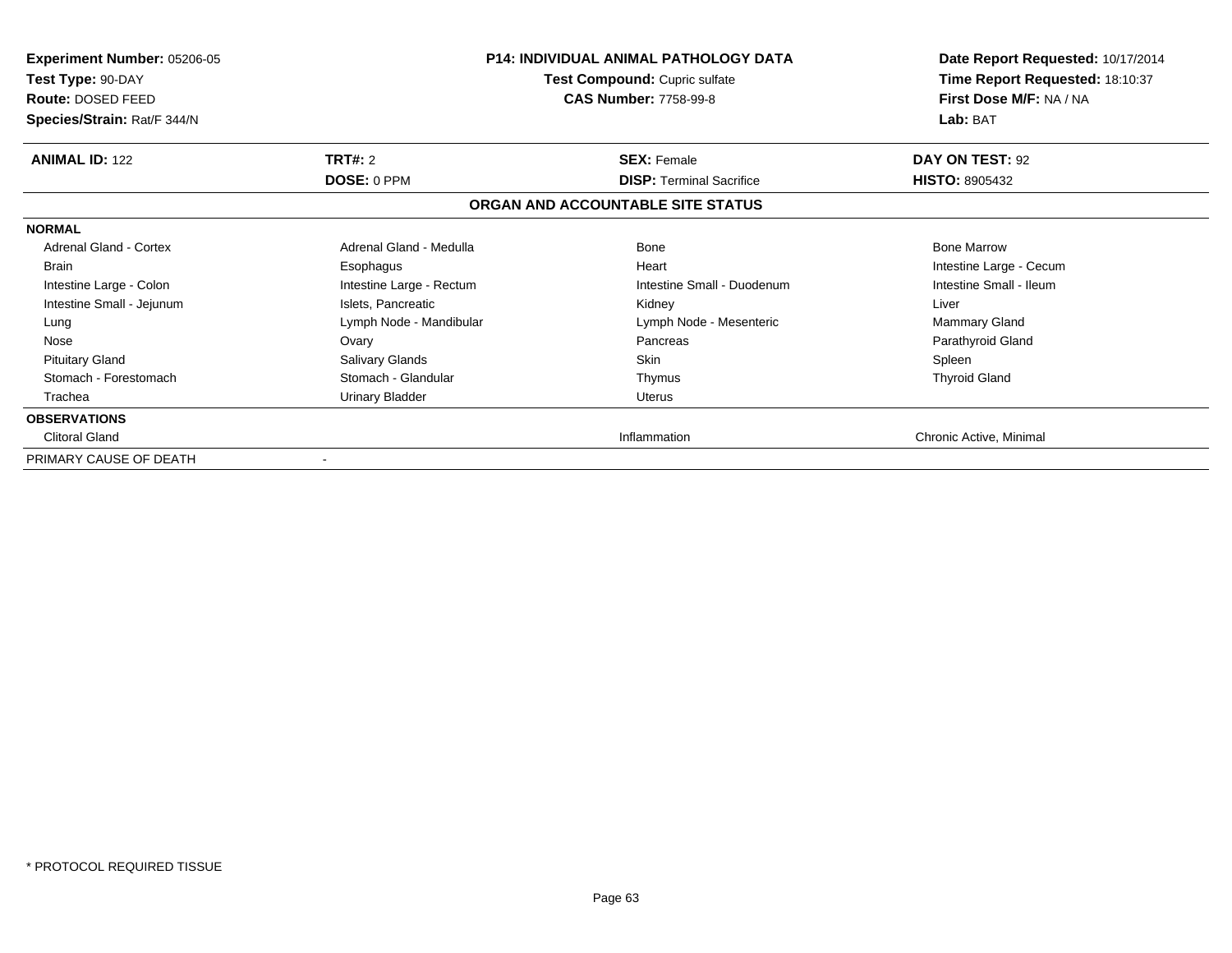**Experiment Number:** 05206-05
**Test Type:** 90-DAY
**Route:** DOSED FEED
**Species/Strain:** Rat/F 344/N

**P14: INDIVIDUAL ANIMAL PATHOLOGY DATA**
**Test Compound:** Cupric sulfate
**CAS Number:** 7758-99-8

**Date Report Requested:** 10/17/2014
**Time Report Requested:** 18:10:37
**First Dose M/F:** NA / NA
**Lab:** BAT

| **ANIMAL ID:** 122 | **TRT#:** 2 | **SEX:** Female | **DAY ON TEST:** 92 |
|---|---|---|---|
| | **DOSE:** 0 PPM | **DISP:** Terminal Sacrifice | **HISTO:** 8905432 |

## ORGAN AND ACCOUNTABLE SITE STATUS

| | | | |
|---|---|---|---|
| **NORMAL** | | | |
| Adrenal Gland - Cortex | Adrenal Gland - Medulla | Bone | Bone Marrow |
| Brain | Esophagus | Heart | Intestine Large - Cecum |
| Intestine Large - Colon | Intestine Large - Rectum | Intestine Small - Duodenum | Intestine Small - Ileum |
| Intestine Small - Jejunum | Islets, Pancreatic | Kidney | Liver |
| Lung | Lymph Node - Mandibular | Lymph Node - Mesenteric | Mammary Gland |
| Nose | Ovary | Pancreas | Parathyroid Gland |
| Pituitary Gland | Salivary Glands | Skin | Spleen |
| Stomach - Forestomach | Stomach - Glandular | Thymus | Thyroid Gland |
| Trachea | Urinary Bladder | Uterus | |
| **OBSERVATIONS** | | | |
| Clitoral Gland | | Inflammation | Chronic Active, Minimal |
| PRIMARY CAUSE OF DEATH | - | | |

\* PROTOCOL REQUIRED TISSUE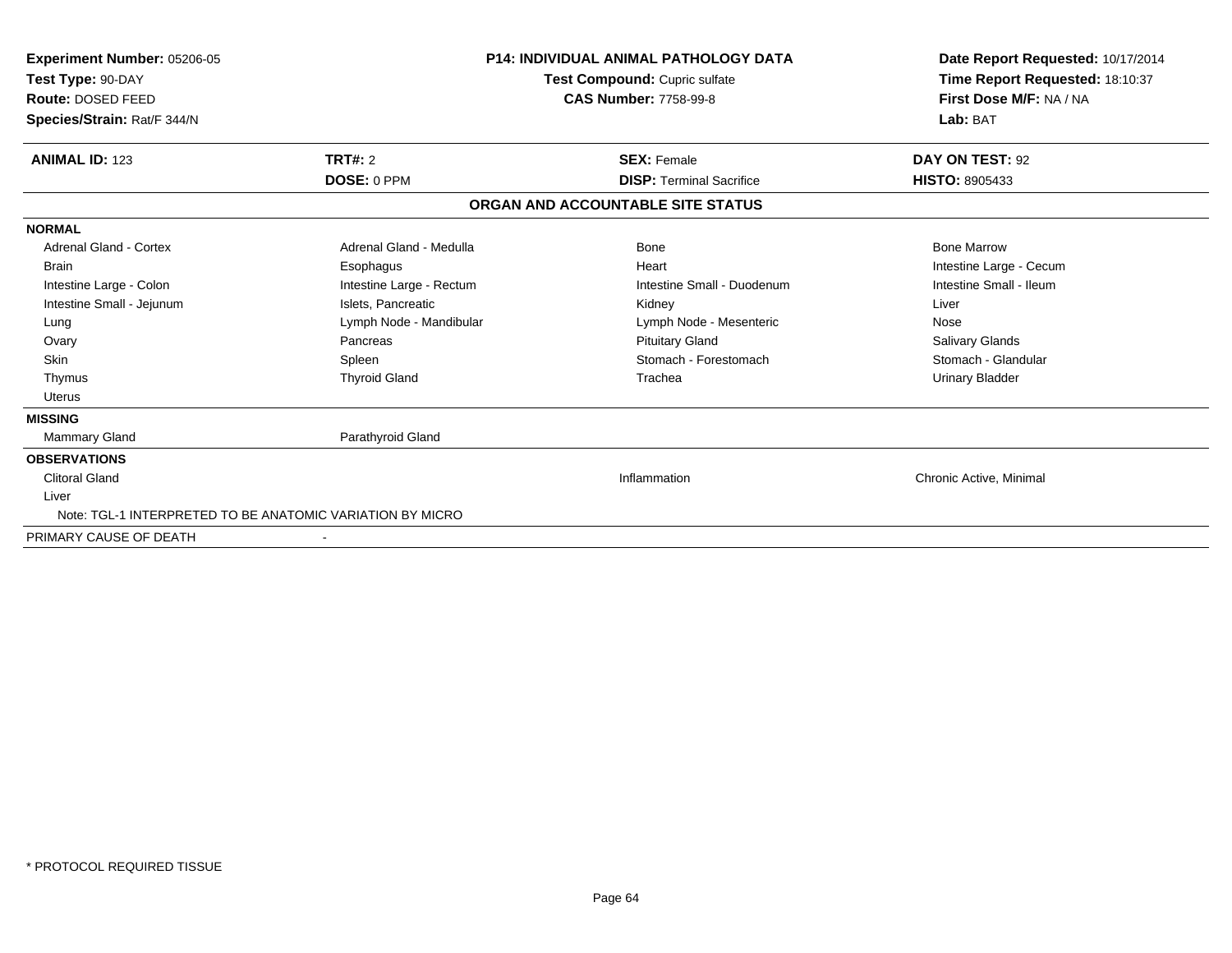**Experiment Number:** 05206-05
**Test Type:** 90-DAY
**Route:** DOSED FEED
**Species/Strain:** Rat/F 344/N

**P14: INDIVIDUAL ANIMAL PATHOLOGY DATA**
**Test Compound:** Cupric sulfate
**CAS Number:** 7758-99-8

**Date Report Requested:** 10/17/2014
**Time Report Requested:** 18:10:37
**First Dose M/F:** NA / NA
**Lab:** BAT

| **ANIMAL ID:** 123 | **TRT#:** 2 | **SEX:** Female | **DAY ON TEST:** 92 |
|---|---|---|---|
| | **DOSE:** 0 PPM | **DISP:** Terminal Sacrifice | **HISTO:** 8905433 |

## ORGAN AND ACCOUNTABLE SITE STATUS

| | | | |
|---|---|---|---|
| **NORMAL** | | | |
| Adrenal Gland - Cortex | Adrenal Gland - Medulla | Bone | Bone Marrow |
| Brain | Esophagus | Heart | Intestine Large - Cecum |
| Intestine Large - Colon | Intestine Large - Rectum | Intestine Small - Duodenum | Intestine Small - Ileum |
| Intestine Small - Jejunum | Islets, Pancreatic | Kidney | Liver |
| Lung | Lymph Node - Mandibular | Lymph Node - Mesenteric | Nose |
| Ovary | Pancreas | Pituitary Gland | Salivary Glands |
| Skin | Spleen | Stomach - Forestomach | Stomach - Glandular |
| Thymus | Thyroid Gland | Trachea | Urinary Bladder |
| Uterus | | | |
| **MISSING** | | | |
| Mammary Gland | Parathyroid Gland | | |
| **OBSERVATIONS** | | | |
| Clitoral Gland | | Inflammation | Chronic Active, Minimal |
| Liver | | | |
| Note: TGL-1 INTERPRETED TO BE ANATOMIC VARIATION BY MICRO | | | |
| PRIMARY CAUSE OF DEATH | - | | |

* PROTOCOL REQUIRED TISSUE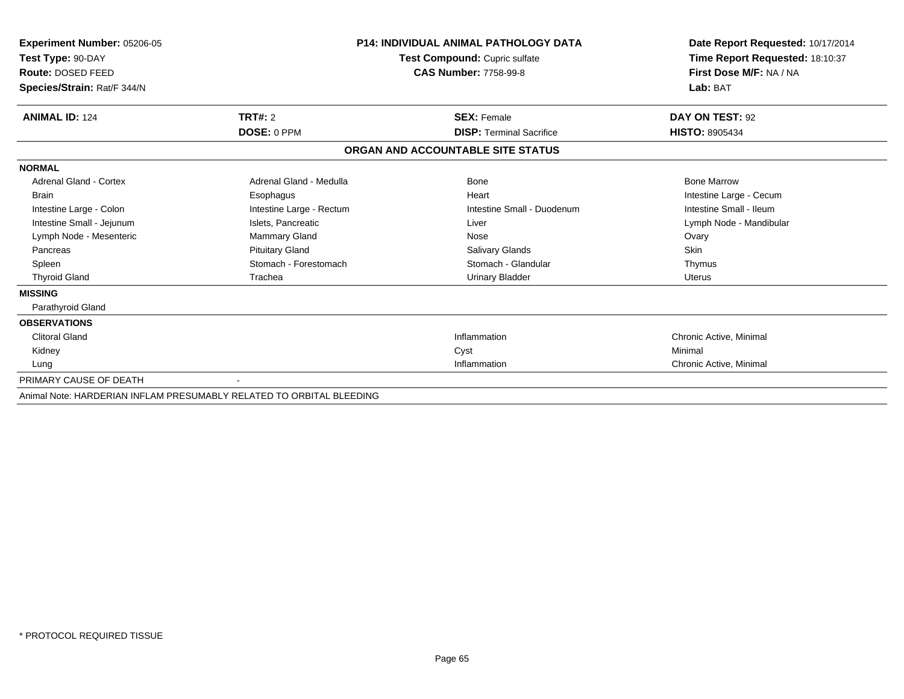**Experiment Number:** 05206-05
**Test Type:** 90-DAY
**Route:** DOSED FEED
**Species/Strain:** Rat/F 344/N

**P14: INDIVIDUAL ANIMAL PATHOLOGY DATA**
**Test Compound:** Cupric sulfate
**CAS Number:** 7758-99-8

**Date Report Requested:** 10/17/2014
**Time Report Requested:** 18:10:37
**First Dose M/F:** NA / NA
**Lab:** BAT

| **ANIMAL ID:** 124 | **TRT#:** 2 | **SEX:** Female | **DAY ON TEST:** 92 |
|---|---|---|---|
| | **DOSE:** 0 PPM | **DISP:** Terminal Sacrifice | **HISTO:** 8905434 |

## ORGAN AND ACCOUNTABLE SITE STATUS

| | | | |
|---|---|---|---|
| **NORMAL** | | | |
| Adrenal Gland - Cortex | Adrenal Gland - Medulla | Bone | Bone Marrow |
| Brain | Esophagus | Heart | Intestine Large - Cecum |
| Intestine Large - Colon | Intestine Large - Rectum | Intestine Small - Duodenum | Intestine Small - Ileum |
| Intestine Small - Jejunum | Islets, Pancreatic | Liver | Lymph Node - Mandibular |
| Lymph Node - Mesenteric | Mammary Gland | Nose | Ovary |
| Pancreas | Pituitary Gland | Salivary Glands | Skin |
| Spleen | Stomach - Forestomach | Stomach - Glandular | Thymus |
| Thyroid Gland | Trachea | Urinary Bladder | Uterus |
| **MISSING** | | | |
| Parathyroid Gland | | | |
| **OBSERVATIONS** | | | |
| Clitoral Gland | | Inflammation | Chronic Active, Minimal |
| Kidney | | Cyst | Minimal |
| Lung | | Inflammation | Chronic Active, Minimal |
| PRIMARY CAUSE OF DEATH | - | | |

Animal Note: HARDERIAN INFLAM PRESUMABLY RELATED TO ORBITAL BLEEDING

* PROTOCOL REQUIRED TISSUE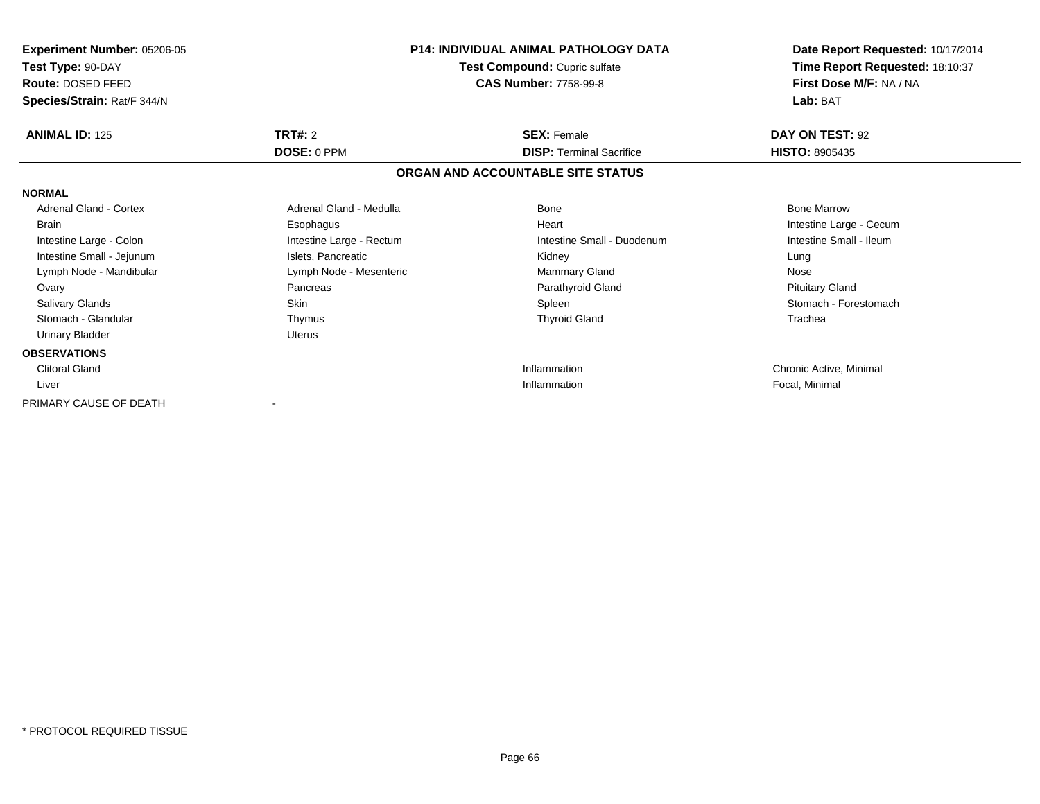**Experiment Number:** 05206-05
**Test Type:** 90-DAY
**Route:** DOSED FEED
**Species/Strain:** Rat/F 344/N

**P14: INDIVIDUAL ANIMAL PATHOLOGY DATA**
**Test Compound:** Cupric sulfate
**CAS Number:** 7758-99-8

**Date Report Requested:** 10/17/2014
**Time Report Requested:** 18:10:37
**First Dose M/F:** NA / NA
**Lab:** BAT

| **ANIMAL ID:** 125 | **TRT#:** 2 | **SEX:** Female | **DAY ON TEST:** 92 |
|---|---|---|---|
| | **DOSE:** 0 PPM | **DISP:** Terminal Sacrifice | **HISTO:** 8905435 |

## ORGAN AND ACCOUNTABLE SITE STATUS

| | | | |
|---|---|---|---|
| **NORMAL** | | | |
| Adrenal Gland - Cortex | Adrenal Gland - Medulla | Bone | Bone Marrow |
| Brain | Esophagus | Heart | Intestine Large - Cecum |
| Intestine Large - Colon | Intestine Large - Rectum | Intestine Small - Duodenum | Intestine Small - Ileum |
| Intestine Small - Jejunum | Islets, Pancreatic | Kidney | Lung |
| Lymph Node - Mandibular | Lymph Node - Mesenteric | Mammary Gland | Nose |
| Ovary | Pancreas | Parathyroid Gland | Pituitary Gland |
| Salivary Glands | Skin | Spleen | Stomach - Forestomach |
| Stomach - Glandular | Thymus | Thyroid Gland | Trachea |
| Urinary Bladder | Uterus | | |
| **OBSERVATIONS** | | | |
| Clitoral Gland | | Inflammation | Chronic Active, Minimal |
| Liver | | Inflammation | Focal, Minimal |
| PRIMARY CAUSE OF DEATH | - | | |

* PROTOCOL REQUIRED TISSUE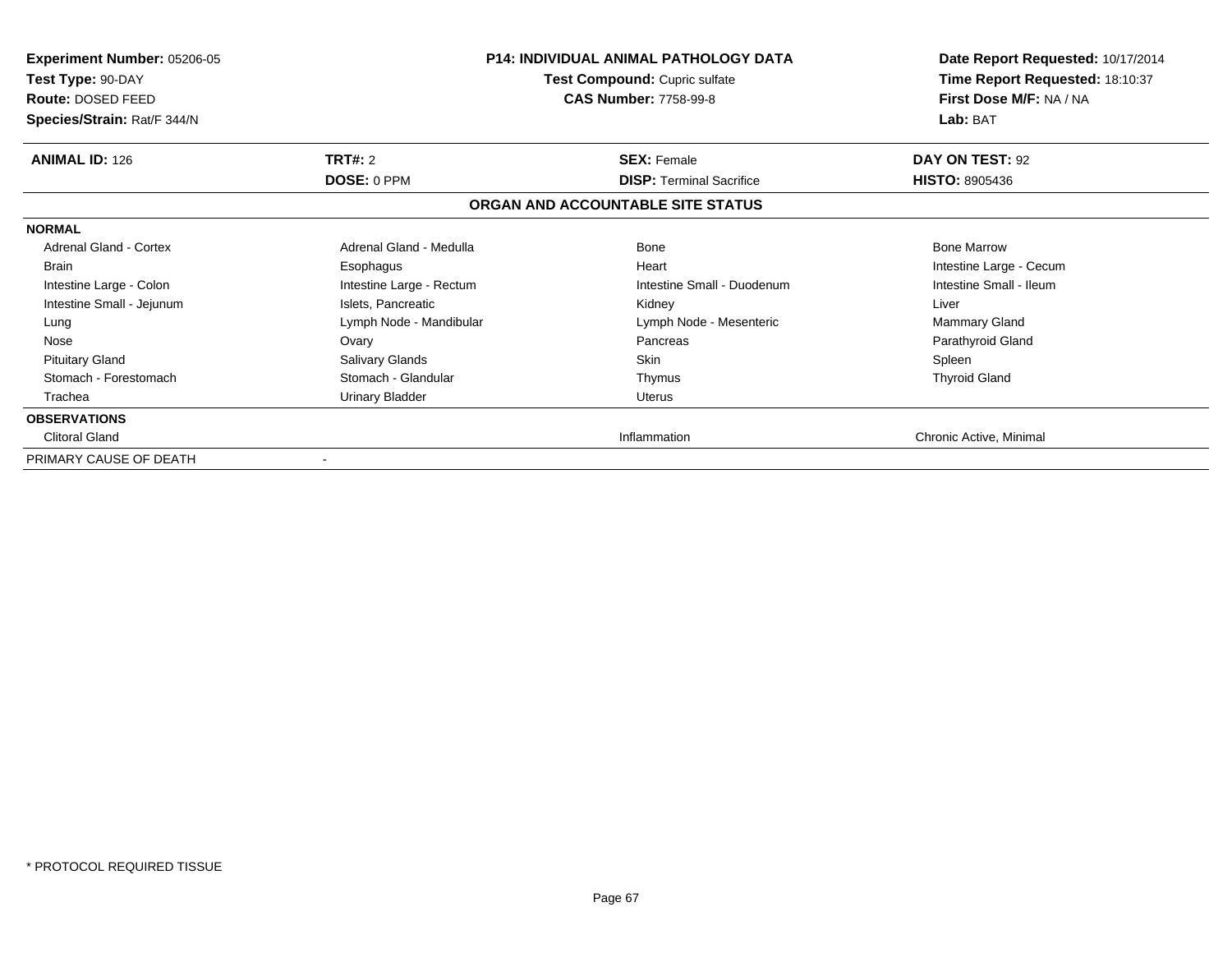**Experiment Number:** 05206-05
**Test Type:** 90-DAY
**Route:** DOSED FEED
**Species/Strain:** Rat/F 344/N

**P14: INDIVIDUAL ANIMAL PATHOLOGY DATA**
**Test Compound:** Cupric sulfate
**CAS Number:** 7758-99-8

**Date Report Requested:** 10/17/2014
**Time Report Requested:** 18:10:37
**First Dose M/F:** NA / NA
**Lab:** BAT

| **ANIMAL ID:** 126 | **TRT#:** 2 | **SEX:** Female | **DAY ON TEST:** 92 |
|---|---|---|---|
| | **DOSE:** 0 PPM | **DISP:** Terminal Sacrifice | **HISTO:** 8905436 |

**ORGAN AND ACCOUNTABLE SITE STATUS**

| | | | |
|---|---|---|---|
| **NORMAL** | | | |
| Adrenal Gland - Cortex | Adrenal Gland - Medulla | Bone | Bone Marrow |
| Brain | Esophagus | Heart | Intestine Large - Cecum |
| Intestine Large - Colon | Intestine Large - Rectum | Intestine Small - Duodenum | Intestine Small - Ileum |
| Intestine Small - Jejunum | Islets, Pancreatic | Kidney | Liver |
| Lung | Lymph Node - Mandibular | Lymph Node - Mesenteric | Mammary Gland |
| Nose | Ovary | Pancreas | Parathyroid Gland |
| Pituitary Gland | Salivary Glands | Skin | Spleen |
| Stomach - Forestomach | Stomach - Glandular | Thymus | Thyroid Gland |
| Trachea | Urinary Bladder | Uterus | |
| **OBSERVATIONS** | | | |
| Clitoral Gland | | Inflammation | Chronic Active, Minimal |
| PRIMARY CAUSE OF DEATH | - | | |

\* PROTOCOL REQUIRED TISSUE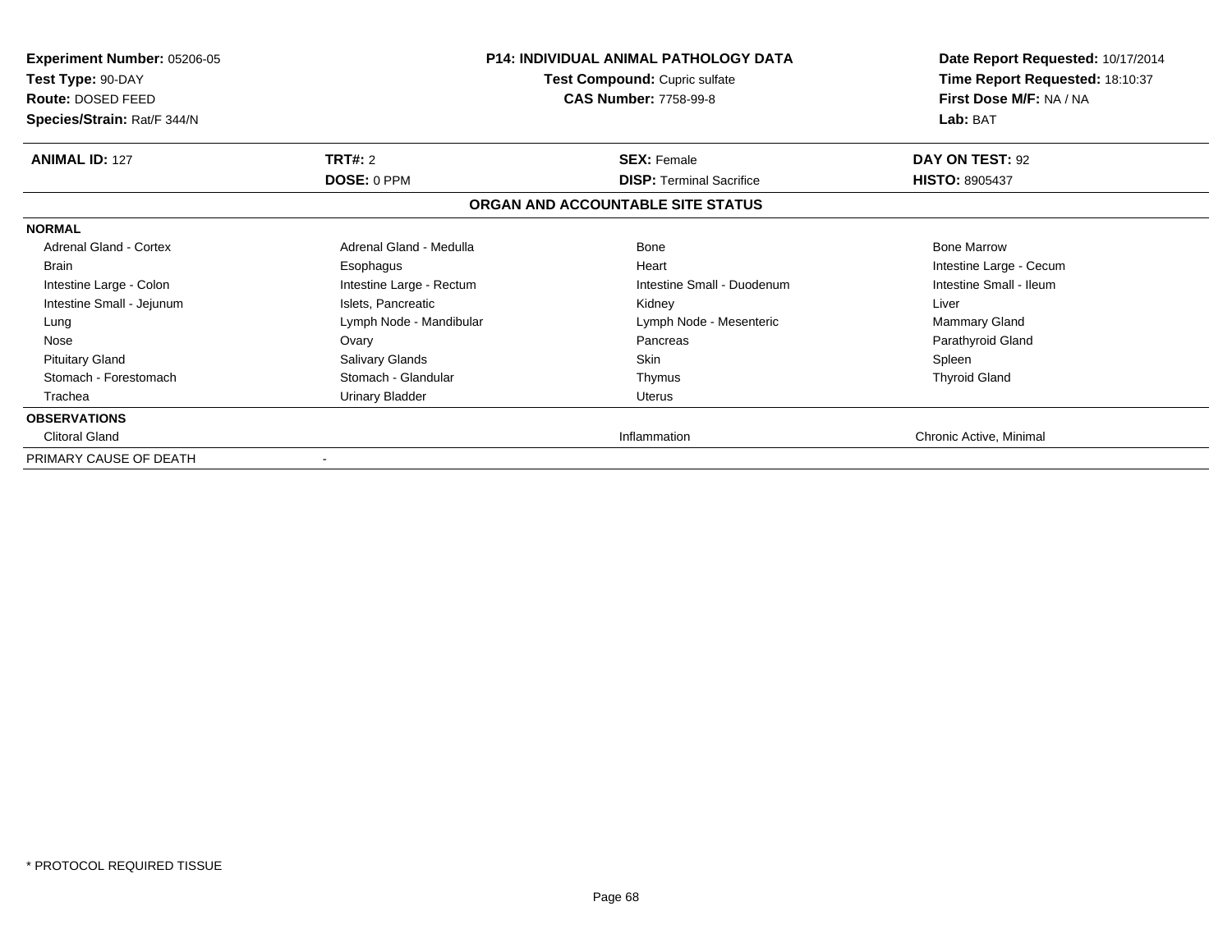**Experiment Number:** 05206-05
**Test Type:** 90-DAY
**Route:** DOSED FEED
**Species/Strain:** Rat/F 344/N

**P14: INDIVIDUAL ANIMAL PATHOLOGY DATA**
**Test Compound:** Cupric sulfate
**CAS Number:** 7758-99-8

**Date Report Requested:** 10/17/2014
**Time Report Requested:** 18:10:37
**First Dose M/F:** NA / NA
**Lab:** BAT

| **ANIMAL ID:** 127 | **TRT#:** 2 | **SEX:** Female | **DAY ON TEST:** 92 |
|---|---|---|---|
| | **DOSE:** 0 PPM | **DISP:** Terminal Sacrifice | **HISTO:** 8905437 |

## ORGAN AND ACCOUNTABLE SITE STATUS

| | | | |
|---|---|---|---|
| **NORMAL** | | | |
| Adrenal Gland - Cortex | Adrenal Gland - Medulla | Bone | Bone Marrow |
| Brain | Esophagus | Heart | Intestine Large - Cecum |
| Intestine Large - Colon | Intestine Large - Rectum | Intestine Small - Duodenum | Intestine Small - Ileum |
| Intestine Small - Jejunum | Islets, Pancreatic | Kidney | Liver |
| Lung | Lymph Node - Mandibular | Lymph Node - Mesenteric | Mammary Gland |
| Nose | Ovary | Pancreas | Parathyroid Gland |
| Pituitary Gland | Salivary Glands | Skin | Spleen |
| Stomach - Forestomach | Stomach - Glandular | Thymus | Thyroid Gland |
| Trachea | Urinary Bladder | Uterus | |
| **OBSERVATIONS** | | | |
| Clitoral Gland | | Inflammation | Chronic Active, Minimal |
| PRIMARY CAUSE OF DEATH | - | | |

* PROTOCOL REQUIRED TISSUE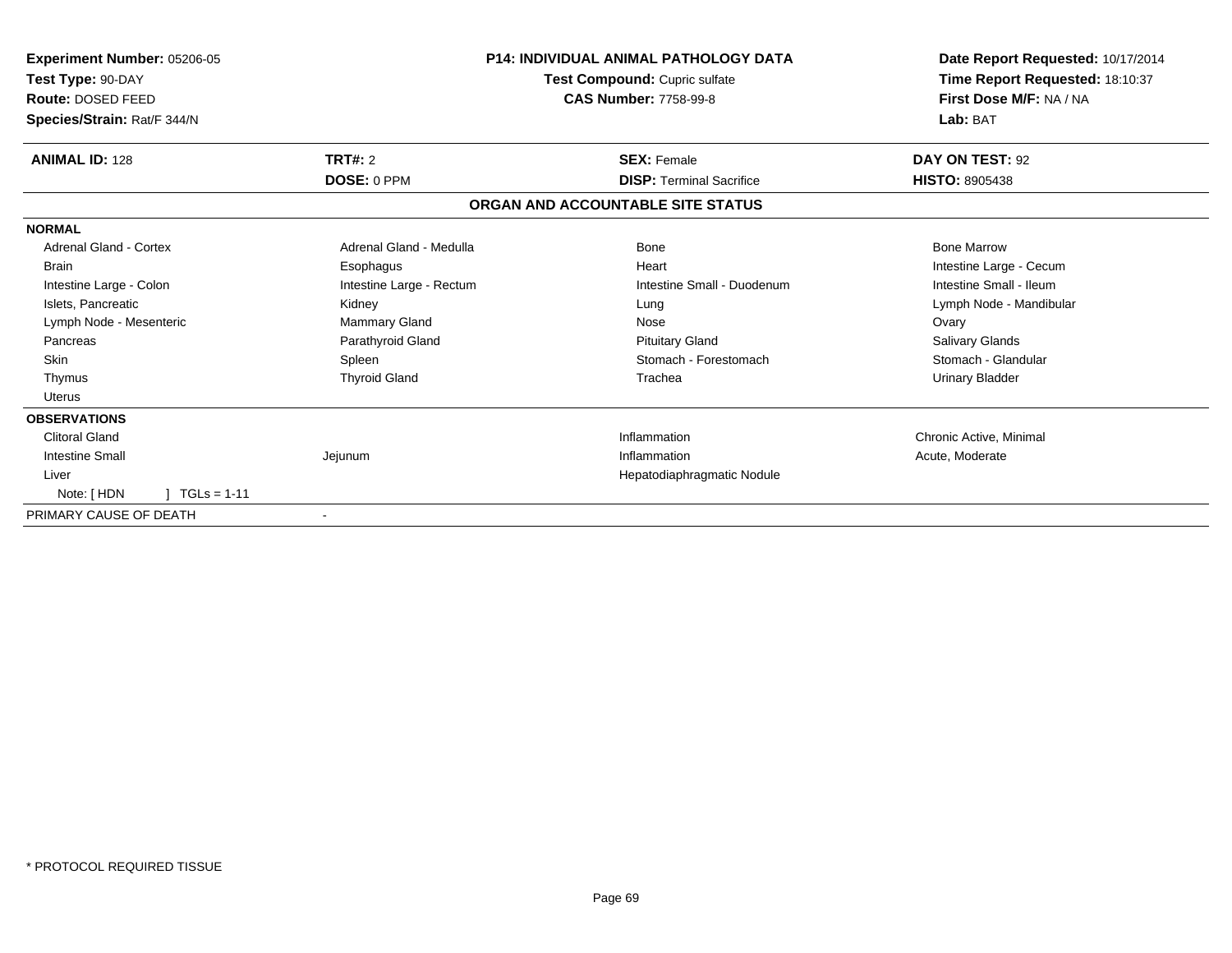**Experiment Number:** 05206-05
**Test Type:** 90-DAY
**Route:** DOSED FEED
**Species/Strain:** Rat/F 344/N

**P14: INDIVIDUAL ANIMAL PATHOLOGY DATA**
**Test Compound:** Cupric sulfate
**CAS Number:** 7758-99-8

**Date Report Requested:** 10/17/2014
**Time Report Requested:** 18:10:37
**First Dose M/F:** NA / NA
**Lab:** BAT

| **ANIMAL ID:** 128 | **TRT#:** 2 | **SEX:** Female | **DAY ON TEST:** 92 |
|---|---|---|---|
| | **DOSE:** 0 PPM | **DISP:** Terminal Sacrifice | **HISTO:** 8905438 |

**ORGAN AND ACCOUNTABLE SITE STATUS**

**NORMAL**

| | | | |
|---|---|---|---|
| Adrenal Gland - Cortex | Adrenal Gland - Medulla | Bone | Bone Marrow |
| Brain | Esophagus | Heart | Intestine Large - Cecum |
| Intestine Large - Colon | Intestine Large - Rectum | Intestine Small - Duodenum | Intestine Small - Ileum |
| Islets, Pancreatic | Kidney | Lung | Lymph Node - Mandibular |
| Lymph Node - Mesenteric | Mammary Gland | Nose | Ovary |
| Pancreas | Parathyroid Gland | Pituitary Gland | Salivary Glands |
| Skin | Spleen | Stomach - Forestomach | Stomach - Glandular |
| Thymus | Thyroid Gland | Trachea | Urinary Bladder |
| Uterus | | | |

**OBSERVATIONS**

| | | | |
|---|---|---|---|
| Clitoral Gland | | Inflammation | Chronic Active, Minimal |
| Intestine Small | Jejunum | Inflammation | Acute, Moderate |
| Liver | | Hepatodiaphragmatic Nodule | |
| Note: [ HDN ] TGLs = 1-11 | | | |

PRIMARY CAUSE OF DEATH -

* PROTOCOL REQUIRED TISSUE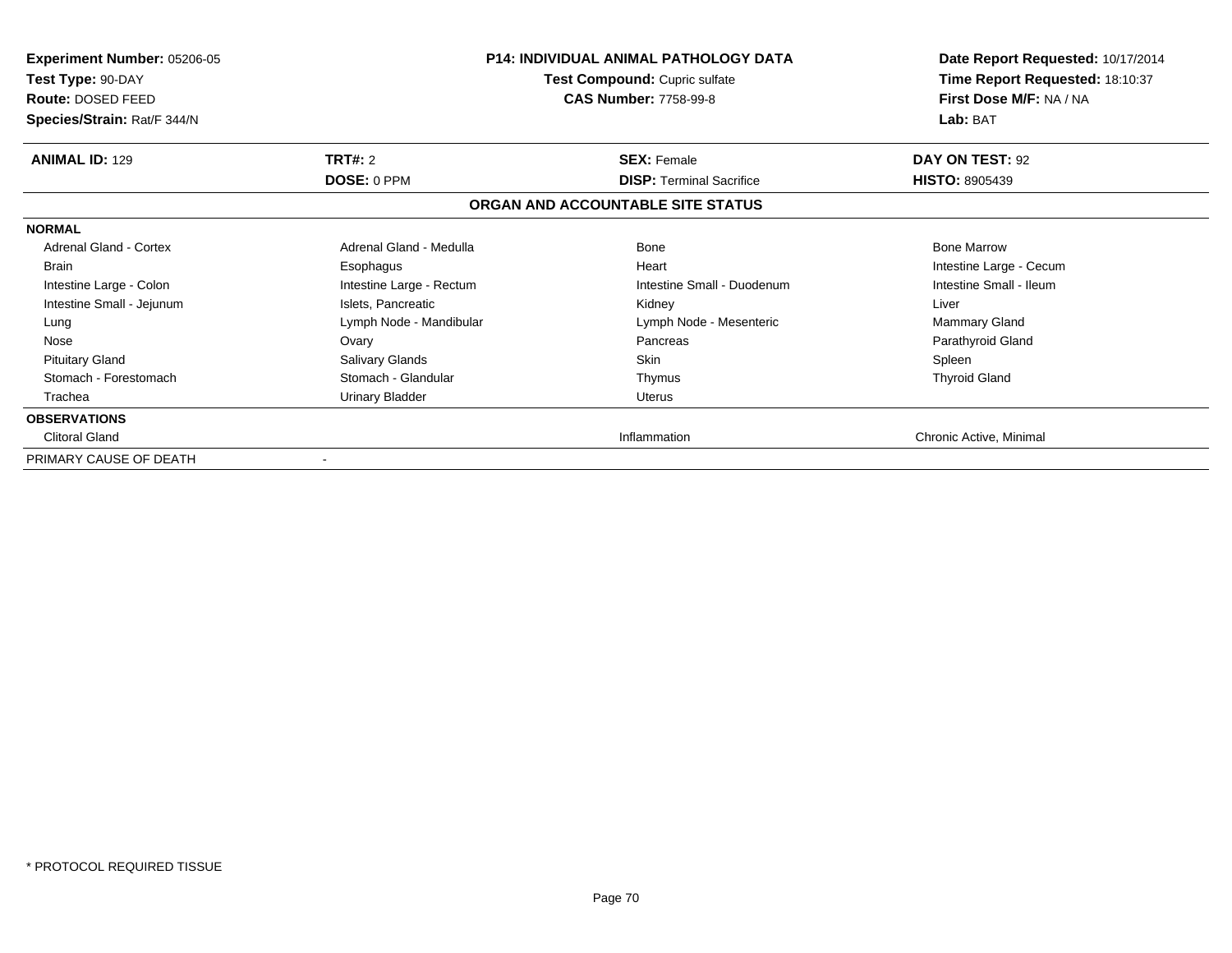**Experiment Number:** 05206-05
**Test Type:** 90-DAY
**Route:** DOSED FEED
**Species/Strain:** Rat/F 344/N

**P14: INDIVIDUAL ANIMAL PATHOLOGY DATA**
**Test Compound:** Cupric sulfate
**CAS Number:** 7758-99-8

**Date Report Requested:** 10/17/2014
**Time Report Requested:** 18:10:37
**First Dose M/F:** NA / NA
**Lab:** BAT

| **ANIMAL ID:** 129 | **TRT#:** 2 | **SEX:** Female | **DAY ON TEST:** 92 |
|---|---|---|---|
| | **DOSE:** 0 PPM | **DISP:** Terminal Sacrifice | **HISTO:** 8905439 |

## ORGAN AND ACCOUNTABLE SITE STATUS

| | | | |
|---|---|---|---|
| **NORMAL** | | | |
| Adrenal Gland - Cortex | Adrenal Gland - Medulla | Bone | Bone Marrow |
| Brain | Esophagus | Heart | Intestine Large - Cecum |
| Intestine Large - Colon | Intestine Large - Rectum | Intestine Small - Duodenum | Intestine Small - Ileum |
| Intestine Small - Jejunum | Islets, Pancreatic | Kidney | Liver |
| Lung | Lymph Node - Mandibular | Lymph Node - Mesenteric | Mammary Gland |
| Nose | Ovary | Pancreas | Parathyroid Gland |
| Pituitary Gland | Salivary Glands | Skin | Spleen |
| Stomach - Forestomach | Stomach - Glandular | Thymus | Thyroid Gland |
| Trachea | Urinary Bladder | Uterus | |
| **OBSERVATIONS** | | | |
| Clitoral Gland | | Inflammation | Chronic Active, Minimal |
| PRIMARY CAUSE OF DEATH | - | | |

\* PROTOCOL REQUIRED TISSUE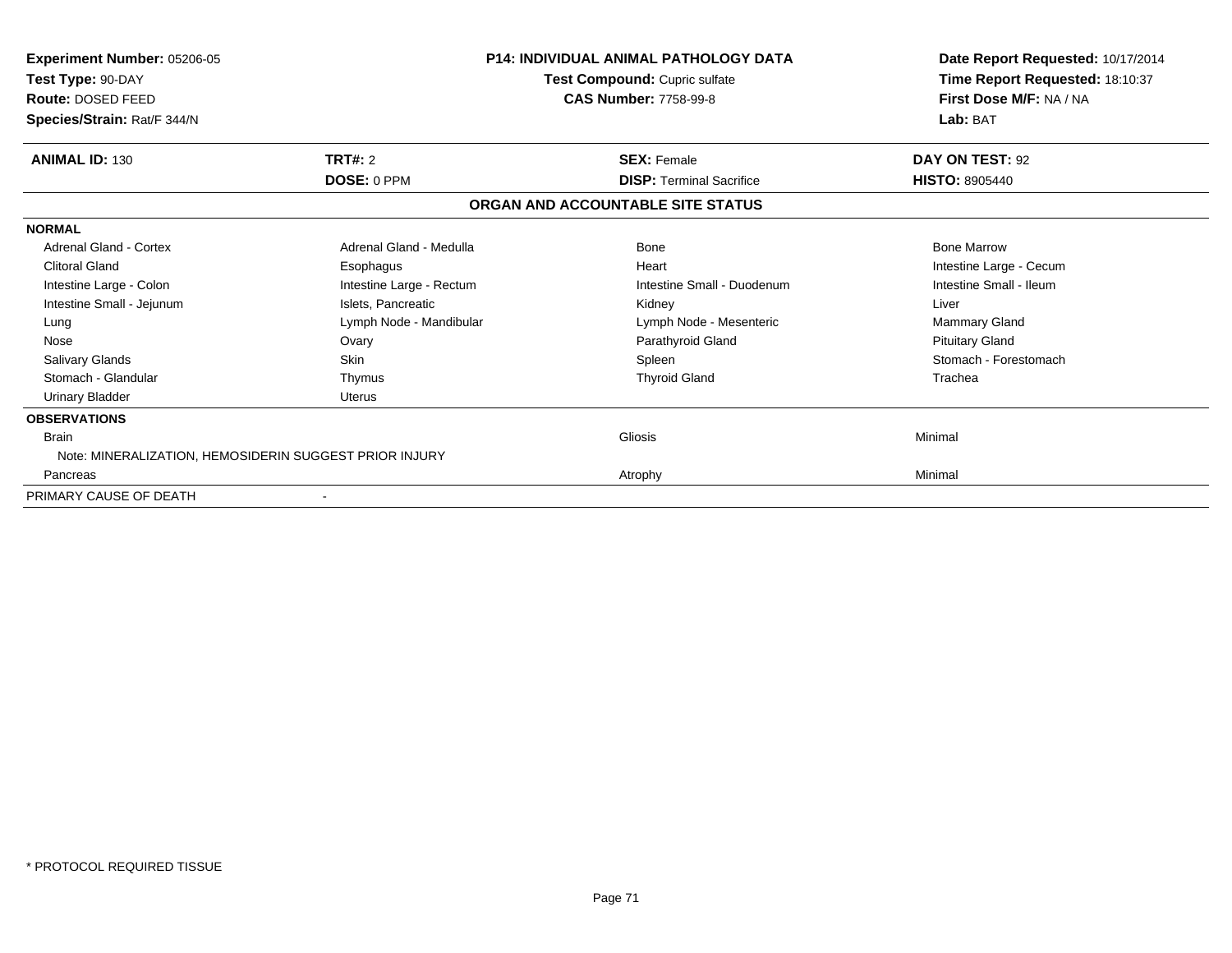**Experiment Number:** 05206-05
**Test Type:** 90-DAY
**Route:** DOSED FEED
**Species/Strain:** Rat/F 344/N

**P14: INDIVIDUAL ANIMAL PATHOLOGY DATA**
**Test Compound:** Cupric sulfate
**CAS Number:** 7758-99-8

**Date Report Requested:** 10/17/2014
**Time Report Requested:** 18:10:37
**First Dose M/F:** NA / NA
**Lab:** BAT

| **ANIMAL ID:** 130 | **TRT#:** 2 | **SEX:** Female | **DAY ON TEST:** 92 |
|---|---|---|---|
| | **DOSE:** 0 PPM | **DISP:** Terminal Sacrifice | **HISTO:** 8905440 |

## ORGAN AND ACCOUNTABLE SITE STATUS

**NORMAL**

| | | | |
|---|---|---|---|
| Adrenal Gland - Cortex | Adrenal Gland - Medulla | Bone | Bone Marrow |
| Clitoral Gland | Esophagus | Heart | Intestine Large - Cecum |
| Intestine Large - Colon | Intestine Large - Rectum | Intestine Small - Duodenum | Intestine Small - Ileum |
| Intestine Small - Jejunum | Islets, Pancreatic | Kidney | Liver |
| Lung | Lymph Node - Mandibular | Lymph Node - Mesenteric | Mammary Gland |
| Nose | Ovary | Parathyroid Gland | Pituitary Gland |
| Salivary Glands | Skin | Spleen | Stomach - Forestomach |
| Stomach - Glandular | Thymus | Thyroid Gland | Trachea |
| Urinary Bladder | Uterus | | |

**OBSERVATIONS**

| | | |
|---|---|---|
| Brain | Gliosis | Minimal |
| Note: MINERALIZATION, HEMOSIDERIN SUGGEST PRIOR INJURY | | |
| Pancreas | Atrophy | Minimal |

PRIMARY CAUSE OF DEATH -

* PROTOCOL REQUIRED TISSUE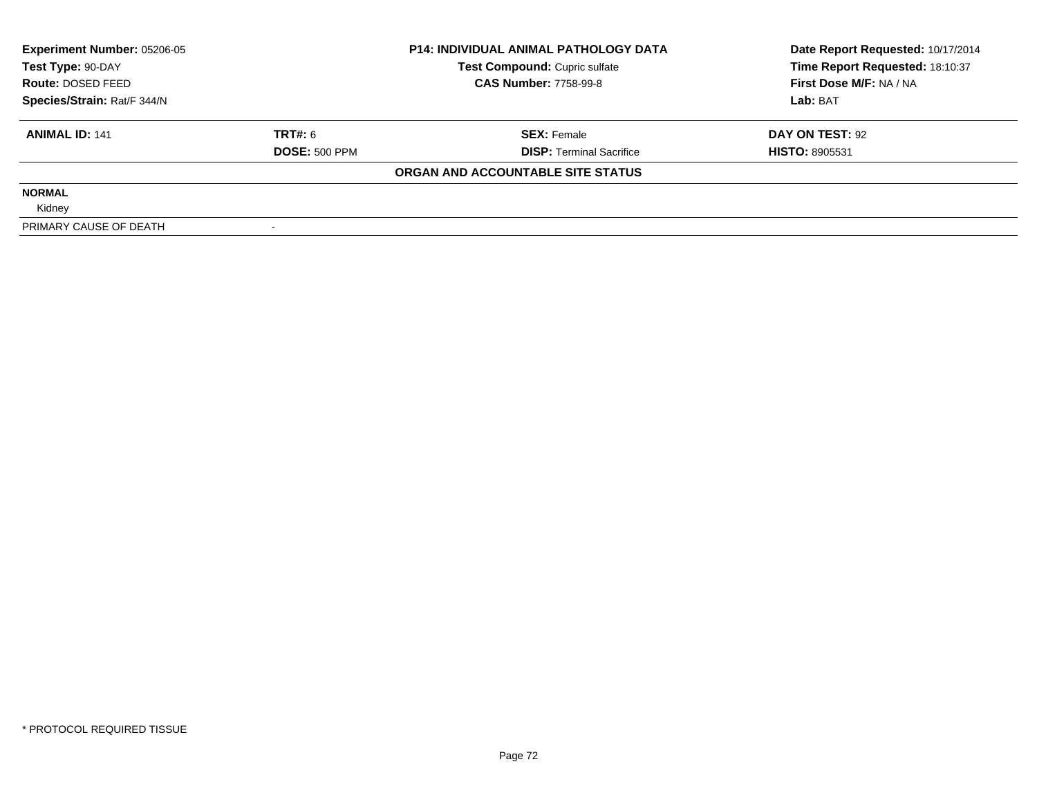| **Experiment Number:** 05206-05 | **P14: INDIVIDUAL ANIMAL PATHOLOGY DATA** | **Date Report Requested:** 10/17/2014 |
|---|---|---|
| **Test Type:** 90-DAY | **Test Compound:** Cupric sulfate | **Time Report Requested:** 18:10:37 |
| **Route:** DOSED FEED | **CAS Number:** 7758-99-8 | **First Dose M/F:** NA / NA |
| **Species/Strain:** Rat/F 344/N | | **Lab:** BAT |

| **ANIMAL ID:** 141 | **TRT#:** 6 | **SEX:** Female | **DAY ON TEST:** 92 |
|---|---|---|---|
| | **DOSE:** 500 PPM | **DISP:** Terminal Sacrifice | **HISTO:** 8905531 |

**ORGAN AND ACCOUNTABLE SITE STATUS**

| | |
|---|---|
| **NORMAL** | |
| Kidney | |
| PRIMARY CAUSE OF DEATH | - |

\* PROTOCOL REQUIRED TISSUE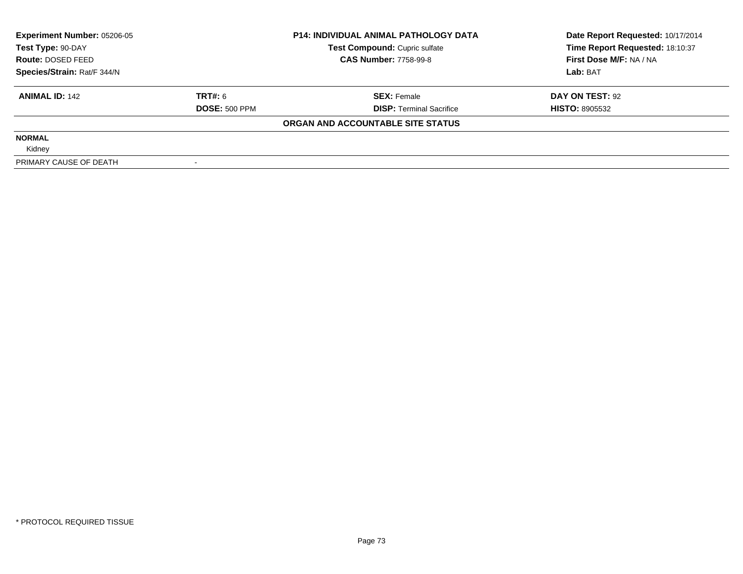| Experiment Number: 05206-05 | P14: INDIVIDUAL ANIMAL PATHOLOGY DATA | Date Report Requested: 10/17/2014 |
|---|---|---|
| Test Type: 90-DAY | Test Compound: Cupric sulfate | Time Report Requested: 18:10:37 |
| Route: DOSED FEED | CAS Number: 7758-99-8 | First Dose M/F: NA / NA |
| Species/Strain: Rat/F 344/N | | Lab: BAT |

| ANIMAL ID: 142 | TRT#: 6 | SEX: Female | DAY ON TEST: 92 |
|---|---|---|---|
| | DOSE: 500 PPM | DISP: Terminal Sacrifice | HISTO: 8905532 |

**ORGAN AND ACCOUNTABLE SITE STATUS**

| | |
|---|---|
| **NORMAL** | |
| Kidney | |
| PRIMARY CAUSE OF DEATH | - |

* PROTOCOL REQUIRED TISSUE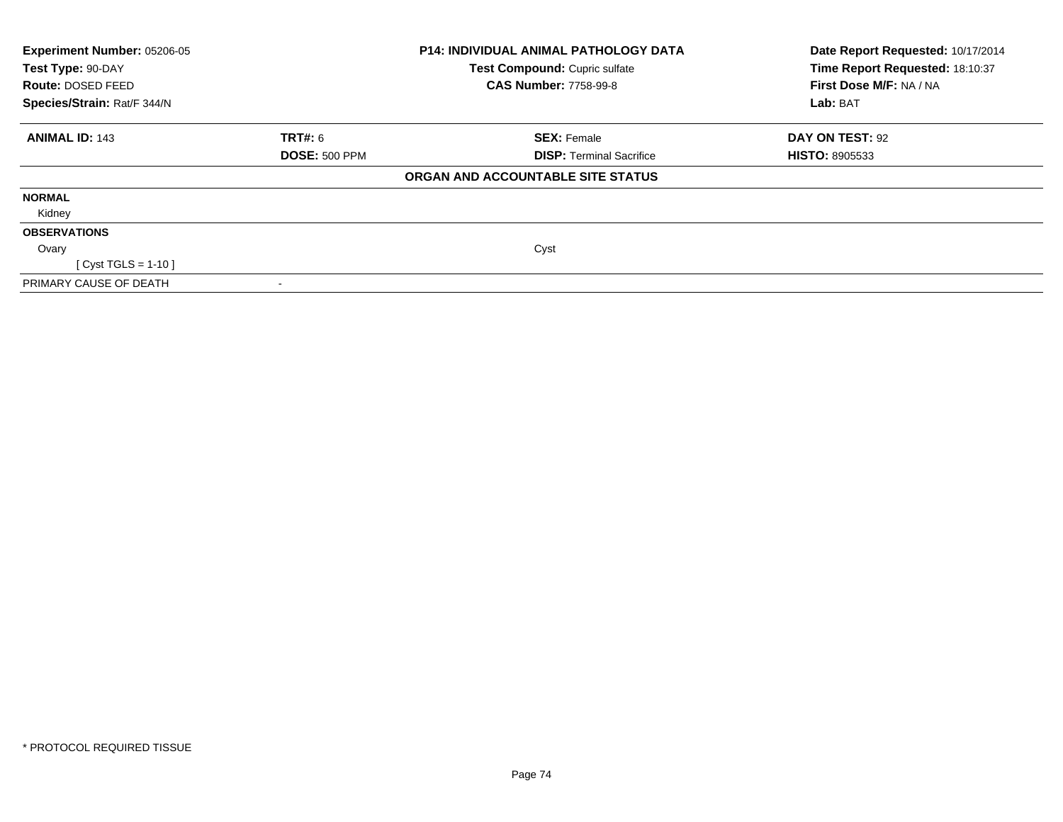**Experiment Number:** 05206-05
**Test Type:** 90-DAY
**Route:** DOSED FEED
**Species/Strain:** Rat/F 344/N

**P14: INDIVIDUAL ANIMAL PATHOLOGY DATA**
**Test Compound:** Cupric sulfate
**CAS Number:** 7758-99-8

**Date Report Requested:** 10/17/2014
**Time Report Requested:** 18:10:37
**First Dose M/F:** NA / NA
**Lab:** BAT

| **ANIMAL ID:** 143 | **TRT#:** 6 | **SEX:** Female | **DAY ON TEST:** 92 |
|---|---|---|---|
| | **DOSE:** 500 PPM | **DISP:** Terminal Sacrifice | **HISTO:** 8905533 |

**ORGAN AND ACCOUNTABLE SITE STATUS**

| | | | |
|---|---|---|---|
| **NORMAL** | | | |
| Kidney | | | |
| **OBSERVATIONS** | | | |
| Ovary | | Cyst | |
| [ Cyst TGLS = 1-10 ] | | | |
| PRIMARY CAUSE OF DEATH | - | | |

* PROTOCOL REQUIRED TISSUE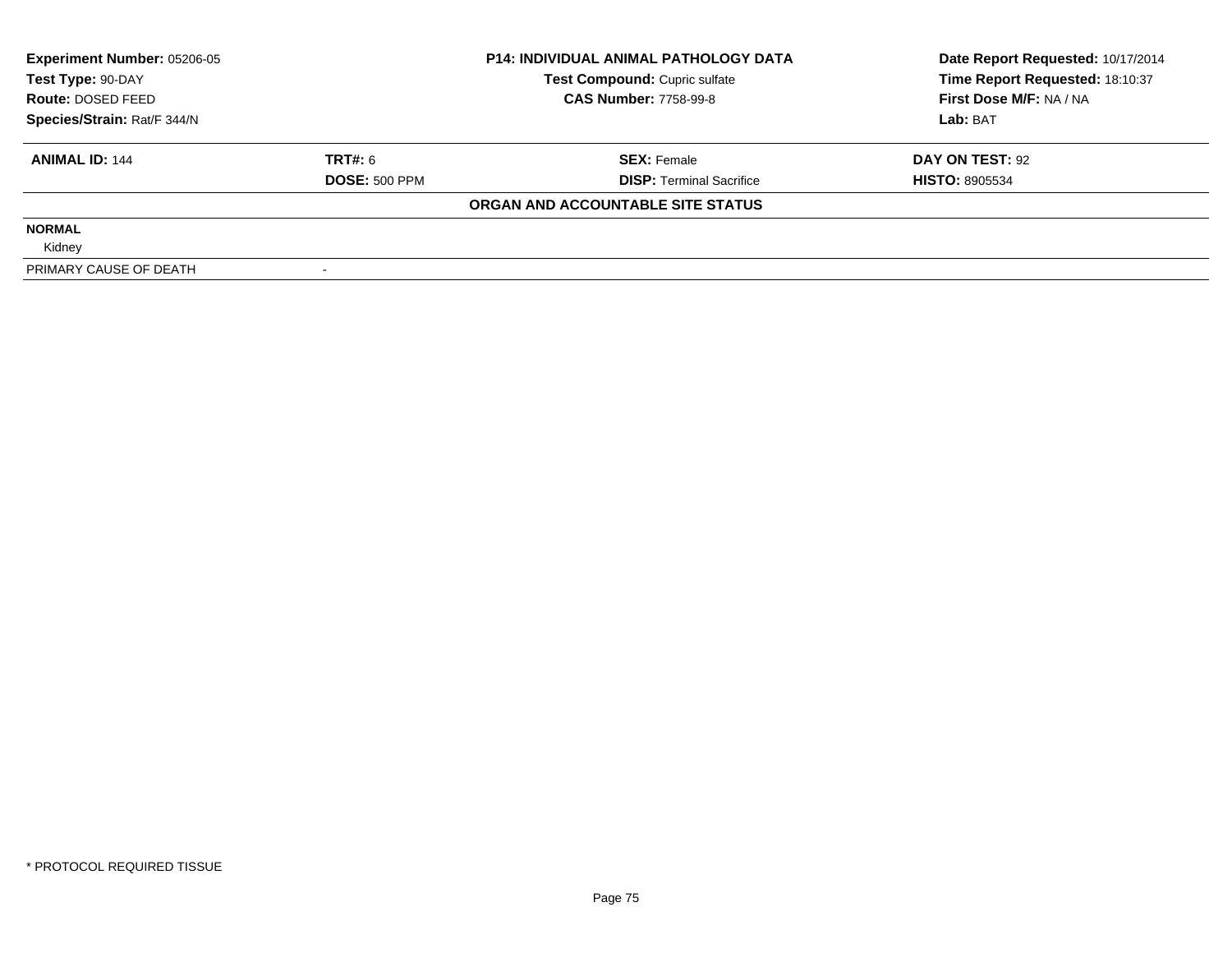**Experiment Number:** 05206-05
**Test Type:** 90-DAY
**Route:** DOSED FEED
**Species/Strain:** Rat/F 344/N

**P14: INDIVIDUAL ANIMAL PATHOLOGY DATA**
**Test Compound:** Cupric sulfate
**CAS Number:** 7758-99-8

**Date Report Requested:** 10/17/2014
**Time Report Requested:** 18:10:37
**First Dose M/F:** NA / NA
**Lab:** BAT

| **ANIMAL ID:** 144 | **TRT#:** 6 | **SEX:** Female | **DAY ON TEST:** 92 |
|---|---|---|---|
| | **DOSE:** 500 PPM | **DISP:** Terminal Sacrifice | **HISTO:** 8905534 |

**ORGAN AND ACCOUNTABLE SITE STATUS**

**NORMAL**

Kidney

| PRIMARY CAUSE OF DEATH | - |
|---|---|

* PROTOCOL REQUIRED TISSUE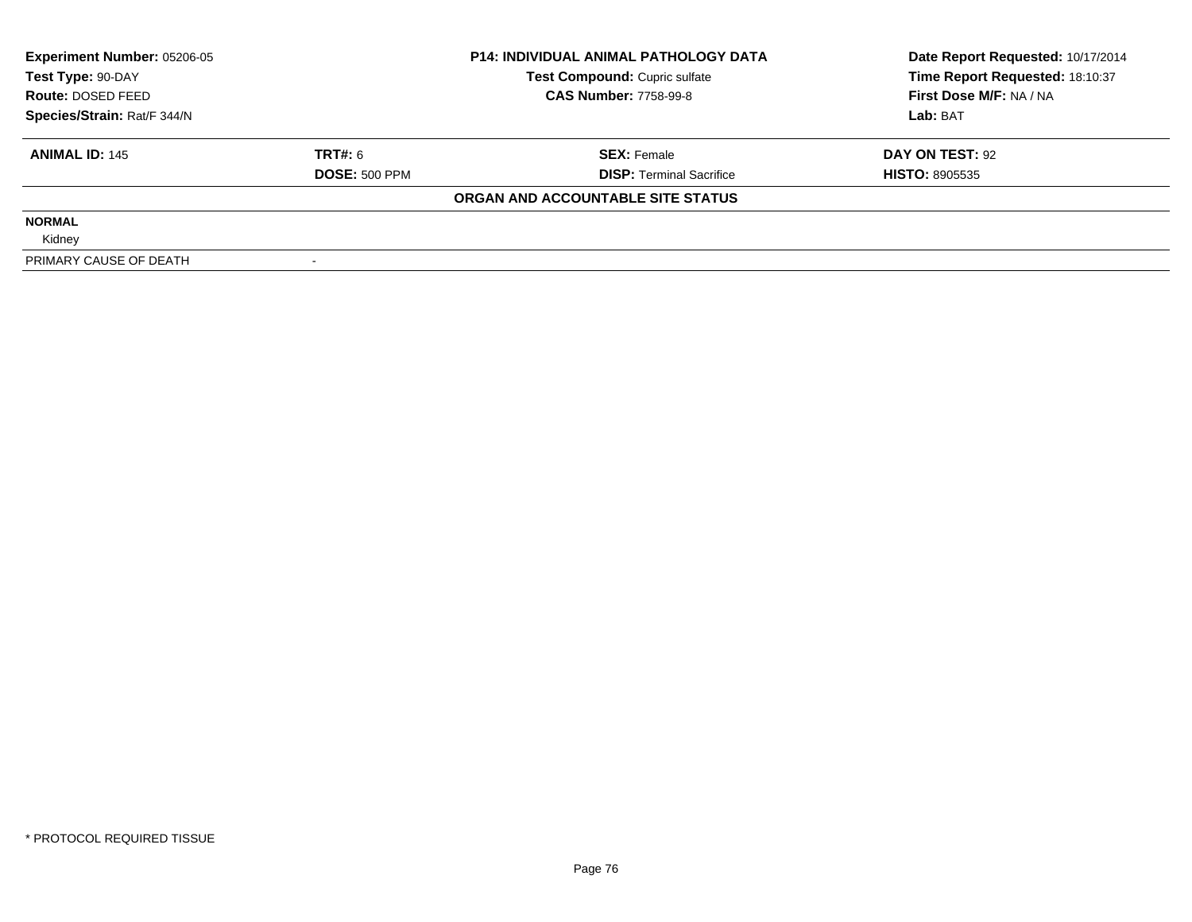**Experiment Number:** 05206-05
**Test Type:** 90-DAY
**Route:** DOSED FEED
**Species/Strain:** Rat/F 344/N

**P14: INDIVIDUAL ANIMAL PATHOLOGY DATA**
**Test Compound:** Cupric sulfate
**CAS Number:** 7758-99-8

**Date Report Requested:** 10/17/2014
**Time Report Requested:** 18:10:37
**First Dose M/F:** NA / NA
**Lab:** BAT

| **ANIMAL ID:** 145 | **TRT#:** 6 | **SEX:** Female | **DAY ON TEST:** 92 |
|---|---|---|---|
| | **DOSE:** 500 PPM | **DISP:** Terminal Sacrifice | **HISTO:** 8905535 |

**ORGAN AND ACCOUNTABLE SITE STATUS**

| | |
|---|---|
| **NORMAL** | |
| Kidney | |
| PRIMARY CAUSE OF DEATH | - |

* PROTOCOL REQUIRED TISSUE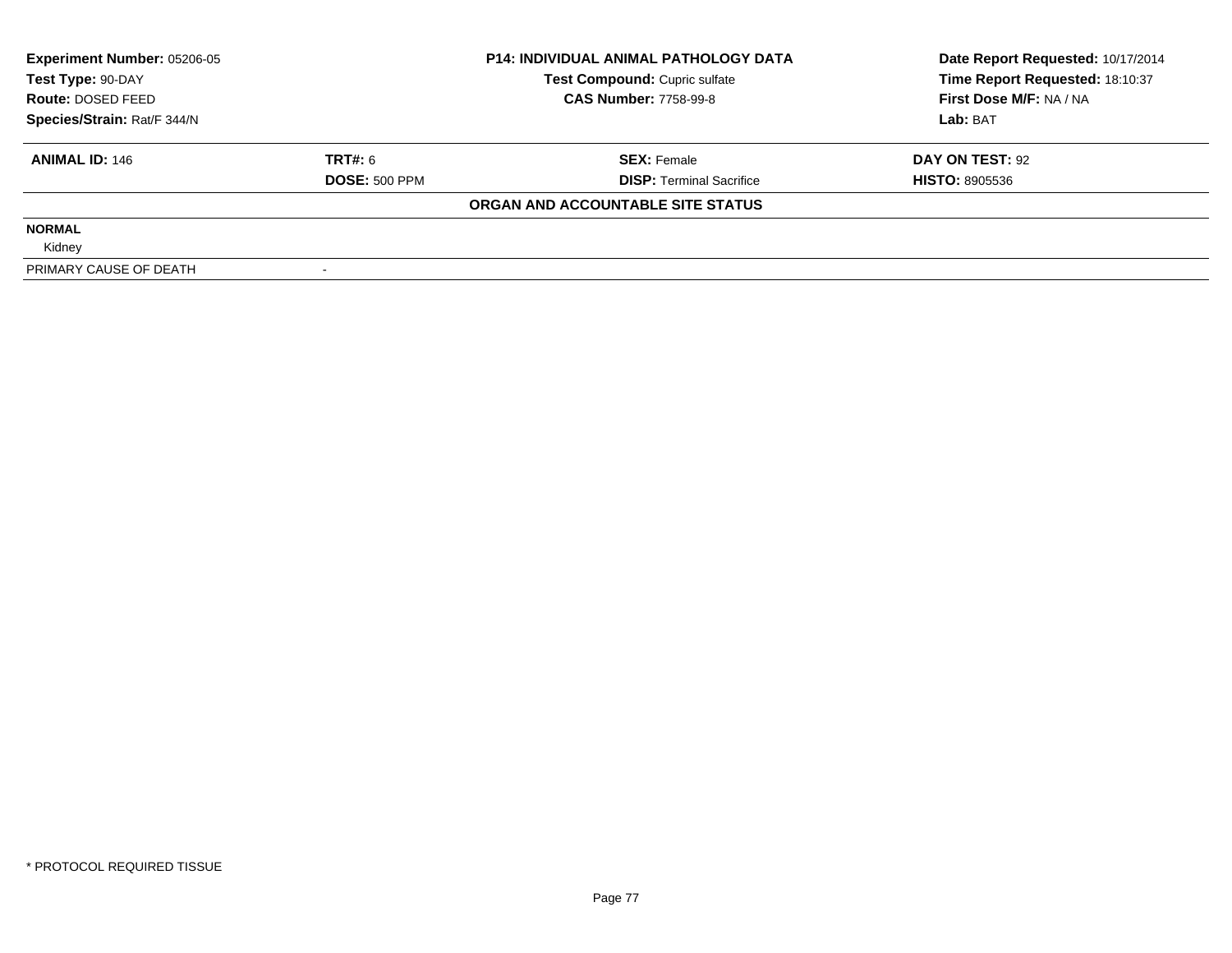| **Experiment Number:** 05206-05 | **P14: INDIVIDUAL ANIMAL PATHOLOGY DATA** | **Date Report Requested:** 10/17/2014 |
|---|---|---|
| **Test Type:** 90-DAY | **Test Compound:** Cupric sulfate | **Time Report Requested:** 18:10:37 |
| **Route:** DOSED FEED | **CAS Number:** 7758-99-8 | **First Dose M/F:** NA / NA |
| **Species/Strain:** Rat/F 344/N | | **Lab:** BAT |

| **ANIMAL ID:** 146 | **TRT#:** 6 | **SEX:** Female | **DAY ON TEST:** 92 |
|---|---|---|---|
| | **DOSE:** 500 PPM | **DISP:** Terminal Sacrifice | **HISTO:** 8905536 |

**ORGAN AND ACCOUNTABLE SITE STATUS**

| | |
|---|---|
| **NORMAL** | |
| Kidney | |
| PRIMARY CAUSE OF DEATH | - |

* PROTOCOL REQUIRED TISSUE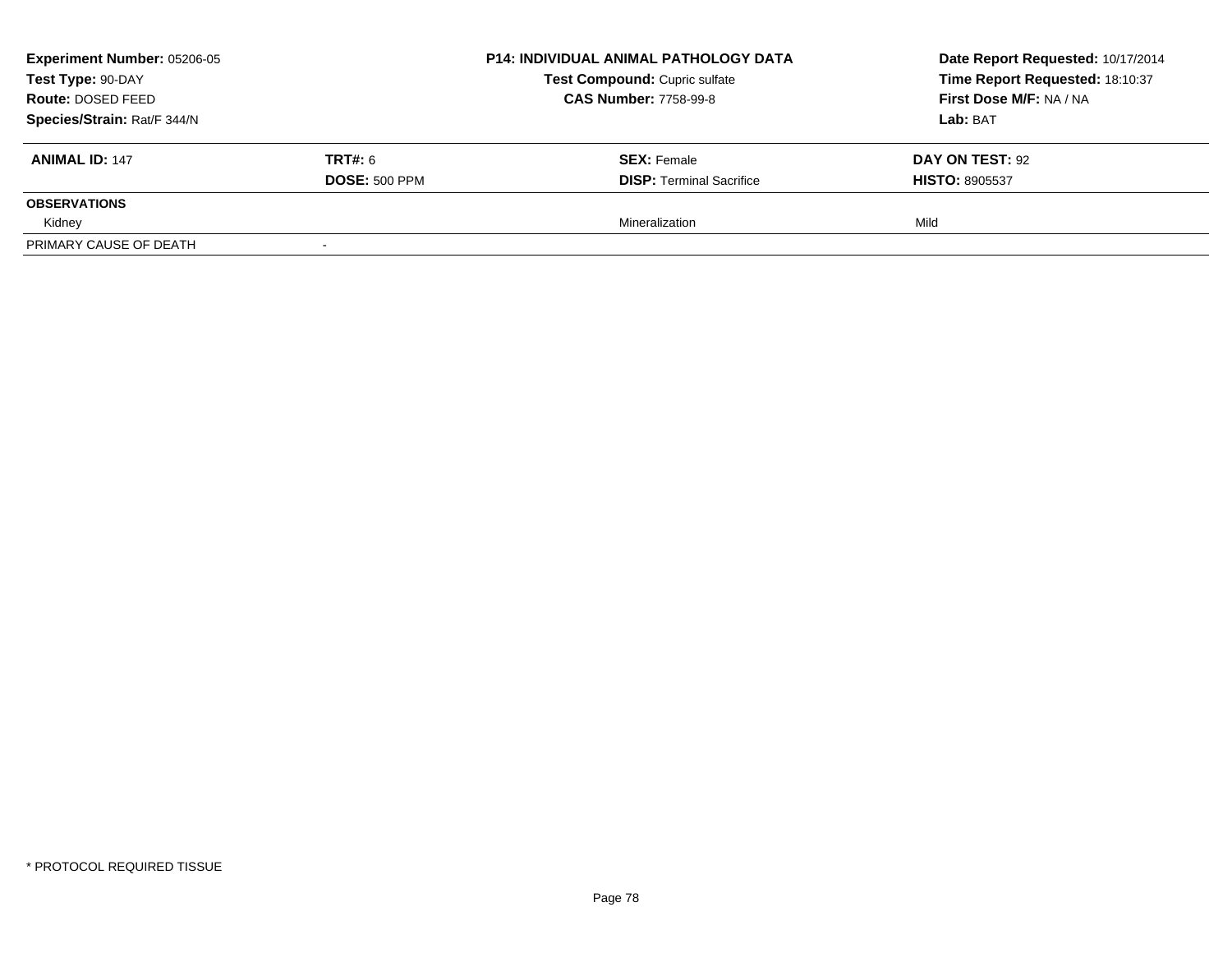**Experiment Number:** 05206-05
**Test Type:** 90-DAY
**Route:** DOSED FEED
**Species/Strain:** Rat/F 344/N

**P14: INDIVIDUAL ANIMAL PATHOLOGY DATA**
**Test Compound:** Cupric sulfate
**CAS Number:** 7758-99-8

**Date Report Requested:** 10/17/2014
**Time Report Requested:** 18:10:37
**First Dose M/F:** NA / NA
**Lab:** BAT

| **ANIMAL ID:** 147 | **TRT#:** 6 | **SEX:** Female | **DAY ON TEST:** 92 |
|---|---|---|---|
| | **DOSE:** 500 PPM | **DISP:** Terminal Sacrifice | **HISTO:** 8905537 |
| **OBSERVATIONS** | | | |
| Kidney | | Mineralization | Mild |
| PRIMARY CAUSE OF DEATH | - | | |

* PROTOCOL REQUIRED TISSUE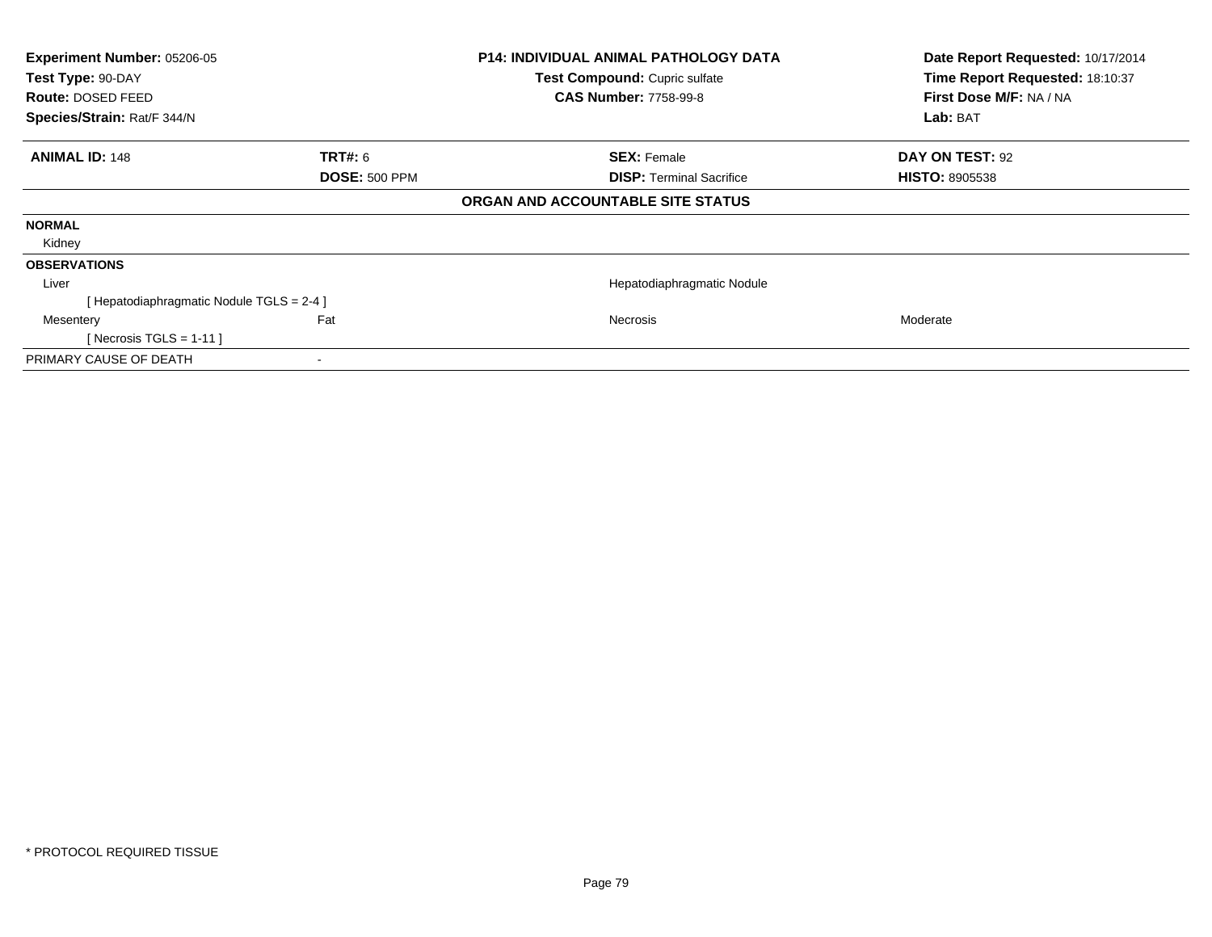| **Experiment Number:** 05206-05 | | **P14: INDIVIDUAL ANIMAL PATHOLOGY DATA** | **Date Report Requested:** 10/17/2014 |
|---|---|---|---|
| **Test Type:** 90-DAY | | **Test Compound:** Cupric sulfate | **Time Report Requested:** 18:10:37 |
| **Route:** DOSED FEED | | **CAS Number:** 7758-99-8 | **First Dose M/F:** NA / NA |
| **Species/Strain:** Rat/F 344/N | | | **Lab:** BAT |

| **ANIMAL ID:** 148 | **TRT#:** 6 | **SEX:** Female | **DAY ON TEST:** 92 |
|---|---|---|---|
| | **DOSE:** 500 PPM | **DISP:** Terminal Sacrifice | **HISTO:** 8905538 |

**ORGAN AND ACCOUNTABLE SITE STATUS**

| | | | |
|---|---|---|---|
| **NORMAL** | | | |
| Kidney | | | |
| **OBSERVATIONS** | | | |
| Liver | | Hepatodiaphragmatic Nodule | |
| [ Hepatodiaphragmatic Nodule TGLS = 2-4 ] | | | |
| Mesentery | Fat | Necrosis | Moderate |
| [ Necrosis TGLS = 1-11 ] | | | |
| PRIMARY CAUSE OF DEATH | - | | |

* PROTOCOL REQUIRED TISSUE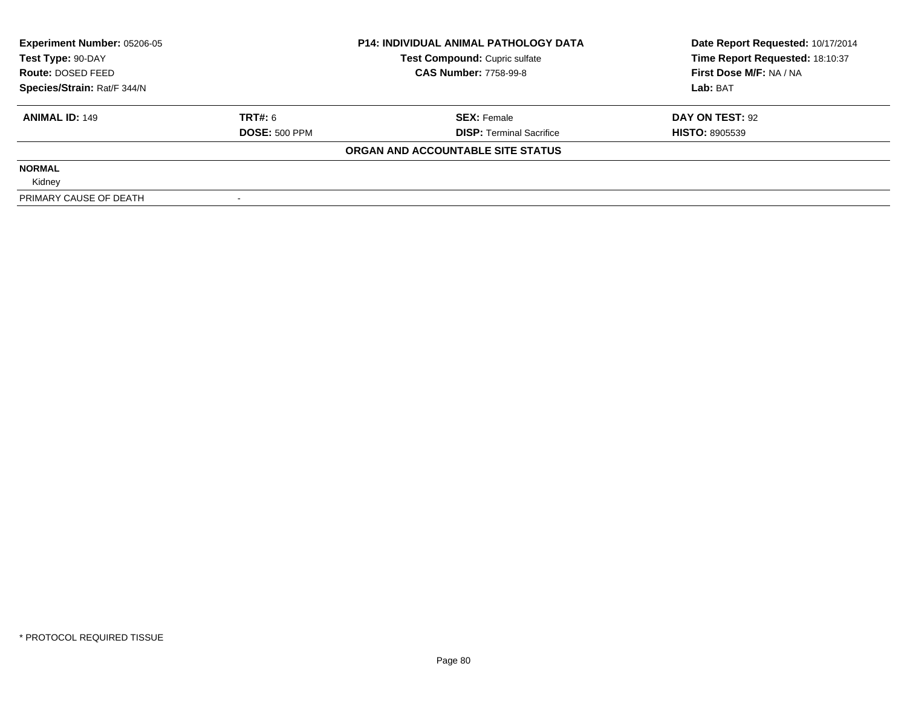| Experiment Number: 05206-05 | P14: INDIVIDUAL ANIMAL PATHOLOGY DATA | Date Report Requested: 10/17/2014 |
|---|---|---|
| Test Type: 90-DAY | Test Compound: Cupric sulfate | Time Report Requested: 18:10:37 |
| Route: DOSED FEED | CAS Number: 7758-99-8 | First Dose M/F: NA / NA |
| Species/Strain: Rat/F 344/N | | Lab: BAT |

| ANIMAL ID: 149 | TRT#: 6 | SEX: Female | DAY ON TEST: 92 |
|---|---|---|---|
| | DOSE: 500 PPM | DISP: Terminal Sacrifice | HISTO: 8905539 |

**ORGAN AND ACCOUNTABLE SITE STATUS**

**NORMAL**

Kidney

| PRIMARY CAUSE OF DEATH | - |
|---|---|

* PROTOCOL REQUIRED TISSUE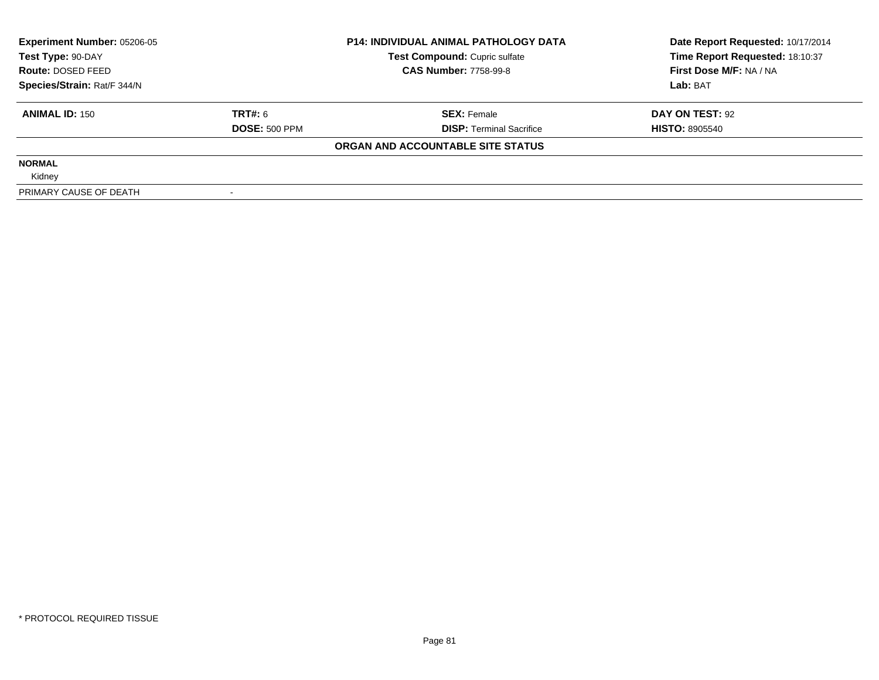| Experiment Number: 05206-05 | P14: INDIVIDUAL ANIMAL PATHOLOGY DATA | Date Report Requested: 10/17/2014 |
|---|---|---|
| Test Type: 90-DAY | Test Compound: Cupric sulfate | Time Report Requested: 18:10:37 |
| Route: DOSED FEED | CAS Number: 7758-99-8 | First Dose M/F: NA / NA |
| Species/Strain: Rat/F 344/N | | Lab: BAT |

| ANIMAL ID: 150 | TRT#: 6 | SEX: Female | DAY ON TEST: 92 |
|---|---|---|---|
| | DOSE: 500 PPM | DISP: Terminal Sacrifice | HISTO: 8905540 |

**ORGAN AND ACCOUNTABLE SITE STATUS**

| | |
|---|---|
| **NORMAL** | |
| Kidney | |
| PRIMARY CAUSE OF DEATH | - |

* PROTOCOL REQUIRED TISSUE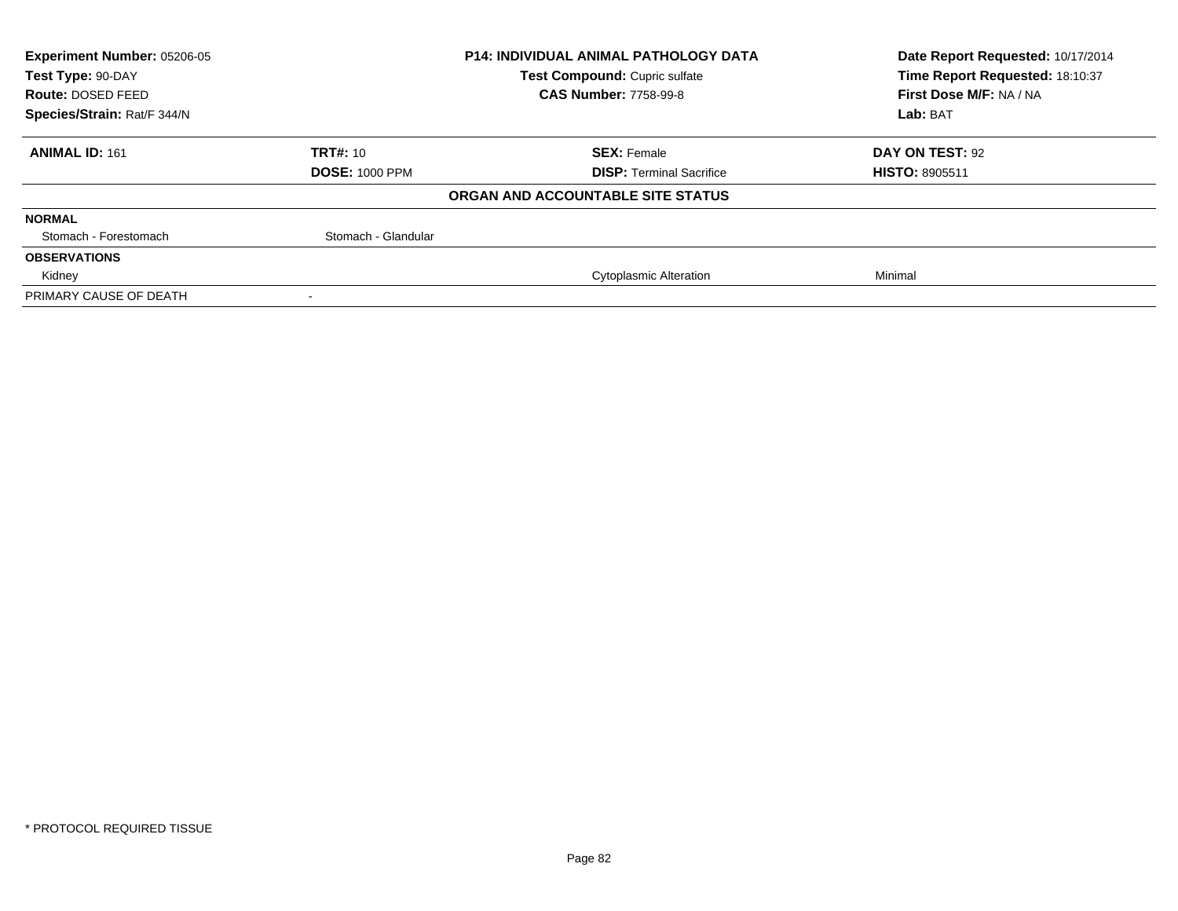| **Experiment Number:** 05206-05 | **P14: INDIVIDUAL ANIMAL PATHOLOGY DATA** | **Date Report Requested:** 10/17/2014 |
|---|---|---|
| **Test Type:** 90-DAY | **Test Compound:** Cupric sulfate | **Time Report Requested:** 18:10:37 |
| **Route:** DOSED FEED | **CAS Number:** 7758-99-8 | **First Dose M/F:** NA / NA |
| **Species/Strain:** Rat/F 344/N | | **Lab:** BAT |

| **ANIMAL ID:** 161 | **TRT#:** 10 | **SEX:** Female | **DAY ON TEST:** 92 |
|---|---|---|---|
| | **DOSE:** 1000 PPM | **DISP:** Terminal Sacrifice | **HISTO:** 8905511 |
| | | **ORGAN AND ACCOUNTABLE SITE STATUS** | |
| **NORMAL** | | | |
| Stomach - Forestomach | Stomach - Glandular | | |
| **OBSERVATIONS** | | | |
| Kidney | | Cytoplasmic Alteration | Minimal |
| PRIMARY CAUSE OF DEATH | - | | |

* PROTOCOL REQUIRED TISSUE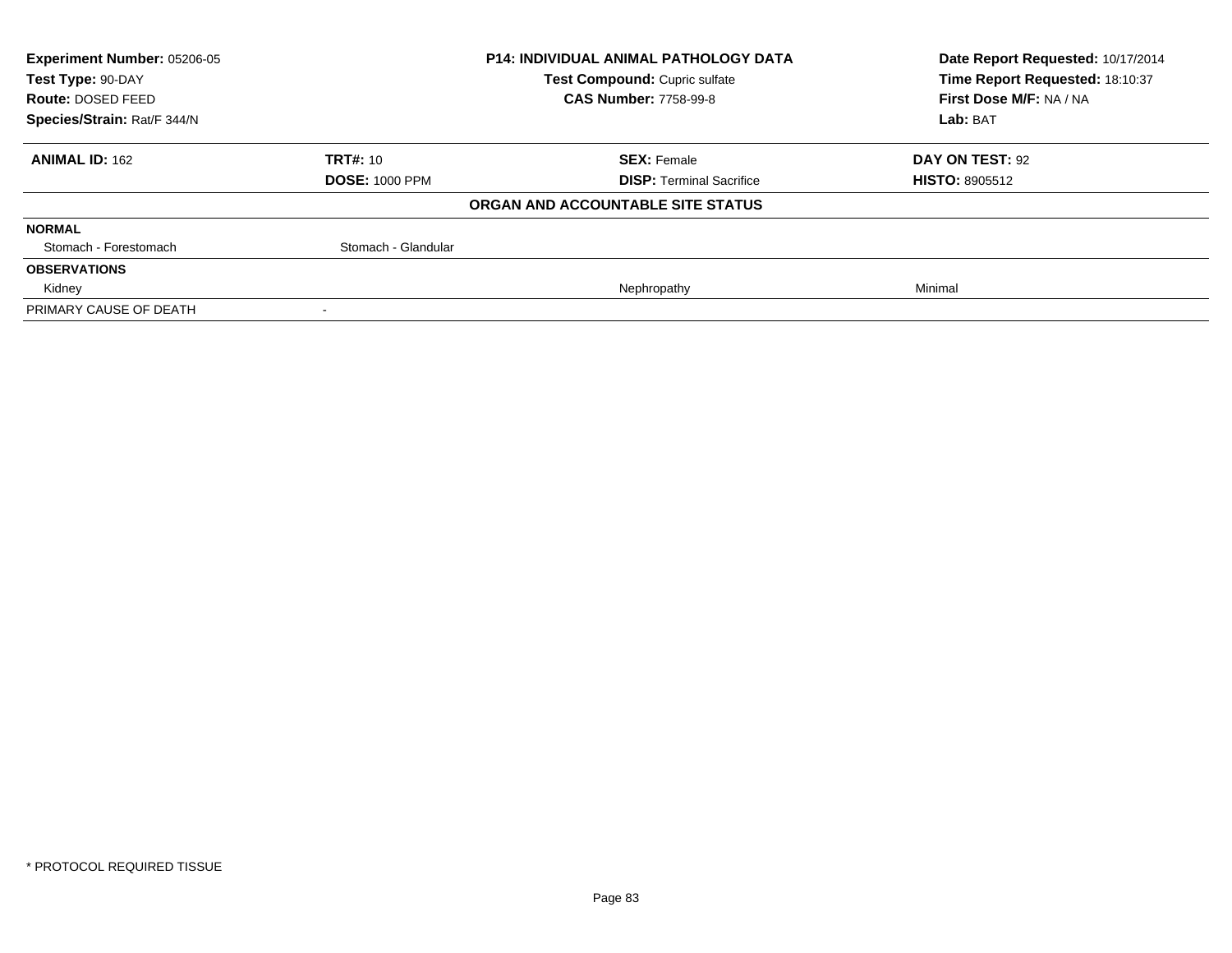| Experiment Number: 05206-05 | P14: INDIVIDUAL ANIMAL PATHOLOGY DATA | Date Report Requested: 10/17/2014 |
|---|---|---|
| Test Type: 90-DAY | Test Compound: Cupric sulfate | Time Report Requested: 18:10:37 |
| Route: DOSED FEED | CAS Number: 7758-99-8 | First Dose M/F: NA / NA |
| Species/Strain: Rat/F 344/N | | Lab: BAT |

| **ANIMAL ID:** 162 | **TRT#:** 10 | **SEX:** Female | **DAY ON TEST:** 92 |
|---|---|---|---|
| | **DOSE:** 1000 PPM | **DISP:** Terminal Sacrifice | **HISTO:** 8905512 |

**ORGAN AND ACCOUNTABLE SITE STATUS**

| | | | |
|---|---|---|---|
| **NORMAL** | | | |
| Stomach - Forestomach | Stomach - Glandular | | |
| **OBSERVATIONS** | | | |
| Kidney | | Nephropathy | Minimal |
| PRIMARY CAUSE OF DEATH | - | | |

* PROTOCOL REQUIRED TISSUE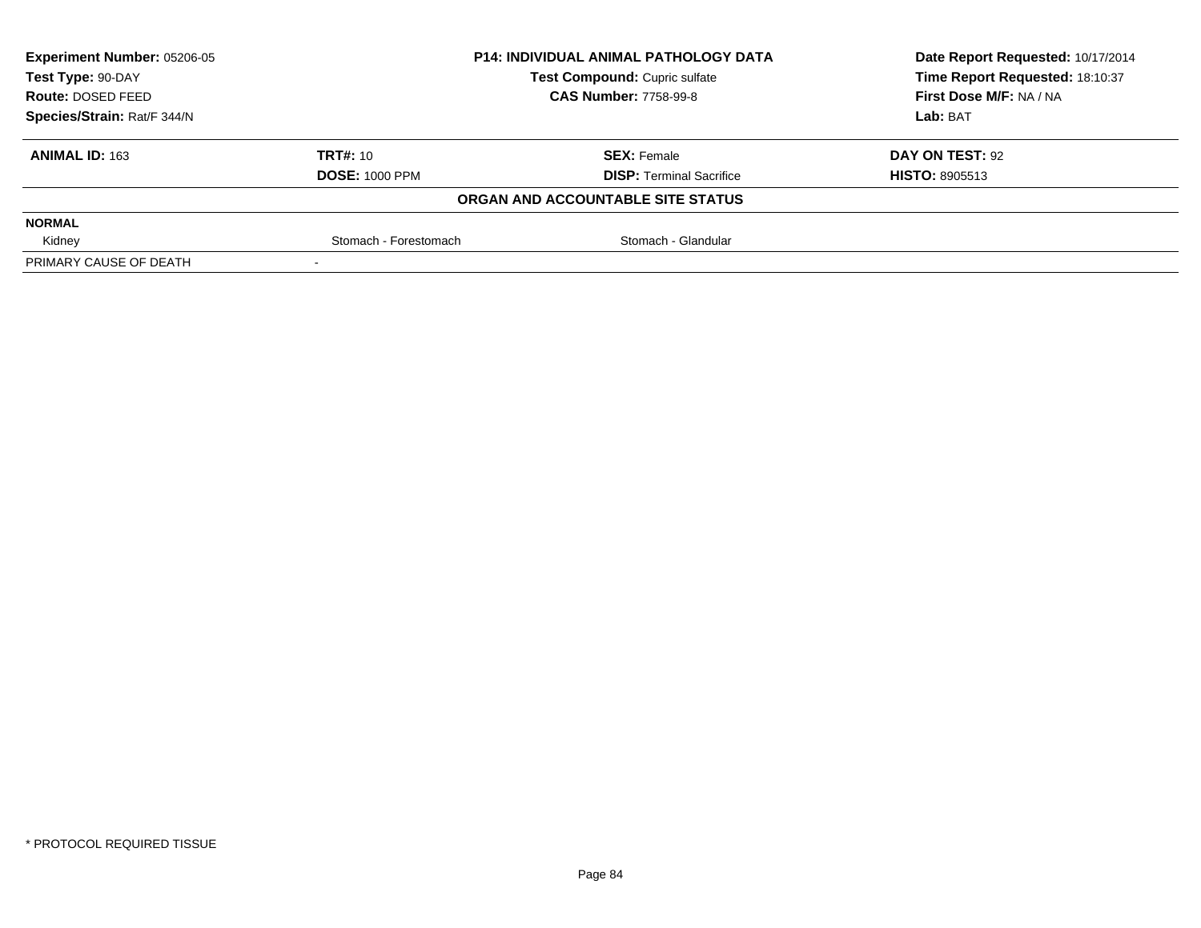| Experiment Number: 05206-05 | P14: INDIVIDUAL ANIMAL PATHOLOGY DATA | Date Report Requested: 10/17/2014 |
|---|---|---|
| Test Type: 90-DAY | Test Compound: Cupric sulfate | Time Report Requested: 18:10:37 |
| Route: DOSED FEED | CAS Number: 7758-99-8 | First Dose M/F: NA / NA |
| Species/Strain: Rat/F 344/N | | Lab: BAT |

| ANIMAL ID: 163 | TRT#: 10 | SEX: Female | DAY ON TEST: 92 |
|---|---|---|---|
| | DOSE: 1000 PPM | DISP: Terminal Sacrifice | HISTO: 8905513 |

**ORGAN AND ACCOUNTABLE SITE STATUS**

| NORMAL | | |
|---|---|---|
| Kidney | Stomach - Forestomach | Stomach - Glandular |
| PRIMARY CAUSE OF DEATH | - | |

\* PROTOCOL REQUIRED TISSUE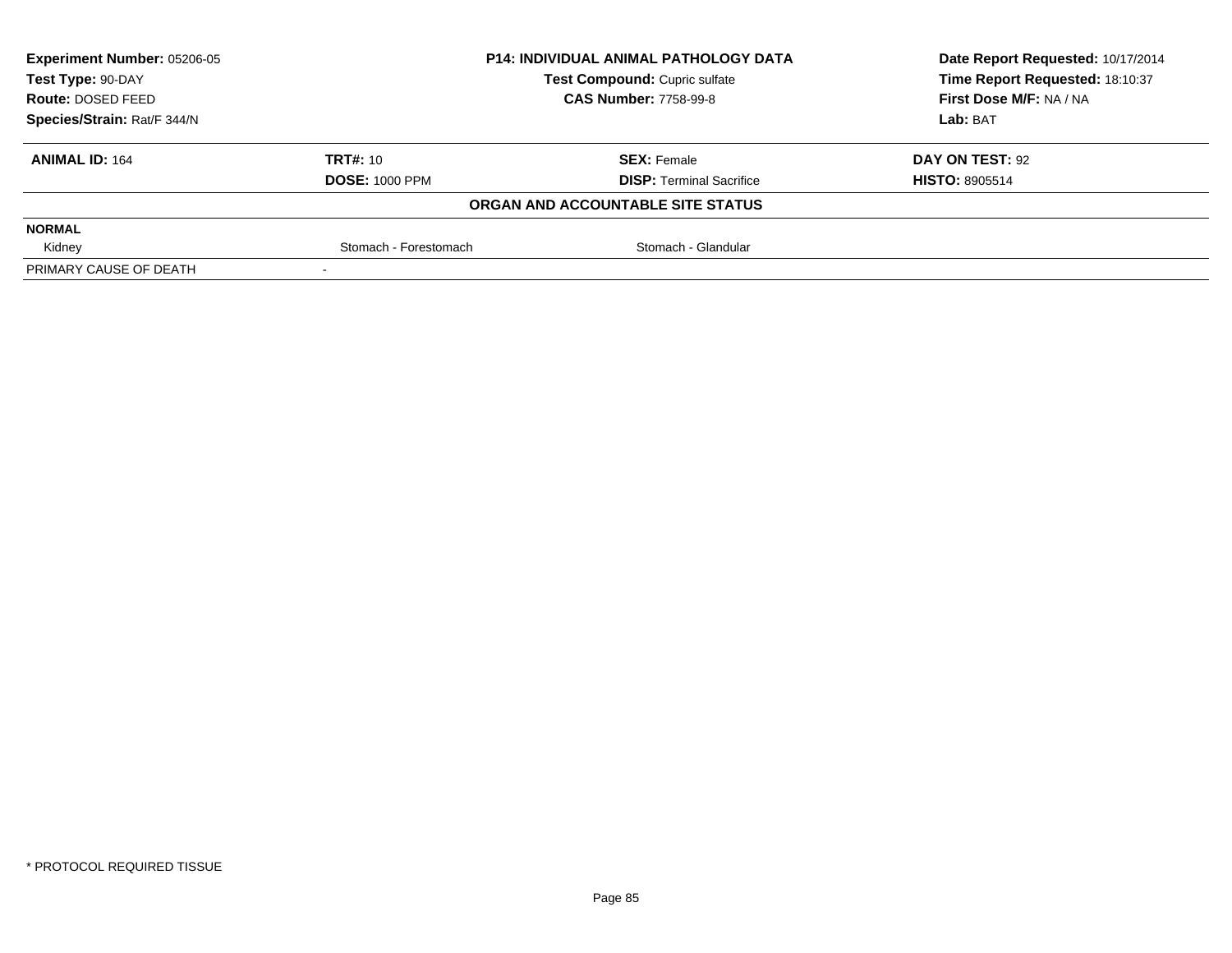| Experiment Number: 05206-05 | P14: INDIVIDUAL ANIMAL PATHOLOGY DATA | Date Report Requested: 10/17/2014 |
|---|---|---|
| Test Type: 90-DAY | Test Compound: Cupric sulfate | Time Report Requested: 18:10:37 |
| Route: DOSED FEED | CAS Number: 7758-99-8 | First Dose M/F: NA / NA |
| Species/Strain: Rat/F 344/N | | Lab: BAT |

| ANIMAL ID: 164 | TRT#: 10 | SEX: Female | DAY ON TEST: 92 |
|---|---|---|---|
| | DOSE: 1000 PPM | DISP: Terminal Sacrifice | HISTO: 8905514 |

**ORGAN AND ACCOUNTABLE SITE STATUS**

| NORMAL | | | |
|---|---|---|---|
| Kidney | Stomach - Forestomach | Stomach - Glandular | |
| PRIMARY CAUSE OF DEATH | - | | |

* PROTOCOL REQUIRED TISSUE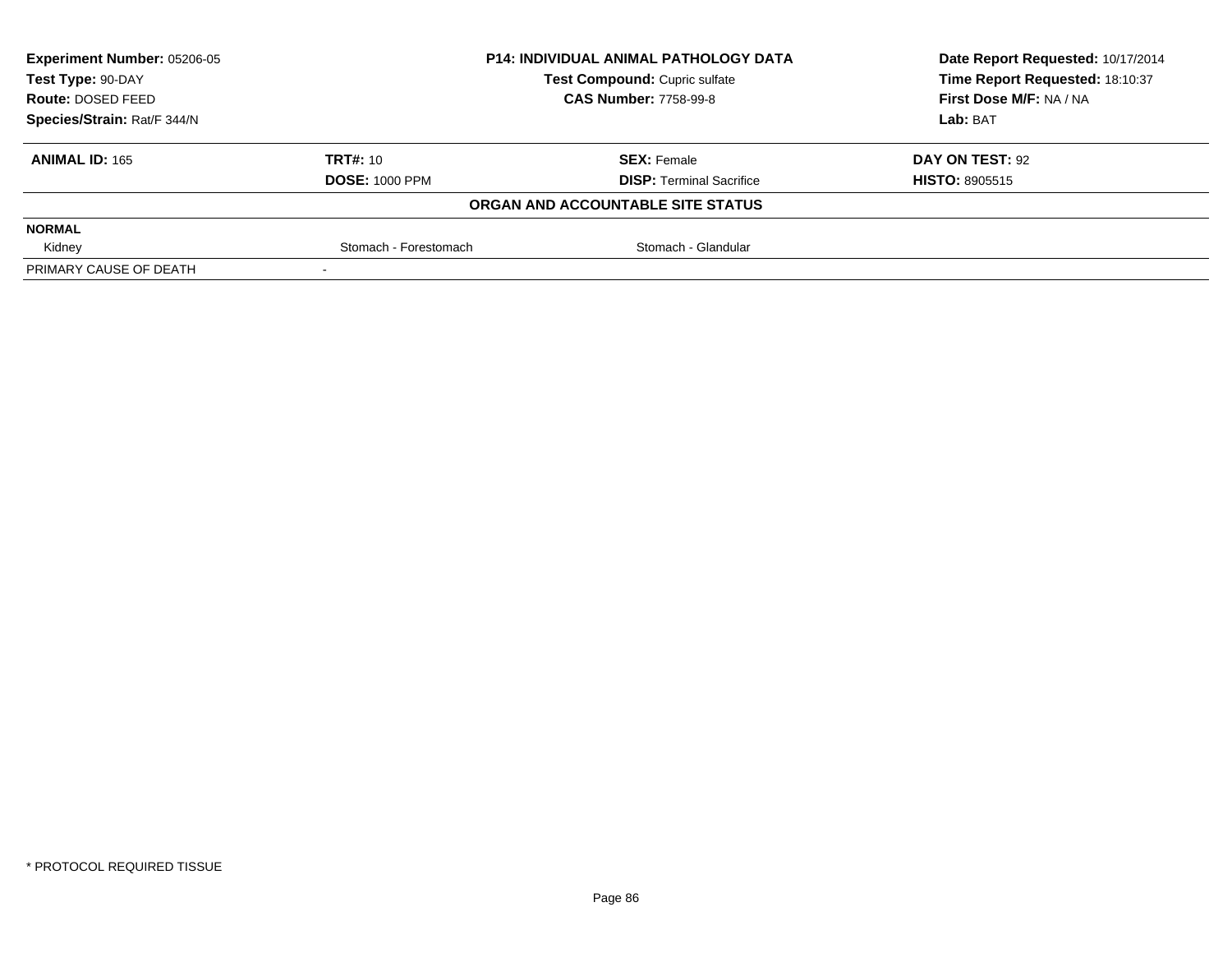| **Experiment Number:** 05206-05 | **P14: INDIVIDUAL ANIMAL PATHOLOGY DATA** | | **Date Report Requested:** 10/17/2014 |
|---|---|---|---|
| **Test Type:** 90-DAY | **Test Compound:** Cupric sulfate | | **Time Report Requested:** 18:10:37 |
| **Route:** DOSED FEED | **CAS Number:** 7758-99-8 | | **First Dose M/F:** NA / NA |
| **Species/Strain:** Rat/F 344/N | | | **Lab:** BAT |

| **ANIMAL ID:** 165 | **TRT#:** 10 | **SEX:** Female | **DAY ON TEST:** 92 |
|---|---|---|---|
| | **DOSE:** 1000 PPM | **DISP:** Terminal Sacrifice | **HISTO:** 8905515 |
| | | **ORGAN AND ACCOUNTABLE SITE STATUS** | |
| **NORMAL** | | | |
| Kidney | Stomach - Forestomach | Stomach - Glandular | |
| PRIMARY CAUSE OF DEATH | - | | |

\* PROTOCOL REQUIRED TISSUE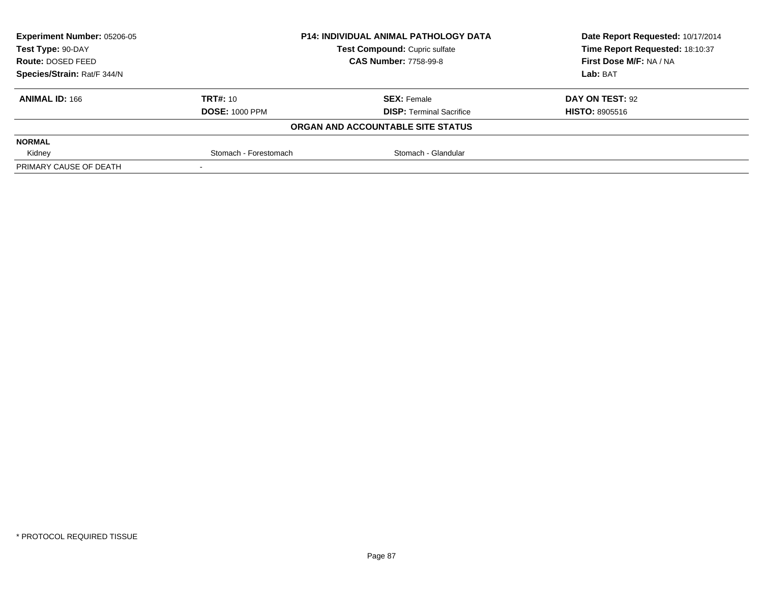**Experiment Number:** 05206-05
**Test Type:** 90-DAY
**Route:** DOSED FEED
**Species/Strain:** Rat/F 344/N

**P14: INDIVIDUAL ANIMAL PATHOLOGY DATA**
**Test Compound:** Cupric sulfate
**CAS Number:** 7758-99-8

**Date Report Requested:** 10/17/2014
**Time Report Requested:** 18:10:37
**First Dose M/F:** NA / NA
**Lab:** BAT

| **ANIMAL ID:** 166 | **TRT#:** 10 | **SEX:** Female | **DAY ON TEST:** 92 |
|---|---|---|---|
| | **DOSE:** 1000 PPM | **DISP:** Terminal Sacrifice | **HISTO:** 8905516 |

**ORGAN AND ACCOUNTABLE SITE STATUS**

| **NORMAL** | | | |
|---|---|---|---|
| Kidney | Stomach - Forestomach | Stomach - Glandular | |
| PRIMARY CAUSE OF DEATH | - | | |

* PROTOCOL REQUIRED TISSUE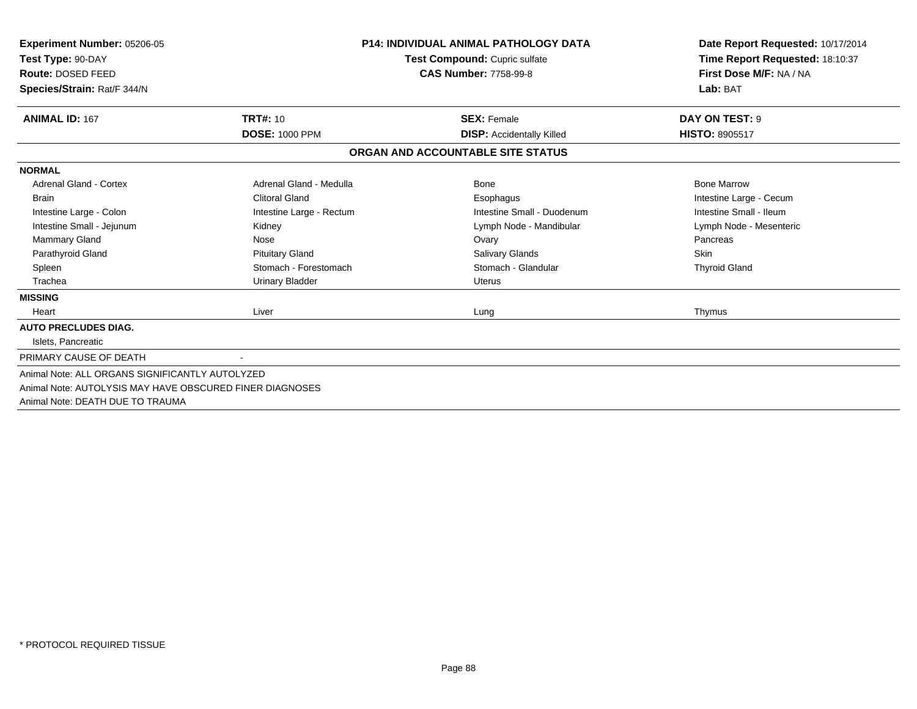**Experiment Number:** 05206-05
**Test Type:** 90-DAY
**Route:** DOSED FEED
**Species/Strain:** Rat/F 344/N

**P14: INDIVIDUAL ANIMAL PATHOLOGY DATA**
**Test Compound:** Cupric sulfate
**CAS Number:** 7758-99-8

**Date Report Requested:** 10/17/2014
**Time Report Requested:** 18:10:37
**First Dose M/F:** NA / NA
**Lab:** BAT

| **ANIMAL ID:** 167 | **TRT#:** 10 | **SEX:** Female | **DAY ON TEST:** 9 |
|---|---|---|---|
| | **DOSE:** 1000 PPM | **DISP:** Accidentally Killed | **HISTO:** 8905517 |

## ORGAN AND ACCOUNTABLE SITE STATUS

| | | | |
|---|---|---|---|
| **NORMAL** | | | |
| Adrenal Gland - Cortex | Adrenal Gland - Medulla | Bone | Bone Marrow |
| Brain | Clitoral Gland | Esophagus | Intestine Large - Cecum |
| Intestine Large - Colon | Intestine Large - Rectum | Intestine Small - Duodenum | Intestine Small - Ileum |
| Intestine Small - Jejunum | Kidney | Lymph Node - Mandibular | Lymph Node - Mesenteric |
| Mammary Gland | Nose | Ovary | Pancreas |
| Parathyroid Gland | Pituitary Gland | Salivary Glands | Skin |
| Spleen | Stomach - Forestomach | Stomach - Glandular | Thyroid Gland |
| Trachea | Urinary Bladder | Uterus | |
| **MISSING** | | | |
| Heart | Liver | Lung | Thymus |
| **AUTO PRECLUDES DIAG.** | | | |
| Islets, Pancreatic | | | |
| PRIMARY CAUSE OF DEATH | - | | |

Animal Note: ALL ORGANS SIGNIFICANTLY AUTOLYZED
Animal Note: AUTOLYSIS MAY HAVE OBSCURED FINER DIAGNOSES
Animal Note: DEATH DUE TO TRAUMA

* PROTOCOL REQUIRED TISSUE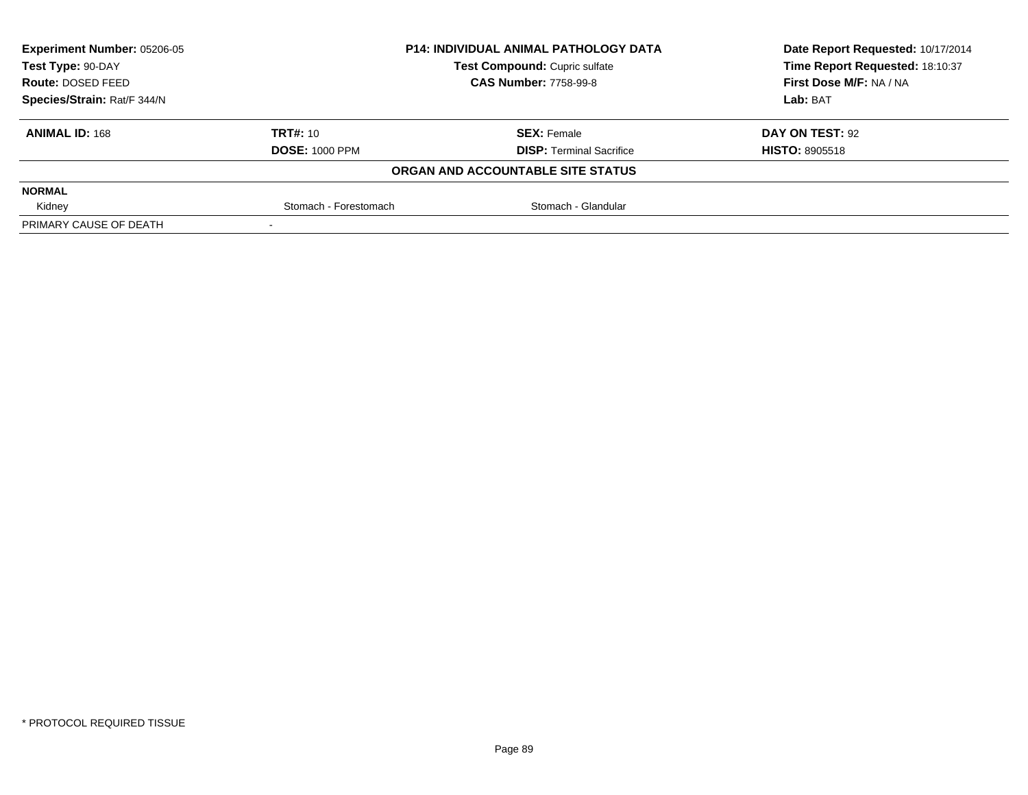**Experiment Number:** 05206-05
**Test Type:** 90-DAY
**Route:** DOSED FEED
**Species/Strain:** Rat/F 344/N

**P14: INDIVIDUAL ANIMAL PATHOLOGY DATA**
**Test Compound:** Cupric sulfate
**CAS Number:** 7758-99-8

**Date Report Requested:** 10/17/2014
**Time Report Requested:** 18:10:37
**First Dose M/F:** NA / NA
**Lab:** BAT

| **ANIMAL ID:** 168 | **TRT#:** 10 | **SEX:** Female | **DAY ON TEST:** 92 |
|---|---|---|---|
| | **DOSE:** 1000 PPM | **DISP:** Terminal Sacrifice | **HISTO:** 8905518 |

**ORGAN AND ACCOUNTABLE SITE STATUS**

| | | | |
|---|---|---|---|
| **NORMAL** | | | |
| Kidney | Stomach - Forestomach | Stomach - Glandular | |
| PRIMARY CAUSE OF DEATH | - | | |

* PROTOCOL REQUIRED TISSUE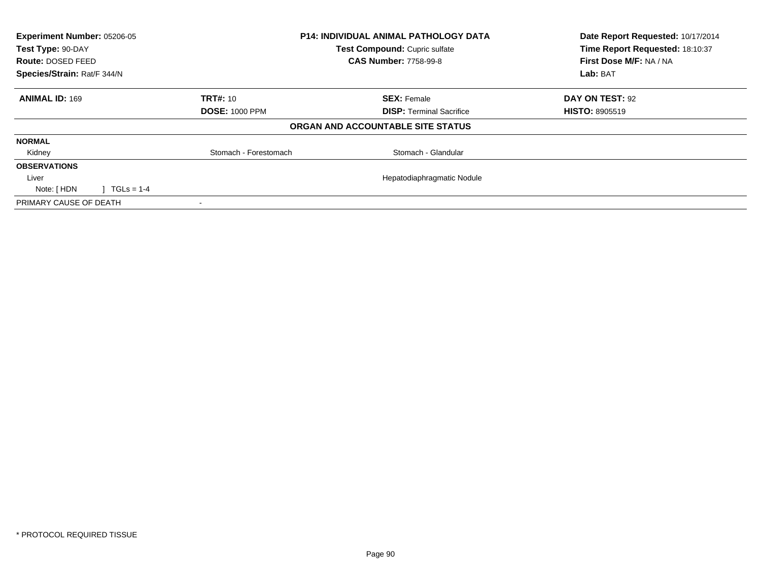| **Experiment Number:** 05206-05 | **P14: INDIVIDUAL ANIMAL PATHOLOGY DATA** | **Date Report Requested:** 10/17/2014 |
|---|---|---|
| **Test Type:** 90-DAY | **Test Compound:** Cupric sulfate | **Time Report Requested:** 18:10:37 |
| **Route:** DOSED FEED | **CAS Number:** 7758-99-8 | **First Dose M/F:** NA / NA |
| **Species/Strain:** Rat/F 344/N | | **Lab:** BAT |

| **ANIMAL ID:** 169 | **TRT#:** 10 | **SEX:** Female | **DAY ON TEST:** 92 |
|---|---|---|---|
| | **DOSE:** 1000 PPM | **DISP:** Terminal Sacrifice | **HISTO:** 8905519 |

**ORGAN AND ACCOUNTABLE SITE STATUS**

| | | | |
|---|---|---|---|
| **NORMAL** | | | |
| Kidney | Stomach - Forestomach | Stomach - Glandular | |
| **OBSERVATIONS** | | | |
| Liver | | Hepatodiaphragmatic Nodule | |
| Note: [ HDN ] TGLs = 1-4 | | | |
| PRIMARY CAUSE OF DEATH | - | | |

* PROTOCOL REQUIRED TISSUE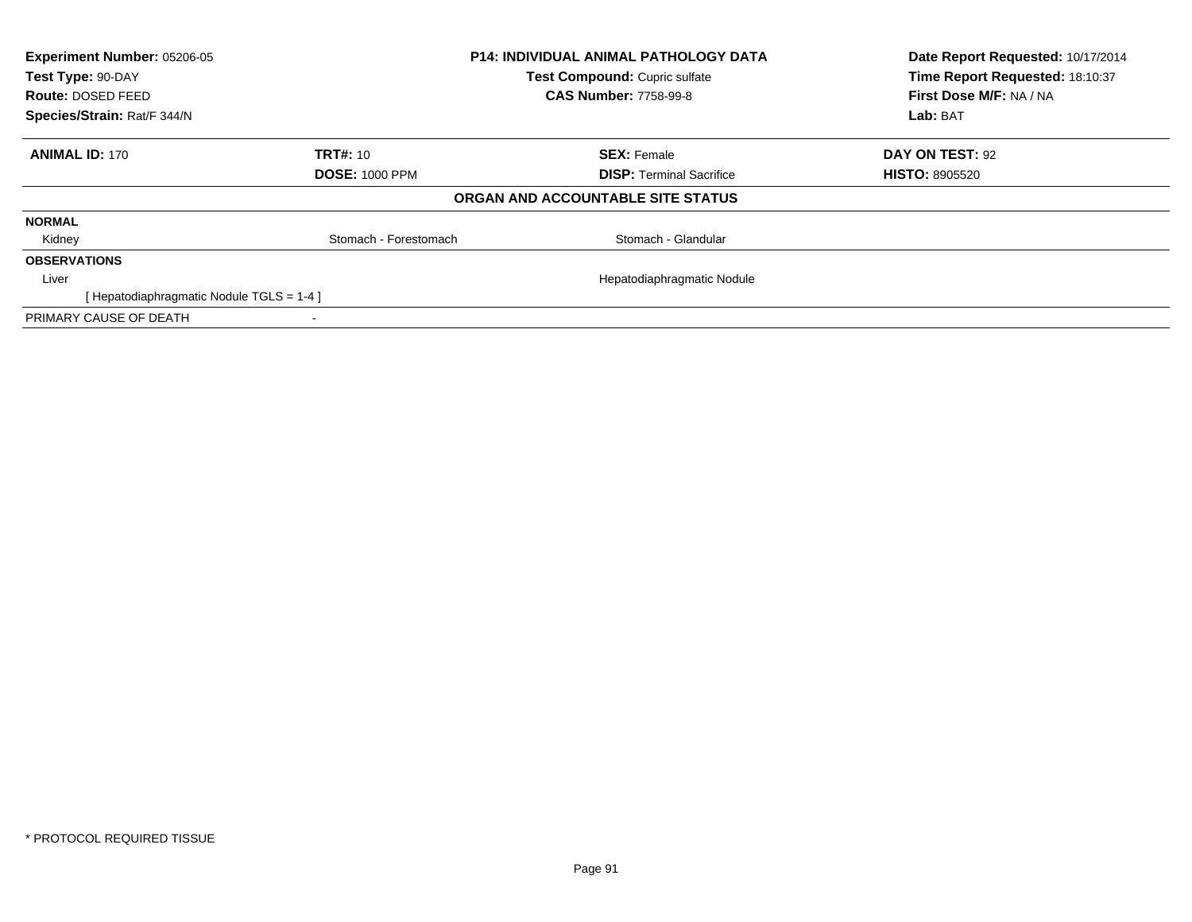**Experiment Number:** 05206-05
**Test Type:** 90-DAY
**Route:** DOSED FEED
**Species/Strain:** Rat/F 344/N

**P14: INDIVIDUAL ANIMAL PATHOLOGY DATA**
**Test Compound:** Cupric sulfate
**CAS Number:** 7758-99-8

**Date Report Requested:** 10/17/2014
**Time Report Requested:** 18:10:37
**First Dose M/F:** NA / NA
**Lab:** BAT

| **ANIMAL ID:** 170 | **TRT#:** 10 | **SEX:** Female | **DAY ON TEST:** 92 |
|---|---|---|---|
| | **DOSE:** 1000 PPM | **DISP:** Terminal Sacrifice | **HISTO:** 8905520 |

**ORGAN AND ACCOUNTABLE SITE STATUS**

| | | | |
|---|---|---|---|
| **NORMAL** | | | |
| Kidney | Stomach - Forestomach | Stomach - Glandular | |
| **OBSERVATIONS** | | | |
| Liver | | Hepatodiaphragmatic Nodule | |
| [ Hepatodiaphragmatic Nodule TGLS = 1-4 ] | | | |
| PRIMARY CAUSE OF DEATH | - | | |

* PROTOCOL REQUIRED TISSUE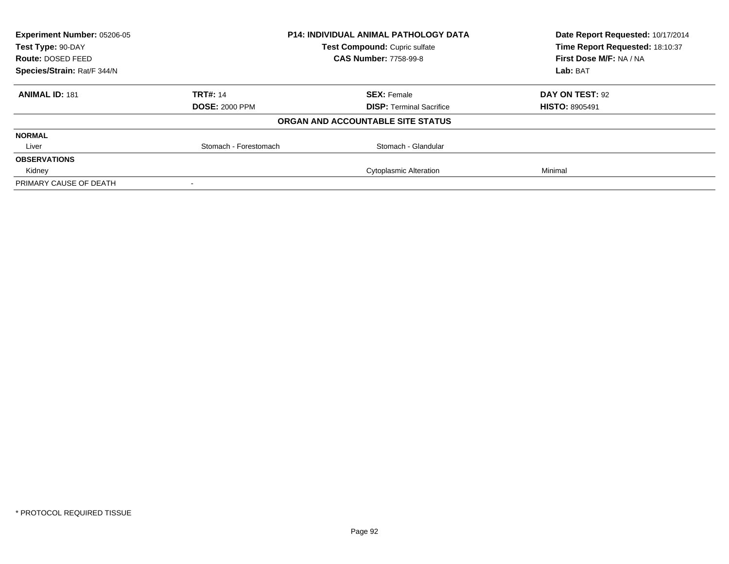| Experiment Number: 05206-05 | P14: INDIVIDUAL ANIMAL PATHOLOGY DATA | Date Report Requested: 10/17/2014 |
|---|---|---|
| Test Type: 90-DAY | Test Compound: Cupric sulfate | Time Report Requested: 18:10:37 |
| Route: DOSED FEED | CAS Number: 7758-99-8 | First Dose M/F: NA / NA |
| Species/Strain: Rat/F 344/N | | Lab: BAT |

| **ANIMAL ID:** 181 | **TRT#:** 14 | **SEX:** Female | **DAY ON TEST:** 92 |
|---|---|---|---|
| | **DOSE:** 2000 PPM | **DISP:** Terminal Sacrifice | **HISTO:** 8905491 |

**ORGAN AND ACCOUNTABLE SITE STATUS**

| | | | |
|---|---|---|---|
| **NORMAL** | | | |
| Liver | Stomach - Forestomach | Stomach - Glandular | |
| **OBSERVATIONS** | | | |
| Kidney | | Cytoplasmic Alteration | Minimal |
| PRIMARY CAUSE OF DEATH | - | | |

* PROTOCOL REQUIRED TISSUE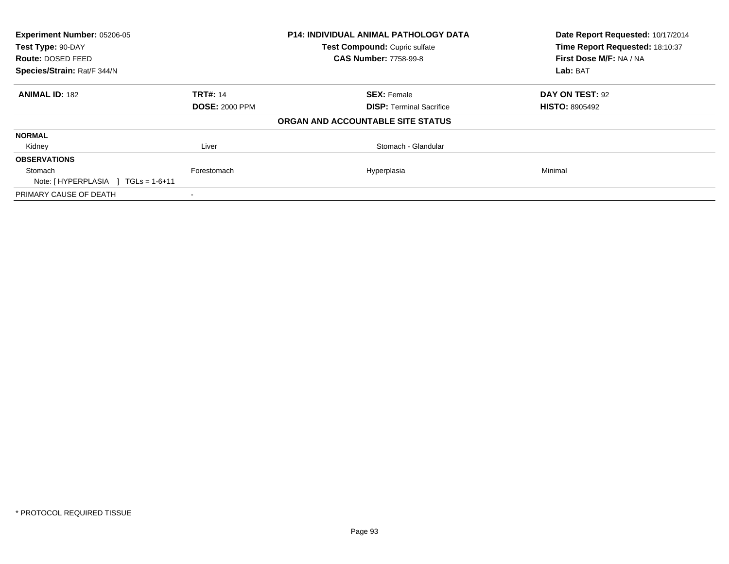| **Experiment Number:** 05206-05 | **P14: INDIVIDUAL ANIMAL PATHOLOGY DATA** | **Date Report Requested:** 10/17/2014 |
|---|---|---|
| **Test Type:** 90-DAY | **Test Compound:** Cupric sulfate | **Time Report Requested:** 18:10:37 |
| **Route:** DOSED FEED | **CAS Number:** 7758-99-8 | **First Dose M/F:** NA / NA |
| **Species/Strain:** Rat/F 344/N | | **Lab:** BAT |

| **ANIMAL ID:** 182 | **TRT#:** 14 | **SEX:** Female | **DAY ON TEST:** 92 |
|---|---|---|---|
| | **DOSE:** 2000 PPM | **DISP:** Terminal Sacrifice | **HISTO:** 8905492 |

**ORGAN AND ACCOUNTABLE SITE STATUS**

| | | | |
|---|---|---|---|
| **NORMAL** | | | |
| Kidney | Liver | Stomach - Glandular | |
| **OBSERVATIONS** | | | |
| Stomach | Forestomach | Hyperplasia | Minimal |
| Note: [ HYPERPLASIA ] TGLs = 1-6+11 | | | |
| PRIMARY CAUSE OF DEATH | - | | |

* PROTOCOL REQUIRED TISSUE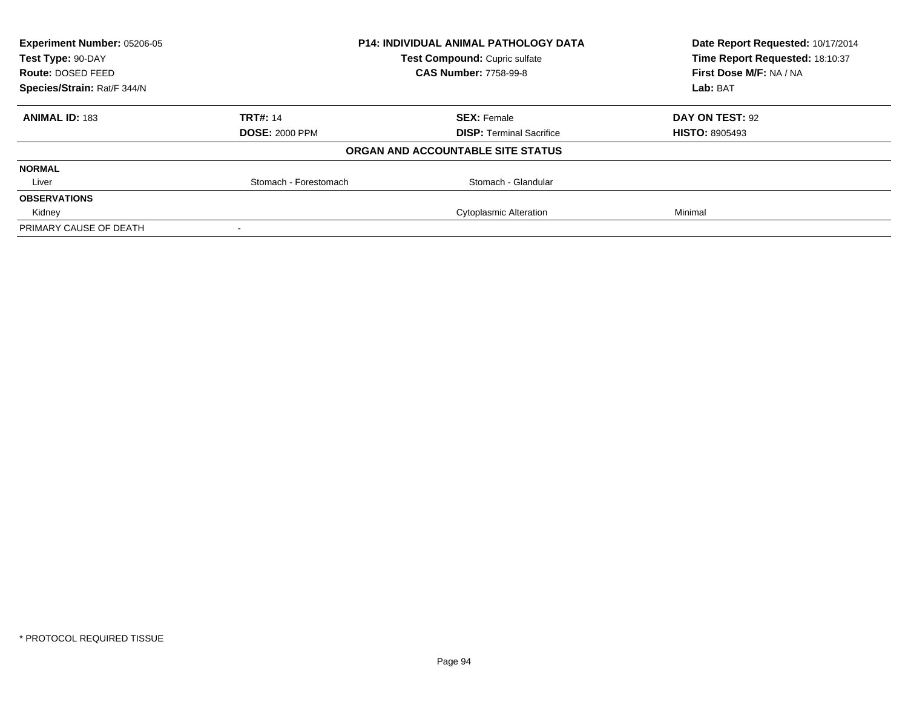| **Experiment Number:** 05206-05 | **P14: INDIVIDUAL ANIMAL PATHOLOGY DATA** | **Date Report Requested:** 10/17/2014 |
|---|---|---|
| **Test Type:** 90-DAY | **Test Compound:** Cupric sulfate | **Time Report Requested:** 18:10:37 |
| **Route:** DOSED FEED | **CAS Number:** 7758-99-8 | **First Dose M/F:** NA / NA |
| **Species/Strain:** Rat/F 344/N | | **Lab:** BAT |

| **ANIMAL ID:** 183 | **TRT#:** 14 | **SEX:** Female | **DAY ON TEST:** 92 |
|---|---|---|---|
| | **DOSE:** 2000 PPM | **DISP:** Terminal Sacrifice | **HISTO:** 8905493 |

**ORGAN AND ACCOUNTABLE SITE STATUS**

| | | | |
|---|---|---|---|
| **NORMAL** | | | |
| Liver | Stomach - Forestomach | Stomach - Glandular | |
| **OBSERVATIONS** | | | |
| Kidney | | Cytoplasmic Alteration | Minimal |
| PRIMARY CAUSE OF DEATH | - | | |

* PROTOCOL REQUIRED TISSUE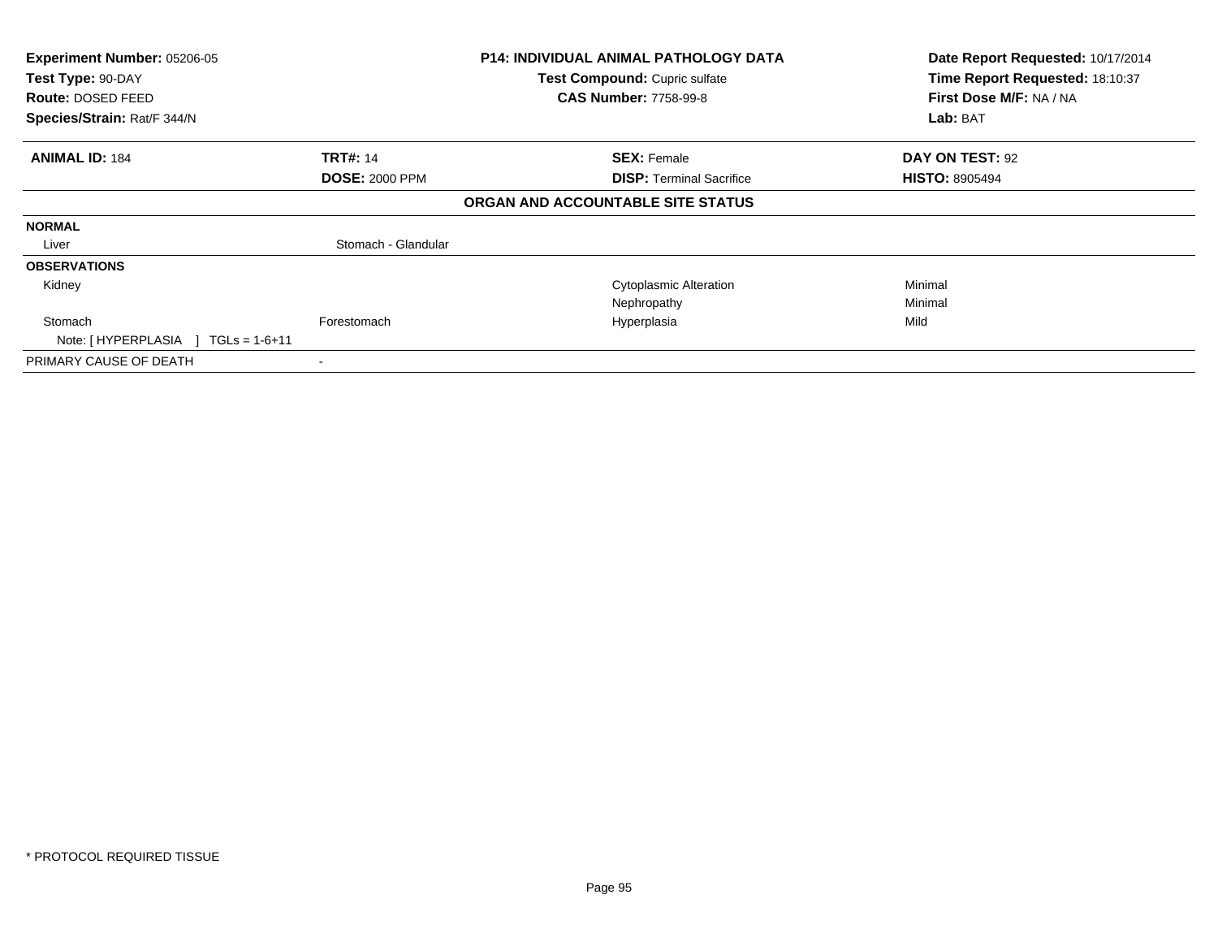**Experiment Number:** 05206-05
**Test Type:** 90-DAY
**Route:** DOSED FEED
**Species/Strain:** Rat/F 344/N

**P14: INDIVIDUAL ANIMAL PATHOLOGY DATA**
**Test Compound:** Cupric sulfate
**CAS Number:** 7758-99-8

**Date Report Requested:** 10/17/2014
**Time Report Requested:** 18:10:37
**First Dose M/F:** NA / NA
**Lab:** BAT

| **ANIMAL ID:** 184 | **TRT#:** 14 | **SEX:** Female | **DAY ON TEST:** 92 |
|---|---|---|---|
| | **DOSE:** 2000 PPM | **DISP:** Terminal Sacrifice | **HISTO:** 8905494 |

**ORGAN AND ACCOUNTABLE SITE STATUS**

| | | | |
|---|---|---|---|
| **NORMAL** | | | |
| Liver | Stomach - Glandular | | |
| **OBSERVATIONS** | | | |
| Kidney | | Cytoplasmic Alteration | Minimal |
| | | Nephropathy | Minimal |
| Stomach | Forestomach | Hyperplasia | Mild |
| Note: [ HYPERPLASIA ] TGLs = 1-6+11 | | | |
| PRIMARY CAUSE OF DEATH | - | | |

* PROTOCOL REQUIRED TISSUE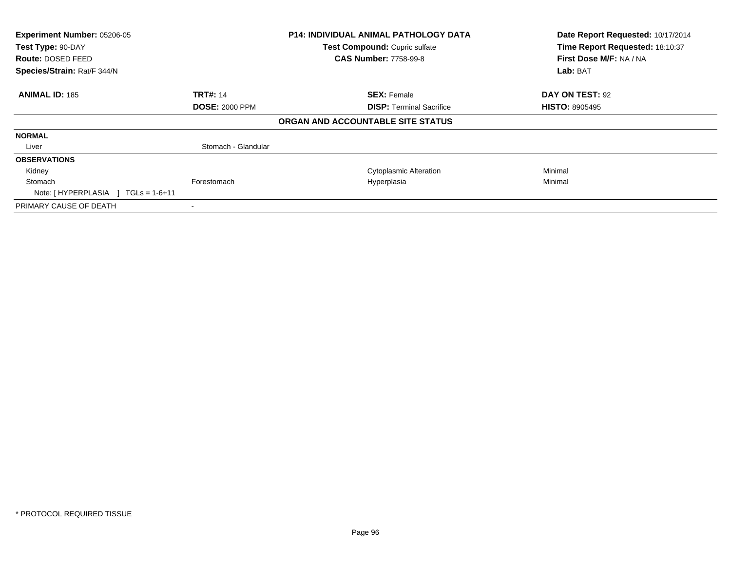| **Experiment Number:** 05206-05 | **P14: INDIVIDUAL ANIMAL PATHOLOGY DATA** | **Date Report Requested:** 10/17/2014 |
|---|---|---|
| **Test Type:** 90-DAY | **Test Compound:** Cupric sulfate | **Time Report Requested:** 18:10:37 |
| **Route:** DOSED FEED | **CAS Number:** 7758-99-8 | **First Dose M/F:** NA / NA |
| **Species/Strain:** Rat/F 344/N | | **Lab:** BAT |

| **ANIMAL ID:** 185 | **TRT#:** 14 | **SEX:** Female | **DAY ON TEST:** 92 |
|---|---|---|---|
| | **DOSE:** 2000 PPM | **DISP:** Terminal Sacrifice | **HISTO:** 8905495 |

**ORGAN AND ACCOUNTABLE SITE STATUS**

| | | | |
|---|---|---|---|
| **NORMAL** | | | |
| Liver | Stomach - Glandular | | |
| **OBSERVATIONS** | | | |
| Kidney | | Cytoplasmic Alteration | Minimal |
| Stomach | Forestomach | Hyperplasia | Minimal |
| Note: [ HYPERPLASIA ] TGLs = 1-6+11 | | | |
| PRIMARY CAUSE OF DEATH | - | | |

\* PROTOCOL REQUIRED TISSUE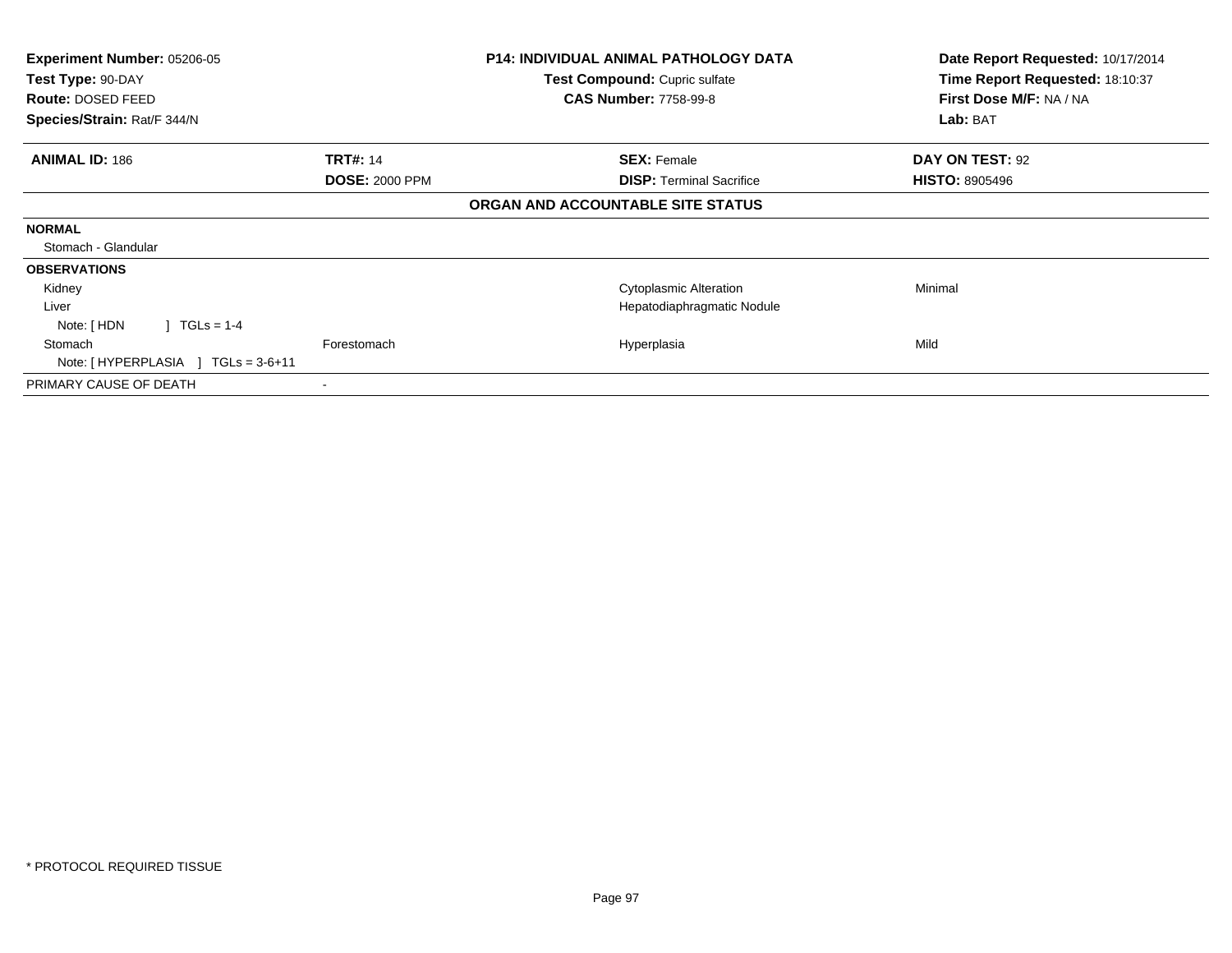| Experiment Number: 05206-05 | P14: INDIVIDUAL ANIMAL PATHOLOGY DATA | Date Report Requested: 10/17/2014 |
|---|---|---|
| Test Type: 90-DAY | Test Compound: Cupric sulfate | Time Report Requested: 18:10:37 |
| Route: DOSED FEED | CAS Number: 7758-99-8 | First Dose M/F: NA / NA |
| Species/Strain: Rat/F 344/N | | Lab: BAT |

| ANIMAL ID: 186 | TRT#: 14 | SEX: Female | DAY ON TEST: 92 |
|---|---|---|---|
| | DOSE: 2000 PPM | DISP: Terminal Sacrifice | HISTO: 8905496 |

**ORGAN AND ACCOUNTABLE SITE STATUS**

| | | | |
|---|---|---|---|
| **NORMAL** | | | |
| Stomach - Glandular | | | |
| **OBSERVATIONS** | | | |
| Kidney | | Cytoplasmic Alteration | Minimal |
| Liver | | Hepatodiaphragmatic Nodule | |
| Note: [ HDN ] TGLs = 1-4 | | | |
| Stomach | Forestomach | Hyperplasia | Mild |
| Note: [ HYPERPLASIA ] TGLs = 3-6+11 | | | |
| PRIMARY CAUSE OF DEATH | - | | |

* PROTOCOL REQUIRED TISSUE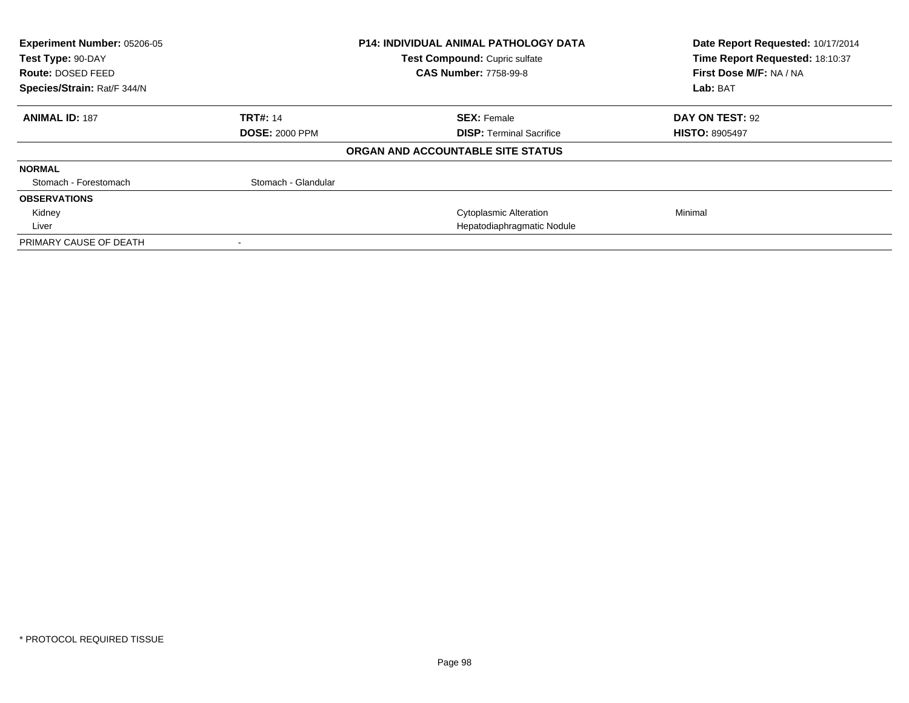| Experiment Number: 05206-05 | P14: INDIVIDUAL ANIMAL PATHOLOGY DATA | Date Report Requested: 10/17/2014 |
|---|---|---|
| Test Type: 90-DAY | Test Compound: Cupric sulfate | Time Report Requested: 18:10:37 |
| Route: DOSED FEED | CAS Number: 7758-99-8 | First Dose M/F: NA / NA |
| Species/Strain: Rat/F 344/N | | Lab: BAT |

| ANIMAL ID: 187 | TRT#: 14 | SEX: Female | DAY ON TEST: 92 |
|---|---|---|---|
| | DOSE: 2000 PPM | DISP: Terminal Sacrifice | HISTO: 8905497 |

**ORGAN AND ACCOUNTABLE SITE STATUS**

| | | | |
|---|---|---|---|
| **NORMAL** | | | |
| Stomach - Forestomach | Stomach - Glandular | | |
| **OBSERVATIONS** | | | |
| Kidney | | Cytoplasmic Alteration | Minimal |
| Liver | | Hepatodiaphragmatic Nodule | |
| PRIMARY CAUSE OF DEATH | - | | |

\* PROTOCOL REQUIRED TISSUE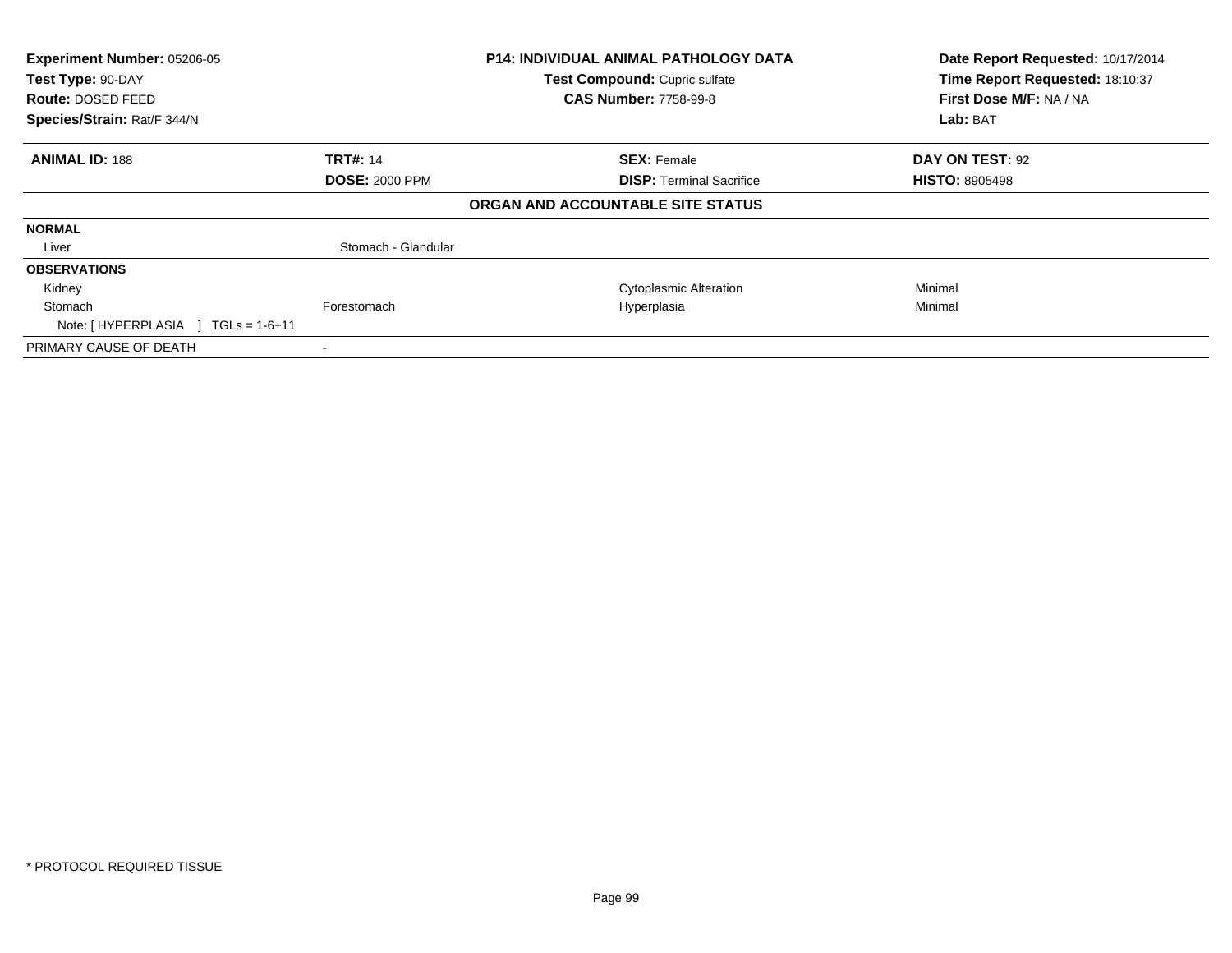| Experiment Number: 05206-05 | P14: INDIVIDUAL ANIMAL PATHOLOGY DATA | Date Report Requested: 10/17/2014 |
|---|---|---|
| Test Type: 90-DAY | Test Compound: Cupric sulfate | Time Report Requested: 18:10:37 |
| Route: DOSED FEED | CAS Number: 7758-99-8 | First Dose M/F: NA / NA |
| Species/Strain: Rat/F 344/N | | Lab: BAT |

| ANIMAL ID: 188 | TRT#: 14 | SEX: Female | DAY ON TEST: 92 |
|---|---|---|---|
| | DOSE: 2000 PPM | DISP: Terminal Sacrifice | HISTO: 8905498 |

**ORGAN AND ACCOUNTABLE SITE STATUS**

| | | | |
|---|---|---|---|
| **NORMAL** | | | |
| Liver | Stomach - Glandular | | |
| **OBSERVATIONS** | | | |
| Kidney | | Cytoplasmic Alteration | Minimal |
| Stomach | Forestomach | Hyperplasia | Minimal |
| Note: [ HYPERPLASIA ] TGLs = 1-6+11 | | | |
| PRIMARY CAUSE OF DEATH | - | | |

* PROTOCOL REQUIRED TISSUE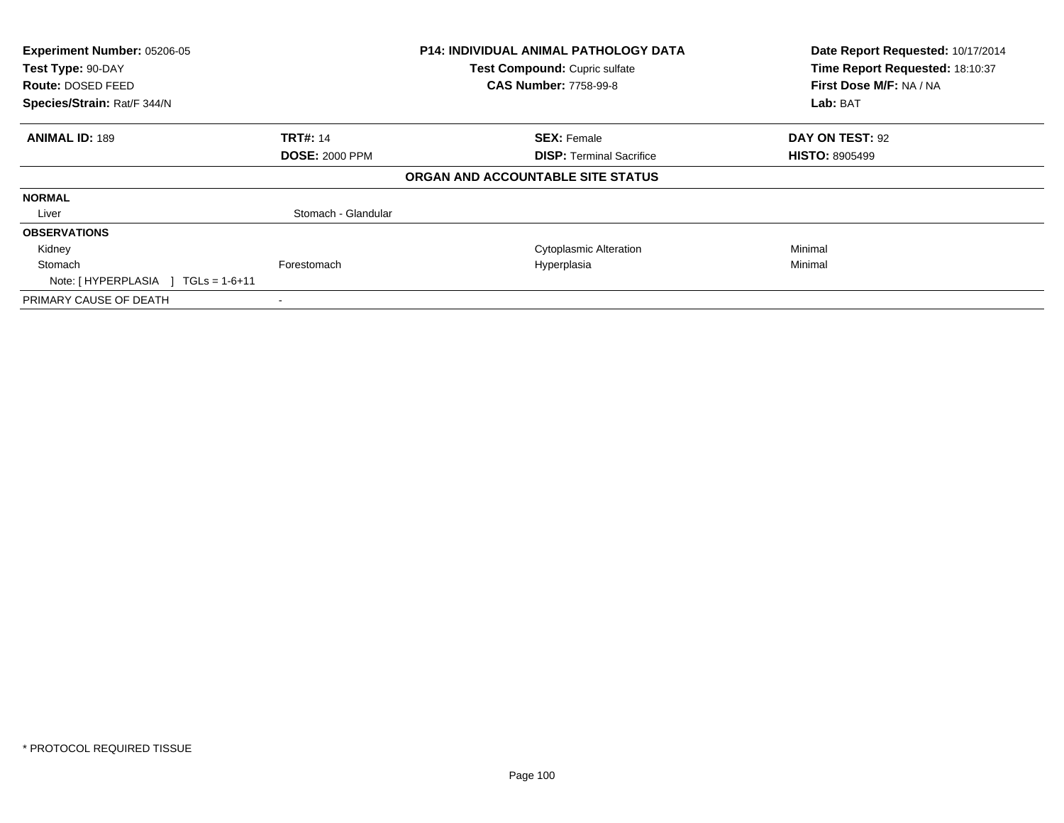| **Experiment Number:** 05206-05 | **P14: INDIVIDUAL ANIMAL PATHOLOGY DATA** | **Date Report Requested:** 10/17/2014 |
|---|---|---|
| **Test Type:** 90-DAY | **Test Compound:** Cupric sulfate | **Time Report Requested:** 18:10:37 |
| **Route:** DOSED FEED | **CAS Number:** 7758-99-8 | **First Dose M/F:** NA / NA |
| **Species/Strain:** Rat/F 344/N | | **Lab:** BAT |

| **ANIMAL ID:** 189 | **TRT#:** 14 | **SEX:** Female | **DAY ON TEST:** 92 |
|---|---|---|---|
| | **DOSE:** 2000 PPM | **DISP:** Terminal Sacrifice | **HISTO:** 8905499 |

**ORGAN AND ACCOUNTABLE SITE STATUS**

| | | | |
|---|---|---|---|
| **NORMAL** | | | |
| Liver | Stomach - Glandular | | |
| **OBSERVATIONS** | | | |
| Kidney | | Cytoplasmic Alteration | Minimal |
| Stomach | Forestomach | Hyperplasia | Minimal |
| Note: [ HYPERPLASIA ] TGLs = 1-6+11 | | | |
| PRIMARY CAUSE OF DEATH | - | | |

* PROTOCOL REQUIRED TISSUE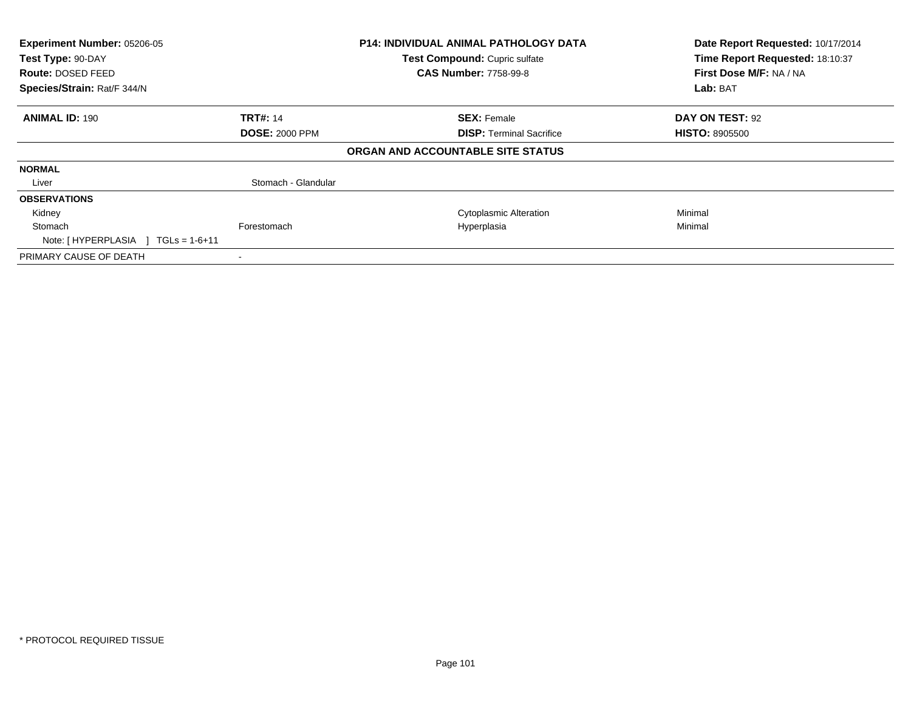| Experiment Number: 05206-05 | P14: INDIVIDUAL ANIMAL PATHOLOGY DATA | Date Report Requested: 10/17/2014 |
|---|---|---|
| Test Type: 90-DAY | Test Compound: Cupric sulfate | Time Report Requested: 18:10:37 |
| Route: DOSED FEED | CAS Number: 7758-99-8 | First Dose M/F: NA / NA |
| Species/Strain: Rat/F 344/N | | Lab: BAT |

| ANIMAL ID: 190 | TRT#: 14 | SEX: Female | DAY ON TEST: 92 |
|---|---|---|---|
| | DOSE: 2000 PPM | DISP: Terminal Sacrifice | HISTO: 8905500 |

**ORGAN AND ACCOUNTABLE SITE STATUS**

| | | | |
|---|---|---|---|
| **NORMAL** | | | |
| Liver | Stomach - Glandular | | |
| **OBSERVATIONS** | | | |
| Kidney | | Cytoplasmic Alteration | Minimal |
| Stomach | Forestomach | Hyperplasia | Minimal |
| Note: [ HYPERPLASIA ] TGLs = 1-6+11 | | | |
| PRIMARY CAUSE OF DEATH | - | | |

* PROTOCOL REQUIRED TISSUE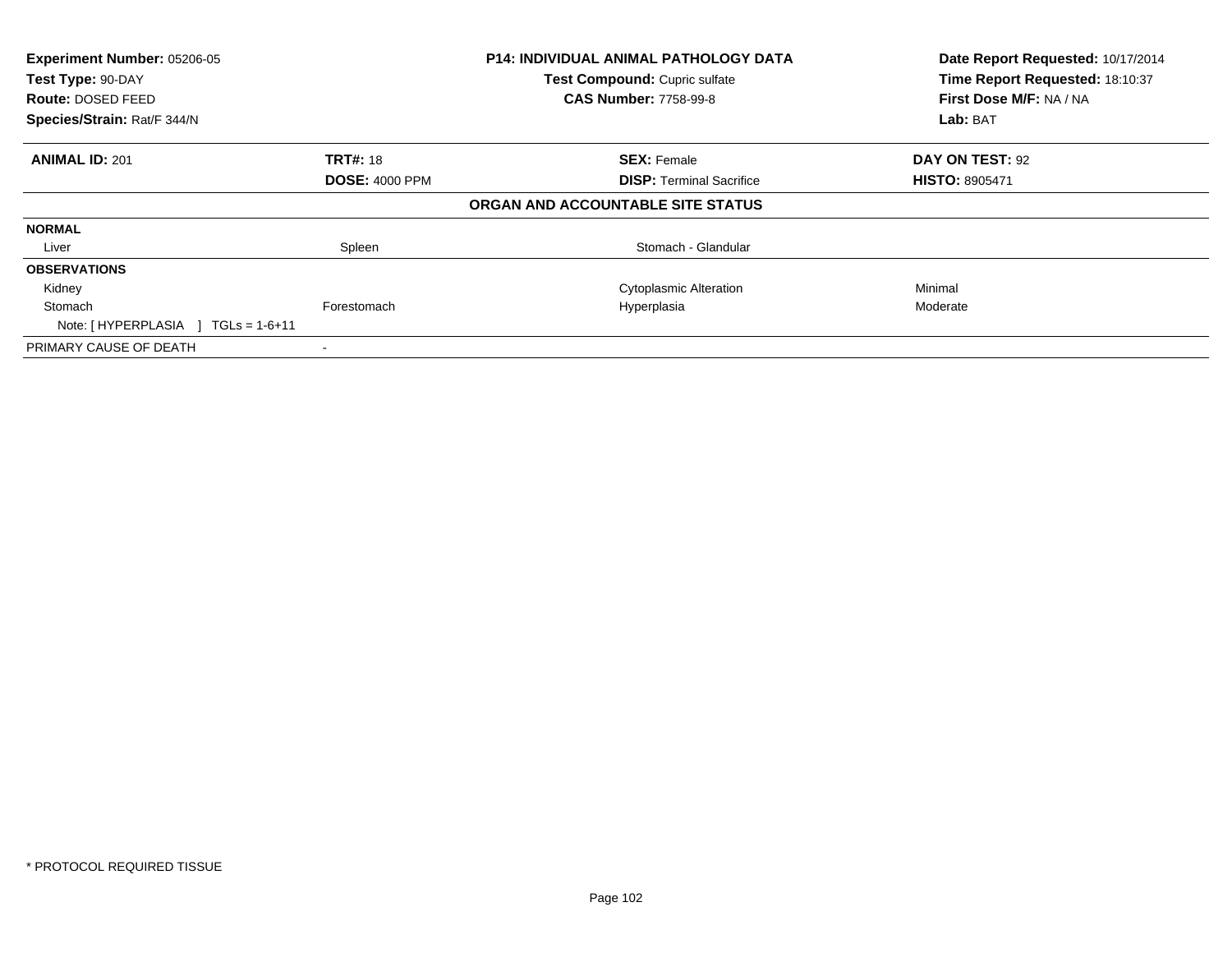| **Experiment Number:** 05206-05 | **P14: INDIVIDUAL ANIMAL PATHOLOGY DATA** | **Date Report Requested:** 10/17/2014 |
|---|---|---|
| **Test Type:** 90-DAY | **Test Compound:** Cupric sulfate | **Time Report Requested:** 18:10:37 |
| **Route:** DOSED FEED | **CAS Number:** 7758-99-8 | **First Dose M/F:** NA / NA |
| **Species/Strain:** Rat/F 344/N | | **Lab:** BAT |

| **ANIMAL ID:** 201 | **TRT#:** 18 | **SEX:** Female | **DAY ON TEST:** 92 |
|---|---|---|---|
| | **DOSE:** 4000 PPM | **DISP:** Terminal Sacrifice | **HISTO:** 8905471 |

**ORGAN AND ACCOUNTABLE SITE STATUS**

| | | | |
|---|---|---|---|
| **NORMAL** | | | |
| Liver | Spleen | Stomach - Glandular | |
| **OBSERVATIONS** | | | |
| Kidney | | Cytoplasmic Alteration | Minimal |
| Stomach | Forestomach | Hyperplasia | Moderate |
| Note: [ HYPERPLASIA ] TGLs = 1-6+11 | | | |
| PRIMARY CAUSE OF DEATH | - | | |

* PROTOCOL REQUIRED TISSUE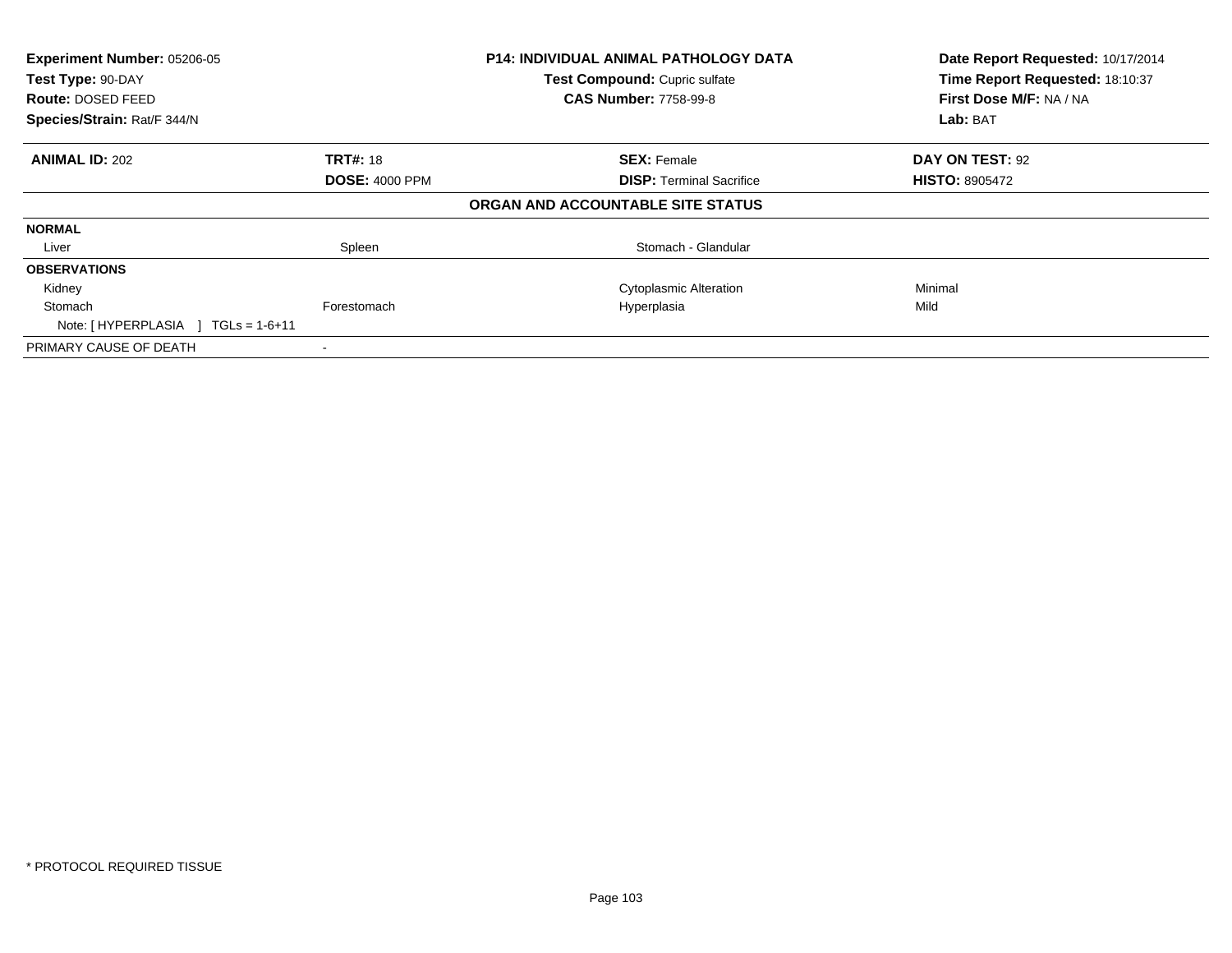| **Experiment Number:** 05206-05 | **P14: INDIVIDUAL ANIMAL PATHOLOGY DATA** | **Date Report Requested:** 10/17/2014 |
|---|---|---|
| **Test Type:** 90-DAY | **Test Compound:** Cupric sulfate | **Time Report Requested:** 18:10:37 |
| **Route:** DOSED FEED | **CAS Number:** 7758-99-8 | **First Dose M/F:** NA / NA |
| **Species/Strain:** Rat/F 344/N | | **Lab:** BAT |

| **ANIMAL ID:** 202 | **TRT#:** 18 | **SEX:** Female | **DAY ON TEST:** 92 |
|---|---|---|---|
| | **DOSE:** 4000 PPM | **DISP:** Terminal Sacrifice | **HISTO:** 8905472 |

**ORGAN AND ACCOUNTABLE SITE STATUS**

| | | | |
|---|---|---|---|
| **NORMAL** | | | |
| Liver | Spleen | Stomach - Glandular | |
| **OBSERVATIONS** | | | |
| Kidney | | Cytoplasmic Alteration | Minimal |
| Stomach | Forestomach | Hyperplasia | Mild |
| Note: [ HYPERPLASIA ] TGLs = 1-6+11 | | | |
| PRIMARY CAUSE OF DEATH | - | | |

* PROTOCOL REQUIRED TISSUE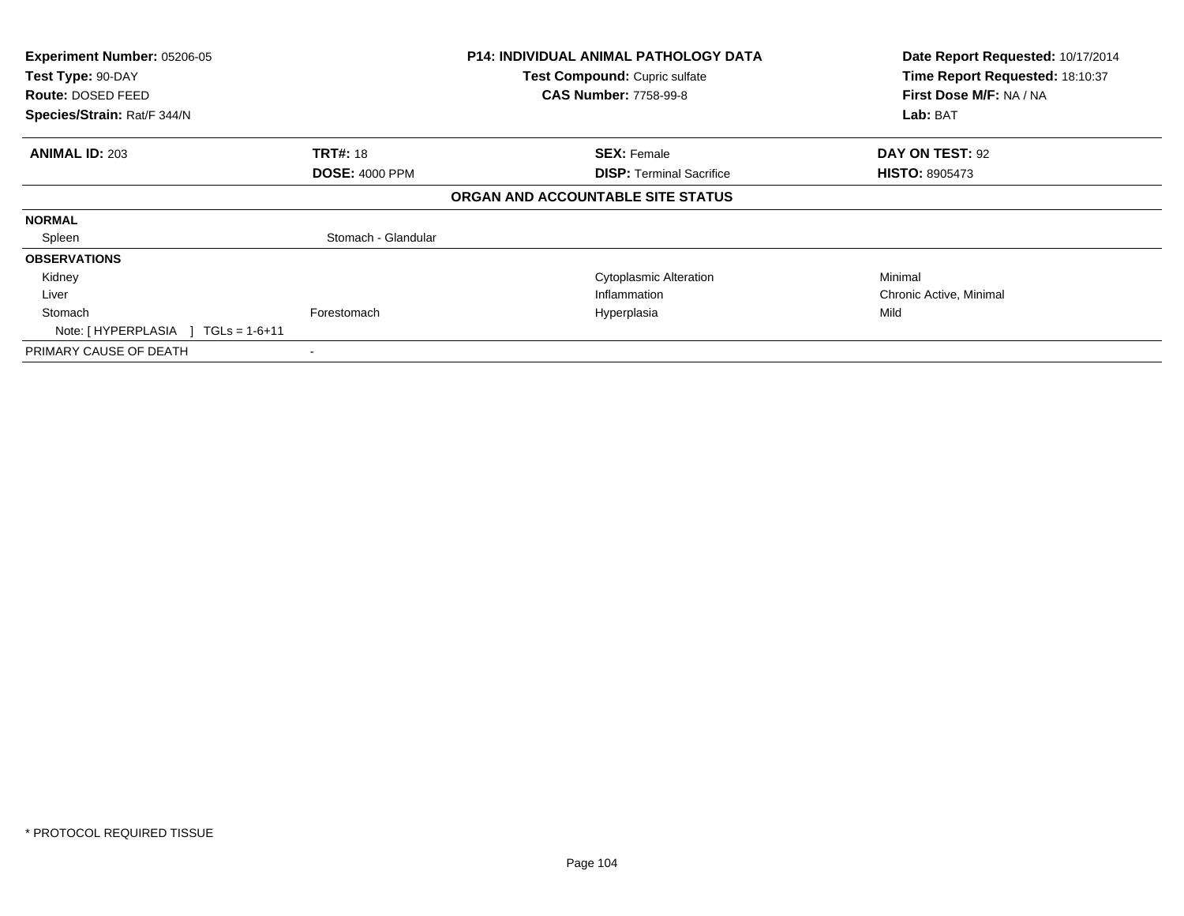| | | | |
|---|---|---|---|
| **Experiment Number:** 05206-05 | **P14: INDIVIDUAL ANIMAL PATHOLOGY DATA** | | **Date Report Requested:** 10/17/2014 |
| **Test Type:** 90-DAY | **Test Compound:** Cupric sulfate | | **Time Report Requested:** 18:10:37 |
| **Route:** DOSED FEED | **CAS Number:** 7758-99-8 | | **First Dose M/F:** NA / NA |
| **Species/Strain:** Rat/F 344/N | | | **Lab:** BAT |

| | | | |
|---|---|---|---|
| **ANIMAL ID:** 203 | **TRT#:** 18 | **SEX:** Female | **DAY ON TEST:** 92 |
| | **DOSE:** 4000 PPM | **DISP:** Terminal Sacrifice | **HISTO:** 8905473 |

**ORGAN AND ACCOUNTABLE SITE STATUS**

| | | | |
|---|---|---|---|
| **NORMAL** | | | |
| Spleen | Stomach - Glandular | | |
| **OBSERVATIONS** | | | |
| Kidney | | Cytoplasmic Alteration | Minimal |
| Liver | | Inflammation | Chronic Active, Minimal |
| Stomach | Forestomach | Hyperplasia | Mild |
| Note: [ HYPERPLASIA ] TGLs = 1-6+11 | | | |
| PRIMARY CAUSE OF DEATH | - | | |

* PROTOCOL REQUIRED TISSUE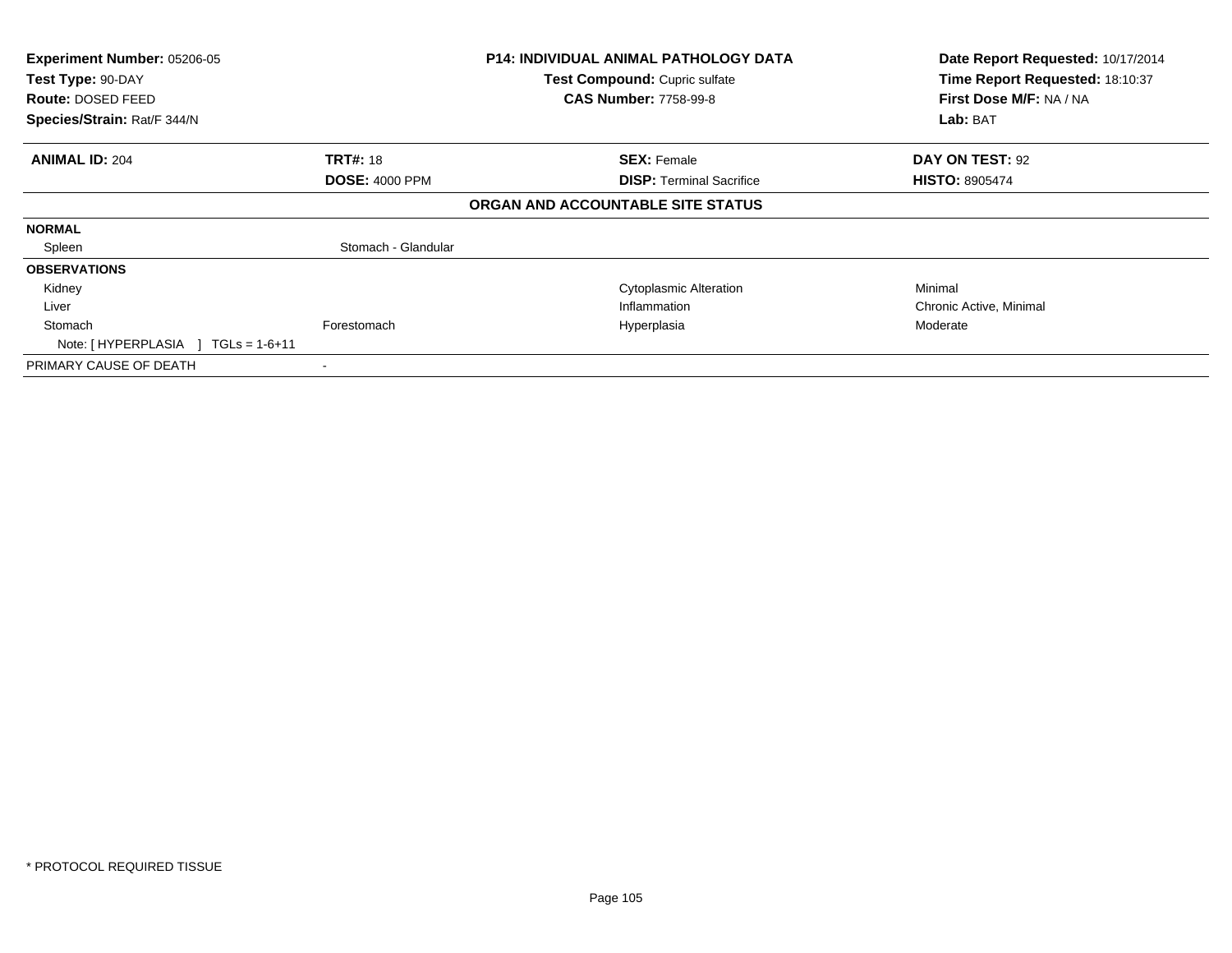| **Experiment Number:** 05206-05 | **P14: INDIVIDUAL ANIMAL PATHOLOGY DATA** | **Date Report Requested:** 10/17/2014 |
|---|---|---|
| **Test Type:** 90-DAY | **Test Compound:** Cupric sulfate | **Time Report Requested:** 18:10:37 |
| **Route:** DOSED FEED | **CAS Number:** 7758-99-8 | **First Dose M/F:** NA / NA |
| **Species/Strain:** Rat/F 344/N | | **Lab:** BAT |

| **ANIMAL ID:** 204 | **TRT#:** 18 | **SEX:** Female | **DAY ON TEST:** 92 |
|---|---|---|---|
| | **DOSE:** 4000 PPM | **DISP:** Terminal Sacrifice | **HISTO:** 8905474 |

**ORGAN AND ACCOUNTABLE SITE STATUS**

| | | | |
|---|---|---|---|
| **NORMAL** | | | |
| Spleen | Stomach - Glandular | | |
| **OBSERVATIONS** | | | |
| Kidney | | Cytoplasmic Alteration | Minimal |
| Liver | | Inflammation | Chronic Active, Minimal |
| Stomach | Forestomach | Hyperplasia | Moderate |
| Note: [ HYPERPLASIA ] TGLs = 1-6+11 | | | |
| PRIMARY CAUSE OF DEATH | - | | |

* PROTOCOL REQUIRED TISSUE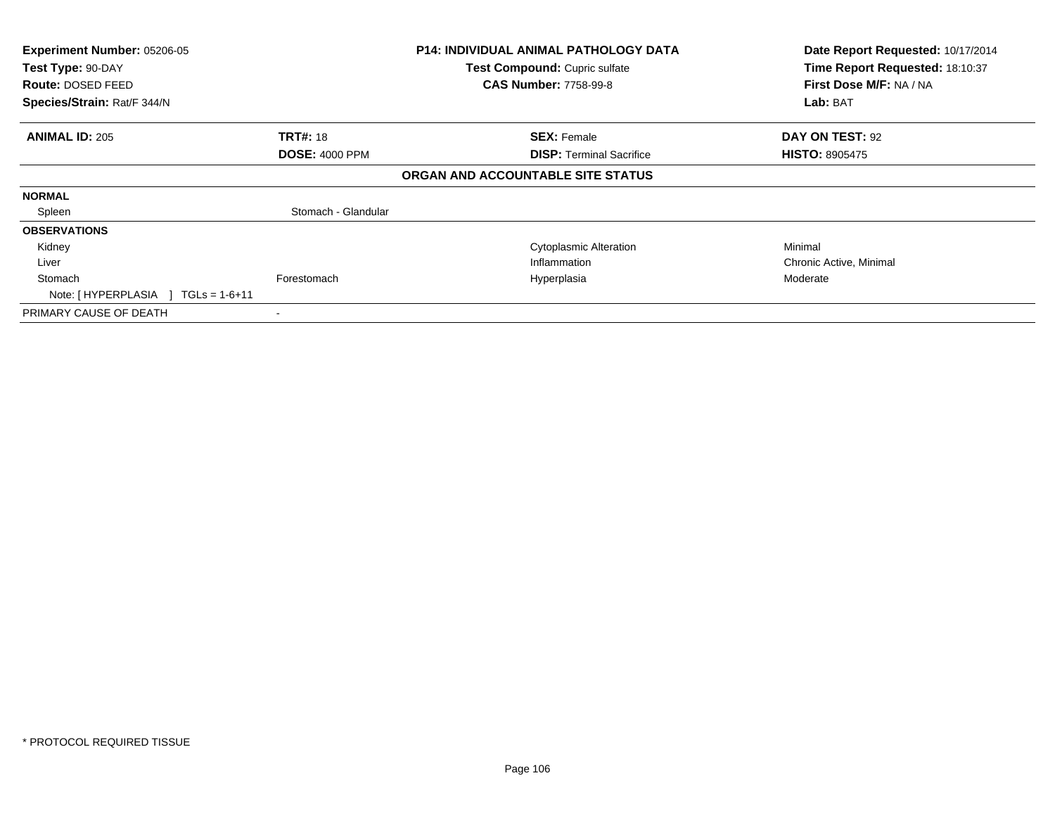**Experiment Number:** 05206-05
**Test Type:** 90-DAY
**Route:** DOSED FEED
**Species/Strain:** Rat/F 344/N

**P14: INDIVIDUAL ANIMAL PATHOLOGY DATA**
**Test Compound:** Cupric sulfate
**CAS Number:** 7758-99-8

**Date Report Requested:** 10/17/2014
**Time Report Requested:** 18:10:37
**First Dose M/F:** NA / NA
**Lab:** BAT

| **ANIMAL ID:** 205 | **TRT#:** 18 | **SEX:** Female | **DAY ON TEST:** 92 |
|---|---|---|---|
| | **DOSE:** 4000 PPM | **DISP:** Terminal Sacrifice | **HISTO:** 8905475 |

**ORGAN AND ACCOUNTABLE SITE STATUS**

| | | | |
|---|---|---|---|
| **NORMAL** | | | |
| Spleen | Stomach - Glandular | | |
| **OBSERVATIONS** | | | |
| Kidney | | Cytoplasmic Alteration | Minimal |
| Liver | | Inflammation | Chronic Active, Minimal |
| Stomach | Forestomach | Hyperplasia | Moderate |
| Note: [ HYPERPLASIA ] TGLs = 1-6+11 | | | |
| PRIMARY CAUSE OF DEATH | - | | |

* PROTOCOL REQUIRED TISSUE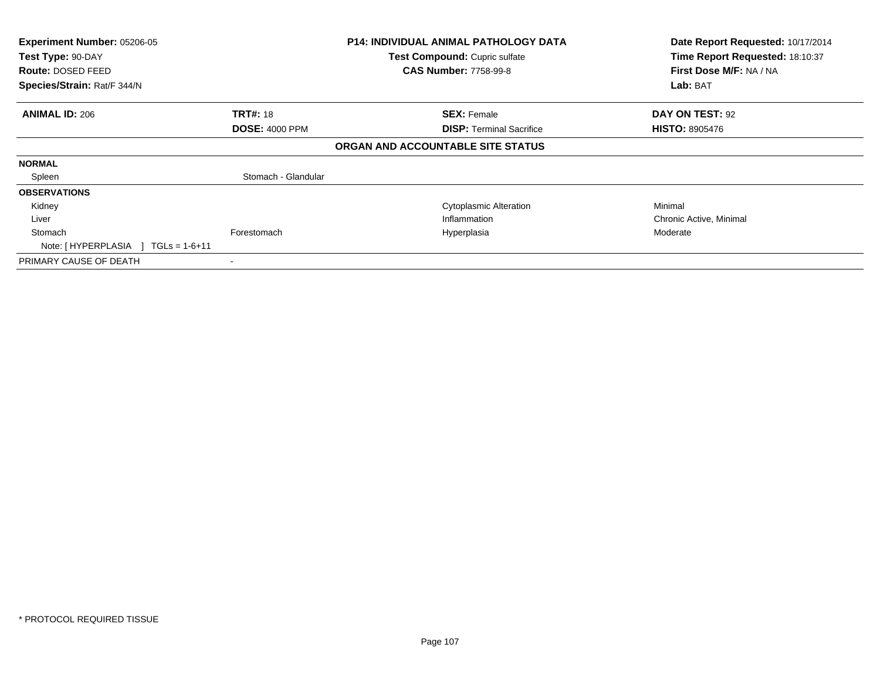**Experiment Number:** 05206-05
**Test Type:** 90-DAY
**Route:** DOSED FEED
**Species/Strain:** Rat/F 344/N

**P14: INDIVIDUAL ANIMAL PATHOLOGY DATA**
**Test Compound:** Cupric sulfate
**CAS Number:** 7758-99-8

**Date Report Requested:** 10/17/2014
**Time Report Requested:** 18:10:37
**First Dose M/F:** NA / NA
**Lab:** BAT

| **ANIMAL ID:** 206 | **TRT#:** 18 | **SEX:** Female | **DAY ON TEST:** 92 |
|---|---|---|---|
| | **DOSE:** 4000 PPM | **DISP:** Terminal Sacrifice | **HISTO:** 8905476 |

**ORGAN AND ACCOUNTABLE SITE STATUS**

| | | | |
|---|---|---|---|
| **NORMAL** | | | |
| Spleen | Stomach - Glandular | | |
| **OBSERVATIONS** | | | |
| Kidney | | Cytoplasmic Alteration | Minimal |
| Liver | | Inflammation | Chronic Active, Minimal |
| Stomach | Forestomach | Hyperplasia | Moderate |
| Note: [ HYPERPLASIA ] TGLs = 1-6+11 | | | |
| PRIMARY CAUSE OF DEATH | - | | |

* PROTOCOL REQUIRED TISSUE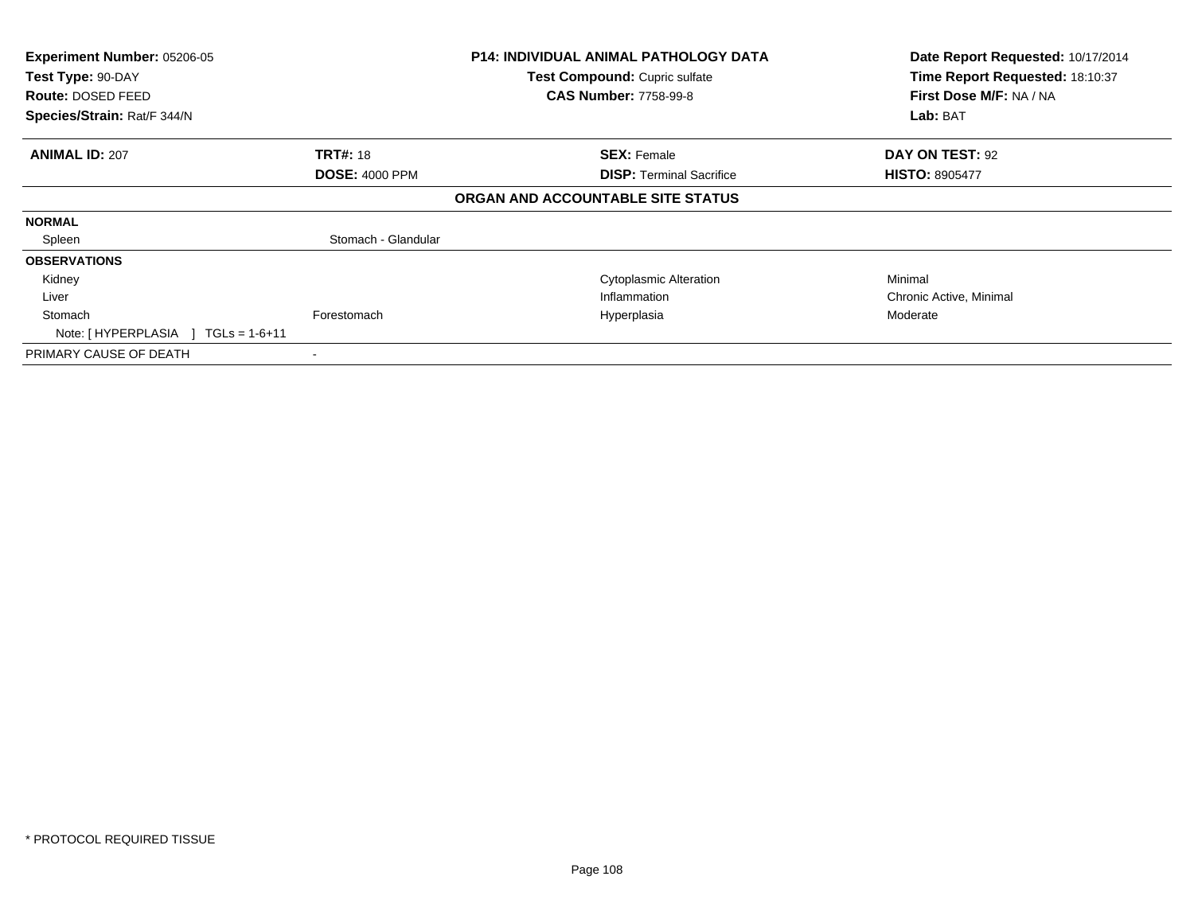| Experiment Number: 05206-05 | P14: INDIVIDUAL ANIMAL PATHOLOGY DATA | Date Report Requested: 10/17/2014 |
|---|---|---|
| Test Type: 90-DAY | Test Compound: Cupric sulfate | Time Report Requested: 18:10:37 |
| Route: DOSED FEED | CAS Number: 7758-99-8 | First Dose M/F: NA / NA |
| Species/Strain: Rat/F 344/N | | Lab: BAT |

| ANIMAL ID: 207 | TRT#: 18 | SEX: Female | DAY ON TEST: 92 |
|---|---|---|---|
| | DOSE: 4000 PPM | DISP: Terminal Sacrifice | HISTO: 8905477 |

**ORGAN AND ACCOUNTABLE SITE STATUS**

| | | | |
|---|---|---|---|
| **NORMAL** | | | |
| Spleen | Stomach - Glandular | | |
| **OBSERVATIONS** | | | |
| Kidney | | Cytoplasmic Alteration | Minimal |
| Liver | | Inflammation | Chronic Active, Minimal |
| Stomach | Forestomach | Hyperplasia | Moderate |
| Note: [ HYPERPLASIA ] TGLs = 1-6+11 | | | |
| PRIMARY CAUSE OF DEATH | - | | |

* PROTOCOL REQUIRED TISSUE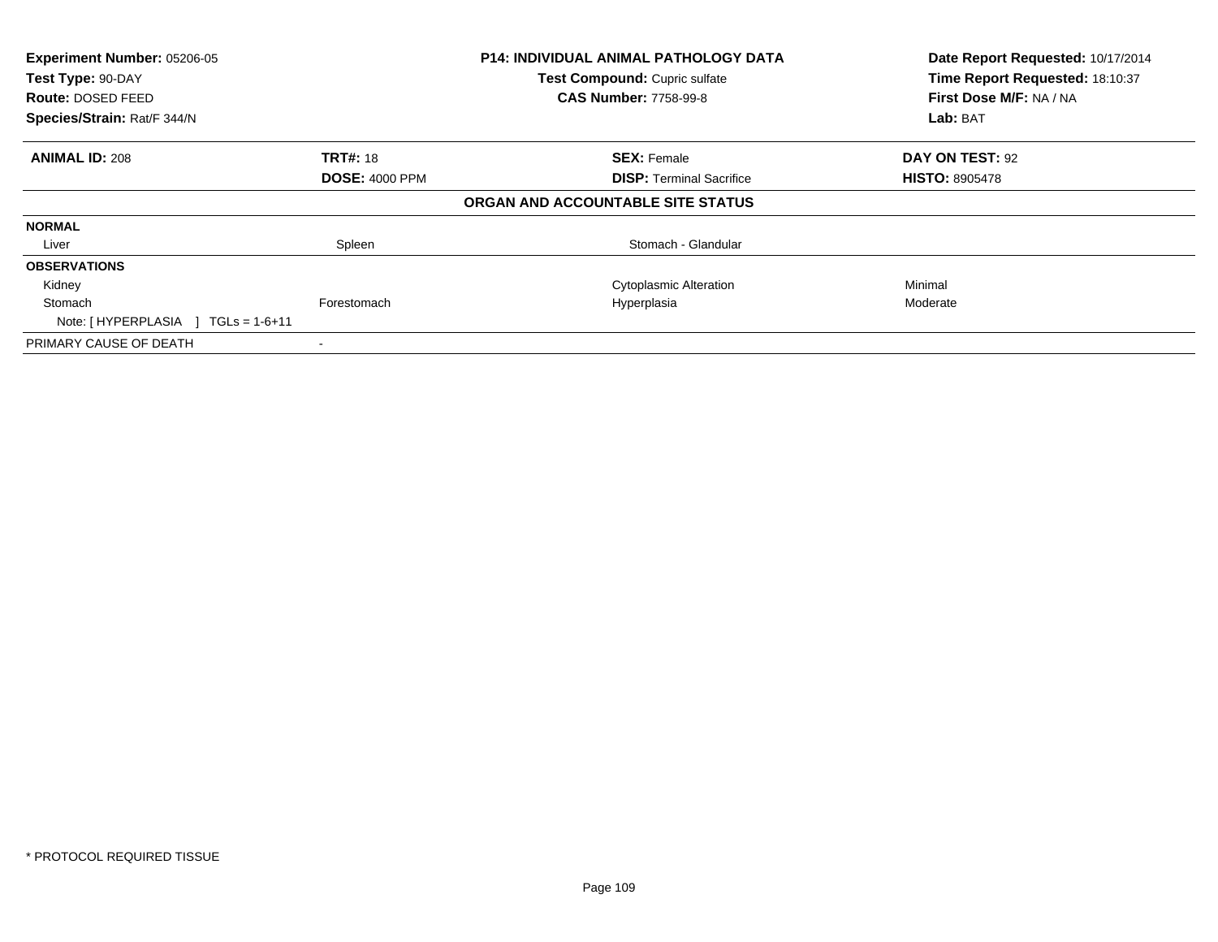**Experiment Number:** 05206-05
**Test Type:** 90-DAY
**Route:** DOSED FEED
**Species/Strain:** Rat/F 344/N

**P14: INDIVIDUAL ANIMAL PATHOLOGY DATA**
**Test Compound:** Cupric sulfate
**CAS Number:** 7758-99-8

**Date Report Requested:** 10/17/2014
**Time Report Requested:** 18:10:37
**First Dose M/F:** NA / NA
**Lab:** BAT

| **ANIMAL ID:** 208 | **TRT#:** 18 | **SEX:** Female | **DAY ON TEST:** 92 |
|---|---|---|---|
| | **DOSE:** 4000 PPM | **DISP:** Terminal Sacrifice | **HISTO:** 8905478 |

**ORGAN AND ACCOUNTABLE SITE STATUS**

| | | | |
|---|---|---|---|
| **NORMAL** | | | |
| Liver | Spleen | Stomach - Glandular | |
| **OBSERVATIONS** | | | |
| Kidney | | Cytoplasmic Alteration | Minimal |
| Stomach | Forestomach | Hyperplasia | Moderate |
| Note: [ HYPERPLASIA ] TGLs = 1-6+11 | | | |
| PRIMARY CAUSE OF DEATH | - | | |

* PROTOCOL REQUIRED TISSUE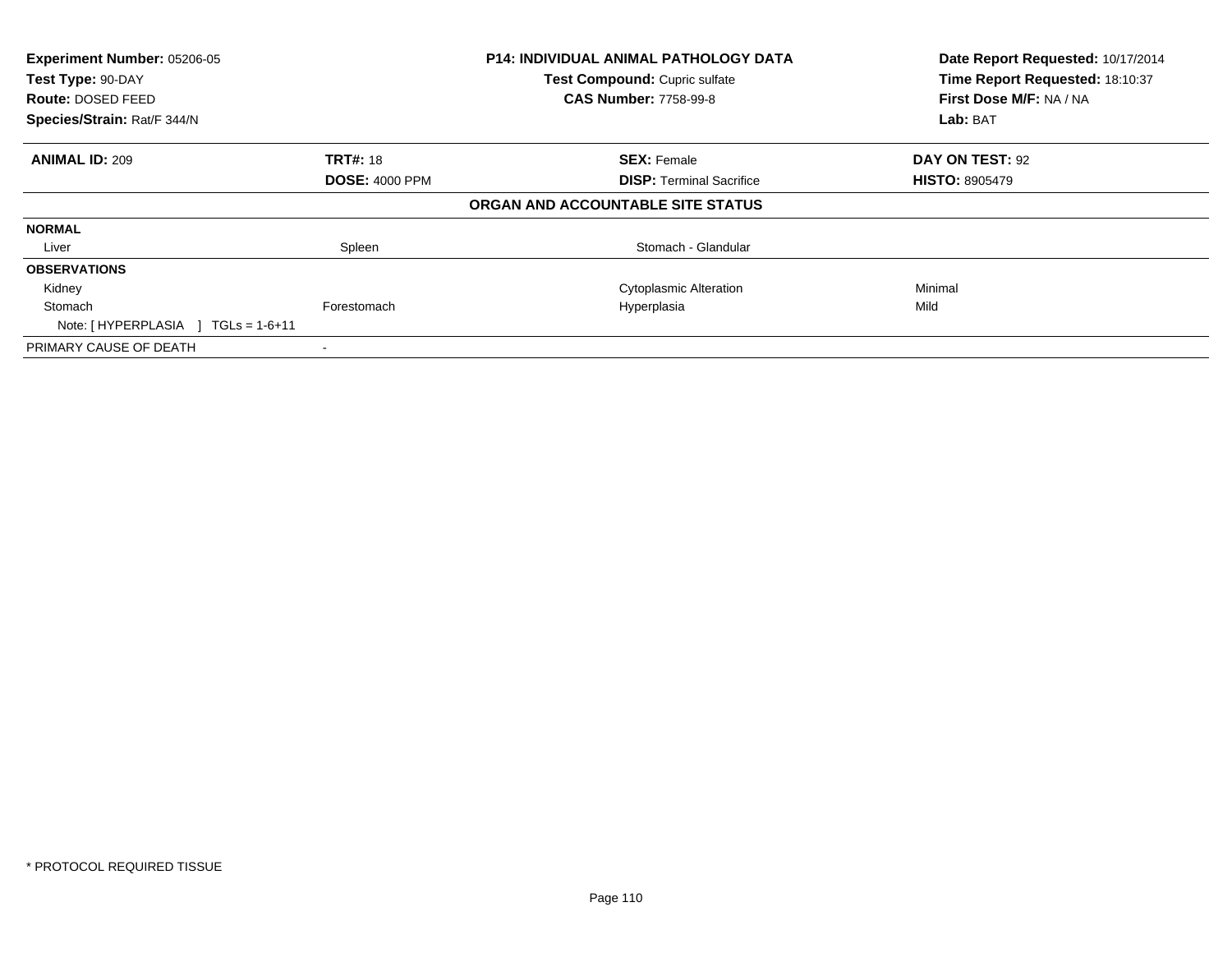**Experiment Number:** 05206-05
**Test Type:** 90-DAY
**Route:** DOSED FEED
**Species/Strain:** Rat/F 344/N

**P14: INDIVIDUAL ANIMAL PATHOLOGY DATA**
**Test Compound:** Cupric sulfate
**CAS Number:** 7758-99-8

**Date Report Requested:** 10/17/2014
**Time Report Requested:** 18:10:37
**First Dose M/F:** NA / NA
**Lab:** BAT

| **ANIMAL ID:** 209 | **TRT#:** 18 | **SEX:** Female | **DAY ON TEST:** 92 |
|---|---|---|---|
| | **DOSE:** 4000 PPM | **DISP:** Terminal Sacrifice | **HISTO:** 8905479 |

**ORGAN AND ACCOUNTABLE SITE STATUS**

| | | | |
|---|---|---|---|
| **NORMAL** | | | |
| Liver | Spleen | Stomach - Glandular | |
| **OBSERVATIONS** | | | |
| Kidney | | Cytoplasmic Alteration | Minimal |
| Stomach | Forestomach | Hyperplasia | Mild |
| Note: [ HYPERPLASIA ] TGLs = 1-6+11 | | | |
| PRIMARY CAUSE OF DEATH | - | | |

* PROTOCOL REQUIRED TISSUE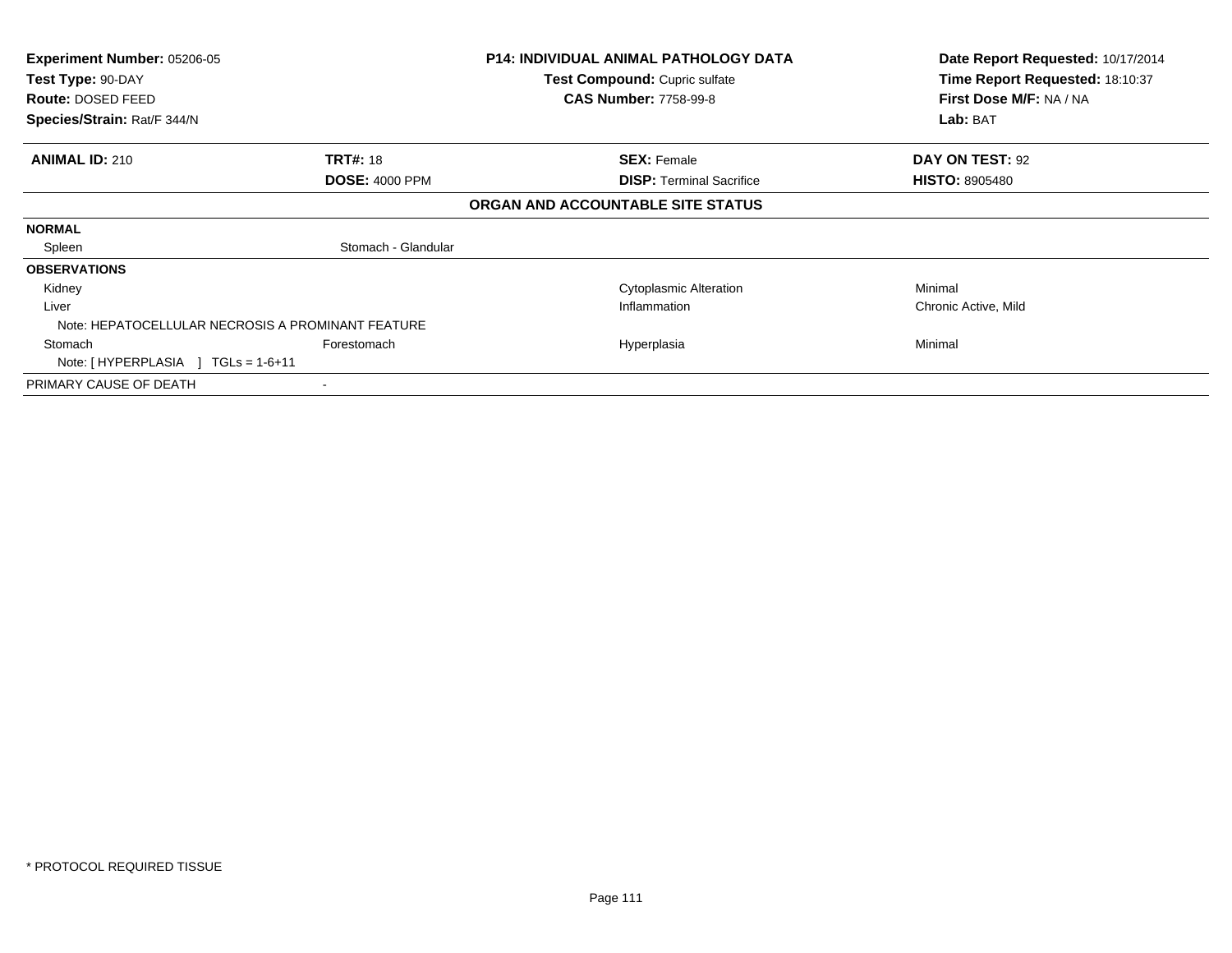**Experiment Number:** 05206-05
**Test Type:** 90-DAY
**Route:** DOSED FEED
**Species/Strain:** Rat/F 344/N

**P14: INDIVIDUAL ANIMAL PATHOLOGY DATA**
**Test Compound:** Cupric sulfate
**CAS Number:** 7758-99-8

**Date Report Requested:** 10/17/2014
**Time Report Requested:** 18:10:37
**First Dose M/F:** NA / NA
**Lab:** BAT

| **ANIMAL ID:** 210 | **TRT#:** 18 | **SEX:** Female | **DAY ON TEST:** 92 |
|---|---|---|---|
| | **DOSE:** 4000 PPM | **DISP:** Terminal Sacrifice | **HISTO:** 8905480 |

**ORGAN AND ACCOUNTABLE SITE STATUS**

| | | | |
|---|---|---|---|
| **NORMAL** | | | |
| Spleen | Stomach - Glandular | | |
| **OBSERVATIONS** | | | |
| Kidney | | Cytoplasmic Alteration | Minimal |
| Liver | | Inflammation | Chronic Active, Mild |
| Note: HEPATOCELLULAR NECROSIS A PROMINANT FEATURE | | | |
| Stomach | Forestomach | Hyperplasia | Minimal |
| Note: [ HYPERPLASIA ] TGLs = 1-6+11 | | | |
| PRIMARY CAUSE OF DEATH | - | | |

* PROTOCOL REQUIRED TISSUE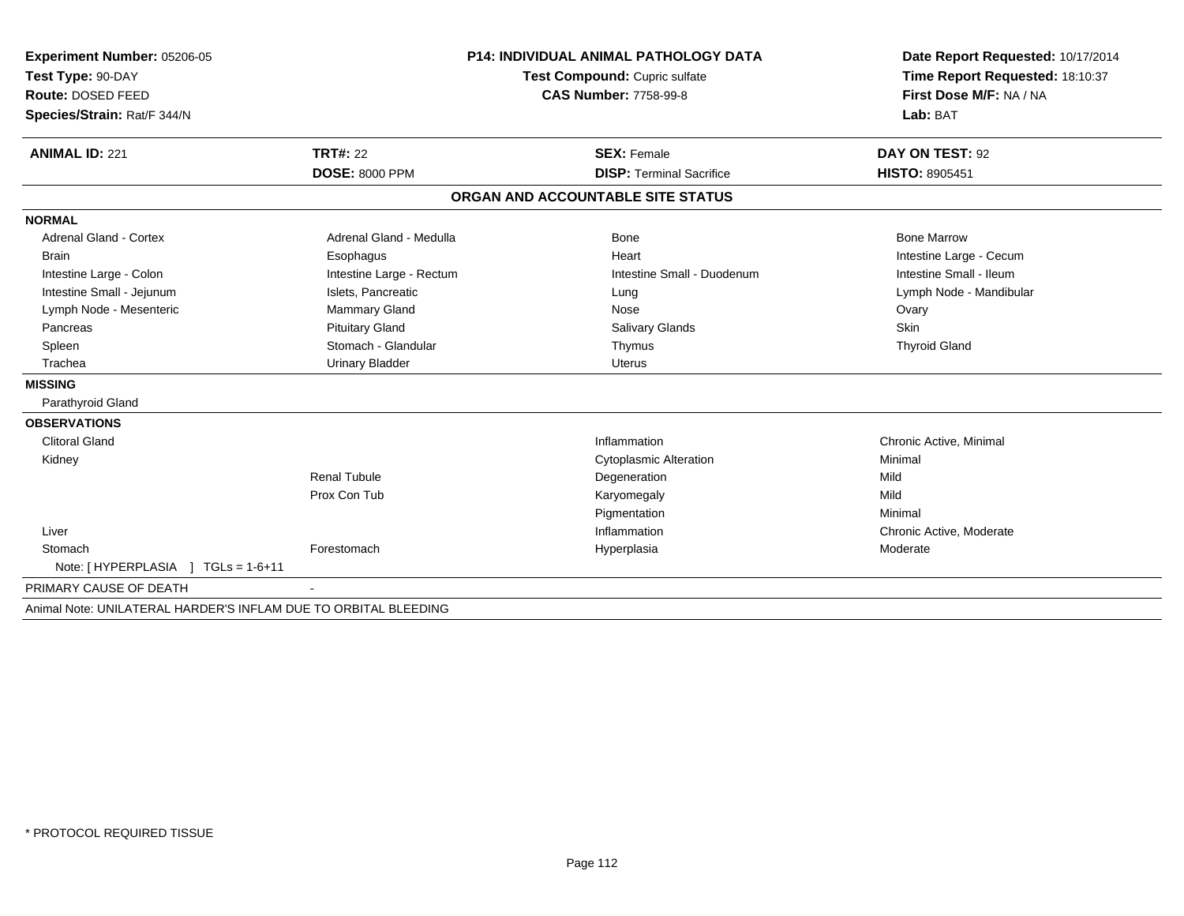**Experiment Number:** 05206-05
**Test Type:** 90-DAY
**Route:** DOSED FEED
**Species/Strain:** Rat/F 344/N

**P14: INDIVIDUAL ANIMAL PATHOLOGY DATA**
**Test Compound:** Cupric sulfate
**CAS Number:** 7758-99-8

**Date Report Requested:** 10/17/2014
**Time Report Requested:** 18:10:37
**First Dose M/F:** NA / NA
**Lab:** BAT

| **ANIMAL ID:** 221 | **TRT#:** 22 | **SEX:** Female | **DAY ON TEST:** 92 |
|---|---|---|---|
| | **DOSE:** 8000 PPM | **DISP:** Terminal Sacrifice | **HISTO:** 8905451 |

## ORGAN AND ACCOUNTABLE SITE STATUS

| | | | |
|---|---|---|---|
| **NORMAL** | | | |
| Adrenal Gland - Cortex | Adrenal Gland - Medulla | Bone | Bone Marrow |
| Brain | Esophagus | Heart | Intestine Large - Cecum |
| Intestine Large - Colon | Intestine Large - Rectum | Intestine Small - Duodenum | Intestine Small - Ileum |
| Intestine Small - Jejunum | Islets, Pancreatic | Lung | Lymph Node - Mandibular |
| Lymph Node - Mesenteric | Mammary Gland | Nose | Ovary |
| Pancreas | Pituitary Gland | Salivary Glands | Skin |
| Spleen | Stomach - Glandular | Thymus | Thyroid Gland |
| Trachea | Urinary Bladder | Uterus | |
| **MISSING** | | | |
| Parathyroid Gland | | | |
| **OBSERVATIONS** | | | |
| Clitoral Gland | | Inflammation | Chronic Active, Minimal |
| Kidney | | Cytoplasmic Alteration | Minimal |
| | Renal Tubule | Degeneration | Mild |
| | Prox Con Tub | Karyomegaly | Mild |
| | | Pigmentation | Minimal |
| Liver | | Inflammation | Chronic Active, Moderate |
| Stomach | Forestomach | Hyperplasia | Moderate |
| Note: [ HYPERPLASIA ] TGLs = 1-6+11 | | | |
| PRIMARY CAUSE OF DEATH | - | | |

Animal Note: UNILATERAL HARDER'S INFLAM DUE TO ORBITAL BLEEDING

* PROTOCOL REQUIRED TISSUE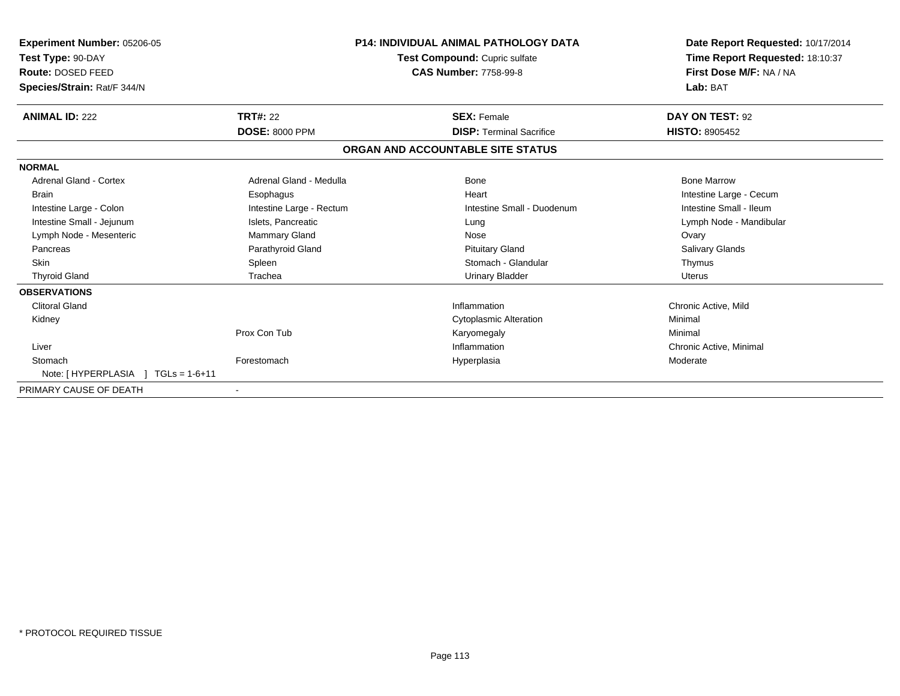**Experiment Number:** 05206-05
**Test Type:** 90-DAY
**Route:** DOSED FEED
**Species/Strain:** Rat/F 344/N

**P14: INDIVIDUAL ANIMAL PATHOLOGY DATA**
**Test Compound:** Cupric sulfate
**CAS Number:** 7758-99-8

**Date Report Requested:** 10/17/2014
**Time Report Requested:** 18:10:37
**First Dose M/F:** NA / NA
**Lab:** BAT

| **ANIMAL ID:** 222 | **TRT#:** 22 | **SEX:** Female | **DAY ON TEST:** 92 |
|---|---|---|---|
| | **DOSE:** 8000 PPM | **DISP:** Terminal Sacrifice | **HISTO:** 8905452 |

## ORGAN AND ACCOUNTABLE SITE STATUS

**NORMAL**

| | | | |
|---|---|---|---|
| Adrenal Gland - Cortex | Adrenal Gland - Medulla | Bone | Bone Marrow |
| Brain | Esophagus | Heart | Intestine Large - Cecum |
| Intestine Large - Colon | Intestine Large - Rectum | Intestine Small - Duodenum | Intestine Small - Ileum |
| Intestine Small - Jejunum | Islets, Pancreatic | Lung | Lymph Node - Mandibular |
| Lymph Node - Mesenteric | Mammary Gland | Nose | Ovary |
| Pancreas | Parathyroid Gland | Pituitary Gland | Salivary Glands |
| Skin | Spleen | Stomach - Glandular | Thymus |
| Thyroid Gland | Trachea | Urinary Bladder | Uterus |

**OBSERVATIONS**

| | | | |
|---|---|---|---|
| Clitoral Gland | | Inflammation | Chronic Active, Mild |
| Kidney | | Cytoplasmic Alteration | Minimal |
| | Prox Con Tub | Karyomegaly | Minimal |
| Liver | | Inflammation | Chronic Active, Minimal |
| Stomach | Forestomach | Hyperplasia | Moderate |
| Note: [ HYPERPLASIA ] TGLs = 1-6+11 | | | |

PRIMARY CAUSE OF DEATH -

* PROTOCOL REQUIRED TISSUE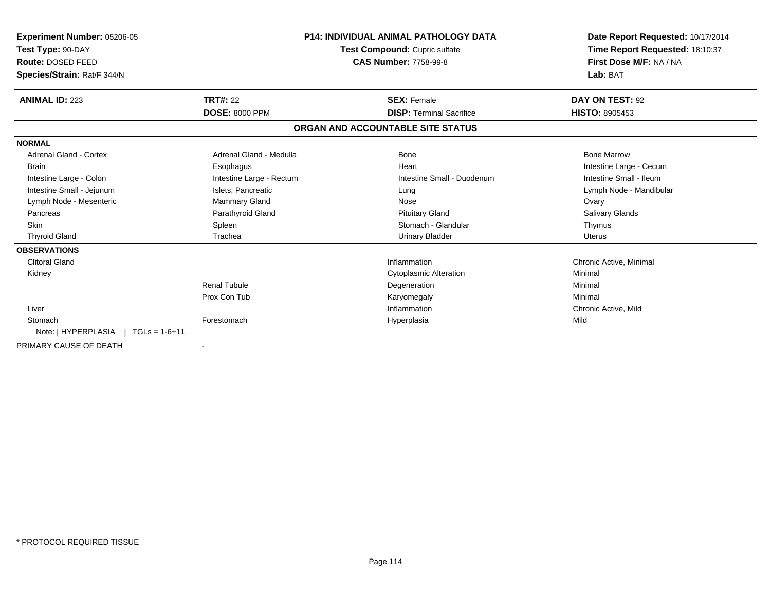**Experiment Number:** 05206-05
**Test Type:** 90-DAY
**Route:** DOSED FEED
**Species/Strain:** Rat/F 344/N

**P14: INDIVIDUAL ANIMAL PATHOLOGY DATA**
**Test Compound:** Cupric sulfate
**CAS Number:** 7758-99-8

**Date Report Requested:** 10/17/2014
**Time Report Requested:** 18:10:37
**First Dose M/F:** NA / NA
**Lab:** BAT

| **ANIMAL ID:** 223 | **TRT#:** 22 | **SEX:** Female | **DAY ON TEST:** 92 |
|---|---|---|---|
| | **DOSE:** 8000 PPM | **DISP:** Terminal Sacrifice | **HISTO:** 8905453 |

**ORGAN AND ACCOUNTABLE SITE STATUS**

| | | | |
|---|---|---|---|
| **NORMAL** | | | |
| Adrenal Gland - Cortex | Adrenal Gland - Medulla | Bone | Bone Marrow |
| Brain | Esophagus | Heart | Intestine Large - Cecum |
| Intestine Large - Colon | Intestine Large - Rectum | Intestine Small - Duodenum | Intestine Small - Ileum |
| Intestine Small - Jejunum | Islets, Pancreatic | Lung | Lymph Node - Mandibular |
| Lymph Node - Mesenteric | Mammary Gland | Nose | Ovary |
| Pancreas | Parathyroid Gland | Pituitary Gland | Salivary Glands |
| Skin | Spleen | Stomach - Glandular | Thymus |
| Thyroid Gland | Trachea | Urinary Bladder | Uterus |
| **OBSERVATIONS** | | | |
| Clitoral Gland | | Inflammation | Chronic Active, Minimal |
| Kidney | | Cytoplasmic Alteration | Minimal |
| | Renal Tubule | Degeneration | Minimal |
| | Prox Con Tub | Karyomegaly | Minimal |
| Liver | | Inflammation | Chronic Active, Mild |
| Stomach | Forestomach | Hyperplasia | Mild |
| Note: [ HYPERPLASIA ] TGLs = 1-6+11 | | | |
| PRIMARY CAUSE OF DEATH | - | | |

\* PROTOCOL REQUIRED TISSUE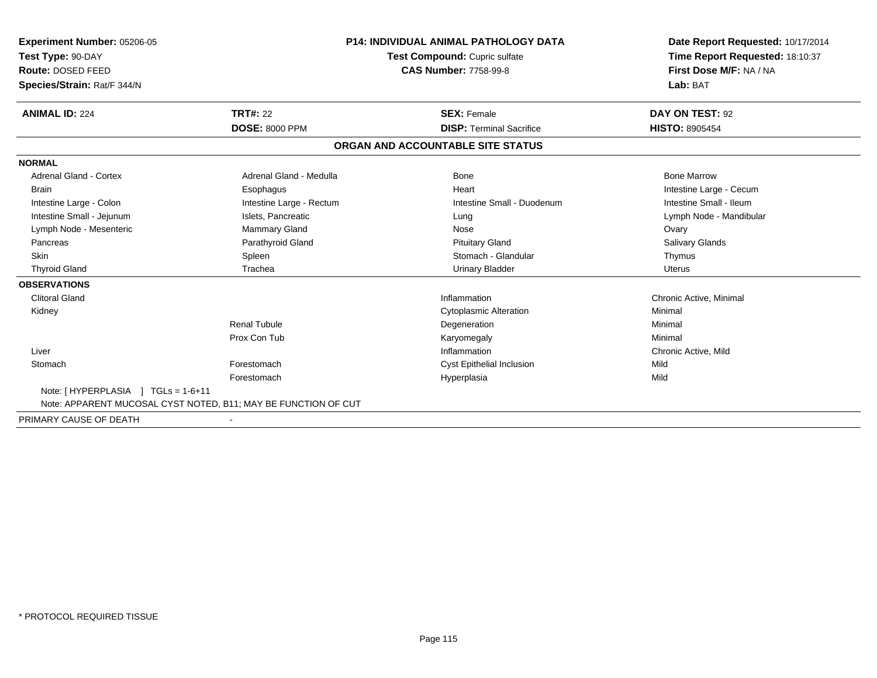**Experiment Number:** 05206-05
**Test Type:** 90-DAY
**Route:** DOSED FEED
**Species/Strain:** Rat/F 344/N

**P14: INDIVIDUAL ANIMAL PATHOLOGY DATA**
**Test Compound:** Cupric sulfate
**CAS Number:** 7758-99-8

**Date Report Requested:** 10/17/2014
**Time Report Requested:** 18:10:37
**First Dose M/F:** NA / NA
**Lab:** BAT

| **ANIMAL ID:** 224 | **TRT#:** 22 | **SEX:** Female | **DAY ON TEST:** 92 |
|---|---|---|---|
| | **DOSE:** 8000 PPM | **DISP:** Terminal Sacrifice | **HISTO:** 8905454 |

## ORGAN AND ACCOUNTABLE SITE STATUS

**NORMAL**

| | | | |
|---|---|---|---|
| Adrenal Gland - Cortex | Adrenal Gland - Medulla | Bone | Bone Marrow |
| Brain | Esophagus | Heart | Intestine Large - Cecum |
| Intestine Large - Colon | Intestine Large - Rectum | Intestine Small - Duodenum | Intestine Small - Ileum |
| Intestine Small - Jejunum | Islets, Pancreatic | Lung | Lymph Node - Mandibular |
| Lymph Node - Mesenteric | Mammary Gland | Nose | Ovary |
| Pancreas | Parathyroid Gland | Pituitary Gland | Salivary Glands |
| Skin | Spleen | Stomach - Glandular | Thymus |
| Thyroid Gland | Trachea | Urinary Bladder | Uterus |

**OBSERVATIONS**

| | | | |
|---|---|---|---|
| Clitoral Gland | | Inflammation | Chronic Active, Minimal |
| Kidney | | Cytoplasmic Alteration | Minimal |
| | Renal Tubule | Degeneration | Minimal |
| | Prox Con Tub | Karyomegaly | Minimal |
| Liver | | Inflammation | Chronic Active, Mild |
| Stomach | Forestomach | Cyst Epithelial Inclusion | Mild |
| | Forestomach | Hyperplasia | Mild |

Note: [ HYPERPLASIA ] TGLs = 1-6+11
Note: APPARENT MUCOSAL CYST NOTED, B11; MAY BE FUNCTION OF CUT

PRIMARY CAUSE OF DEATH -

* PROTOCOL REQUIRED TISSUE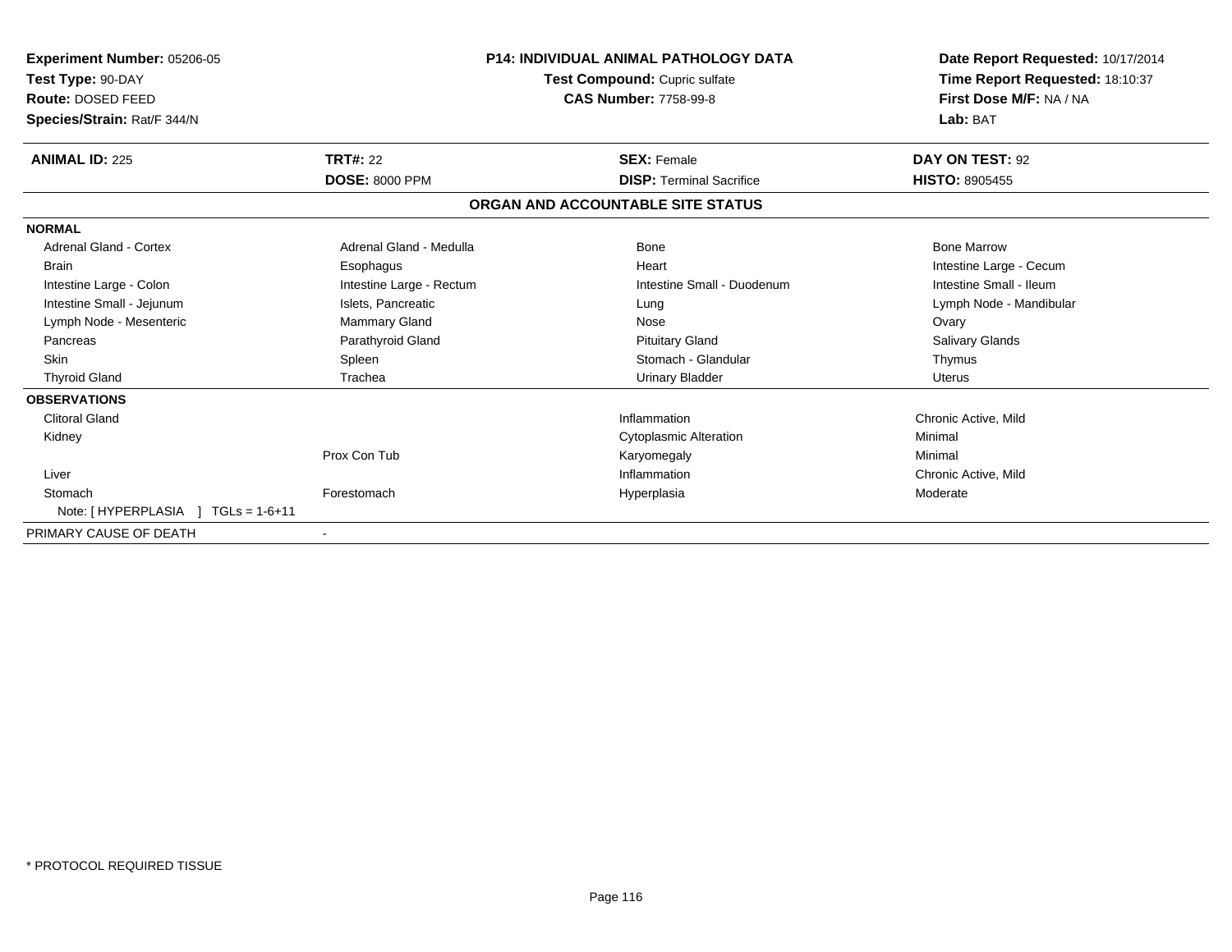**Experiment Number:** 05206-05
**Test Type:** 90-DAY
**Route:** DOSED FEED
**Species/Strain:** Rat/F 344/N

**P14: INDIVIDUAL ANIMAL PATHOLOGY DATA**
**Test Compound:** Cupric sulfate
**CAS Number:** 7758-99-8

**Date Report Requested:** 10/17/2014
**Time Report Requested:** 18:10:37
**First Dose M/F:** NA / NA
**Lab:** BAT

| **ANIMAL ID:** 225 | **TRT#:** 22 | **SEX:** Female | **DAY ON TEST:** 92 |
|---|---|---|---|
| | **DOSE:** 8000 PPM | **DISP:** Terminal Sacrifice | **HISTO:** 8905455 |

## ORGAN AND ACCOUNTABLE SITE STATUS

| | | | |
|---|---|---|---|
| **NORMAL** | | | |
| Adrenal Gland - Cortex | Adrenal Gland - Medulla | Bone | Bone Marrow |
| Brain | Esophagus | Heart | Intestine Large - Cecum |
| Intestine Large - Colon | Intestine Large - Rectum | Intestine Small - Duodenum | Intestine Small - Ileum |
| Intestine Small - Jejunum | Islets, Pancreatic | Lung | Lymph Node - Mandibular |
| Lymph Node - Mesenteric | Mammary Gland | Nose | Ovary |
| Pancreas | Parathyroid Gland | Pituitary Gland | Salivary Glands |
| Skin | Spleen | Stomach - Glandular | Thymus |
| Thyroid Gland | Trachea | Urinary Bladder | Uterus |
| **OBSERVATIONS** | | | |
| Clitoral Gland | | Inflammation | Chronic Active, Mild |
| Kidney | | Cytoplasmic Alteration | Minimal |
| | Prox Con Tub | Karyomegaly | Minimal |
| Liver | | Inflammation | Chronic Active, Mild |
| Stomach | Forestomach | Hyperplasia | Moderate |
| Note: [ HYPERPLASIA ] TGLs = 1-6+11 | | | |
| PRIMARY CAUSE OF DEATH | - | | |

\* PROTOCOL REQUIRED TISSUE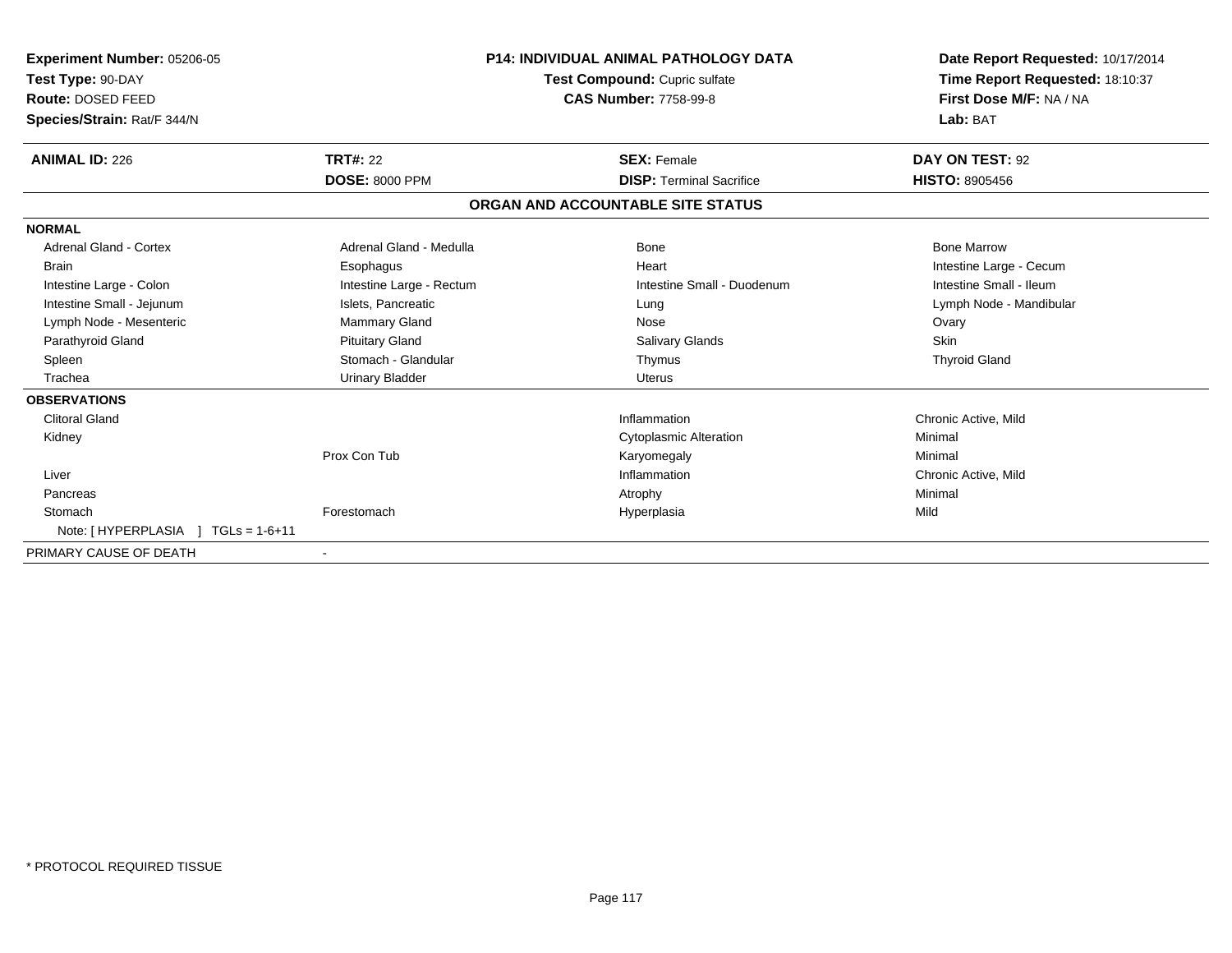**Experiment Number:** 05206-05
**Test Type:** 90-DAY
**Route:** DOSED FEED
**Species/Strain:** Rat/F 344/N

**P14: INDIVIDUAL ANIMAL PATHOLOGY DATA**
**Test Compound:** Cupric sulfate
**CAS Number:** 7758-99-8

**Date Report Requested:** 10/17/2014
**Time Report Requested:** 18:10:37
**First Dose M/F:** NA / NA
**Lab:** BAT

| **ANIMAL ID:** 226 | **TRT#:** 22 | **SEX:** Female | **DAY ON TEST:** 92 |
|---|---|---|---|
| | **DOSE:** 8000 PPM | **DISP:** Terminal Sacrifice | **HISTO:** 8905456 |

## ORGAN AND ACCOUNTABLE SITE STATUS

| | | | |
|---|---|---|---|
| **NORMAL** | | | |
| Adrenal Gland - Cortex | Adrenal Gland - Medulla | Bone | Bone Marrow |
| Brain | Esophagus | Heart | Intestine Large - Cecum |
| Intestine Large - Colon | Intestine Large - Rectum | Intestine Small - Duodenum | Intestine Small - Ileum |
| Intestine Small - Jejunum | Islets, Pancreatic | Lung | Lymph Node - Mandibular |
| Lymph Node - Mesenteric | Mammary Gland | Nose | Ovary |
| Parathyroid Gland | Pituitary Gland | Salivary Glands | Skin |
| Spleen | Stomach - Glandular | Thymus | Thyroid Gland |
| Trachea | Urinary Bladder | Uterus | |
| **OBSERVATIONS** | | | |
| Clitoral Gland | | Inflammation | Chronic Active, Mild |
| Kidney | | Cytoplasmic Alteration | Minimal |
| | Prox Con Tub | Karyomegaly | Minimal |
| Liver | | Inflammation | Chronic Active, Mild |
| Pancreas | | Atrophy | Minimal |
| Stomach | Forestomach | Hyperplasia | Mild |
| Note: [ HYPERPLASIA ] TGLs = 1-6+11 | | | |
| PRIMARY CAUSE OF DEATH | - | | |

* PROTOCOL REQUIRED TISSUE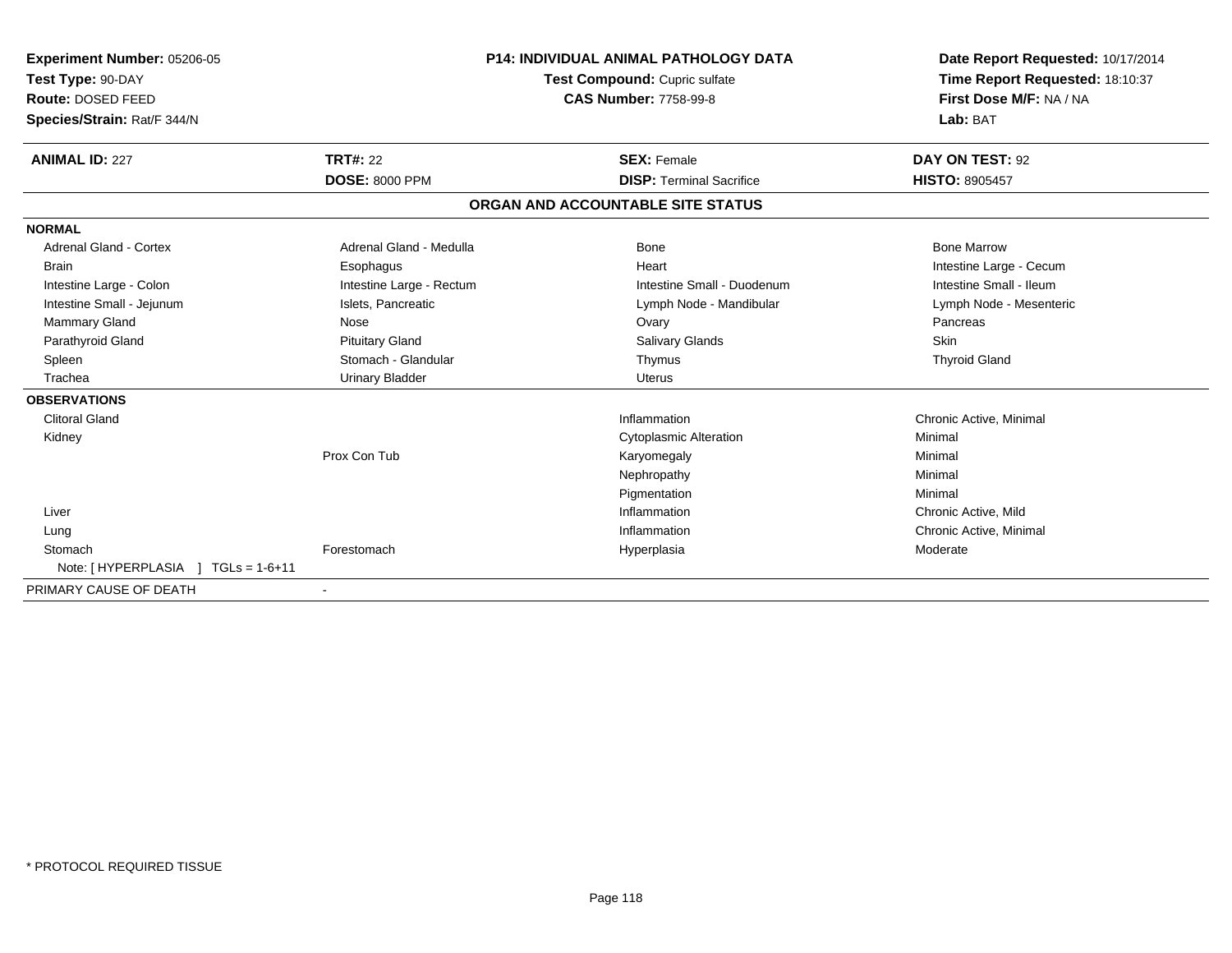**Experiment Number:** 05206-05
**Test Type:** 90-DAY
**Route:** DOSED FEED
**Species/Strain:** Rat/F 344/N

**P14: INDIVIDUAL ANIMAL PATHOLOGY DATA**
**Test Compound:** Cupric sulfate
**CAS Number:** 7758-99-8

**Date Report Requested:** 10/17/2014
**Time Report Requested:** 18:10:37
**First Dose M/F:** NA / NA
**Lab:** BAT

| **ANIMAL ID:** 227 | **TRT#:** 22 | **SEX:** Female | **DAY ON TEST:** 92 |
|---|---|---|---|
| | **DOSE:** 8000 PPM | **DISP:** Terminal Sacrifice | **HISTO:** 8905457 |

## ORGAN AND ACCOUNTABLE SITE STATUS

| | | | |
|---|---|---|---|
| **NORMAL** | | | |
| Adrenal Gland - Cortex | Adrenal Gland - Medulla | Bone | Bone Marrow |
| Brain | Esophagus | Heart | Intestine Large - Cecum |
| Intestine Large - Colon | Intestine Large - Rectum | Intestine Small - Duodenum | Intestine Small - Ileum |
| Intestine Small - Jejunum | Islets, Pancreatic | Lymph Node - Mandibular | Lymph Node - Mesenteric |
| Mammary Gland | Nose | Ovary | Pancreas |
| Parathyroid Gland | Pituitary Gland | Salivary Glands | Skin |
| Spleen | Stomach - Glandular | Thymus | Thyroid Gland |
| Trachea | Urinary Bladder | Uterus | |
| **OBSERVATIONS** | | | |
| Clitoral Gland | | Inflammation | Chronic Active, Minimal |
| Kidney | | Cytoplasmic Alteration | Minimal |
| | Prox Con Tub | Karyomegaly | Minimal |
| | | Nephropathy | Minimal |
| | | Pigmentation | Minimal |
| Liver | | Inflammation | Chronic Active, Mild |
| Lung | | Inflammation | Chronic Active, Minimal |
| Stomach | Forestomach | Hyperplasia | Moderate |
| Note: [ HYPERPLASIA ] TGLs = 1-6+11 | | | |
| PRIMARY CAUSE OF DEATH | - | | |

* PROTOCOL REQUIRED TISSUE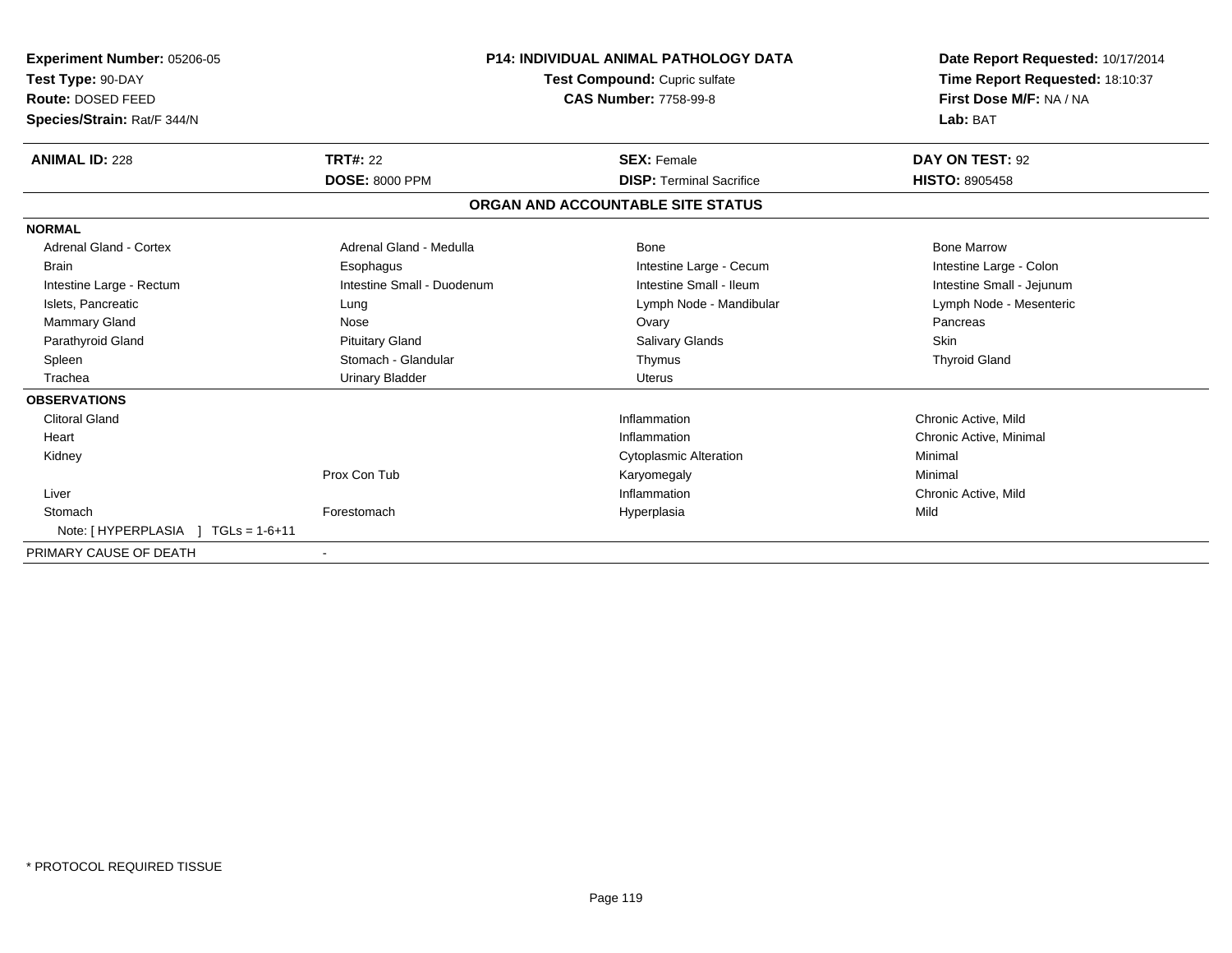**Experiment Number:** 05206-05
**Test Type:** 90-DAY
**Route:** DOSED FEED
**Species/Strain:** Rat/F 344/N

**P14: INDIVIDUAL ANIMAL PATHOLOGY DATA**
**Test Compound:** Cupric sulfate
**CAS Number:** 7758-99-8

**Date Report Requested:** 10/17/2014
**Time Report Requested:** 18:10:37
**First Dose M/F:** NA / NA
**Lab:** BAT

| **ANIMAL ID:** 228 | **TRT#:** 22 | **SEX:** Female | **DAY ON TEST:** 92 |
|---|---|---|---|
| | **DOSE:** 8000 PPM | **DISP:** Terminal Sacrifice | **HISTO:** 8905458 |

## ORGAN AND ACCOUNTABLE SITE STATUS

**NORMAL**

| | | | |
|---|---|---|---|
| Adrenal Gland - Cortex | Adrenal Gland - Medulla | Bone | Bone Marrow |
| Brain | Esophagus | Intestine Large - Cecum | Intestine Large - Colon |
| Intestine Large - Rectum | Intestine Small - Duodenum | Intestine Small - Ileum | Intestine Small - Jejunum |
| Islets, Pancreatic | Lung | Lymph Node - Mandibular | Lymph Node - Mesenteric |
| Mammary Gland | Nose | Ovary | Pancreas |
| Parathyroid Gland | Pituitary Gland | Salivary Glands | Skin |
| Spleen | Stomach - Glandular | Thymus | Thyroid Gland |
| Trachea | Urinary Bladder | Uterus | |

**OBSERVATIONS**

| | | | |
|---|---|---|---|
| Clitoral Gland | | Inflammation | Chronic Active, Mild |
| Heart | | Inflammation | Chronic Active, Minimal |
| Kidney | | Cytoplasmic Alteration | Minimal |
| | Prox Con Tub | Karyomegaly | Minimal |
| Liver | | Inflammation | Chronic Active, Mild |
| Stomach | Forestomach | Hyperplasia | Mild |
| Note: [ HYPERPLASIA ] TGLs = 1-6+11 | | | |

PRIMARY CAUSE OF DEATH -

* PROTOCOL REQUIRED TISSUE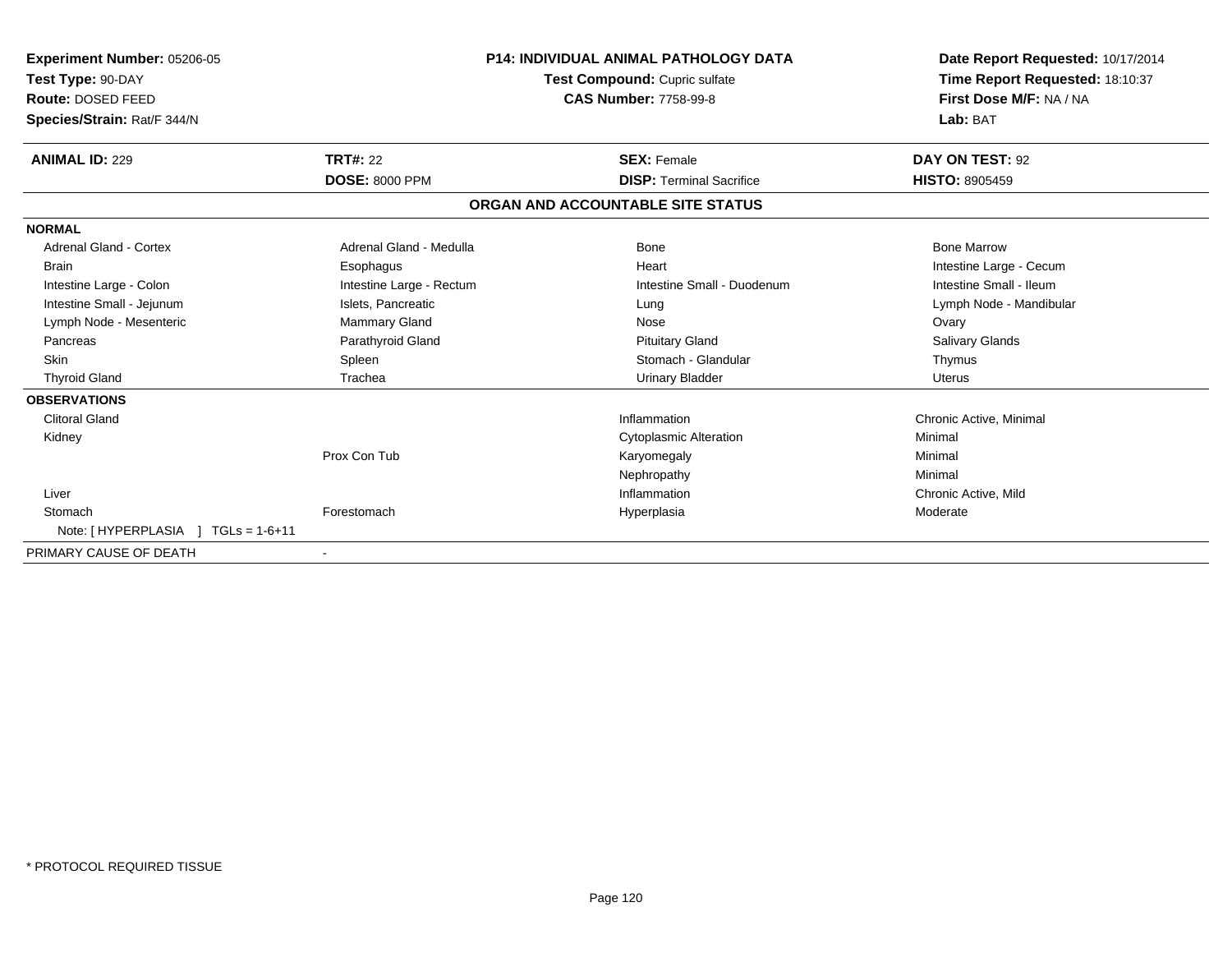**Experiment Number:** 05206-05
**Test Type:** 90-DAY
**Route:** DOSED FEED
**Species/Strain:** Rat/F 344/N

**P14: INDIVIDUAL ANIMAL PATHOLOGY DATA**
**Test Compound:** Cupric sulfate
**CAS Number:** 7758-99-8

**Date Report Requested:** 10/17/2014
**Time Report Requested:** 18:10:37
**First Dose M/F:** NA / NA
**Lab:** BAT

| **ANIMAL ID:** 229 | **TRT#:** 22 | **SEX:** Female | **DAY ON TEST:** 92 |
|---|---|---|---|
| | **DOSE:** 8000 PPM | **DISP:** Terminal Sacrifice | **HISTO:** 8905459 |

## ORGAN AND ACCOUNTABLE SITE STATUS

| | | | |
|---|---|---|---|
| **NORMAL** | | | |
| Adrenal Gland - Cortex | Adrenal Gland - Medulla | Bone | Bone Marrow |
| Brain | Esophagus | Heart | Intestine Large - Cecum |
| Intestine Large - Colon | Intestine Large - Rectum | Intestine Small - Duodenum | Intestine Small - Ileum |
| Intestine Small - Jejunum | Islets, Pancreatic | Lung | Lymph Node - Mandibular |
| Lymph Node - Mesenteric | Mammary Gland | Nose | Ovary |
| Pancreas | Parathyroid Gland | Pituitary Gland | Salivary Glands |
| Skin | Spleen | Stomach - Glandular | Thymus |
| Thyroid Gland | Trachea | Urinary Bladder | Uterus |
| **OBSERVATIONS** | | | |
| Clitoral Gland | | Inflammation | Chronic Active, Minimal |
| Kidney | | Cytoplasmic Alteration | Minimal |
| | Prox Con Tub | Karyomegaly | Minimal |
| | | Nephropathy | Minimal |
| Liver | | Inflammation | Chronic Active, Mild |
| Stomach | Forestomach | Hyperplasia | Moderate |
| Note: [ HYPERPLASIA ] TGLs = 1-6+11 | | | |
| PRIMARY CAUSE OF DEATH | - | | |

\* PROTOCOL REQUIRED TISSUE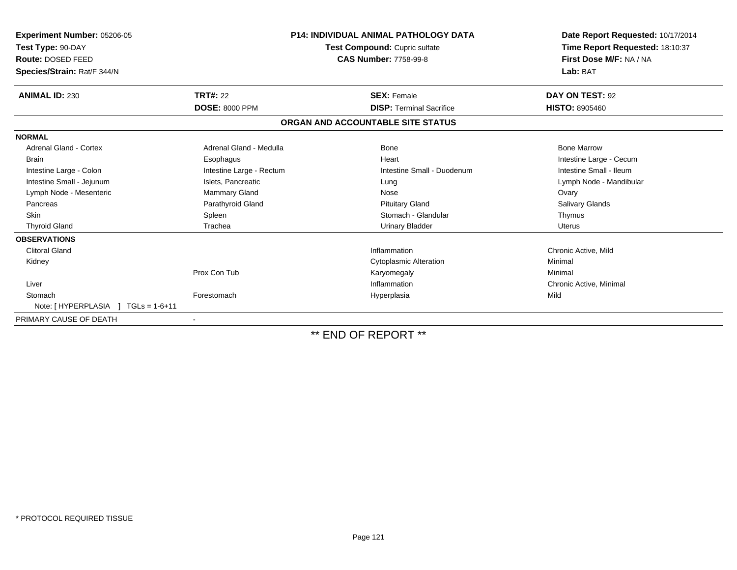**Experiment Number:** 05206-05
**Test Type:** 90-DAY
**Route:** DOSED FEED
**Species/Strain:** Rat/F 344/N

**P14: INDIVIDUAL ANIMAL PATHOLOGY DATA**
**Test Compound:** Cupric sulfate
**CAS Number:** 7758-99-8

**Date Report Requested:** 10/17/2014
**Time Report Requested:** 18:10:37
**First Dose M/F:** NA / NA
**Lab:** BAT

| **ANIMAL ID:** 230 | **TRT#:** 22 | **SEX:** Female | **DAY ON TEST:** 92 |
|---|---|---|---|
| | **DOSE:** 8000 PPM | **DISP:** Terminal Sacrifice | **HISTO:** 8905460 |

## ORGAN AND ACCOUNTABLE SITE STATUS

| | | | |
|---|---|---|---|
| **NORMAL** | | | |
| Adrenal Gland - Cortex | Adrenal Gland - Medulla | Bone | Bone Marrow |
| Brain | Esophagus | Heart | Intestine Large - Cecum |
| Intestine Large - Colon | Intestine Large - Rectum | Intestine Small - Duodenum | Intestine Small - Ileum |
| Intestine Small - Jejunum | Islets, Pancreatic | Lung | Lymph Node - Mandibular |
| Lymph Node - Mesenteric | Mammary Gland | Nose | Ovary |
| Pancreas | Parathyroid Gland | Pituitary Gland | Salivary Glands |
| Skin | Spleen | Stomach - Glandular | Thymus |
| Thyroid Gland | Trachea | Urinary Bladder | Uterus |
| **OBSERVATIONS** | | | |
| Clitoral Gland | | Inflammation | Chronic Active, Mild |
| Kidney | | Cytoplasmic Alteration | Minimal |
| | Prox Con Tub | Karyomegaly | Minimal |
| Liver | | Inflammation | Chronic Active, Minimal |
| Stomach | Forestomach | Hyperplasia | Mild |
| Note: [ HYPERPLASIA ] TGLs = 1-6+11 | | | |
| PRIMARY CAUSE OF DEATH | - | | |

** END OF REPORT **

* PROTOCOL REQUIRED TISSUE